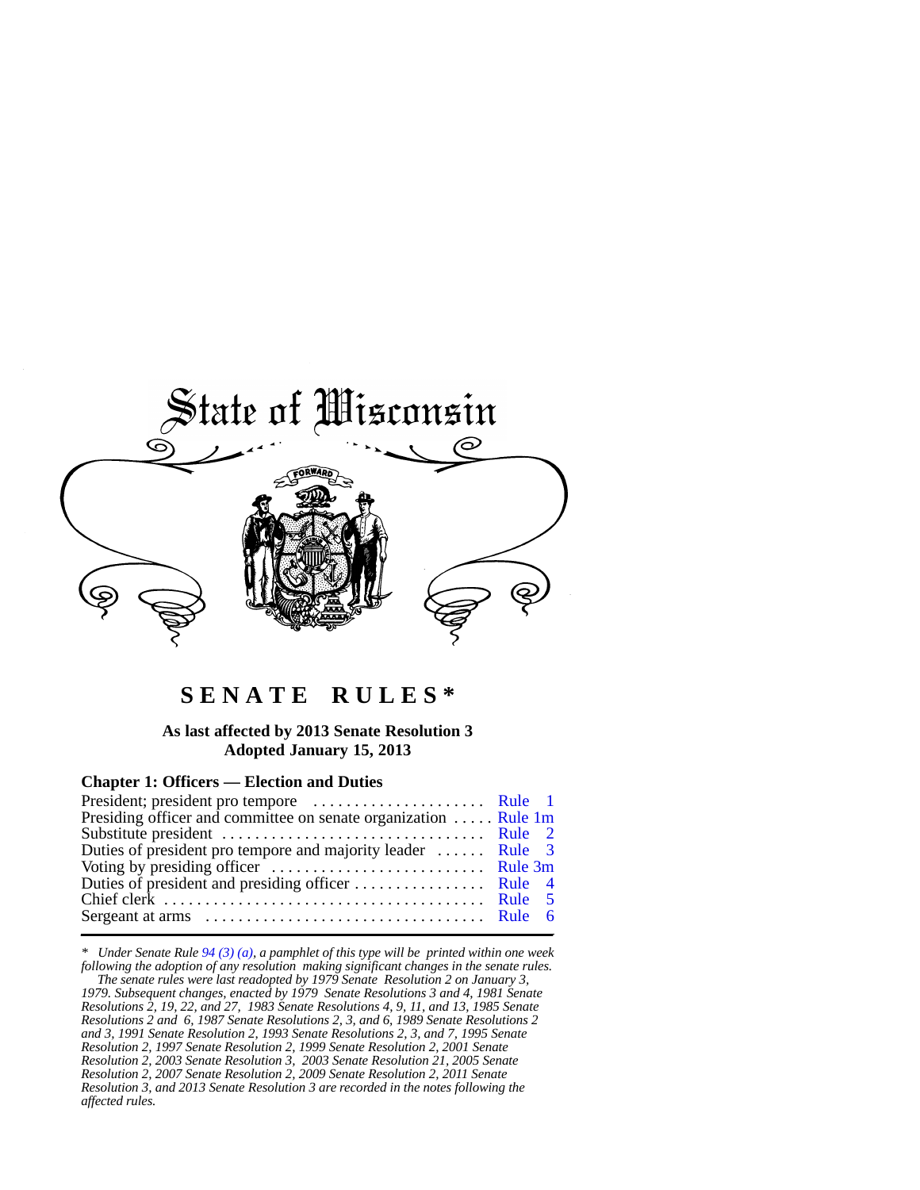# State of Wisconsin

# SENATE RULES*

**As last affected by 2013 Senate Resolution 3**
**Adopted January 15, 2013**

## Chapter 1: Officers — Election and Duties

| | |
|---|---|
| President; president pro tempore | Rule 1 |
| Presiding officer and committee on senate organization | Rule 1m |
| Substitute president | Rule 2 |
| Duties of president pro tempore and majority leader | Rule 3 |
| Voting by presiding officer | Rule 3m |
| Duties of president and presiding officer | Rule 4 |
| Chief clerk | Rule 5 |
| Sergeant at arms | Rule 6 |

---

*\* Under Senate Rule 94 (3) (a), a pamphlet of this type will be printed within one week following the adoption of any resolution making significant changes in the senate rules.*

*The senate rules were last readopted by 1979 Senate Resolution 2 on January 3, 1979. Subsequent changes, enacted by 1979 Senate Resolutions 3 and 4, 1981 Senate Resolutions 2, 19, 22, and 27, 1983 Senate Resolutions 4, 9, 11, and 13, 1985 Senate Resolutions 2 and 6, 1987 Senate Resolutions 2, 3, and 6, 1989 Senate Resolutions 2 and 3, 1991 Senate Resolution 2, 1993 Senate Resolutions 2, 3, and 7, 1995 Senate Resolution 2, 1997 Senate Resolution 2, 1999 Senate Resolution 2, 2001 Senate Resolution 2, 2003 Senate Resolution 3, 2003 Senate Resolution 21, 2005 Senate Resolution 2, 2007 Senate Resolution 2, 2009 Senate Resolution 2, 2011 Senate Resolution 3, and 2013 Senate Resolution 3 are recorded in the notes following the affected rules.*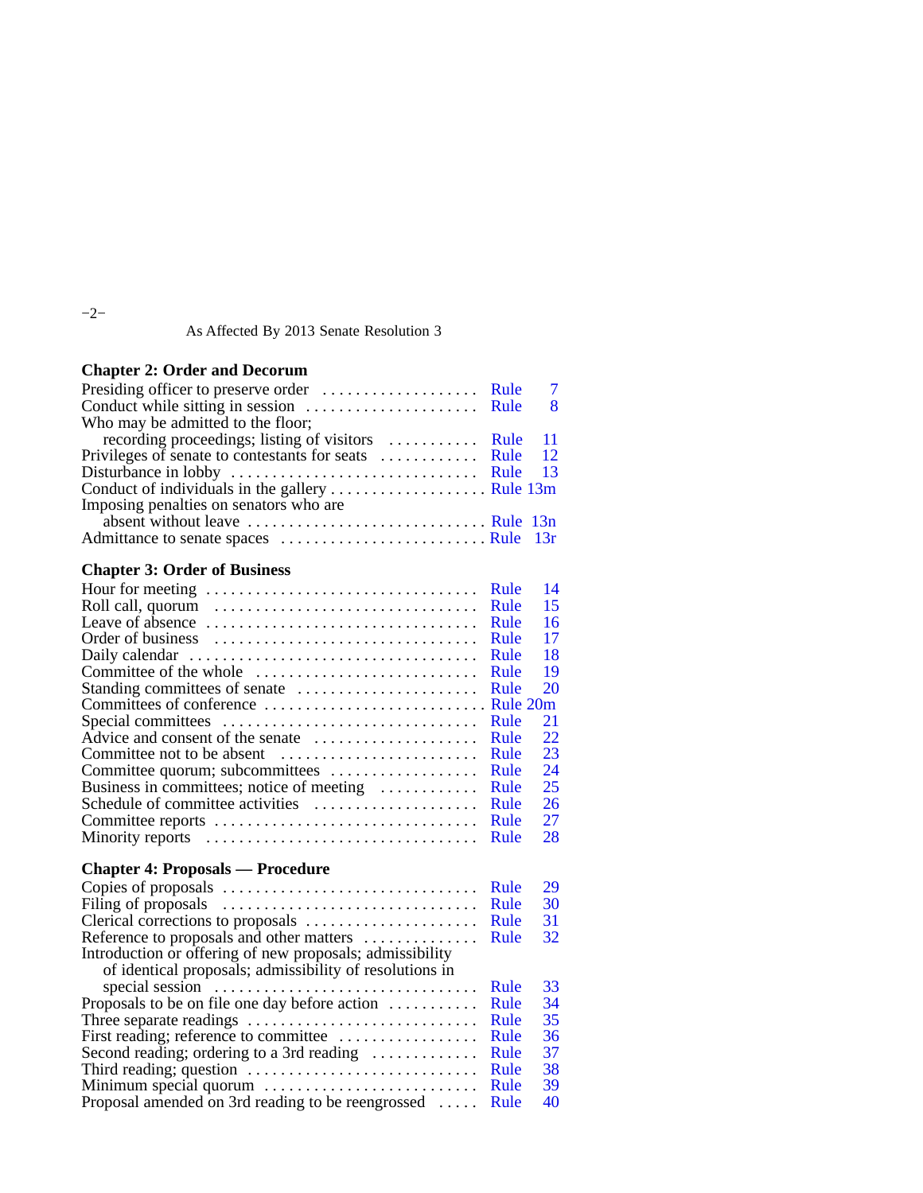As Affected By 2013 Senate Resolution 3

**Chapter 2: Order and Decorum**

Presiding officer to preserve order .................. Rule 7
Conduct while sitting in session .................... Rule 8
Who may be admitted to the floor;
  recording proceedings; listing of visitors .......... Rule 11
Privileges of senate to contestants for seats ........... Rule 12
Disturbance in lobby ............................ Rule 13
Conduct of individuals in the gallery .................. Rule 13m
Imposing penalties on senators who are
  absent without leave ........................... Rule 13n
Admittance to senate spaces ........................ Rule 13r

**Chapter 3: Order of Business**

Hour for meeting ............................... Rule 14
Roll call, quorum ............................... Rule 15
Leave of absence ............................... Rule 16
Order of business ............................... Rule 17
Daily calendar ................................. Rule 18
Committee of the whole .......................... Rule 19
Standing committees of senate ..................... Rule 20
Committees of conference ......................... Rule 20m
Special committees .............................. Rule 21
Advice and consent of the senate ................... Rule 22
Committee not to be absent ........................ Rule 23
Committee quorum; subcommittees ................. Rule 24
Business in committees; notice of meeting ........... Rule 25
Schedule of committee activities ................... Rule 26
Committee reports ............................... Rule 27
Minority reports ................................ Rule 28

**Chapter 4: Proposals — Procedure**

Copies of proposals .............................. Rule 29
Filing of proposals .............................. Rule 30
Clerical corrections to proposals .................... Rule 31
Reference to proposals and other matters ............. Rule 32
Introduction or offering of new proposals; admissibility
  of identical proposals; admissibility of resolutions in
  special session ............................... Rule 33
Proposals to be on file one day before action .......... Rule 34
Three separate readings ........................... Rule 35
First reading; reference to committee ................ Rule 36
Second reading; ordering to a 3rd reading ............ Rule 37
Third reading; question ........................... Rule 38
Minimum special quorum .......................... Rule 39
Proposal amended on 3rd reading to be reengrossed ..... Rule 40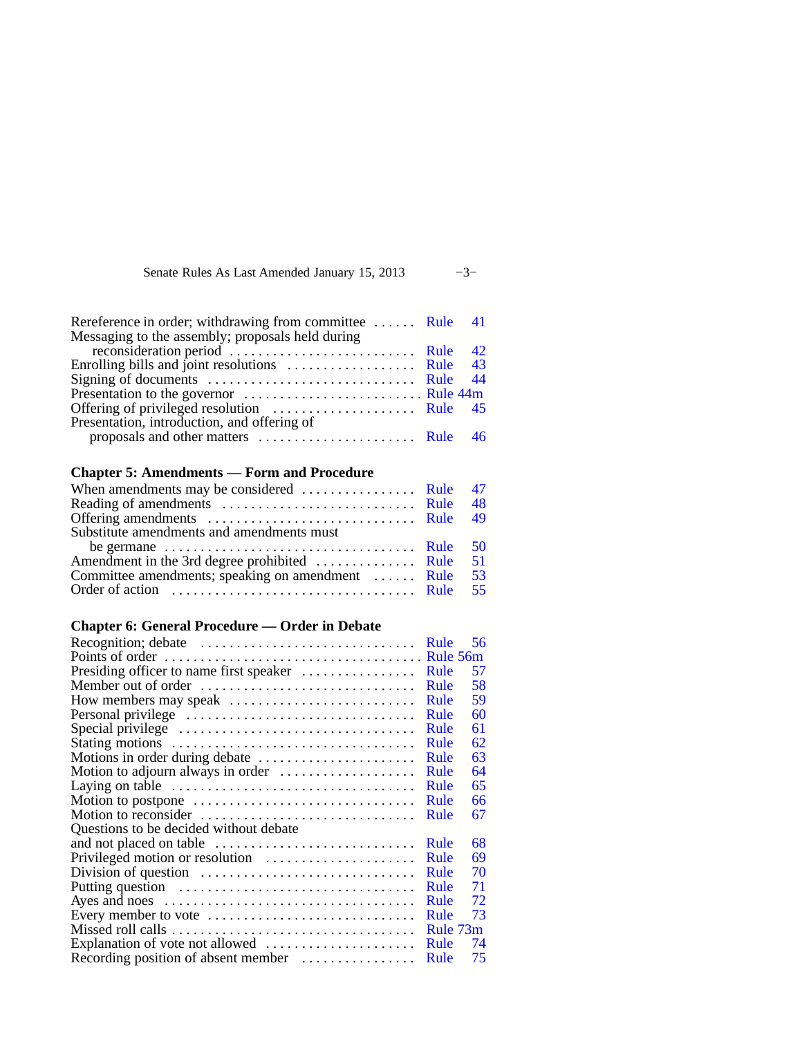Rereference in order; withdrawing from committee ...... Rule 41
Messaging to the assembly; proposals held during reconsideration period .......................... Rule 42
Enrolling bills and joint resolutions .................. Rule 43
Signing of documents ............................ Rule 44
Presentation to the governor ......................... Rule 44m
Offering of privileged resolution .................... Rule 45
Presentation, introduction, and offering of proposals and other matters ...................... Rule 46

### Chapter 5: Amendments — Form and Procedure

When amendments may be considered ................ Rule 47
Reading of amendments .......................... Rule 48
Offering amendments ............................ Rule 49
Substitute amendments and amendments must be germane .................................. Rule 50
Amendment in the 3rd degree prohibited .............. Rule 51
Committee amendments; speaking on amendment ...... Rule 53
Order of action ................................. Rule 55

### Chapter 6: General Procedure — Order in Debate

Recognition; debate ............................. Rule 56
Points of order .................................. Rule 56m
Presiding officer to name first speaker ................ Rule 57
Member out of order ............................ Rule 58
How members may speak ......................... Rule 59
Personal privilege ............................... Rule 60
Special privilege ................................ Rule 61
Stating motions ................................. Rule 62
Motions in order during debate ...................... Rule 63
Motion to adjourn always in order .................. Rule 64
Laying on table ................................. Rule 65
Motion to postpone .............................. Rule 66
Motion to reconsider ............................. Rule 67
Questions to be decided without debate and not placed on table ........................... Rule 68
Privileged motion or resolution ..................... Rule 69
Division of question ............................. Rule 70
Putting question ................................ Rule 71
Ayes and noes .................................. Rule 72
Every member to vote ............................ Rule 73
Missed roll calls ................................. Rule 73m
Explanation of vote not allowed ..................... Rule 74
Recording position of absent member ................ Rule 75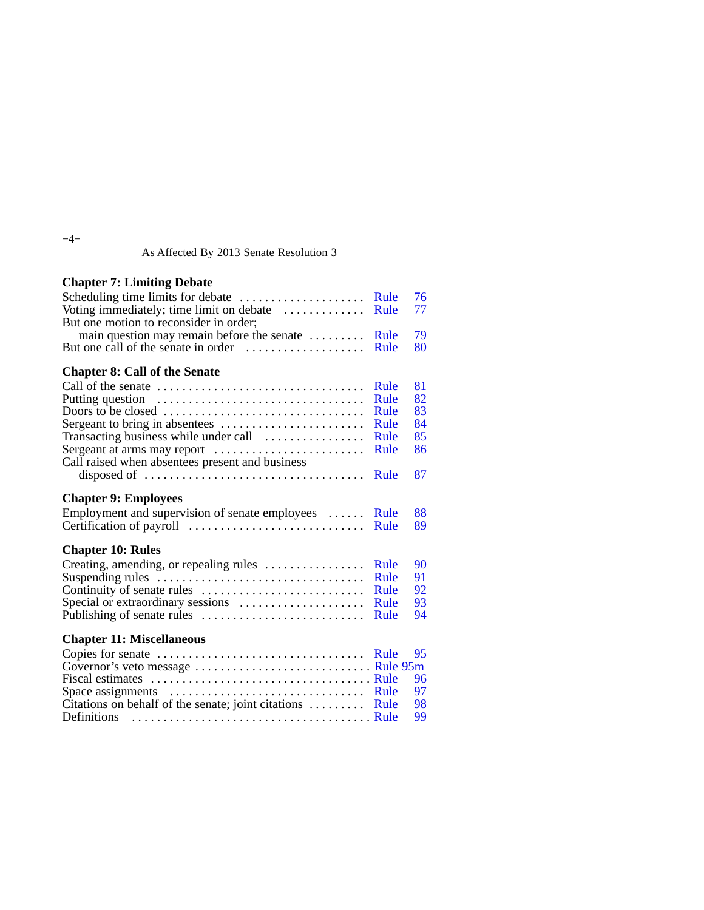As Affected By 2013 Senate Resolution 3

**Chapter 7: Limiting Debate**

| | |
|---|---|
| Scheduling time limits for debate | Rule 76 |
| Voting immediately; time limit on debate | Rule 77 |
| But one motion to reconsider in order; main question may remain before the senate | Rule 79 |
| But one call of the senate in order | Rule 80 |

**Chapter 8: Call of the Senate**

| | |
|---|---|
| Call of the senate | Rule 81 |
| Putting question | Rule 82 |
| Doors to be closed | Rule 83 |
| Sergeant to bring in absentees | Rule 84 |
| Transacting business while under call | Rule 85 |
| Sergeant at arms may report | Rule 86 |
| Call raised when absentees present and business disposed of | Rule 87 |

**Chapter 9: Employees**

| | |
|---|---|
| Employment and supervision of senate employees | Rule 88 |
| Certification of payroll | Rule 89 |

**Chapter 10: Rules**

| | |
|---|---|
| Creating, amending, or repealing rules | Rule 90 |
| Suspending rules | Rule 91 |
| Continuity of senate rules | Rule 92 |
| Special or extraordinary sessions | Rule 93 |
| Publishing of senate rules | Rule 94 |

**Chapter 11: Miscellaneous**

| | |
|---|---|
| Copies for senate | Rule 95 |
| Governor's veto message | Rule 95m |
| Fiscal estimates | Rule 96 |
| Space assignments | Rule 97 |
| Citations on behalf of the senate; joint citations | Rule 98 |
| Definitions | Rule 99 |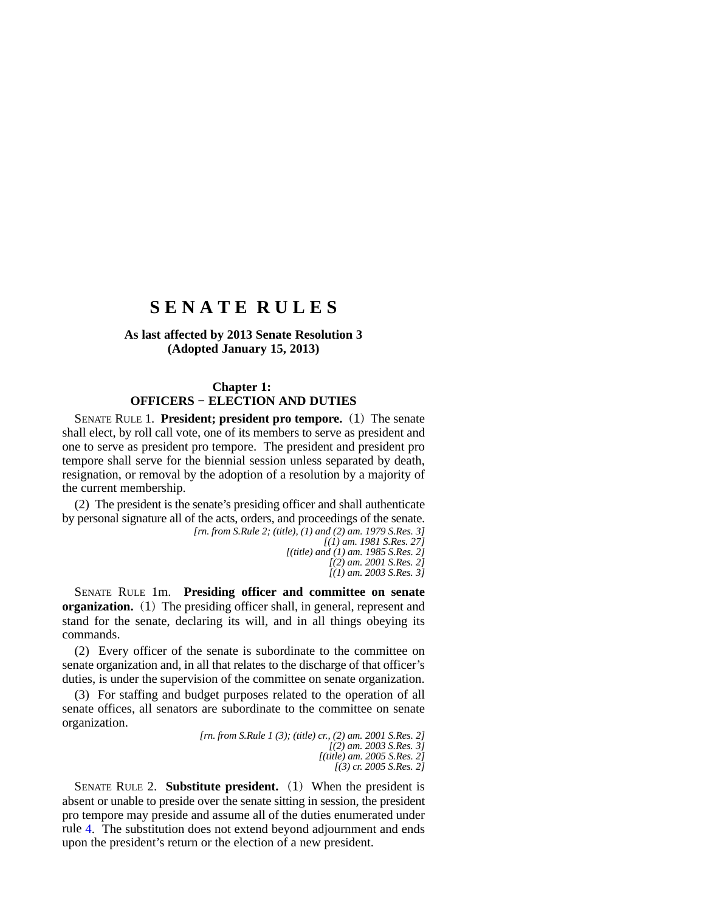# SENATE RULES

**As last affected by 2013 Senate Resolution 3**
**(Adopted January 15, 2013)**

## Chapter 1:
## OFFICERS – ELECTION AND DUTIES

SENATE RULE 1. **President; president pro tempore.** (1) The senate shall elect, by roll call vote, one of its members to serve as president and one to serve as president pro tempore. The president and president pro tempore shall serve for the biennial session unless separated by death, resignation, or removal by the adoption of a resolution by a majority of the current membership.

(2) The president is the senate's presiding officer and shall authenticate by personal signature all of the acts, orders, and proceedings of the senate.

*[rn. from S.Rule 2; (title), (1) and (2) am. 1979 S.Res. 3]*
*[(1) am. 1981 S.Res. 27]*
*[(title) and (1) am. 1985 S.Res. 2]*
*[(2) am. 2001 S.Res. 2]*
*[(1) am. 2003 S.Res. 3]*

SENATE RULE 1m. **Presiding officer and committee on senate organization.** (1) The presiding officer shall, in general, represent and stand for the senate, declaring its will, and in all things obeying its commands.

(2) Every officer of the senate is subordinate to the committee on senate organization and, in all that relates to the discharge of that officer's duties, is under the supervision of the committee on senate organization.

(3) For staffing and budget purposes related to the operation of all senate offices, all senators are subordinate to the committee on senate organization.

*[rn. from S.Rule 1 (3); (title) cr., (2) am. 2001 S.Res. 2]*
*[(2) am. 2003 S.Res. 3]*
*[(title) am. 2005 S.Res. 2]*
*[(3) cr. 2005 S.Res. 2]*

SENATE RULE 2. **Substitute president.** (1) When the president is absent or unable to preside over the senate sitting in session, the president pro tempore may preside and assume all of the duties enumerated under rule 4. The substitution does not extend beyond adjournment and ends upon the president's return or the election of a new president.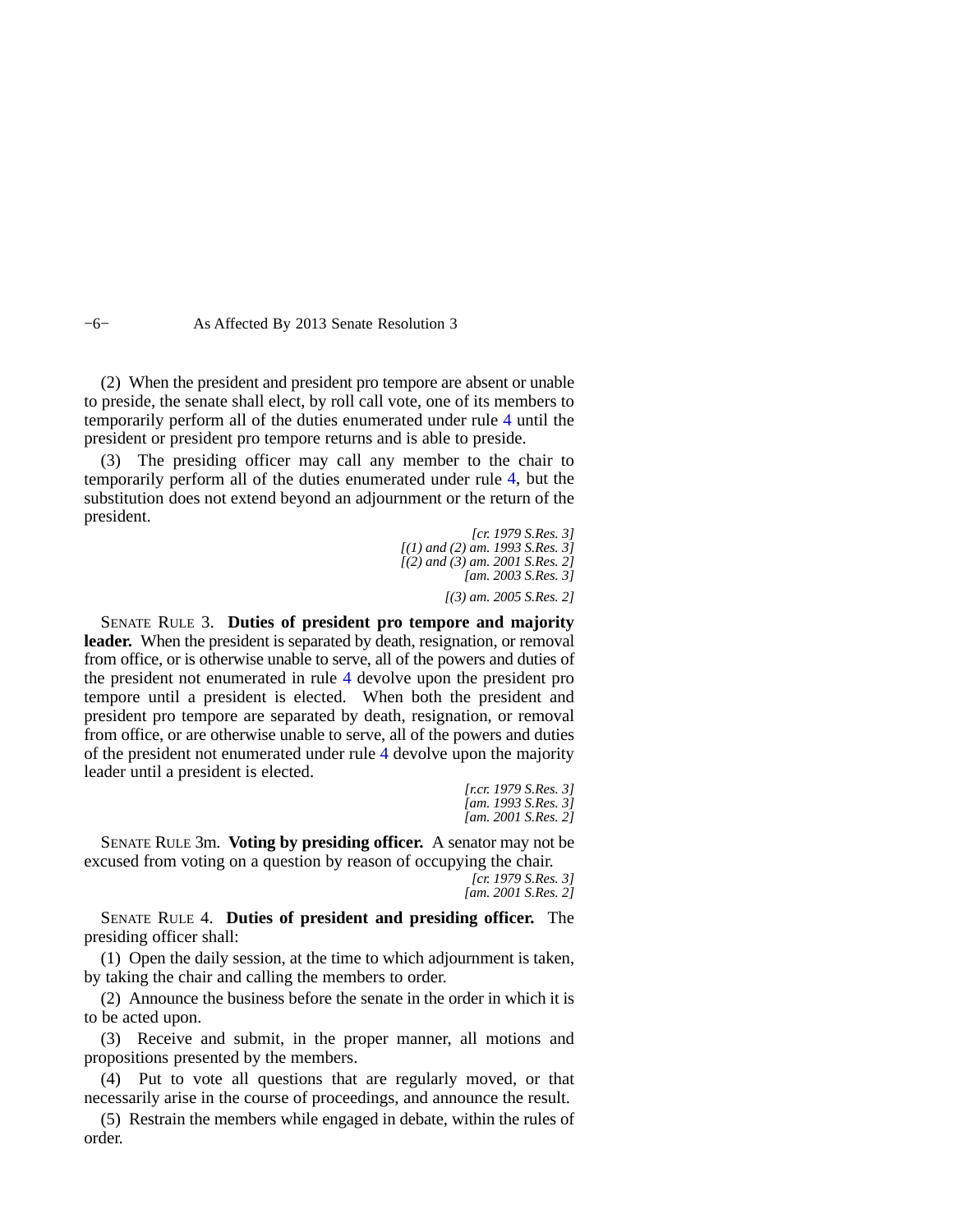(2) When the president and president pro tempore are absent or unable to preside, the senate shall elect, by roll call vote, one of its members to temporarily perform all of the duties enumerated under rule 4 until the president or president pro tempore returns and is able to preside.

(3) The presiding officer may call any member to the chair to temporarily perform all of the duties enumerated under rule 4, but the substitution does not extend beyond an adjournment or the return of the president.

*[cr. 1979 S.Res. 3]*
*[(1) and (2) am. 1993 S.Res. 3]*
*[(2) and (3) am. 2001 S.Res. 2]*
*[am. 2003 S.Res. 3]*
*[(3) am. 2005 S.Res. 2]*

SENATE RULE 3. **Duties of president pro tempore and majority leader.** When the president is separated by death, resignation, or removal from office, or is otherwise unable to serve, all of the powers and duties of the president not enumerated in rule 4 devolve upon the president pro tempore until a president is elected. When both the president and president pro tempore are separated by death, resignation, or removal from office, or are otherwise unable to serve, all of the powers and duties of the president not enumerated under rule 4 devolve upon the majority leader until a president is elected.

*[r.cr. 1979 S.Res. 3]*
*[am. 1993 S.Res. 3]*
*[am. 2001 S.Res. 2]*

SENATE RULE 3m. **Voting by presiding officer.** A senator may not be excused from voting on a question by reason of occupying the chair.

*[cr. 1979 S.Res. 3]*
*[am. 2001 S.Res. 2]*

SENATE RULE 4. **Duties of president and presiding officer.** The presiding officer shall:

(1) Open the daily session, at the time to which adjournment is taken, by taking the chair and calling the members to order.

(2) Announce the business before the senate in the order in which it is to be acted upon.

(3) Receive and submit, in the proper manner, all motions and propositions presented by the members.

(4) Put to vote all questions that are regularly moved, or that necessarily arise in the course of proceedings, and announce the result.

(5) Restrain the members while engaged in debate, within the rules of order.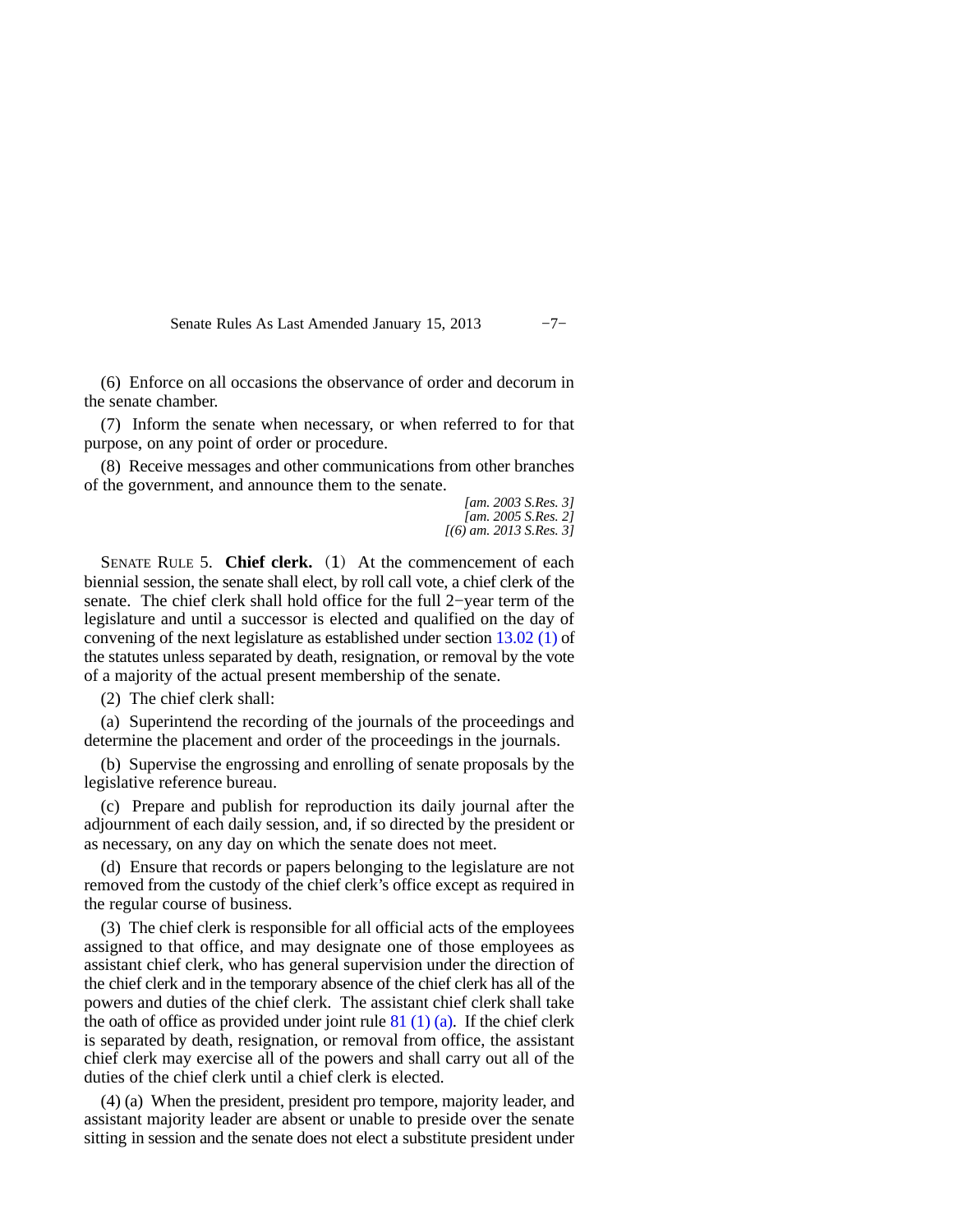(6) Enforce on all occasions the observance of order and decorum in the senate chamber.

(7) Inform the senate when necessary, or when referred to for that purpose, on any point of order or procedure.

(8) Receive messages and other communications from other branches of the government, and announce them to the senate.

*[am. 2003 S.Res. 3]*
*[am. 2005 S.Res. 2]*
*[(6) am. 2013 S.Res. 3]*

SENATE RULE 5. **Chief clerk.** (1) At the commencement of each biennial session, the senate shall elect, by roll call vote, a chief clerk of the senate. The chief clerk shall hold office for the full 2−year term of the legislature and until a successor is elected and qualified on the day of convening of the next legislature as established under section 13.02 (1) of the statutes unless separated by death, resignation, or removal by the vote of a majority of the actual present membership of the senate.

(2) The chief clerk shall:

(a) Superintend the recording of the journals of the proceedings and determine the placement and order of the proceedings in the journals.

(b) Supervise the engrossing and enrolling of senate proposals by the legislative reference bureau.

(c) Prepare and publish for reproduction its daily journal after the adjournment of each daily session, and, if so directed by the president or as necessary, on any day on which the senate does not meet.

(d) Ensure that records or papers belonging to the legislature are not removed from the custody of the chief clerk's office except as required in the regular course of business.

(3) The chief clerk is responsible for all official acts of the employees assigned to that office, and may designate one of those employees as assistant chief clerk, who has general supervision under the direction of the chief clerk and in the temporary absence of the chief clerk has all of the powers and duties of the chief clerk. The assistant chief clerk shall take the oath of office as provided under joint rule 81 (1) (a). If the chief clerk is separated by death, resignation, or removal from office, the assistant chief clerk may exercise all of the powers and shall carry out all of the duties of the chief clerk until a chief clerk is elected.

(4) (a) When the president, president pro tempore, majority leader, and assistant majority leader are absent or unable to preside over the senate sitting in session and the senate does not elect a substitute president under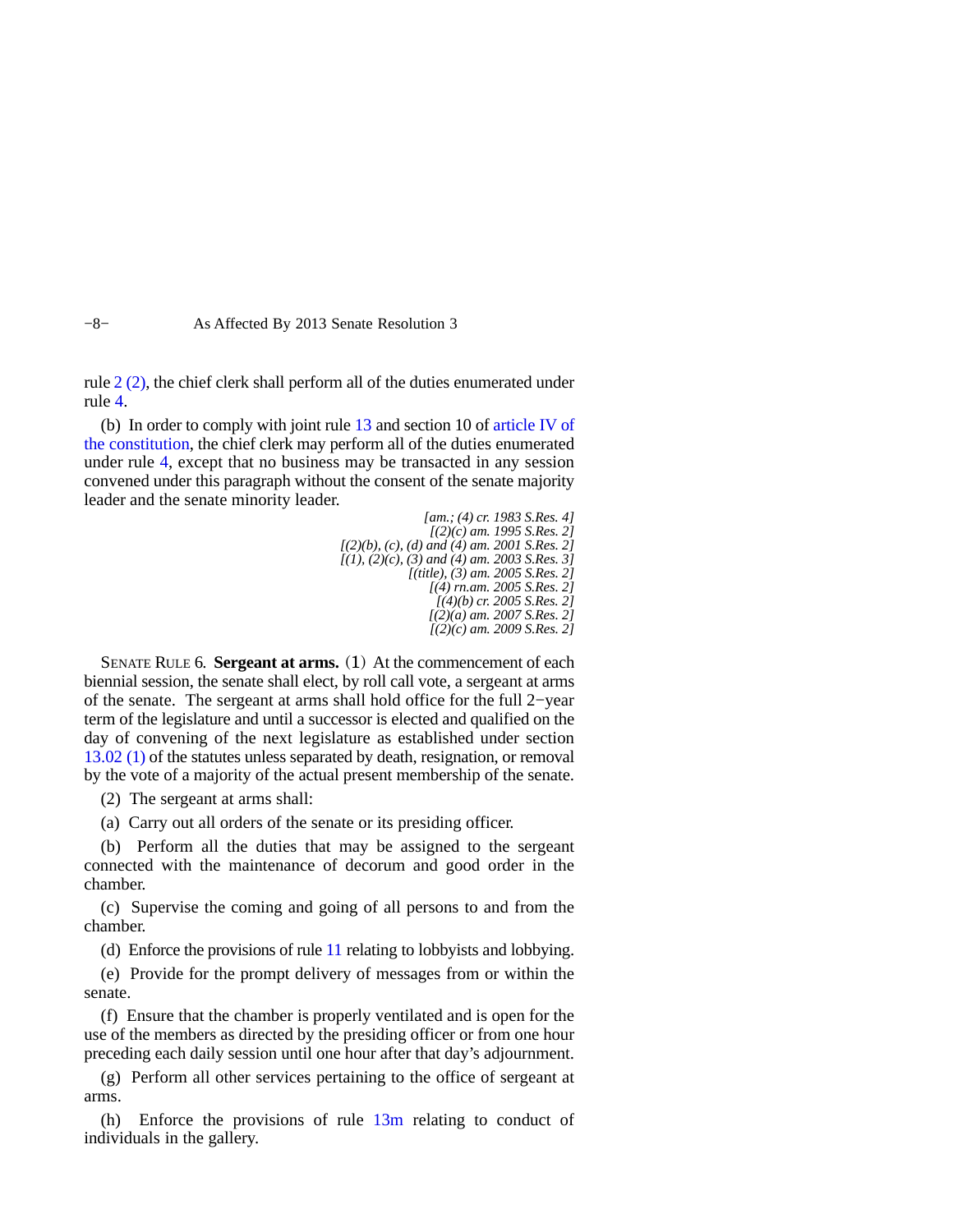rule 2 (2), the chief clerk shall perform all of the duties enumerated under rule 4.

(b) In order to comply with joint rule 13 and section 10 of article IV of the constitution, the chief clerk may perform all of the duties enumerated under rule 4, except that no business may be transacted in any session convened under this paragraph without the consent of the senate majority leader and the senate minority leader.

*[am.; (4) cr. 1983 S.Res. 4]*
*[(2)(c) am. 1995 S.Res. 2]*
*[(2)(b), (c), (d) and (4) am. 2001 S.Res. 2]*
*[(1), (2)(c), (3) and (4) am. 2003 S.Res. 3]*
*[(title), (3) am. 2005 S.Res. 2]*
*[(4) rn.am. 2005 S.Res. 2]*
*[(4)(b) cr. 2005 S.Res. 2]*
*[(2)(a) am. 2007 S.Res. 2]*
*[(2)(c) am. 2009 S.Res. 2]*

SENATE RULE 6. **Sergeant at arms.** (1) At the commencement of each biennial session, the senate shall elect, by roll call vote, a sergeant at arms of the senate. The sergeant at arms shall hold office for the full 2−year term of the legislature and until a successor is elected and qualified on the day of convening of the next legislature as established under section 13.02 (1) of the statutes unless separated by death, resignation, or removal by the vote of a majority of the actual present membership of the senate.

(2) The sergeant at arms shall:

(a) Carry out all orders of the senate or its presiding officer.

(b) Perform all the duties that may be assigned to the sergeant connected with the maintenance of decorum and good order in the chamber.

(c) Supervise the coming and going of all persons to and from the chamber.

(d) Enforce the provisions of rule 11 relating to lobbyists and lobbying.

(e) Provide for the prompt delivery of messages from or within the senate.

(f) Ensure that the chamber is properly ventilated and is open for the use of the members as directed by the presiding officer or from one hour preceding each daily session until one hour after that day's adjournment.

(g) Perform all other services pertaining to the office of sergeant at arms.

(h) Enforce the provisions of rule 13m relating to conduct of individuals in the gallery.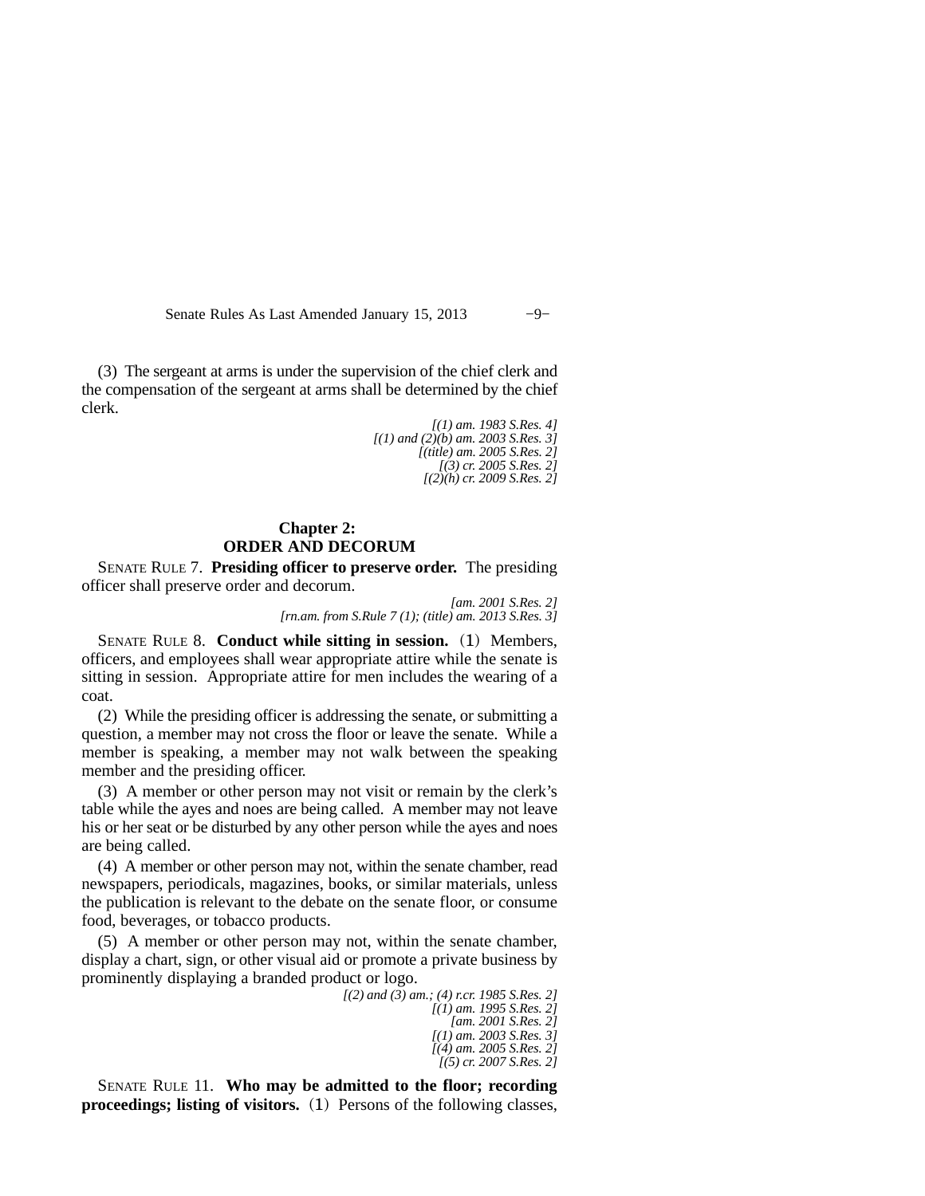(3) The sergeant at arms is under the supervision of the chief clerk and the compensation of the sergeant at arms shall be determined by the chief clerk.

*[(1) am. 1983 S.Res. 4]*
*[(1) and (2)(b) am. 2003 S.Res. 3]*
*[(title) am. 2005 S.Res. 2]*
*[(3) cr. 2005 S.Res. 2]*
*[(2)(h) cr. 2009 S.Res. 2]*

## Chapter 2: ORDER AND DECORUM

SENATE RULE 7. **Presiding officer to preserve order.** The presiding officer shall preserve order and decorum.

*[am. 2001 S.Res. 2]*
*[rn.am. from S.Rule 7 (1); (title) am. 2013 S.Res. 3]*

SENATE RULE 8. **Conduct while sitting in session.** (1) Members, officers, and employees shall wear appropriate attire while the senate is sitting in session. Appropriate attire for men includes the wearing of a coat.

(2) While the presiding officer is addressing the senate, or submitting a question, a member may not cross the floor or leave the senate. While a member is speaking, a member may not walk between the speaking member and the presiding officer.

(3) A member or other person may not visit or remain by the clerk's table while the ayes and noes are being called. A member may not leave his or her seat or be disturbed by any other person while the ayes and noes are being called.

(4) A member or other person may not, within the senate chamber, read newspapers, periodicals, magazines, books, or similar materials, unless the publication is relevant to the debate on the senate floor, or consume food, beverages, or tobacco products.

(5) A member or other person may not, within the senate chamber, display a chart, sign, or other visual aid or promote a private business by prominently displaying a branded product or logo.

*[(2) and (3) am.; (4) r.cr. 1985 S.Res. 2]*
*[(1) am. 1995 S.Res. 2]*
*[am. 2001 S.Res. 2]*
*[(1) am. 2003 S.Res. 3]*
*[(4) am. 2005 S.Res. 2]*
*[(5) cr. 2007 S.Res. 2]*

SENATE RULE 11. **Who may be admitted to the floor; recording proceedings; listing of visitors.** (1) Persons of the following classes,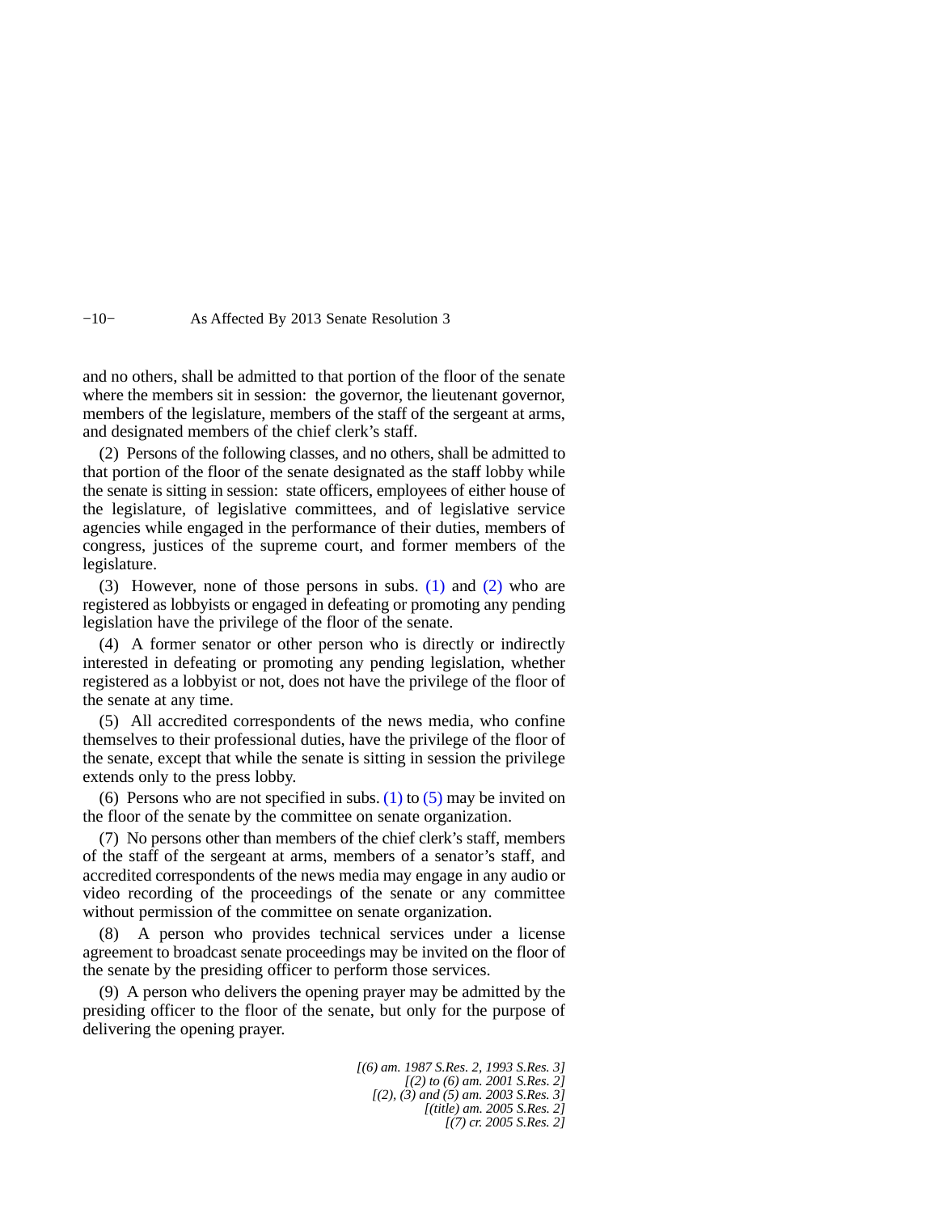and no others, shall be admitted to that portion of the floor of the senate where the members sit in session: the governor, the lieutenant governor, members of the legislature, members of the staff of the sergeant at arms, and designated members of the chief clerk's staff.

(2) Persons of the following classes, and no others, shall be admitted to that portion of the floor of the senate designated as the staff lobby while the senate is sitting in session: state officers, employees of either house of the legislature, of legislative committees, and of legislative service agencies while engaged in the performance of their duties, members of congress, justices of the supreme court, and former members of the legislature.

(3) However, none of those persons in subs. (1) and (2) who are registered as lobbyists or engaged in defeating or promoting any pending legislation have the privilege of the floor of the senate.

(4) A former senator or other person who is directly or indirectly interested in defeating or promoting any pending legislation, whether registered as a lobbyist or not, does not have the privilege of the floor of the senate at any time.

(5) All accredited correspondents of the news media, who confine themselves to their professional duties, have the privilege of the floor of the senate, except that while the senate is sitting in session the privilege extends only to the press lobby.

(6) Persons who are not specified in subs. (1) to (5) may be invited on the floor of the senate by the committee on senate organization.

(7) No persons other than members of the chief clerk's staff, members of the staff of the sergeant at arms, members of a senator's staff, and accredited correspondents of the news media may engage in any audio or video recording of the proceedings of the senate or any committee without permission of the committee on senate organization.

(8) A person who provides technical services under a license agreement to broadcast senate proceedings may be invited on the floor of the senate by the presiding officer to perform those services.

(9) A person who delivers the opening prayer may be admitted by the presiding officer to the floor of the senate, but only for the purpose of delivering the opening prayer.

*[(6) am. 1987 S.Res. 2, 1993 S.Res. 3]*
*[(2) to (6) am. 2001 S.Res. 2]*
*[(2), (3) and (5) am. 2003 S.Res. 3]*
*[(title) am. 2005 S.Res. 2]*
*[(7) cr. 2005 S.Res. 2]*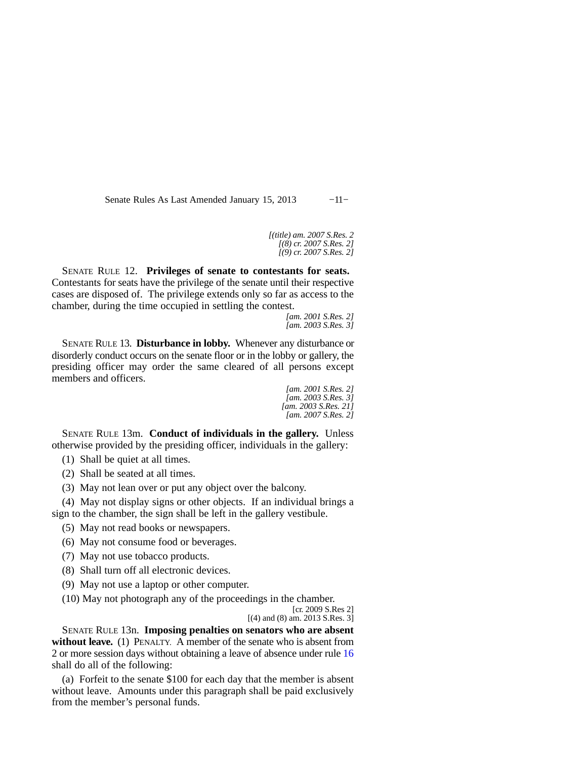*[(title) am. 2007 S.Res. 2*
*[(8) cr. 2007 S.Res. 2]*
*[(9) cr. 2007 S.Res. 2]*

SENATE RULE 12. **Privileges of senate to contestants for seats.** Contestants for seats have the privilege of the senate until their respective cases are disposed of. The privilege extends only so far as access to the chamber, during the time occupied in settling the contest.

*[am. 2001 S.Res. 2]*
*[am. 2003 S.Res. 3]*

SENATE RULE 13. **Disturbance in lobby.** Whenever any disturbance or disorderly conduct occurs on the senate floor or in the lobby or gallery, the presiding officer may order the same cleared of all persons except members and officers.

*[am. 2001 S.Res. 2]*
*[am. 2003 S.Res. 3]*
*[am. 2003 S.Res. 21]*
*[am. 2007 S.Res. 2]*

SENATE RULE 13m. **Conduct of individuals in the gallery.** Unless otherwise provided by the presiding officer, individuals in the gallery:

(1) Shall be quiet at all times.

(2) Shall be seated at all times.

(3) May not lean over or put any object over the balcony.

(4) May not display signs or other objects. If an individual brings a sign to the chamber, the sign shall be left in the gallery vestibule.

(5) May not read books or newspapers.

(6) May not consume food or beverages.

(7) May not use tobacco products.

(8) Shall turn off all electronic devices.

(9) May not use a laptop or other computer.

(10) May not photograph any of the proceedings in the chamber.

[cr. 2009 S.Res 2]
[(4) and (8) am. 2013 S.Res. 3]

SENATE RULE 13n. **Imposing penalties on senators who are absent without leave.** (1) PENALTY. A member of the senate who is absent from 2 or more session days without obtaining a leave of absence under rule 16 shall do all of the following:

(a) Forfeit to the senate $100 for each day that the member is absent without leave. Amounts under this paragraph shall be paid exclusively from the member's personal funds.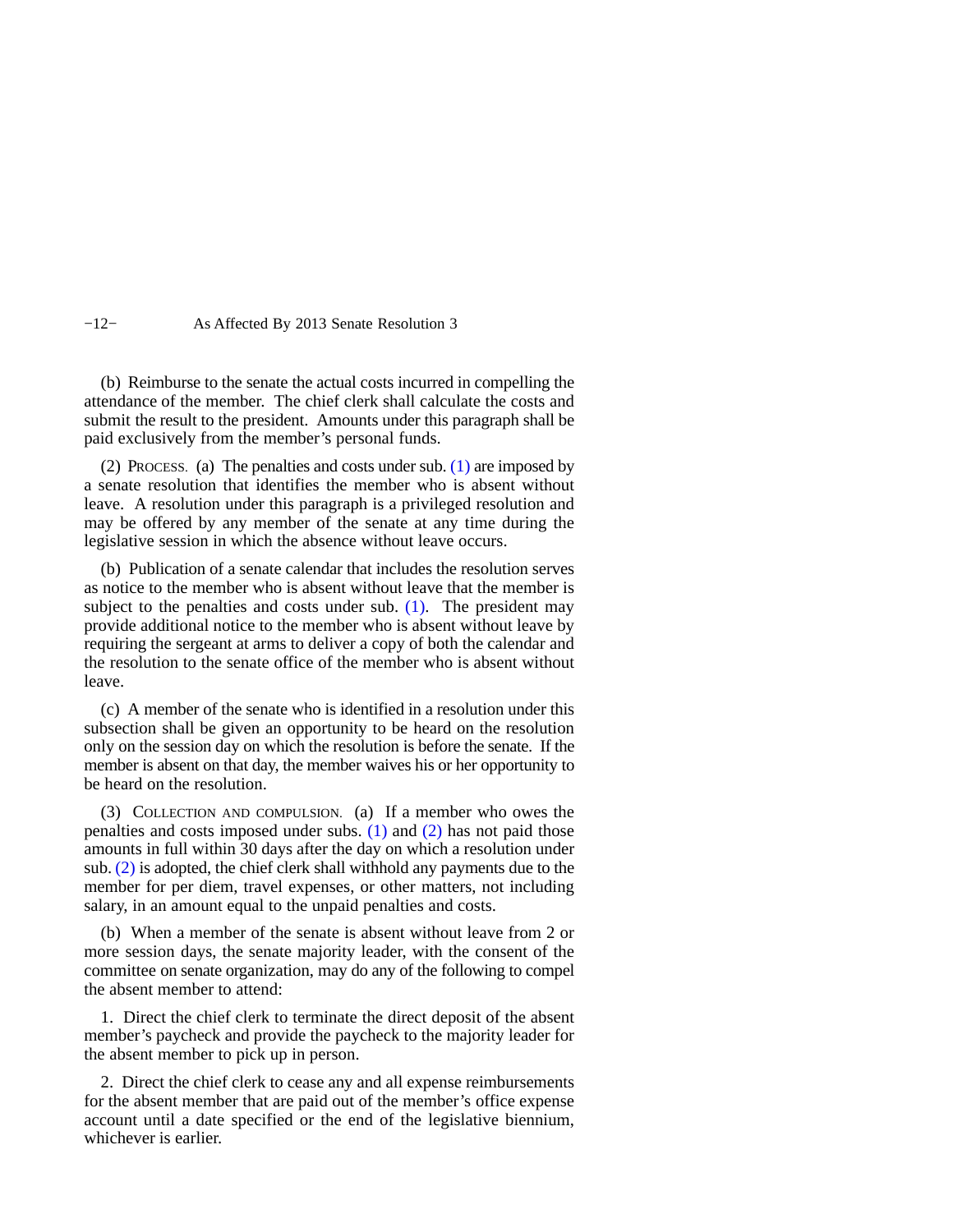(b) Reimburse to the senate the actual costs incurred in compelling the attendance of the member. The chief clerk shall calculate the costs and submit the result to the president. Amounts under this paragraph shall be paid exclusively from the member's personal funds.

(2) PROCESS. (a) The penalties and costs under sub. (1) are imposed by a senate resolution that identifies the member who is absent without leave. A resolution under this paragraph is a privileged resolution and may be offered by any member of the senate at any time during the legislative session in which the absence without leave occurs.

(b) Publication of a senate calendar that includes the resolution serves as notice to the member who is absent without leave that the member is subject to the penalties and costs under sub. (1). The president may provide additional notice to the member who is absent without leave by requiring the sergeant at arms to deliver a copy of both the calendar and the resolution to the senate office of the member who is absent without leave.

(c) A member of the senate who is identified in a resolution under this subsection shall be given an opportunity to be heard on the resolution only on the session day on which the resolution is before the senate. If the member is absent on that day, the member waives his or her opportunity to be heard on the resolution.

(3) COLLECTION AND COMPULSION. (a) If a member who owes the penalties and costs imposed under subs. (1) and (2) has not paid those amounts in full within 30 days after the day on which a resolution under sub. (2) is adopted, the chief clerk shall withhold any payments due to the member for per diem, travel expenses, or other matters, not including salary, in an amount equal to the unpaid penalties and costs.

(b) When a member of the senate is absent without leave from 2 or more session days, the senate majority leader, with the consent of the committee on senate organization, may do any of the following to compel the absent member to attend:

1. Direct the chief clerk to terminate the direct deposit of the absent member's paycheck and provide the paycheck to the majority leader for the absent member to pick up in person.

2. Direct the chief clerk to cease any and all expense reimbursements for the absent member that are paid out of the member's office expense account until a date specified or the end of the legislative biennium, whichever is earlier.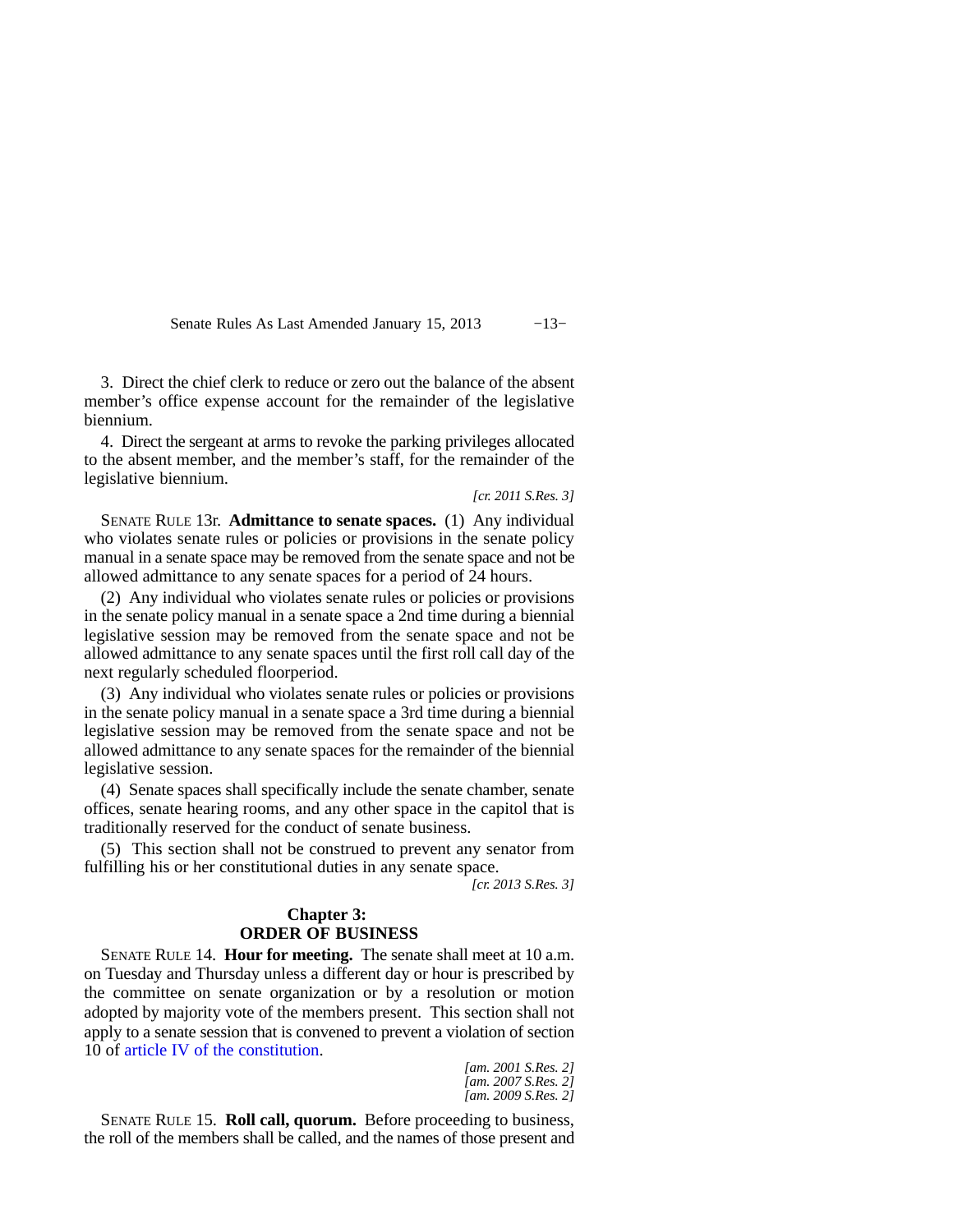3. Direct the chief clerk to reduce or zero out the balance of the absent member's office expense account for the remainder of the legislative biennium.

4. Direct the sergeant at arms to revoke the parking privileges allocated to the absent member, and the member's staff, for the remainder of the legislative biennium.

*[cr. 2011 S.Res. 3]*

SENATE RULE 13r. **Admittance to senate spaces.** (1) Any individual who violates senate rules or policies or provisions in the senate policy manual in a senate space may be removed from the senate space and not be allowed admittance to any senate spaces for a period of 24 hours.

(2) Any individual who violates senate rules or policies or provisions in the senate policy manual in a senate space a 2nd time during a biennial legislative session may be removed from the senate space and not be allowed admittance to any senate spaces until the first roll call day of the next regularly scheduled floorperiod.

(3) Any individual who violates senate rules or policies or provisions in the senate policy manual in a senate space a 3rd time during a biennial legislative session may be removed from the senate space and not be allowed admittance to any senate spaces for the remainder of the biennial legislative session.

(4) Senate spaces shall specifically include the senate chamber, senate offices, senate hearing rooms, and any other space in the capitol that is traditionally reserved for the conduct of senate business.

(5) This section shall not be construed to prevent any senator from fulfilling his or her constitutional duties in any senate space.

*[cr. 2013 S.Res. 3]*

## Chapter 3: ORDER OF BUSINESS

SENATE RULE 14. **Hour for meeting.** The senate shall meet at 10 a.m. on Tuesday and Thursday unless a different day or hour is prescribed by the committee on senate organization or by a resolution or motion adopted by majority vote of the members present. This section shall not apply to a senate session that is convened to prevent a violation of section 10 of article IV of the constitution.

*[am. 2001 S.Res. 2]*
*[am. 2007 S.Res. 2]*
*[am. 2009 S.Res. 2]*

SENATE RULE 15. **Roll call, quorum.** Before proceeding to business, the roll of the members shall be called, and the names of those present and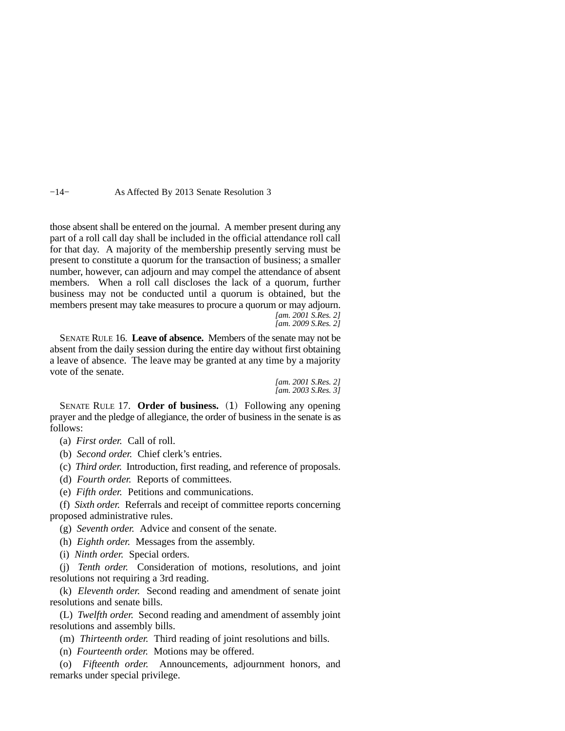those absent shall be entered on the journal. A member present during any part of a roll call day shall be included in the official attendance roll call for that day. A majority of the membership presently serving must be present to constitute a quorum for the transaction of business; a smaller number, however, can adjourn and may compel the attendance of absent members. When a roll call discloses the lack of a quorum, further business may not be conducted until a quorum is obtained, but the members present may take measures to procure a quorum or may adjourn.

*[am. 2001 S.Res. 2]*
*[am. 2009 S.Res. 2]*

SENATE RULE 16. **Leave of absence.** Members of the senate may not be absent from the daily session during the entire day without first obtaining a leave of absence. The leave may be granted at any time by a majority vote of the senate.

*[am. 2001 S.Res. 2]*
*[am. 2003 S.Res. 3]*

SENATE RULE 17. **Order of business.** (1) Following any opening prayer and the pledge of allegiance, the order of business in the senate is as follows:

(a) *First order.* Call of roll.

(b) *Second order.* Chief clerk's entries.

(c) *Third order.* Introduction, first reading, and reference of proposals.

(d) *Fourth order.* Reports of committees.

(e) *Fifth order.* Petitions and communications.

(f) *Sixth order.* Referrals and receipt of committee reports concerning proposed administrative rules.

(g) *Seventh order.* Advice and consent of the senate.

(h) *Eighth order.* Messages from the assembly.

(i) *Ninth order.* Special orders.

(j) *Tenth order.* Consideration of motions, resolutions, and joint resolutions not requiring a 3rd reading.

(k) *Eleventh order.* Second reading and amendment of senate joint resolutions and senate bills.

(L) *Twelfth order.* Second reading and amendment of assembly joint resolutions and assembly bills.

(m) *Thirteenth order.* Third reading of joint resolutions and bills.

(n) *Fourteenth order.* Motions may be offered.

(o) *Fifteenth order.* Announcements, adjournment honors, and remarks under special privilege.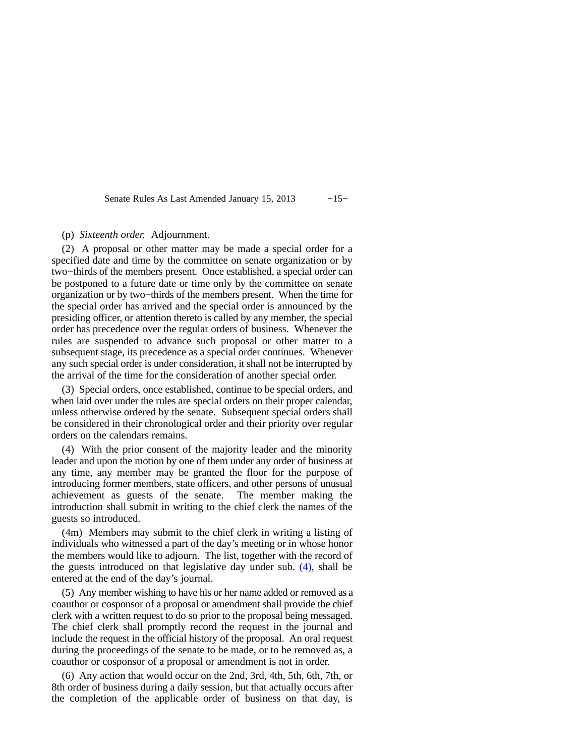(p) *Sixteenth order.* Adjournment.

(2) A proposal or other matter may be made a special order for a specified date and time by the committee on senate organization or by two−thirds of the members present. Once established, a special order can be postponed to a future date or time only by the committee on senate organization or by two−thirds of the members present. When the time for the special order has arrived and the special order is announced by the presiding officer, or attention thereto is called by any member, the special order has precedence over the regular orders of business. Whenever the rules are suspended to advance such proposal or other matter to a subsequent stage, its precedence as a special order continues. Whenever any such special order is under consideration, it shall not be interrupted by the arrival of the time for the consideration of another special order.

(3) Special orders, once established, continue to be special orders, and when laid over under the rules are special orders on their proper calendar, unless otherwise ordered by the senate. Subsequent special orders shall be considered in their chronological order and their priority over regular orders on the calendars remains.

(4) With the prior consent of the majority leader and the minority leader and upon the motion by one of them under any order of business at any time, any member may be granted the floor for the purpose of introducing former members, state officers, and other persons of unusual achievement as guests of the senate. The member making the introduction shall submit in writing to the chief clerk the names of the guests so introduced.

(4m) Members may submit to the chief clerk in writing a listing of individuals who witnessed a part of the day's meeting or in whose honor the members would like to adjourn. The list, together with the record of the guests introduced on that legislative day under sub. (4), shall be entered at the end of the day's journal.

(5) Any member wishing to have his or her name added or removed as a coauthor or cosponsor of a proposal or amendment shall provide the chief clerk with a written request to do so prior to the proposal being messaged. The chief clerk shall promptly record the request in the journal and include the request in the official history of the proposal. An oral request during the proceedings of the senate to be made, or to be removed as, a coauthor or cosponsor of a proposal or amendment is not in order.

(6) Any action that would occur on the 2nd, 3rd, 4th, 5th, 6th, 7th, or 8th order of business during a daily session, but that actually occurs after the completion of the applicable order of business on that day, is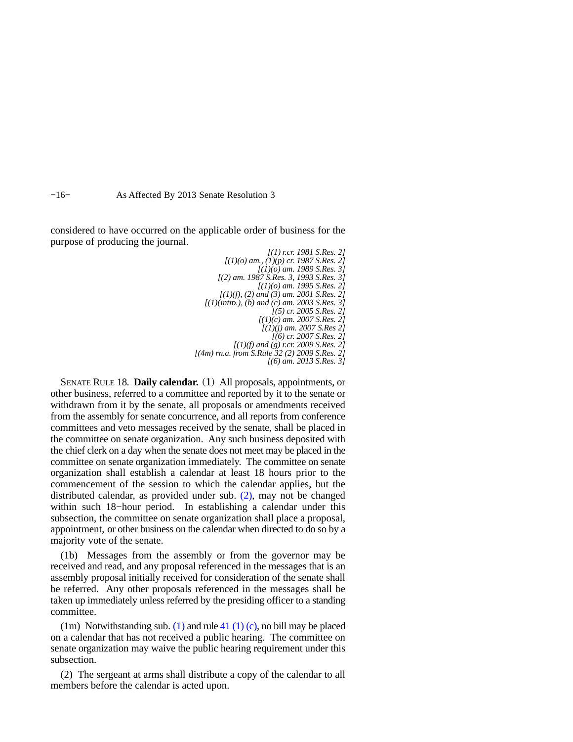considered to have occurred on the applicable order of business for the purpose of producing the journal.

*[(1) r.cr. 1981 S.Res. 2]*
*[(1)(o) am., (1)(p) cr. 1987 S.Res. 2]*
*[(1)(o) am. 1989 S.Res. 3]*
*[(2) am. 1987 S.Res. 3, 1993 S.Res. 3]*
*[(1)(o) am. 1995 S.Res. 2]*
*[(1)(f), (2) and (3) am. 2001 S.Res. 2]*
*[(1)(intro.), (b) and (c) am. 2003 S.Res. 3]*
*[(5) cr. 2005 S.Res. 2]*
*[(1)(c) am. 2007 S.Res. 2]*
*[(1)(j) am. 2007 S.Res 2]*
*[(6) cr. 2007 S.Res. 2]*
*[(1)(f) and (g) r.cr. 2009 S.Res. 2]*
*[(4m) rn.a. from S.Rule 32 (2) 2009 S.Res. 2]*
*[(6) am. 2013 S.Res. 3]*

SENATE RULE 18. **Daily calendar.** (1) All proposals, appointments, or other business, referred to a committee and reported by it to the senate or withdrawn from it by the senate, all proposals or amendments received from the assembly for senate concurrence, and all reports from conference committees and veto messages received by the senate, shall be placed in the committee on senate organization. Any such business deposited with the chief clerk on a day when the senate does not meet may be placed in the committee on senate organization immediately. The committee on senate organization shall establish a calendar at least 18 hours prior to the commencement of the session to which the calendar applies, but the distributed calendar, as provided under sub. (2), may not be changed within such 18−hour period. In establishing a calendar under this subsection, the committee on senate organization shall place a proposal, appointment, or other business on the calendar when directed to do so by a majority vote of the senate.

(1b) Messages from the assembly or from the governor may be received and read, and any proposal referenced in the messages that is an assembly proposal initially received for consideration of the senate shall be referred. Any other proposals referenced in the messages shall be taken up immediately unless referred by the presiding officer to a standing committee.

(1m) Notwithstanding sub. (1) and rule 41 (1) (c), no bill may be placed on a calendar that has not received a public hearing. The committee on senate organization may waive the public hearing requirement under this subsection.

(2) The sergeant at arms shall distribute a copy of the calendar to all members before the calendar is acted upon.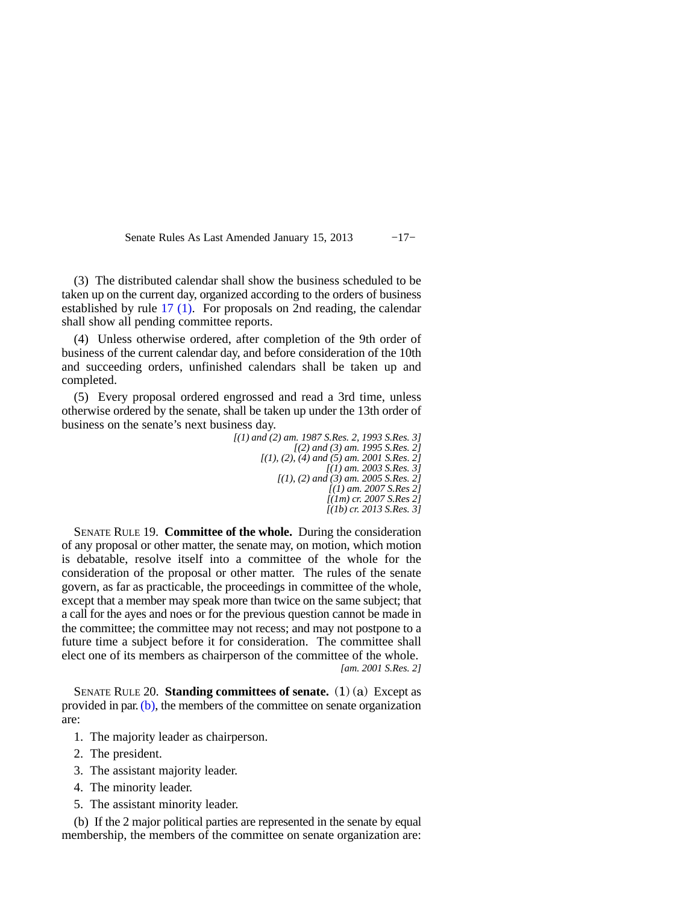(3) The distributed calendar shall show the business scheduled to be taken up on the current day, organized according to the orders of business established by rule 17 (1). For proposals on 2nd reading, the calendar shall show all pending committee reports.

(4) Unless otherwise ordered, after completion of the 9th order of business of the current calendar day, and before consideration of the 10th and succeeding orders, unfinished calendars shall be taken up and completed.

(5) Every proposal ordered engrossed and read a 3rd time, unless otherwise ordered by the senate, shall be taken up under the 13th order of business on the senate's next business day.

*[(1) and (2) am. 1987 S.Res. 2, 1993 S.Res. 3]*
*[(2) and (3) am. 1995 S.Res. 2]*
*[(1), (2), (4) and (5) am. 2001 S.Res. 2]*
*[(1) am. 2003 S.Res. 3]*
*[(1), (2) and (3) am. 2005 S.Res. 2]*
*[(1) am. 2007 S.Res 2]*
*[(1m) cr. 2007 S.Res 2]*
*[(1b) cr. 2013 S.Res. 3]*

SENATE RULE 19. **Committee of the whole.** During the consideration of any proposal or other matter, the senate may, on motion, which motion is debatable, resolve itself into a committee of the whole for the consideration of the proposal or other matter. The rules of the senate govern, as far as practicable, the proceedings in committee of the whole, except that a member may speak more than twice on the same subject; that a call for the ayes and noes or for the previous question cannot be made in the committee; the committee may not recess; and may not postpone to a future time a subject before it for consideration. The committee shall elect one of its members as chairperson of the committee of the whole.

*[am. 2001 S.Res. 2]*

SENATE RULE 20. **Standing committees of senate.** (1) (a) Except as provided in par. (b), the members of the committee on senate organization are:

1. The majority leader as chairperson.
2. The president.
3. The assistant majority leader.
4. The minority leader.
5. The assistant minority leader.

(b) If the 2 major political parties are represented in the senate by equal membership, the members of the committee on senate organization are: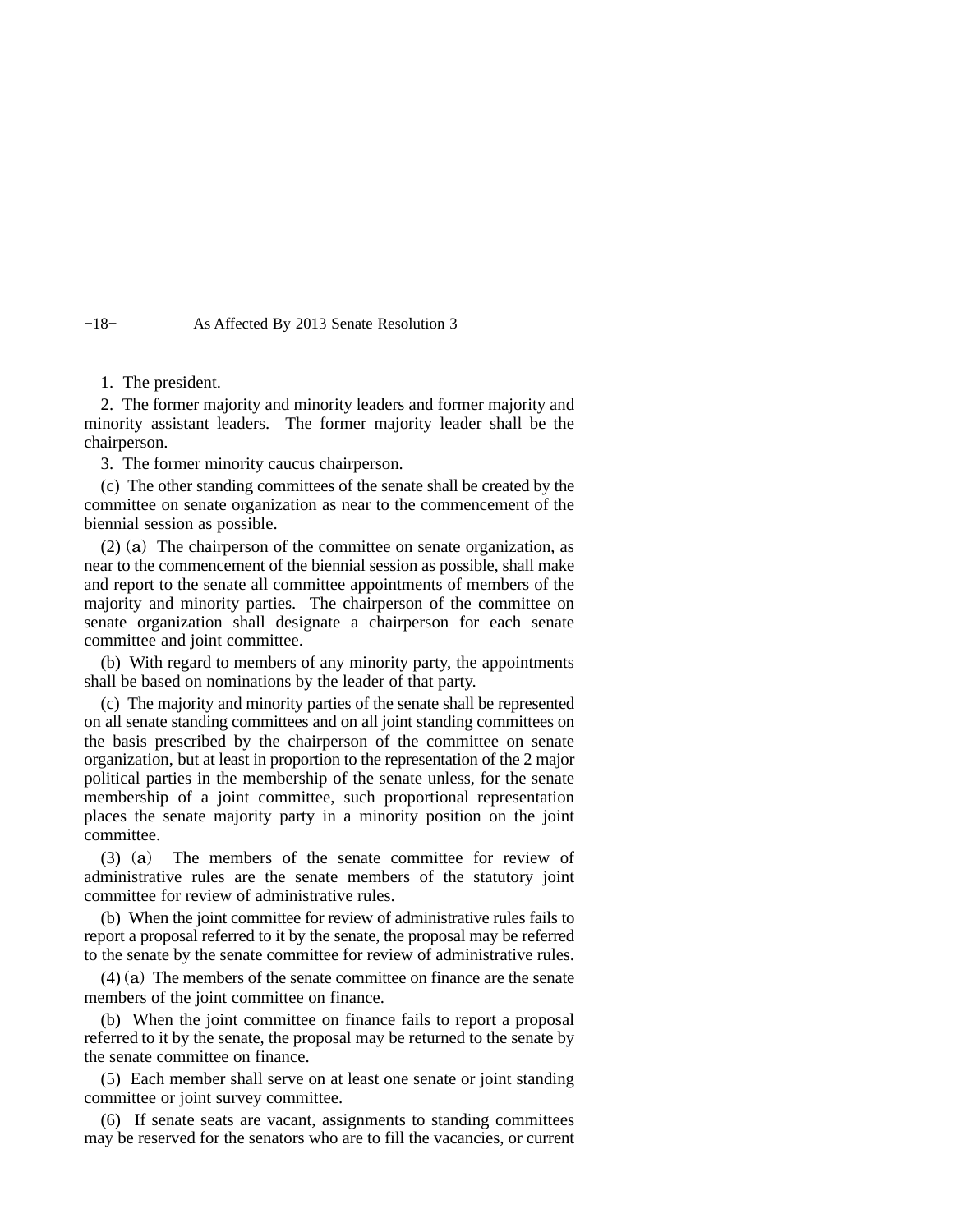1. The president.

2. The former majority and minority leaders and former majority and minority assistant leaders. The former majority leader shall be the chairperson.

3. The former minority caucus chairperson.

(c) The other standing committees of the senate shall be created by the committee on senate organization as near to the commencement of the biennial session as possible.

(2) (a) The chairperson of the committee on senate organization, as near to the commencement of the biennial session as possible, shall make and report to the senate all committee appointments of members of the majority and minority parties. The chairperson of the committee on senate organization shall designate a chairperson for each senate committee and joint committee.

(b) With regard to members of any minority party, the appointments shall be based on nominations by the leader of that party.

(c) The majority and minority parties of the senate shall be represented on all senate standing committees and on all joint standing committees on the basis prescribed by the chairperson of the committee on senate organization, but at least in proportion to the representation of the 2 major political parties in the membership of the senate unless, for the senate membership of a joint committee, such proportional representation places the senate majority party in a minority position on the joint committee.

(3) (a) The members of the senate committee for review of administrative rules are the senate members of the statutory joint committee for review of administrative rules.

(b) When the joint committee for review of administrative rules fails to report a proposal referred to it by the senate, the proposal may be referred to the senate by the senate committee for review of administrative rules.

(4) (a) The members of the senate committee on finance are the senate members of the joint committee on finance.

(b) When the joint committee on finance fails to report a proposal referred to it by the senate, the proposal may be returned to the senate by the senate committee on finance.

(5) Each member shall serve on at least one senate or joint standing committee or joint survey committee.

(6) If senate seats are vacant, assignments to standing committees may be reserved for the senators who are to fill the vacancies, or current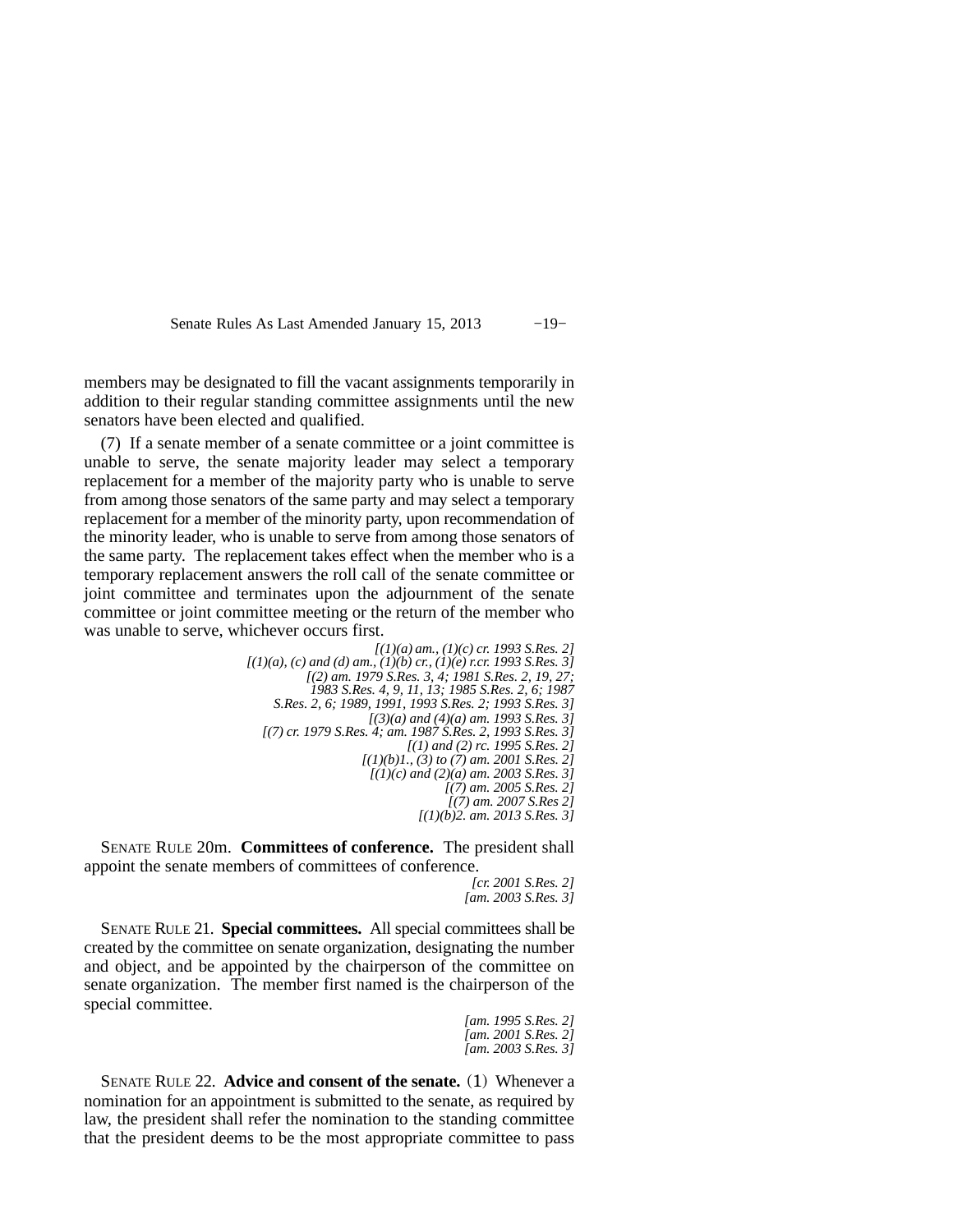members may be designated to fill the vacant assignments temporarily in addition to their regular standing committee assignments until the new senators have been elected and qualified.

(7) If a senate member of a senate committee or a joint committee is unable to serve, the senate majority leader may select a temporary replacement for a member of the majority party who is unable to serve from among those senators of the same party and may select a temporary replacement for a member of the minority party, upon recommendation of the minority leader, who is unable to serve from among those senators of the same party. The replacement takes effect when the member who is a temporary replacement answers the roll call of the senate committee or joint committee and terminates upon the adjournment of the senate committee or joint committee meeting or the return of the member who was unable to serve, whichever occurs first.

*[(1)(a) am., (1)(c) cr. 1993 S.Res. 2]*
*[(1)(a), (c) and (d) am., (1)(b) cr., (1)(e) r.cr. 1993 S.Res. 3]*
*[(2) am. 1979 S.Res. 3, 4; 1981 S.Res. 2, 19, 27; 1983 S.Res. 4, 9, 11, 13; 1985 S.Res. 2, 6; 1987 S.Res. 2, 6; 1989, 1991, 1993 S.Res. 2; 1993 S.Res. 3]*
*[(3)(a) and (4)(a) am. 1993 S.Res. 3]*
*[(7) cr. 1979 S.Res. 4; am. 1987 S.Res. 2, 1993 S.Res. 3]*
*[(1) and (2) rc. 1995 S.Res. 2]*
*[(1)(b)1., (3) to (7) am. 2001 S.Res. 2]*
*[(1)(c) and (2)(a) am. 2003 S.Res. 3]*
*[(7) am. 2005 S.Res. 2]*
*[(7) am. 2007 S.Res 2]*
*[(1)(b)2. am. 2013 S.Res. 3]*

SENATE RULE 20m. **Committees of conference.** The president shall appoint the senate members of committees of conference.

*[cr. 2001 S.Res. 2]*
*[am. 2003 S.Res. 3]*

SENATE RULE 21. **Special committees.** All special committees shall be created by the committee on senate organization, designating the number and object, and be appointed by the chairperson of the committee on senate organization. The member first named is the chairperson of the special committee.

*[am. 1995 S.Res. 2]*
*[am. 2001 S.Res. 2]*
*[am. 2003 S.Res. 3]*

SENATE RULE 22. **Advice and consent of the senate.** (1) Whenever a nomination for an appointment is submitted to the senate, as required by law, the president shall refer the nomination to the standing committee that the president deems to be the most appropriate committee to pass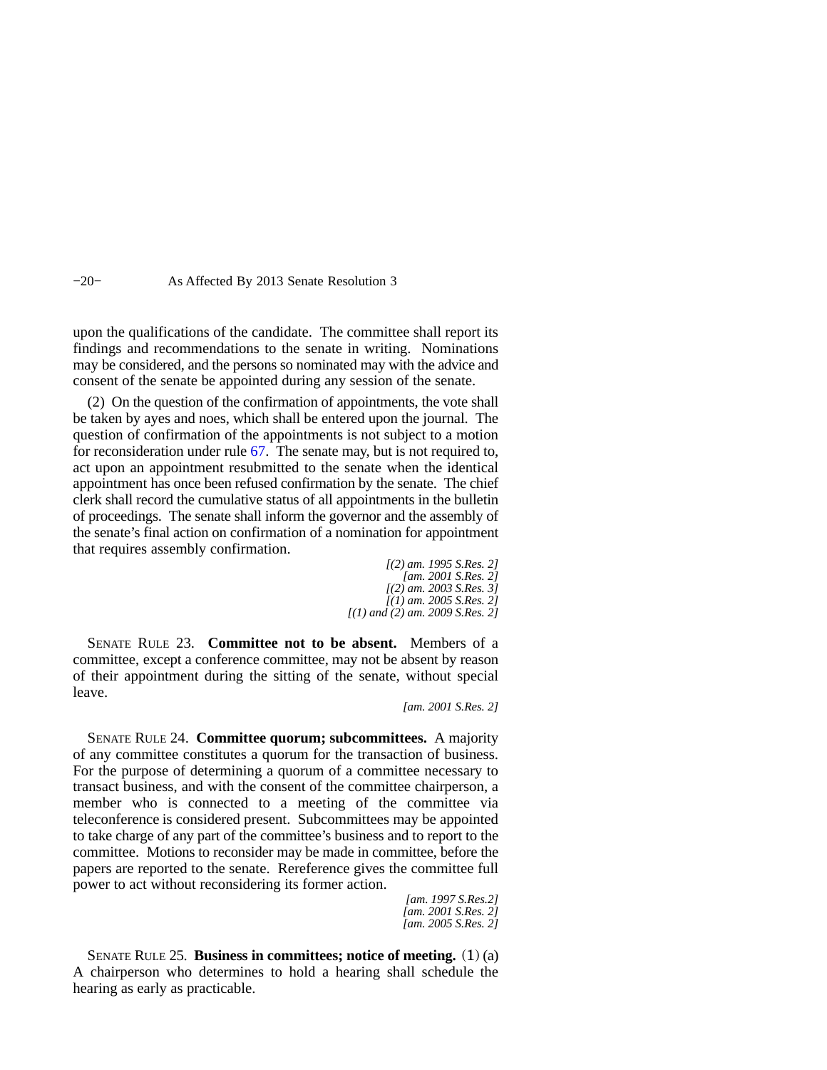upon the qualifications of the candidate. The committee shall report its findings and recommendations to the senate in writing. Nominations may be considered, and the persons so nominated may with the advice and consent of the senate be appointed during any session of the senate.

(2) On the question of the confirmation of appointments, the vote shall be taken by ayes and noes, which shall be entered upon the journal. The question of confirmation of the appointments is not subject to a motion for reconsideration under rule 67. The senate may, but is not required to, act upon an appointment resubmitted to the senate when the identical appointment has once been refused confirmation by the senate. The chief clerk shall record the cumulative status of all appointments in the bulletin of proceedings. The senate shall inform the governor and the assembly of the senate's final action on confirmation of a nomination for appointment that requires assembly confirmation.

*[(2) am. 1995 S.Res. 2]*
*[am. 2001 S.Res. 2]*
*[(2) am. 2003 S.Res. 3]*
*[(1) am. 2005 S.Res. 2]*
*[(1) and (2) am. 2009 S.Res. 2]*

SENATE RULE 23. **Committee not to be absent.** Members of a committee, except a conference committee, may not be absent by reason of their appointment during the sitting of the senate, without special leave.

*[am. 2001 S.Res. 2]*

SENATE RULE 24. **Committee quorum; subcommittees.** A majority of any committee constitutes a quorum for the transaction of business. For the purpose of determining a quorum of a committee necessary to transact business, and with the consent of the committee chairperson, a member who is connected to a meeting of the committee via teleconference is considered present. Subcommittees may be appointed to take charge of any part of the committee's business and to report to the committee. Motions to reconsider may be made in committee, before the papers are reported to the senate. Rereference gives the committee full power to act without reconsidering its former action.

*[am. 1997 S.Res.2]*
*[am. 2001 S.Res. 2]*
*[am. 2005 S.Res. 2]*

SENATE RULE 25. **Business in committees; notice of meeting.** (1) (a) A chairperson who determines to hold a hearing shall schedule the hearing as early as practicable.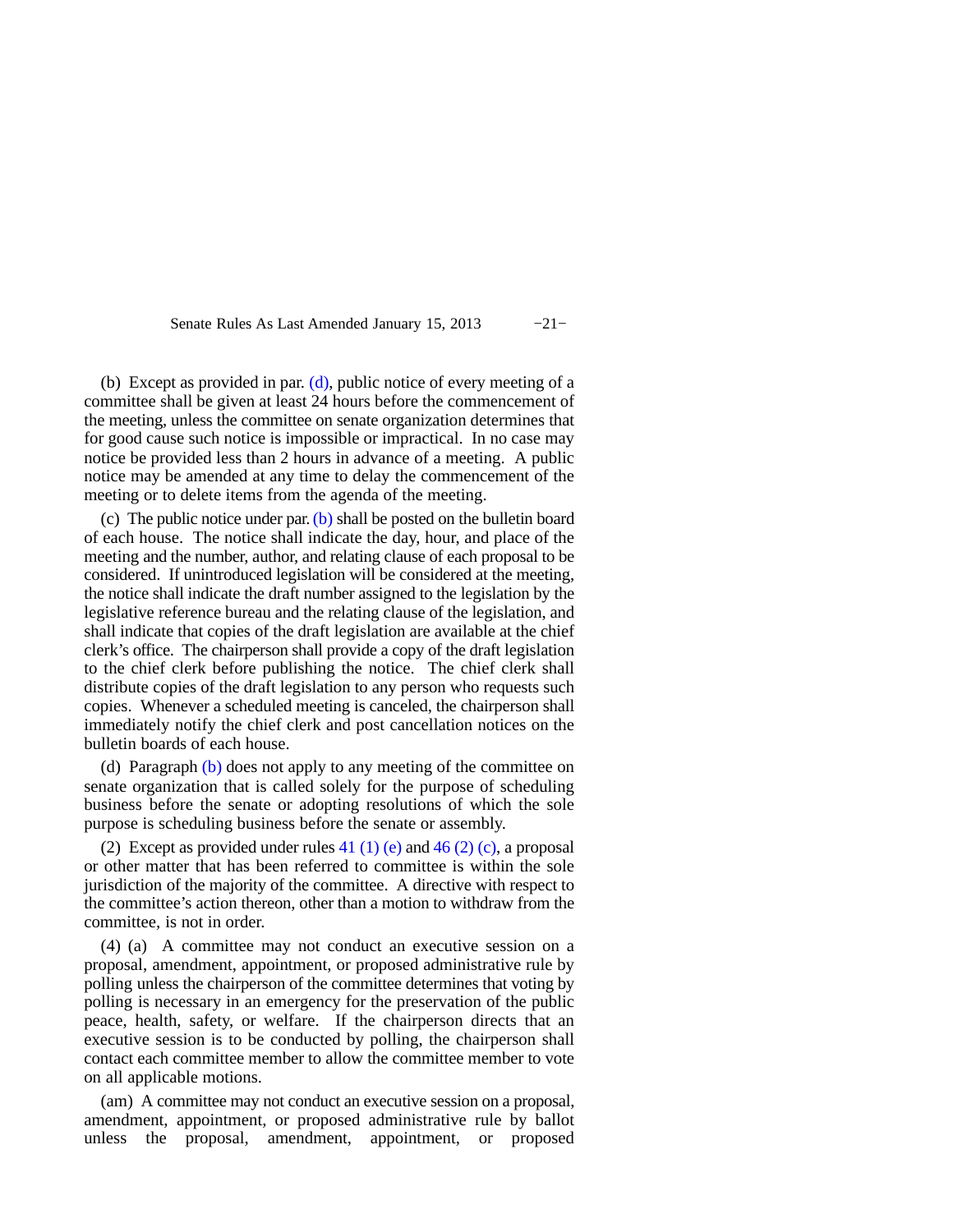(b) Except as provided in par. (d), public notice of every meeting of a committee shall be given at least 24 hours before the commencement of the meeting, unless the committee on senate organization determines that for good cause such notice is impossible or impractical. In no case may notice be provided less than 2 hours in advance of a meeting. A public notice may be amended at any time to delay the commencement of the meeting or to delete items from the agenda of the meeting.

(c) The public notice under par. (b) shall be posted on the bulletin board of each house. The notice shall indicate the day, hour, and place of the meeting and the number, author, and relating clause of each proposal to be considered. If unintroduced legislation will be considered at the meeting, the notice shall indicate the draft number assigned to the legislation by the legislative reference bureau and the relating clause of the legislation, and shall indicate that copies of the draft legislation are available at the chief clerk's office. The chairperson shall provide a copy of the draft legislation to the chief clerk before publishing the notice. The chief clerk shall distribute copies of the draft legislation to any person who requests such copies. Whenever a scheduled meeting is canceled, the chairperson shall immediately notify the chief clerk and post cancellation notices on the bulletin boards of each house.

(d) Paragraph (b) does not apply to any meeting of the committee on senate organization that is called solely for the purpose of scheduling business before the senate or adopting resolutions of which the sole purpose is scheduling business before the senate or assembly.

(2) Except as provided under rules 41 (1) (e) and 46 (2) (c), a proposal or other matter that has been referred to committee is within the sole jurisdiction of the majority of the committee. A directive with respect to the committee's action thereon, other than a motion to withdraw from the committee, is not in order.

(4) (a) A committee may not conduct an executive session on a proposal, amendment, appointment, or proposed administrative rule by polling unless the chairperson of the committee determines that voting by polling is necessary in an emergency for the preservation of the public peace, health, safety, or welfare. If the chairperson directs that an executive session is to be conducted by polling, the chairperson shall contact each committee member to allow the committee member to vote on all applicable motions.

(am) A committee may not conduct an executive session on a proposal, amendment, appointment, or proposed administrative rule by ballot unless the proposal, amendment, appointment, or proposed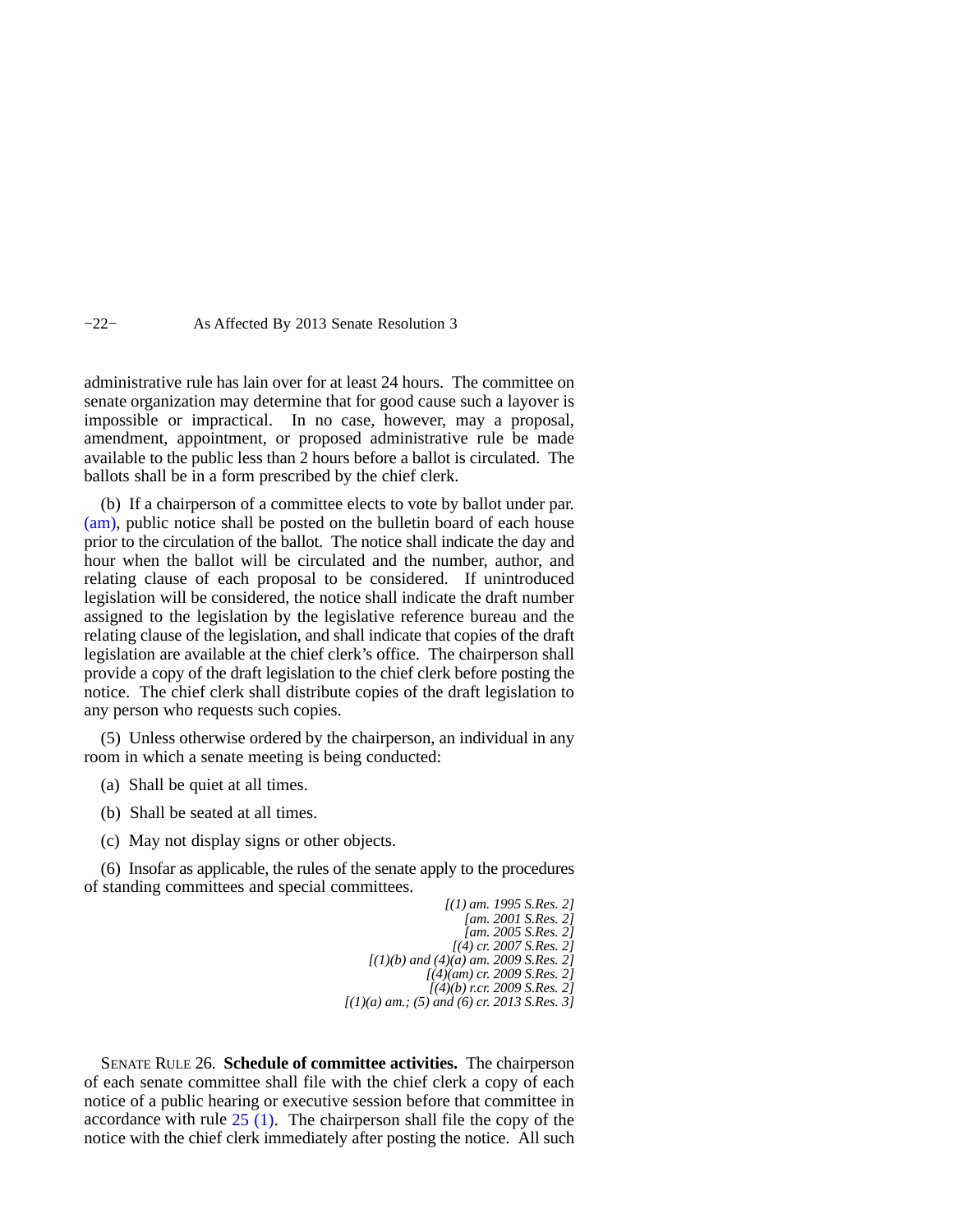administrative rule has lain over for at least 24 hours. The committee on senate organization may determine that for good cause such a layover is impossible or impractical. In no case, however, may a proposal, amendment, appointment, or proposed administrative rule be made available to the public less than 2 hours before a ballot is circulated. The ballots shall be in a form prescribed by the chief clerk.

(b) If a chairperson of a committee elects to vote by ballot under par. (am), public notice shall be posted on the bulletin board of each house prior to the circulation of the ballot. The notice shall indicate the day and hour when the ballot will be circulated and the number, author, and relating clause of each proposal to be considered. If unintroduced legislation will be considered, the notice shall indicate the draft number assigned to the legislation by the legislative reference bureau and the relating clause of the legislation, and shall indicate that copies of the draft legislation are available at the chief clerk's office. The chairperson shall provide a copy of the draft legislation to the chief clerk before posting the notice. The chief clerk shall distribute copies of the draft legislation to any person who requests such copies.

(5) Unless otherwise ordered by the chairperson, an individual in any room in which a senate meeting is being conducted:

(a) Shall be quiet at all times.

(b) Shall be seated at all times.

(c) May not display signs or other objects.

(6) Insofar as applicable, the rules of the senate apply to the procedures of standing committees and special committees.

*[(1) am. 1995 S.Res. 2]*
*[am. 2001 S.Res. 2]*
*[am. 2005 S.Res. 2]*
*[(4) cr. 2007 S.Res. 2]*
*[(1)(b) and (4)(a) am. 2009 S.Res. 2]*
*[(4)(am) cr. 2009 S.Res. 2]*
*[(4)(b) r.cr. 2009 S.Res. 2]*
*[(1)(a) am.; (5) and (6) cr. 2013 S.Res. 3]*

SENATE RULE 26. **Schedule of committee activities.** The chairperson of each senate committee shall file with the chief clerk a copy of each notice of a public hearing or executive session before that committee in accordance with rule 25 (1). The chairperson shall file the copy of the notice with the chief clerk immediately after posting the notice. All such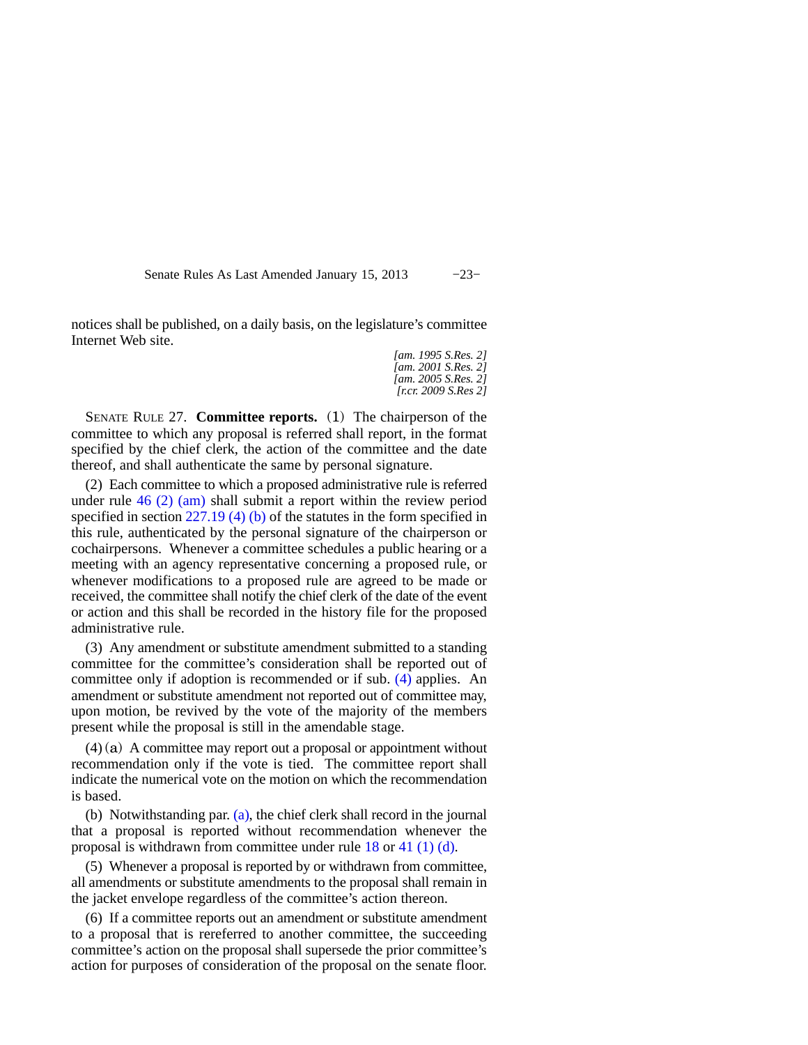notices shall be published, on a daily basis, on the legislature's committee Internet Web site.

*[am. 1995 S.Res. 2]*
*[am. 2001 S.Res. 2]*
*[am. 2005 S.Res. 2]*
*[r.cr. 2009 S.Res 2]*

SENATE RULE 27. **Committee reports.** (1) The chairperson of the committee to which any proposal is referred shall report, in the format specified by the chief clerk, the action of the committee and the date thereof, and shall authenticate the same by personal signature.

(2) Each committee to which a proposed administrative rule is referred under rule 46 (2) (am) shall submit a report within the review period specified in section 227.19 (4) (b) of the statutes in the form specified in this rule, authenticated by the personal signature of the chairperson or cochairpersons. Whenever a committee schedules a public hearing or a meeting with an agency representative concerning a proposed rule, or whenever modifications to a proposed rule are agreed to be made or received, the committee shall notify the chief clerk of the date of the event or action and this shall be recorded in the history file for the proposed administrative rule.

(3) Any amendment or substitute amendment submitted to a standing committee for the committee's consideration shall be reported out of committee only if adoption is recommended or if sub. (4) applies. An amendment or substitute amendment not reported out of committee may, upon motion, be revived by the vote of the majority of the members present while the proposal is still in the amendable stage.

(4) (a) A committee may report out a proposal or appointment without recommendation only if the vote is tied. The committee report shall indicate the numerical vote on the motion on which the recommendation is based.

(b) Notwithstanding par. (a), the chief clerk shall record in the journal that a proposal is reported without recommendation whenever the proposal is withdrawn from committee under rule 18 or 41 (1) (d).

(5) Whenever a proposal is reported by or withdrawn from committee, all amendments or substitute amendments to the proposal shall remain in the jacket envelope regardless of the committee's action thereon.

(6) If a committee reports out an amendment or substitute amendment to a proposal that is rereferred to another committee, the succeeding committee's action on the proposal shall supersede the prior committee's action for purposes of consideration of the proposal on the senate floor.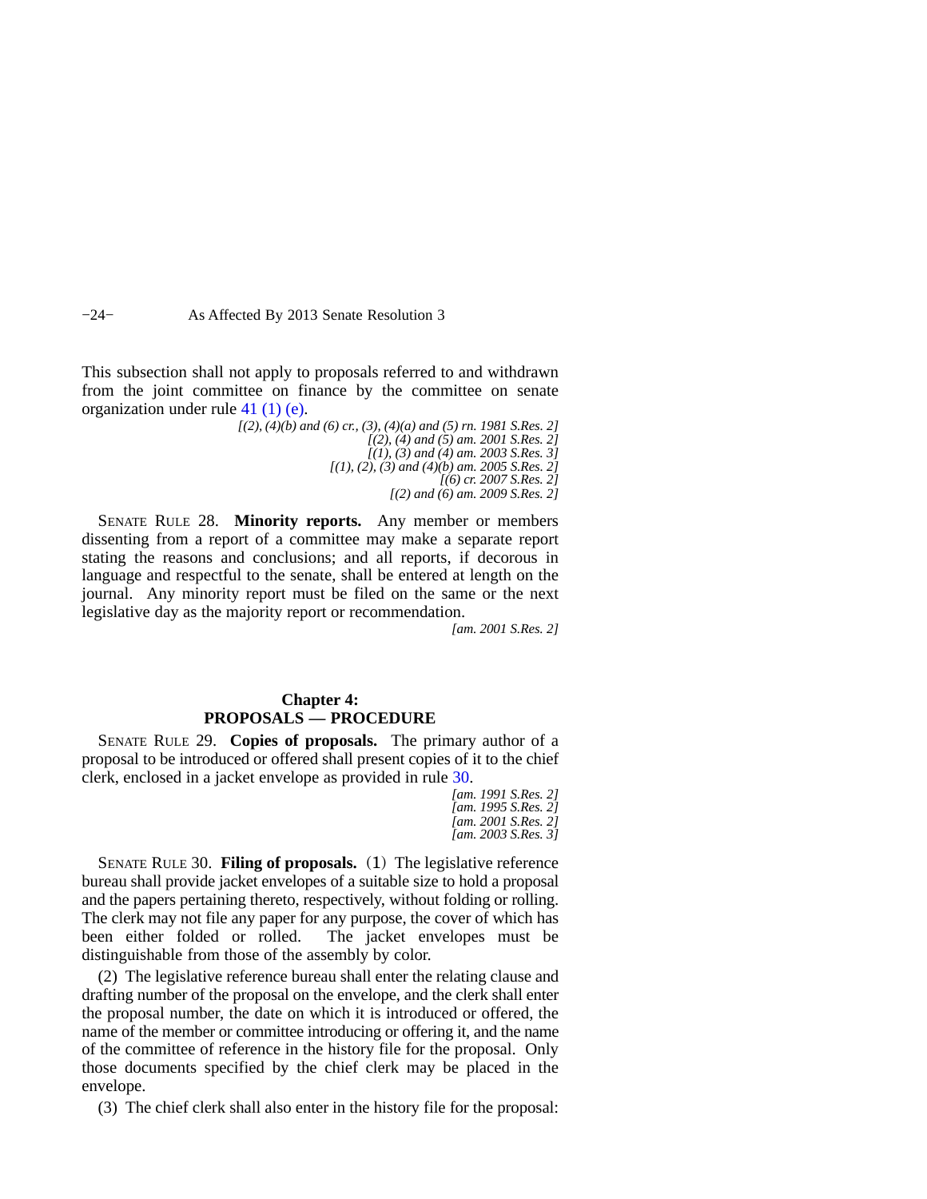This subsection shall not apply to proposals referred to and withdrawn from the joint committee on finance by the committee on senate organization under rule 41 (1) (e).

*[(2), (4)(b) and (6) cr., (3), (4)(a) and (5) rn. 1981 S.Res. 2]*
*[(2), (4) and (5) am. 2001 S.Res. 2]*
*[(1), (3) and (4) am. 2003 S.Res. 3]*
*[(1), (2), (3) and (4)(b) am. 2005 S.Res. 2]*
*[(6) cr. 2007 S.Res. 2]*
*[(2) and (6) am. 2009 S.Res. 2]*

SENATE RULE 28. **Minority reports.** Any member or members dissenting from a report of a committee may make a separate report stating the reasons and conclusions; and all reports, if decorous in language and respectful to the senate, shall be entered at length on the journal. Any minority report must be filed on the same or the next legislative day as the majority report or recommendation.

*[am. 2001 S.Res. 2]*

## Chapter 4: PROPOSALS — PROCEDURE

SENATE RULE 29. **Copies of proposals.** The primary author of a proposal to be introduced or offered shall present copies of it to the chief clerk, enclosed in a jacket envelope as provided in rule 30.

*[am. 1991 S.Res. 2]*
*[am. 1995 S.Res. 2]*
*[am. 2001 S.Res. 2]*
*[am. 2003 S.Res. 3]*

SENATE RULE 30. **Filing of proposals.** (1) The legislative reference bureau shall provide jacket envelopes of a suitable size to hold a proposal and the papers pertaining thereto, respectively, without folding or rolling. The clerk may not file any paper for any purpose, the cover of which has been either folded or rolled. The jacket envelopes must be distinguishable from those of the assembly by color.

(2) The legislative reference bureau shall enter the relating clause and drafting number of the proposal on the envelope, and the clerk shall enter the proposal number, the date on which it is introduced or offered, the name of the member or committee introducing or offering it, and the name of the committee of reference in the history file for the proposal. Only those documents specified by the chief clerk may be placed in the envelope.

(3) The chief clerk shall also enter in the history file for the proposal: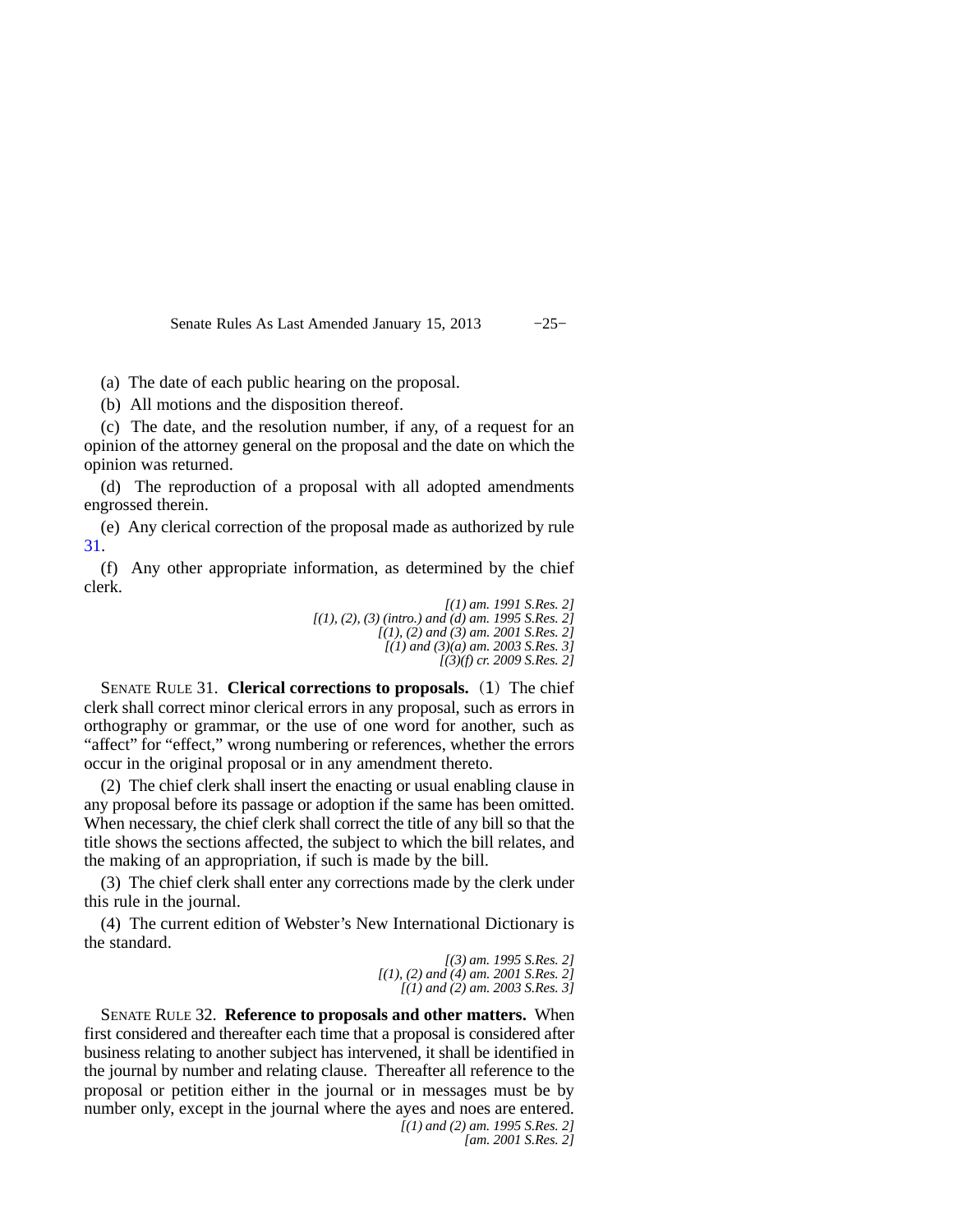(a) The date of each public hearing on the proposal.

(b) All motions and the disposition thereof.

(c) The date, and the resolution number, if any, of a request for an opinion of the attorney general on the proposal and the date on which the opinion was returned.

(d) The reproduction of a proposal with all adopted amendments engrossed therein.

(e) Any clerical correction of the proposal made as authorized by rule 31.

(f) Any other appropriate information, as determined by the chief clerk.

*[(1) am. 1991 S.Res. 2]*
*[(1), (2), (3) (intro.) and (d) am. 1995 S.Res. 2]*
*[(1), (2) and (3) am. 2001 S.Res. 2]*
*[(1) and (3)(a) am. 2003 S.Res. 3]*
*[(3)(f) cr. 2009 S.Res. 2]*

SENATE RULE 31. **Clerical corrections to proposals.** (1) The chief clerk shall correct minor clerical errors in any proposal, such as errors in orthography or grammar, or the use of one word for another, such as "affect" for "effect," wrong numbering or references, whether the errors occur in the original proposal or in any amendment thereto.

(2) The chief clerk shall insert the enacting or usual enabling clause in any proposal before its passage or adoption if the same has been omitted. When necessary, the chief clerk shall correct the title of any bill so that the title shows the sections affected, the subject to which the bill relates, and the making of an appropriation, if such is made by the bill.

(3) The chief clerk shall enter any corrections made by the clerk under this rule in the journal.

(4) The current edition of Webster's New International Dictionary is the standard.

*[(3) am. 1995 S.Res. 2]*
*[(1), (2) and (4) am. 2001 S.Res. 2]*
*[(1) and (2) am. 2003 S.Res. 3]*

SENATE RULE 32. **Reference to proposals and other matters.** When first considered and thereafter each time that a proposal is considered after business relating to another subject has intervened, it shall be identified in the journal by number and relating clause. Thereafter all reference to the proposal or petition either in the journal or in messages must be by number only, except in the journal where the ayes and noes are entered.

*[(1) and (2) am. 1995 S.Res. 2]*
*[am. 2001 S.Res. 2]*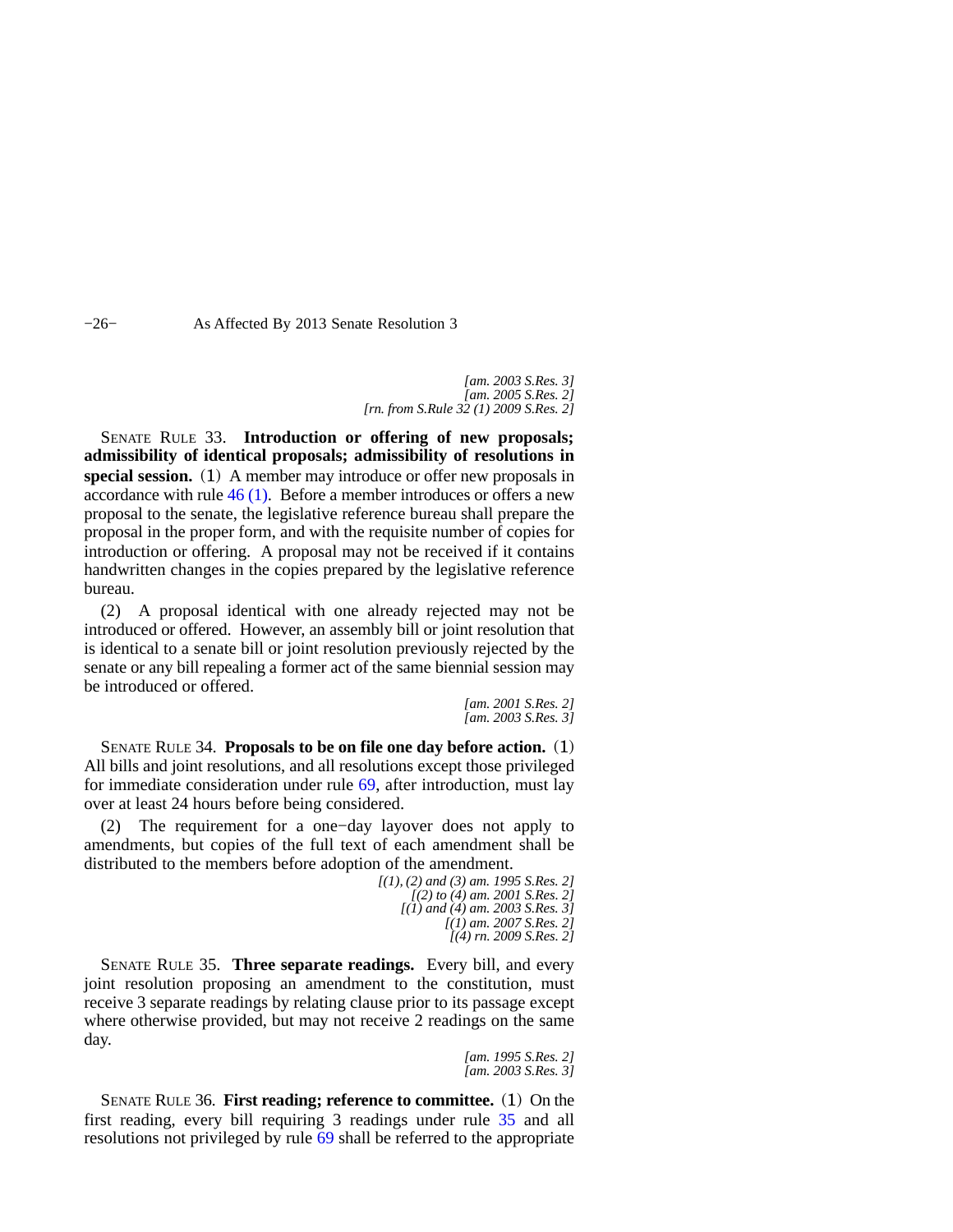*[am. 2003 S.Res. 3]*
*[am. 2005 S.Res. 2]*
*[rn. from S.Rule 32 (1) 2009 S.Res. 2]*

SENATE RULE 33. **Introduction or offering of new proposals; admissibility of identical proposals; admissibility of resolutions in special session.** (1) A member may introduce or offer new proposals in accordance with rule 46 (1). Before a member introduces or offers a new proposal to the senate, the legislative reference bureau shall prepare the proposal in the proper form, and with the requisite number of copies for introduction or offering. A proposal may not be received if it contains handwritten changes in the copies prepared by the legislative reference bureau.

(2) A proposal identical with one already rejected may not be introduced or offered. However, an assembly bill or joint resolution that is identical to a senate bill or joint resolution previously rejected by the senate or any bill repealing a former act of the same biennial session may be introduced or offered.

*[am. 2001 S.Res. 2]*
*[am. 2003 S.Res. 3]*

SENATE RULE 34. **Proposals to be on file one day before action.** (1) All bills and joint resolutions, and all resolutions except those privileged for immediate consideration under rule 69, after introduction, must lay over at least 24 hours before being considered.

(2) The requirement for a one−day layover does not apply to amendments, but copies of the full text of each amendment shall be distributed to the members before adoption of the amendment.

*[(1), (2) and (3) am. 1995 S.Res. 2]*
*[(2) to (4) am. 2001 S.Res. 2]*
*[(1) and (4) am. 2003 S.Res. 3]*
*[(1) am. 2007 S.Res. 2]*
*[(4) rn. 2009 S.Res. 2]*

SENATE RULE 35. **Three separate readings.** Every bill, and every joint resolution proposing an amendment to the constitution, must receive 3 separate readings by relating clause prior to its passage except where otherwise provided, but may not receive 2 readings on the same day.

*[am. 1995 S.Res. 2]*
*[am. 2003 S.Res. 3]*

SENATE RULE 36. **First reading; reference to committee.** (1) On the first reading, every bill requiring 3 readings under rule 35 and all resolutions not privileged by rule 69 shall be referred to the appropriate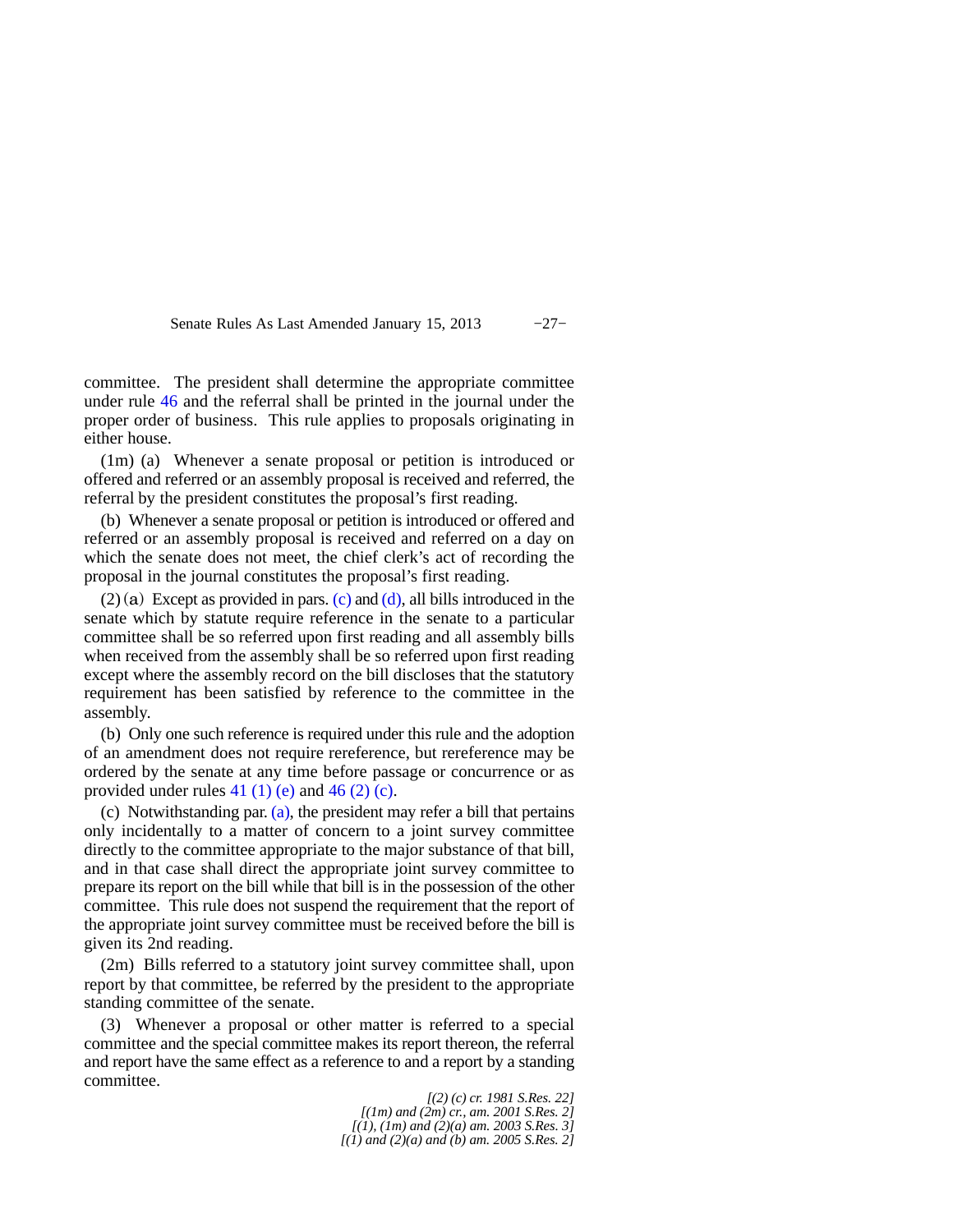committee. The president shall determine the appropriate committee under rule 46 and the referral shall be printed in the journal under the proper order of business. This rule applies to proposals originating in either house.

(1m) (a) Whenever a senate proposal or petition is introduced or offered and referred or an assembly proposal is received and referred, the referral by the president constitutes the proposal's first reading.

(b) Whenever a senate proposal or petition is introduced or offered and referred or an assembly proposal is received and referred on a day on which the senate does not meet, the chief clerk's act of recording the proposal in the journal constitutes the proposal's first reading.

(2) (a) Except as provided in pars. (c) and (d), all bills introduced in the senate which by statute require reference in the senate to a particular committee shall be so referred upon first reading and all assembly bills when received from the assembly shall be so referred upon first reading except where the assembly record on the bill discloses that the statutory requirement has been satisfied by reference to the committee in the assembly.

(b) Only one such reference is required under this rule and the adoption of an amendment does not require rereference, but rereference may be ordered by the senate at any time before passage or concurrence or as provided under rules 41 (1) (e) and 46 (2) (c).

(c) Notwithstanding par. (a), the president may refer a bill that pertains only incidentally to a matter of concern to a joint survey committee directly to the committee appropriate to the major substance of that bill, and in that case shall direct the appropriate joint survey committee to prepare its report on the bill while that bill is in the possession of the other committee. This rule does not suspend the requirement that the report of the appropriate joint survey committee must be received before the bill is given its 2nd reading.

(2m) Bills referred to a statutory joint survey committee shall, upon report by that committee, be referred by the president to the appropriate standing committee of the senate.

(3) Whenever a proposal or other matter is referred to a special committee and the special committee makes its report thereon, the referral and report have the same effect as a reference to and a report by a standing committee.

*[(2) (c) cr. 1981 S.Res. 22]*
*[(1m) and (2m) cr., am. 2001 S.Res. 2]*
*[(1), (1m) and (2)(a) am. 2003 S.Res. 3]*
*[(1) and (2)(a) and (b) am. 2005 S.Res. 2]*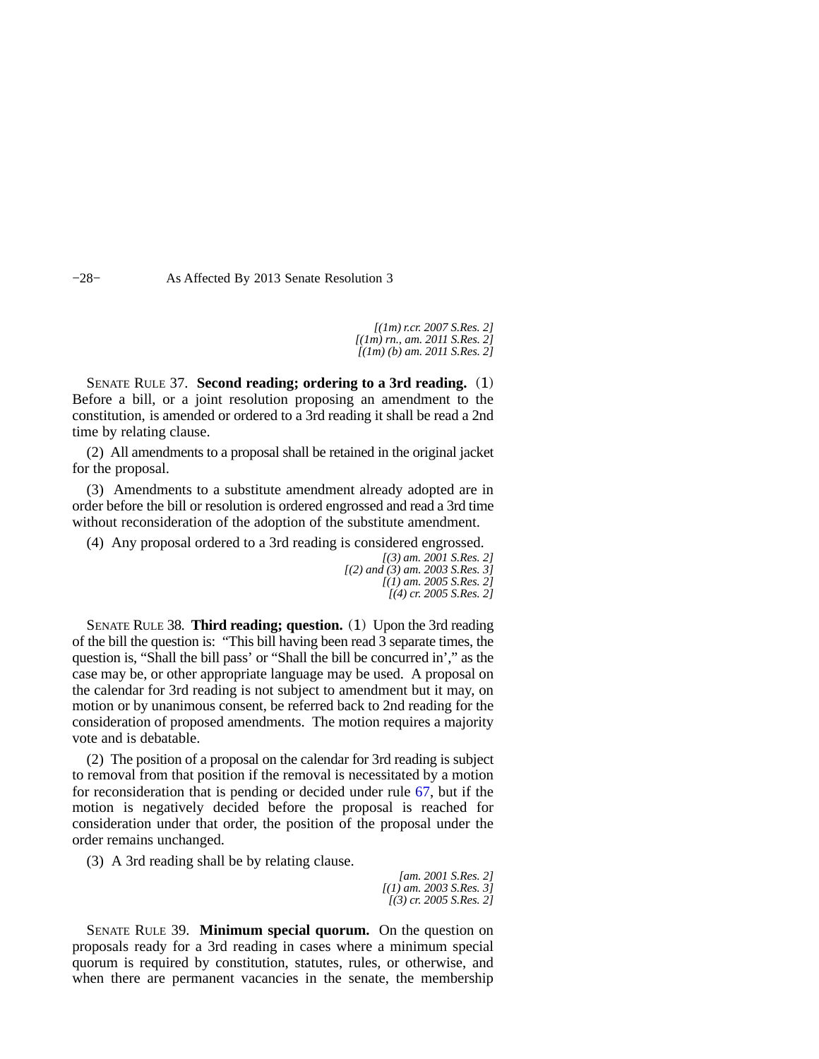*[(1m) r.cr. 2007 S.Res. 2]*
*[(1m) rn., am. 2011 S.Res. 2]*
*[(1m) (b) am. 2011 S.Res. 2]*

SENATE RULE 37. **Second reading; ordering to a 3rd reading.** (1) Before a bill, or a joint resolution proposing an amendment to the constitution, is amended or ordered to a 3rd reading it shall be read a 2nd time by relating clause.

(2) All amendments to a proposal shall be retained in the original jacket for the proposal.

(3) Amendments to a substitute amendment already adopted are in order before the bill or resolution is ordered engrossed and read a 3rd time without reconsideration of the adoption of the substitute amendment.

(4) Any proposal ordered to a 3rd reading is considered engrossed.

*[(3) am. 2001 S.Res. 2]*
*[(2) and (3) am. 2003 S.Res. 3]*
*[(1) am. 2005 S.Res. 2]*
*[(4) cr. 2005 S.Res. 2]*

SENATE RULE 38. **Third reading; question.** (1) Upon the 3rd reading of the bill the question is: "This bill having been read 3 separate times, the question is, "Shall the bill pass' or "Shall the bill be concurred in'," as the case may be, or other appropriate language may be used. A proposal on the calendar for 3rd reading is not subject to amendment but it may, on motion or by unanimous consent, be referred back to 2nd reading for the consideration of proposed amendments. The motion requires a majority vote and is debatable.

(2) The position of a proposal on the calendar for 3rd reading is subject to removal from that position if the removal is necessitated by a motion for reconsideration that is pending or decided under rule 67, but if the motion is negatively decided before the proposal is reached for consideration under that order, the position of the proposal under the order remains unchanged.

(3) A 3rd reading shall be by relating clause.

*[am. 2001 S.Res. 2]*
*[(1) am. 2003 S.Res. 3]*
*[(3) cr. 2005 S.Res. 2]*

SENATE RULE 39. **Minimum special quorum.** On the question on proposals ready for a 3rd reading in cases where a minimum special quorum is required by constitution, statutes, rules, or otherwise, and when there are permanent vacancies in the senate, the membership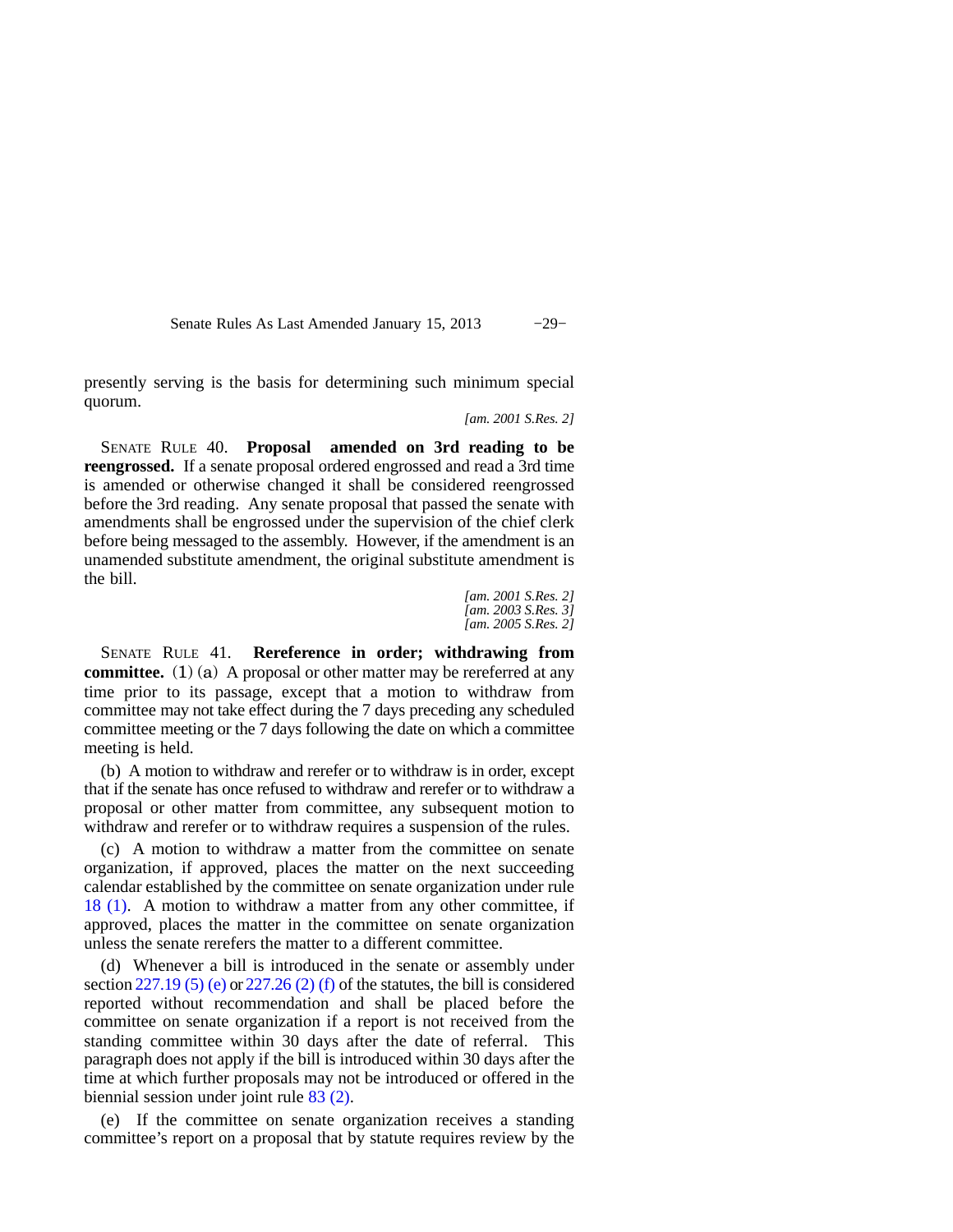presently serving is the basis for determining such minimum special quorum.

*[am. 2001 S.Res. 2]*

SENATE RULE 40. **Proposal amended on 3rd reading to be reengrossed.** If a senate proposal ordered engrossed and read a 3rd time is amended or otherwise changed it shall be considered reengrossed before the 3rd reading. Any senate proposal that passed the senate with amendments shall be engrossed under the supervision of the chief clerk before being messaged to the assembly. However, if the amendment is an unamended substitute amendment, the original substitute amendment is the bill.

*[am. 2001 S.Res. 2]*
*[am. 2003 S.Res. 3]*
*[am. 2005 S.Res. 2]*

SENATE RULE 41. **Rereference in order; withdrawing from committee.** (1) (a) A proposal or other matter may be rereferred at any time prior to its passage, except that a motion to withdraw from committee may not take effect during the 7 days preceding any scheduled committee meeting or the 7 days following the date on which a committee meeting is held.

(b) A motion to withdraw and rerefer or to withdraw is in order, except that if the senate has once refused to withdraw and rerefer or to withdraw a proposal or other matter from committee, any subsequent motion to withdraw and rerefer or to withdraw requires a suspension of the rules.

(c) A motion to withdraw a matter from the committee on senate organization, if approved, places the matter on the next succeeding calendar established by the committee on senate organization under rule 18 (1). A motion to withdraw a matter from any other committee, if approved, places the matter in the committee on senate organization unless the senate rerefers the matter to a different committee.

(d) Whenever a bill is introduced in the senate or assembly under section 227.19 (5) (e) or 227.26 (2) (f) of the statutes, the bill is considered reported without recommendation and shall be placed before the committee on senate organization if a report is not received from the standing committee within 30 days after the date of referral. This paragraph does not apply if the bill is introduced within 30 days after the time at which further proposals may not be introduced or offered in the biennial session under joint rule 83 (2).

(e) If the committee on senate organization receives a standing committee's report on a proposal that by statute requires review by the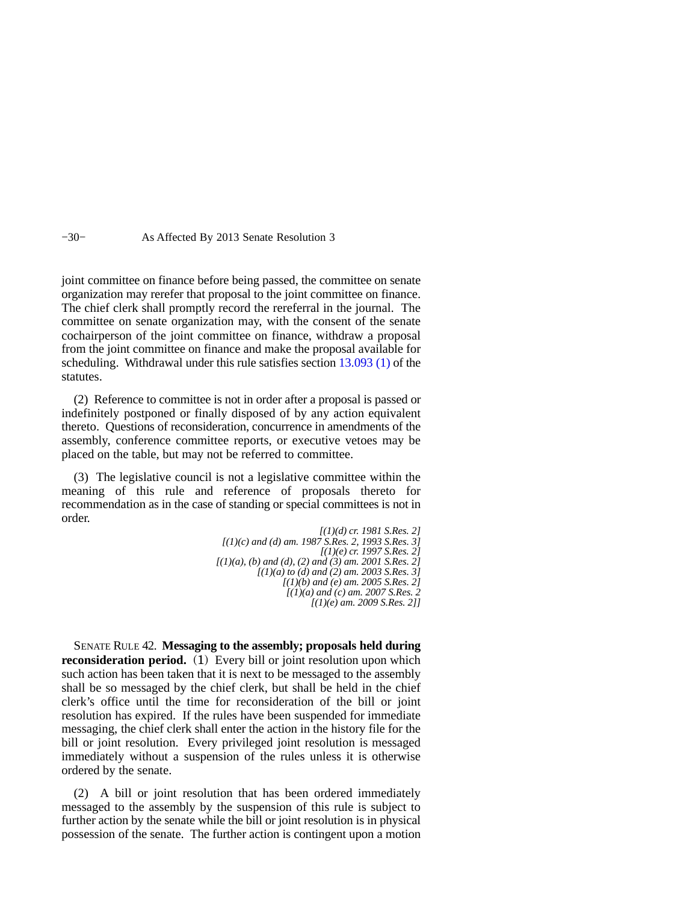joint committee on finance before being passed, the committee on senate organization may rerefer that proposal to the joint committee on finance. The chief clerk shall promptly record the rereferral in the journal. The committee on senate organization may, with the consent of the senate cochairperson of the joint committee on finance, withdraw a proposal from the joint committee on finance and make the proposal available for scheduling. Withdrawal under this rule satisfies section 13.093 (1) of the statutes.

(2) Reference to committee is not in order after a proposal is passed or indefinitely postponed or finally disposed of by any action equivalent thereto. Questions of reconsideration, concurrence in amendments of the assembly, conference committee reports, or executive vetoes may be placed on the table, but may not be referred to committee.

(3) The legislative council is not a legislative committee within the meaning of this rule and reference of proposals thereto for recommendation as in the case of standing or special committees is not in order.

*[(1)(d) cr. 1981 S.Res. 2]*
*[(1)(c) and (d) am. 1987 S.Res. 2, 1993 S.Res. 3]*
*[(1)(e) cr. 1997 S.Res. 2]*
*[(1)(a), (b) and (d), (2) and (3) am. 2001 S.Res. 2]*
*[(1)(a) to (d) and (2) am. 2003 S.Res. 3]*
*[(1)(b) and (e) am. 2005 S.Res. 2]*
*[(1)(a) and (c) am. 2007 S.Res. 2*
*[(1)(e) am. 2009 S.Res. 2]]*

SENATE RULE 42. **Messaging to the assembly; proposals held during reconsideration period.** (1) Every bill or joint resolution upon which such action has been taken that it is next to be messaged to the assembly shall be so messaged by the chief clerk, but shall be held in the chief clerk's office until the time for reconsideration of the bill or joint resolution has expired. If the rules have been suspended for immediate messaging, the chief clerk shall enter the action in the history file for the bill or joint resolution. Every privileged joint resolution is messaged immediately without a suspension of the rules unless it is otherwise ordered by the senate.

(2) A bill or joint resolution that has been ordered immediately messaged to the assembly by the suspension of this rule is subject to further action by the senate while the bill or joint resolution is in physical possession of the senate. The further action is contingent upon a motion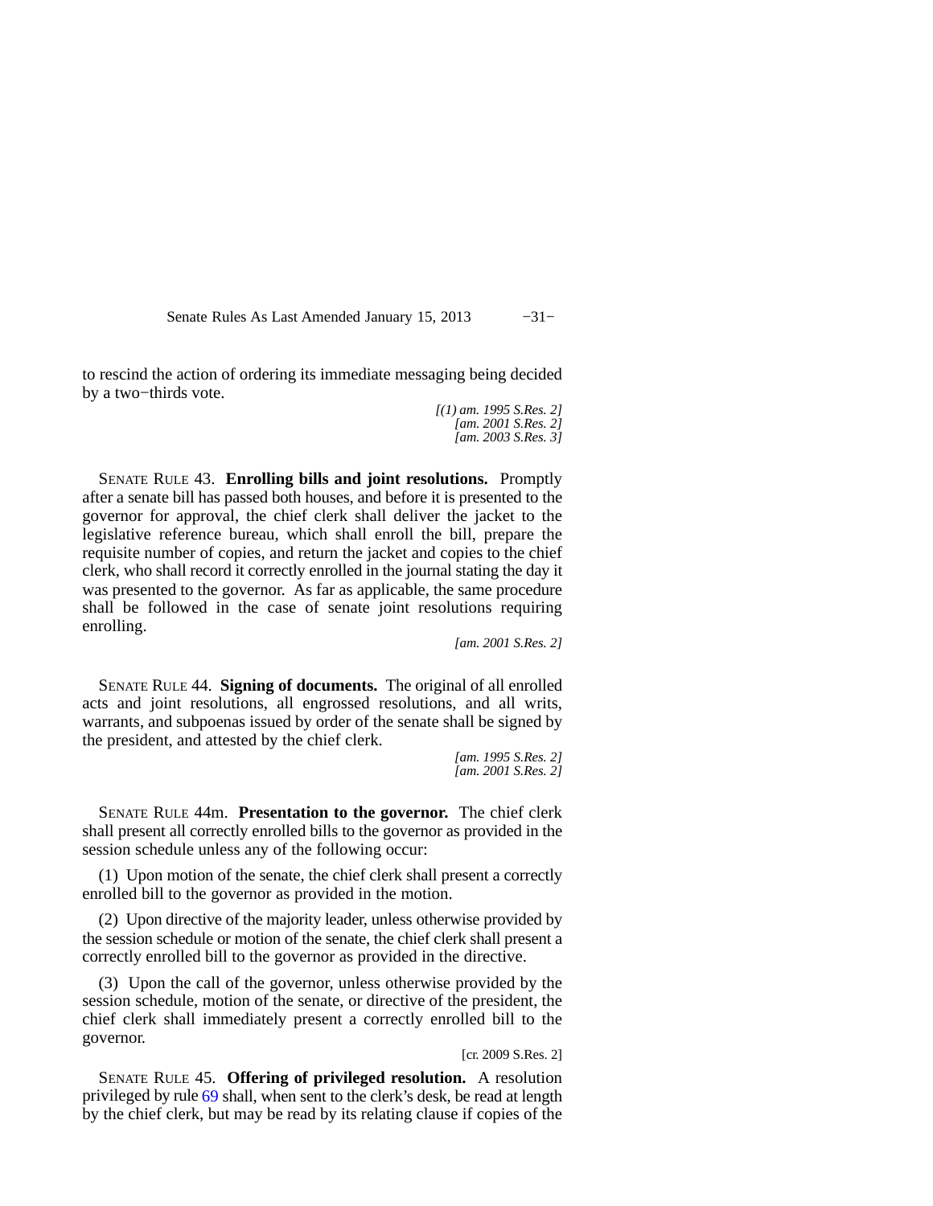to rescind the action of ordering its immediate messaging being decided by a two−thirds vote.

*[(1) am. 1995 S.Res. 2]*
*[am. 2001 S.Res. 2]*
*[am. 2003 S.Res. 3]*

SENATE RULE 43. **Enrolling bills and joint resolutions.** Promptly after a senate bill has passed both houses, and before it is presented to the governor for approval, the chief clerk shall deliver the jacket to the legislative reference bureau, which shall enroll the bill, prepare the requisite number of copies, and return the jacket and copies to the chief clerk, who shall record it correctly enrolled in the journal stating the day it was presented to the governor. As far as applicable, the same procedure shall be followed in the case of senate joint resolutions requiring enrolling.

*[am. 2001 S.Res. 2]*

SENATE RULE 44. **Signing of documents.** The original of all enrolled acts and joint resolutions, all engrossed resolutions, and all writs, warrants, and subpoenas issued by order of the senate shall be signed by the president, and attested by the chief clerk.

*[am. 1995 S.Res. 2]*
*[am. 2001 S.Res. 2]*

SENATE RULE 44m. **Presentation to the governor.** The chief clerk shall present all correctly enrolled bills to the governor as provided in the session schedule unless any of the following occur:

(1) Upon motion of the senate, the chief clerk shall present a correctly enrolled bill to the governor as provided in the motion.

(2) Upon directive of the majority leader, unless otherwise provided by the session schedule or motion of the senate, the chief clerk shall present a correctly enrolled bill to the governor as provided in the directive.

(3) Upon the call of the governor, unless otherwise provided by the session schedule, motion of the senate, or directive of the president, the chief clerk shall immediately present a correctly enrolled bill to the governor.

[cr. 2009 S.Res. 2]

SENATE RULE 45. **Offering of privileged resolution.** A resolution privileged by rule 69 shall, when sent to the clerk's desk, be read at length by the chief clerk, but may be read by its relating clause if copies of the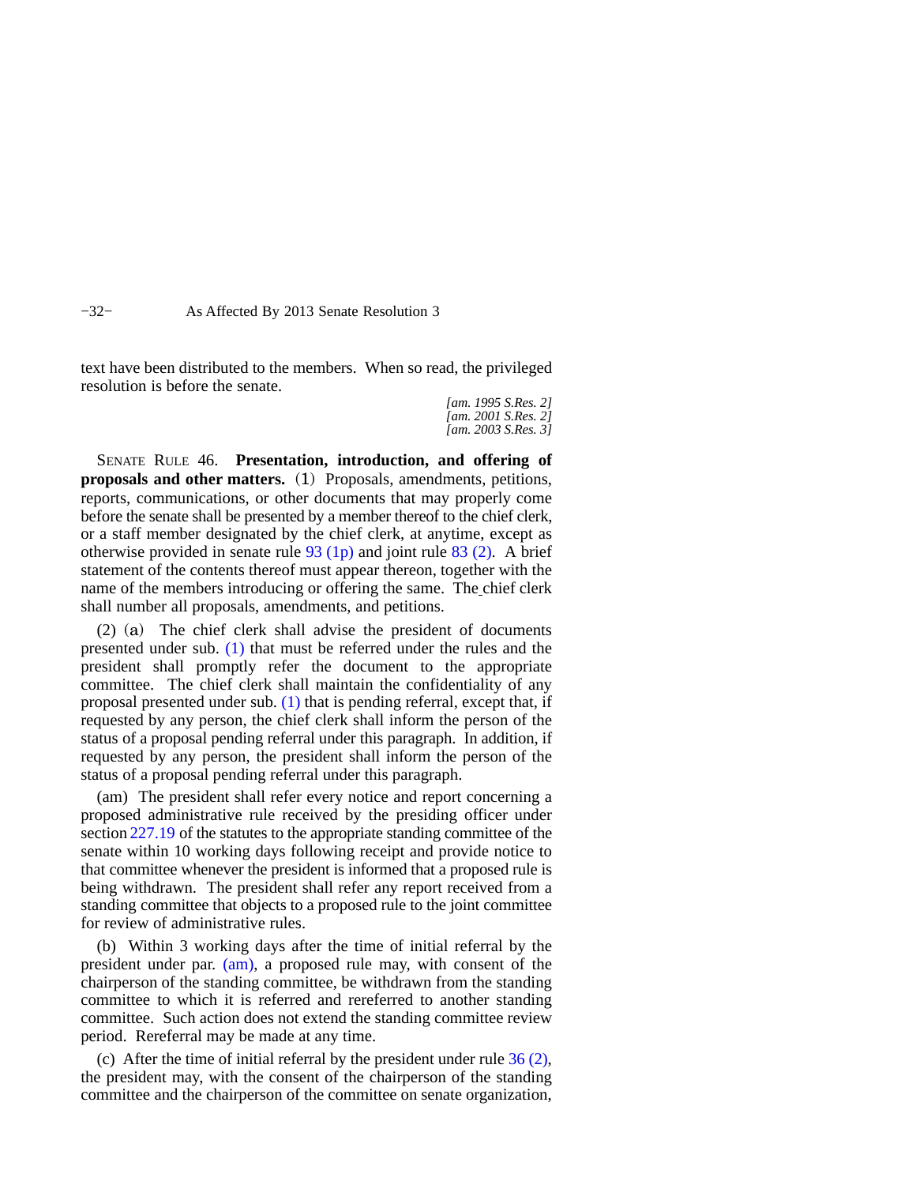text have been distributed to the members. When so read, the privileged resolution is before the senate.

*[am. 1995 S.Res. 2]*
*[am. 2001 S.Res. 2]*
*[am. 2003 S.Res. 3]*

SENATE RULE 46. **Presentation, introduction, and offering of proposals and other matters.** (1) Proposals, amendments, petitions, reports, communications, or other documents that may properly come before the senate shall be presented by a member thereof to the chief clerk, or a staff member designated by the chief clerk, at anytime, except as otherwise provided in senate rule 93 (1p) and joint rule 83 (2). A brief statement of the contents thereof must appear thereon, together with the name of the members introducing or offering the same. The chief clerk shall number all proposals, amendments, and petitions.

(2) (a) The chief clerk shall advise the president of documents presented under sub. (1) that must be referred under the rules and the president shall promptly refer the document to the appropriate committee. The chief clerk shall maintain the confidentiality of any proposal presented under sub. (1) that is pending referral, except that, if requested by any person, the chief clerk shall inform the person of the status of a proposal pending referral under this paragraph. In addition, if requested by any person, the president shall inform the person of the status of a proposal pending referral under this paragraph.

(am) The president shall refer every notice and report concerning a proposed administrative rule received by the presiding officer under section 227.19 of the statutes to the appropriate standing committee of the senate within 10 working days following receipt and provide notice to that committee whenever the president is informed that a proposed rule is being withdrawn. The president shall refer any report received from a standing committee that objects to a proposed rule to the joint committee for review of administrative rules.

(b) Within 3 working days after the time of initial referral by the president under par. (am), a proposed rule may, with consent of the chairperson of the standing committee, be withdrawn from the standing committee to which it is referred and rereferred to another standing committee. Such action does not extend the standing committee review period. Rereferral may be made at any time.

(c) After the time of initial referral by the president under rule 36 (2), the president may, with the consent of the chairperson of the standing committee and the chairperson of the committee on senate organization,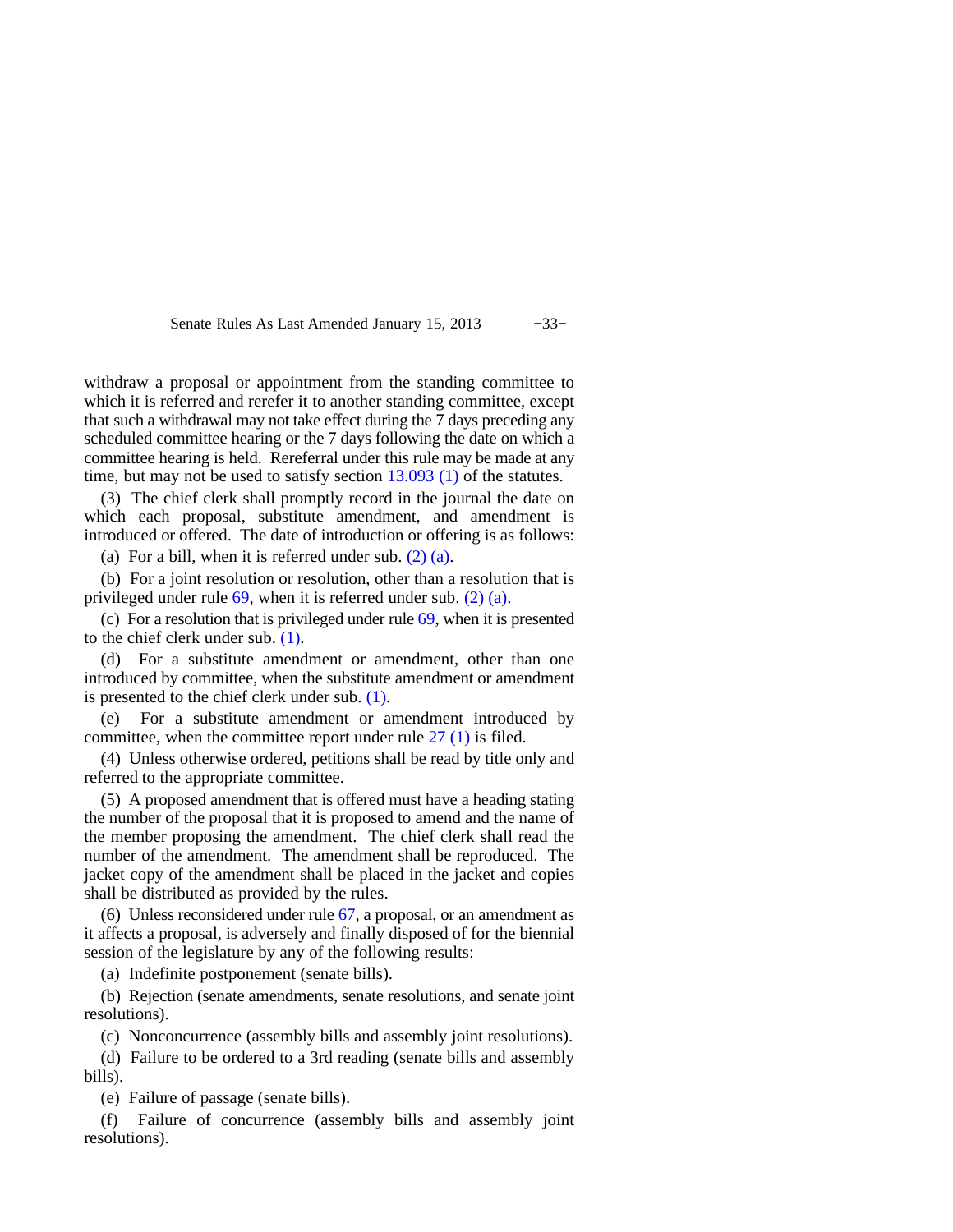withdraw a proposal or appointment from the standing committee to which it is referred and rerefer it to another standing committee, except that such a withdrawal may not take effect during the 7 days preceding any scheduled committee hearing or the 7 days following the date on which a committee hearing is held. Rereferral under this rule may be made at any time, but may not be used to satisfy section 13.093 (1) of the statutes.

(3) The chief clerk shall promptly record in the journal the date on which each proposal, substitute amendment, and amendment is introduced or offered. The date of introduction or offering is as follows:

(a) For a bill, when it is referred under sub. (2) (a).

(b) For a joint resolution or resolution, other than a resolution that is privileged under rule 69, when it is referred under sub. (2) (a).

(c) For a resolution that is privileged under rule 69, when it is presented to the chief clerk under sub. (1).

(d) For a substitute amendment or amendment, other than one introduced by committee, when the substitute amendment or amendment is presented to the chief clerk under sub. (1).

(e) For a substitute amendment or amendment introduced by committee, when the committee report under rule 27 (1) is filed.

(4) Unless otherwise ordered, petitions shall be read by title only and referred to the appropriate committee.

(5) A proposed amendment that is offered must have a heading stating the number of the proposal that it is proposed to amend and the name of the member proposing the amendment. The chief clerk shall read the number of the amendment. The amendment shall be reproduced. The jacket copy of the amendment shall be placed in the jacket and copies shall be distributed as provided by the rules.

(6) Unless reconsidered under rule 67, a proposal, or an amendment as it affects a proposal, is adversely and finally disposed of for the biennial session of the legislature by any of the following results:

(a) Indefinite postponement (senate bills).

(b) Rejection (senate amendments, senate resolutions, and senate joint resolutions).

(c) Nonconcurrence (assembly bills and assembly joint resolutions).

(d) Failure to be ordered to a 3rd reading (senate bills and assembly bills).

(e) Failure of passage (senate bills).

(f) Failure of concurrence (assembly bills and assembly joint resolutions).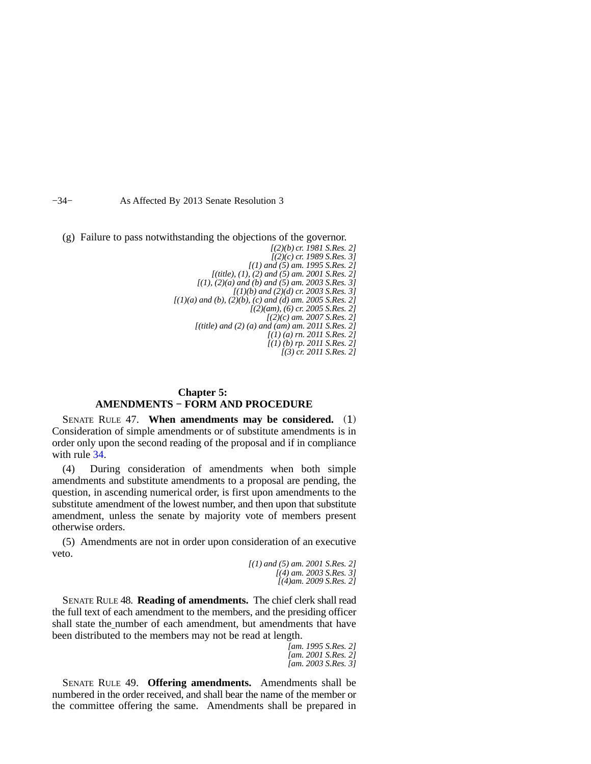(g) Failure to pass notwithstanding the objections of the governor.

*[(2)(b) cr. 1981 S.Res. 2]*
*[(2)(c) cr. 1989 S.Res. 3]*
*[(1) and (5) am. 1995 S.Res. 2]*
*[(title), (1), (2) and (5) am. 2001 S.Res. 2]*
*[(1), (2)(a) and (b) and (5) am. 2003 S.Res. 3]*
*[(1)(b) and (2)(d) cr. 2003 S.Res. 3]*
*[(1)(a) and (b), (2)(b), (c) and (d) am. 2005 S.Res. 2]*
*[(2)(am), (6) cr. 2005 S.Res. 2]*
*[(2)(c) am. 2007 S.Res. 2]*
*[(title) and (2) (a) and (am) am. 2011 S.Res. 2]*
*[(1) (a) rn. 2011 S.Res. 2]*
*[(1) (b) rp. 2011 S.Res. 2]*
*[(3) cr. 2011 S.Res. 2]*

## Chapter 5:
## AMENDMENTS − FORM AND PROCEDURE

SENATE RULE 47. **When amendments may be considered.** (1) Consideration of simple amendments or of substitute amendments is in order only upon the second reading of the proposal and if in compliance with rule 34.

(4) During consideration of amendments when both simple amendments and substitute amendments to a proposal are pending, the question, in ascending numerical order, is first upon amendments to the substitute amendment of the lowest number, and then upon that substitute amendment, unless the senate by majority vote of members present otherwise orders.

(5) Amendments are not in order upon consideration of an executive veto.

*[(1) and (5) am. 2001 S.Res. 2]*
*[(4) am. 2003 S.Res. 3]*
*[(4)am. 2009 S.Res. 2]*

SENATE RULE 48. **Reading of amendments.** The chief clerk shall read the full text of each amendment to the members, and the presiding officer shall state the number of each amendment, but amendments that have been distributed to the members may not be read at length.

*[am. 1995 S.Res. 2]*
*[am. 2001 S.Res. 2]*
*[am. 2003 S.Res. 3]*

SENATE RULE 49. **Offering amendments.** Amendments shall be numbered in the order received, and shall bear the name of the member or the committee offering the same. Amendments shall be prepared in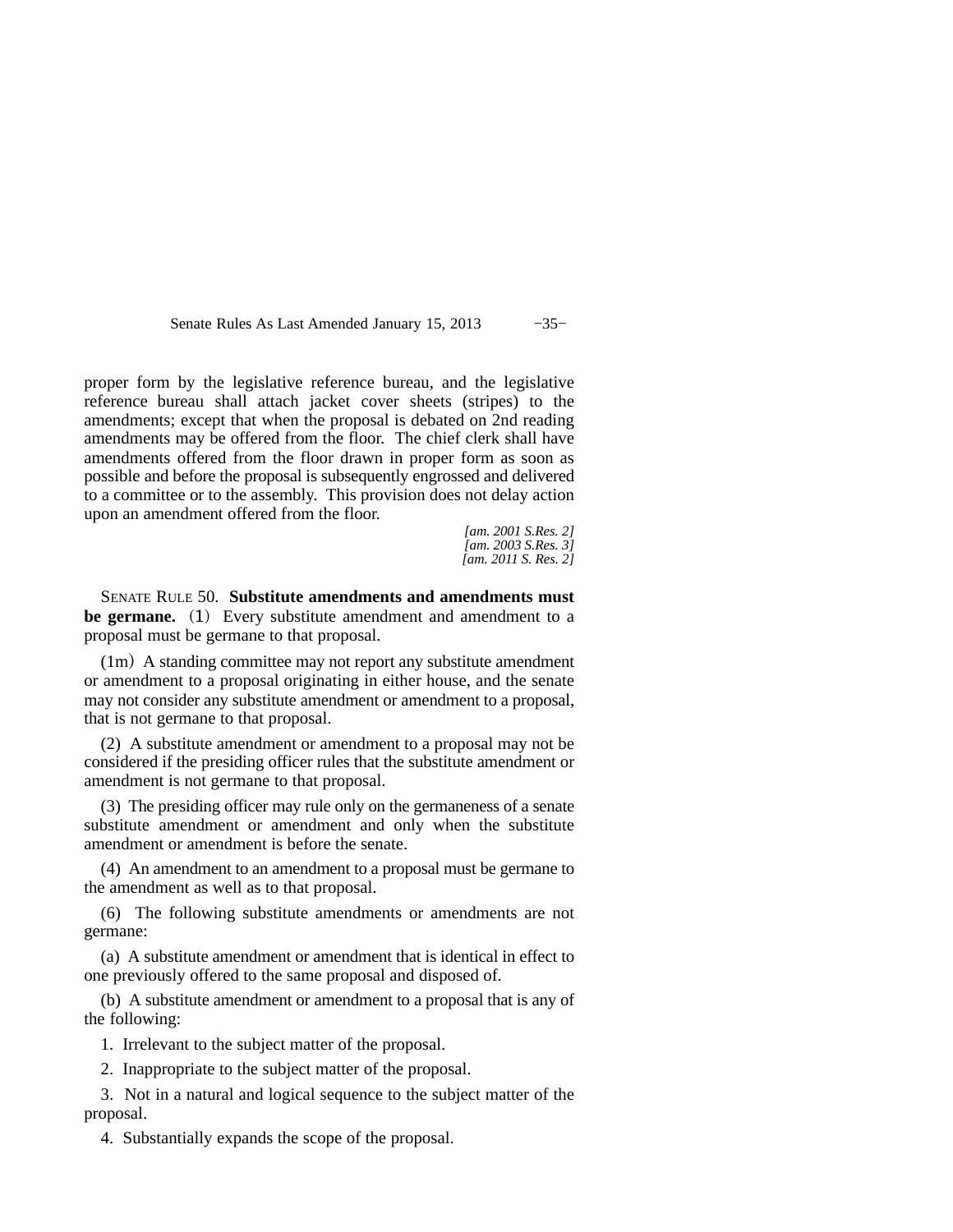proper form by the legislative reference bureau, and the legislative reference bureau shall attach jacket cover sheets (stripes) to the amendments; except that when the proposal is debated on 2nd reading amendments may be offered from the floor. The chief clerk shall have amendments offered from the floor drawn in proper form as soon as possible and before the proposal is subsequently engrossed and delivered to a committee or to the assembly. This provision does not delay action upon an amendment offered from the floor.

*[am. 2001 S.Res. 2]*
*[am. 2003 S.Res. 3]*
*[am. 2011 S. Res. 2]*

SENATE RULE 50. **Substitute amendments and amendments must be germane.** (1) Every substitute amendment and amendment to a proposal must be germane to that proposal.

(1m) A standing committee may not report any substitute amendment or amendment to a proposal originating in either house, and the senate may not consider any substitute amendment or amendment to a proposal, that is not germane to that proposal.

(2) A substitute amendment or amendment to a proposal may not be considered if the presiding officer rules that the substitute amendment or amendment is not germane to that proposal.

(3) The presiding officer may rule only on the germaneness of a senate substitute amendment or amendment and only when the substitute amendment or amendment is before the senate.

(4) An amendment to an amendment to a proposal must be germane to the amendment as well as to that proposal.

(6) The following substitute amendments or amendments are not germane:

(a) A substitute amendment or amendment that is identical in effect to one previously offered to the same proposal and disposed of.

(b) A substitute amendment or amendment to a proposal that is any of the following:

1. Irrelevant to the subject matter of the proposal.

2. Inappropriate to the subject matter of the proposal.

3. Not in a natural and logical sequence to the subject matter of the proposal.

4. Substantially expands the scope of the proposal.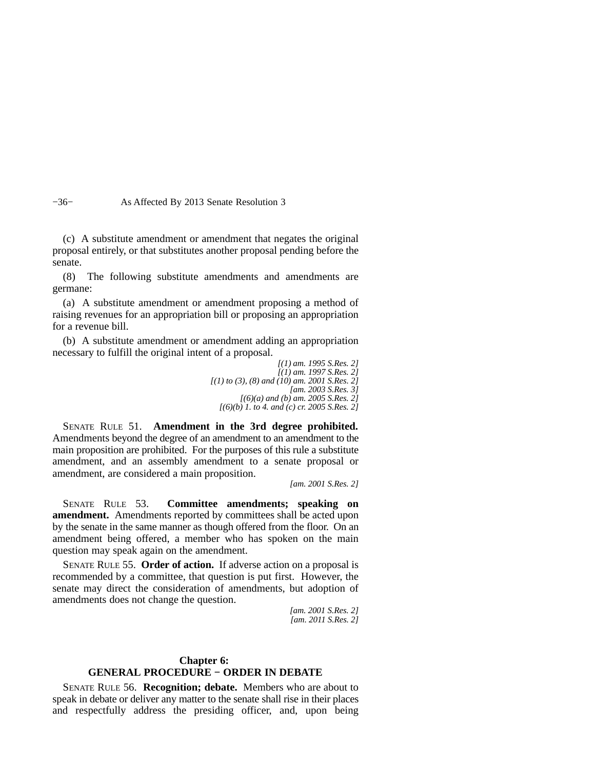(c) A substitute amendment or amendment that negates the original proposal entirely, or that substitutes another proposal pending before the senate.

(8) The following substitute amendments and amendments are germane:

(a) A substitute amendment or amendment proposing a method of raising revenues for an appropriation bill or proposing an appropriation for a revenue bill.

(b) A substitute amendment or amendment adding an appropriation necessary to fulfill the original intent of a proposal.

*[(1) am. 1995 S.Res. 2]*
*[(1) am. 1997 S.Res. 2]*
*[(1) to (3), (8) and (10) am. 2001 S.Res. 2]*
*[am. 2003 S.Res. 3]*
*[(6)(a) and (b) am. 2005 S.Res. 2]*
*[(6)(b) 1. to 4. and (c) cr. 2005 S.Res. 2]*

SENATE RULE 51. **Amendment in the 3rd degree prohibited.** Amendments beyond the degree of an amendment to an amendment to the main proposition are prohibited. For the purposes of this rule a substitute amendment, and an assembly amendment to a senate proposal or amendment, are considered a main proposition.

*[am. 2001 S.Res. 2]*

SENATE RULE 53. **Committee amendments; speaking on amendment.** Amendments reported by committees shall be acted upon by the senate in the same manner as though offered from the floor. On an amendment being offered, a member who has spoken on the main question may speak again on the amendment.

SENATE RULE 55. **Order of action.** If adverse action on a proposal is recommended by a committee, that question is put first. However, the senate may direct the consideration of amendments, but adoption of amendments does not change the question.

*[am. 2001 S.Res. 2]*
*[am. 2011 S.Res. 2]*

## Chapter 6: GENERAL PROCEDURE − ORDER IN DEBATE

SENATE RULE 56. **Recognition; debate.** Members who are about to speak in debate or deliver any matter to the senate shall rise in their places and respectfully address the presiding officer, and, upon being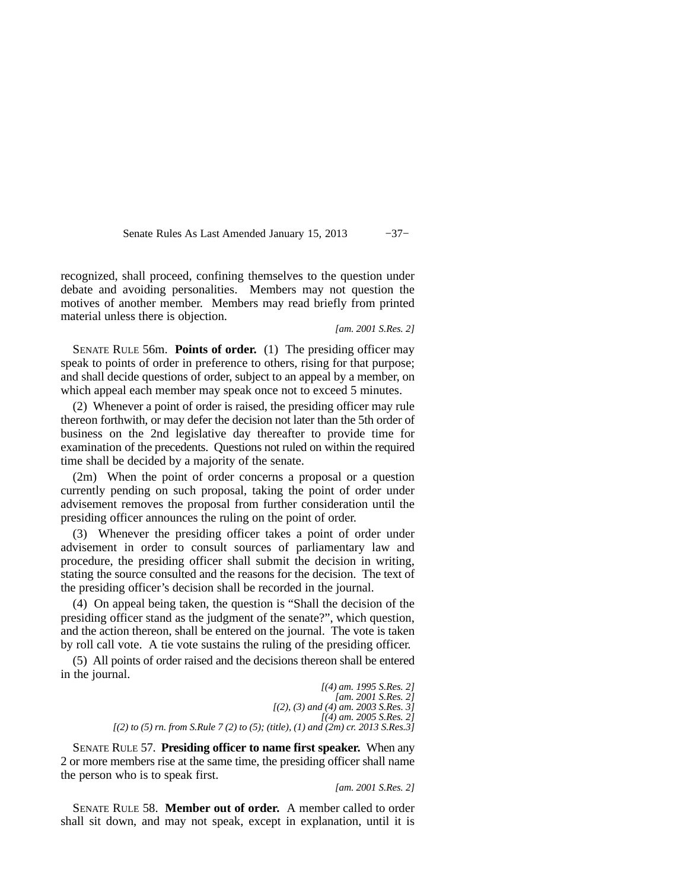recognized, shall proceed, confining themselves to the question under debate and avoiding personalities. Members may not question the motives of another member. Members may read briefly from printed material unless there is objection.

*[am. 2001 S.Res. 2]*

SENATE RULE 56m. **Points of order.** (1) The presiding officer may speak to points of order in preference to others, rising for that purpose; and shall decide questions of order, subject to an appeal by a member, on which appeal each member may speak once not to exceed 5 minutes.

(2) Whenever a point of order is raised, the presiding officer may rule thereon forthwith, or may defer the decision not later than the 5th order of business on the 2nd legislative day thereafter to provide time for examination of the precedents. Questions not ruled on within the required time shall be decided by a majority of the senate.

(2m) When the point of order concerns a proposal or a question currently pending on such proposal, taking the point of order under advisement removes the proposal from further consideration until the presiding officer announces the ruling on the point of order.

(3) Whenever the presiding officer takes a point of order under advisement in order to consult sources of parliamentary law and procedure, the presiding officer shall submit the decision in writing, stating the source consulted and the reasons for the decision. The text of the presiding officer's decision shall be recorded in the journal.

(4) On appeal being taken, the question is "Shall the decision of the presiding officer stand as the judgment of the senate?", which question, and the action thereon, shall be entered on the journal. The vote is taken by roll call vote. A tie vote sustains the ruling of the presiding officer.

(5) All points of order raised and the decisions thereon shall be entered in the journal.

*[(4) am. 1995 S.Res. 2]*
*[am. 2001 S.Res. 2]*
*[(2), (3) and (4) am. 2003 S.Res. 3]*
*[(4) am. 2005 S.Res. 2]*
*[(2) to (5) rn. from S.Rule 7 (2) to (5); (title), (1) and (2m) cr. 2013 S.Res.3]*

SENATE RULE 57. **Presiding officer to name first speaker.** When any 2 or more members rise at the same time, the presiding officer shall name the person who is to speak first.

*[am. 2001 S.Res. 2]*

SENATE RULE 58. **Member out of order.** A member called to order shall sit down, and may not speak, except in explanation, until it is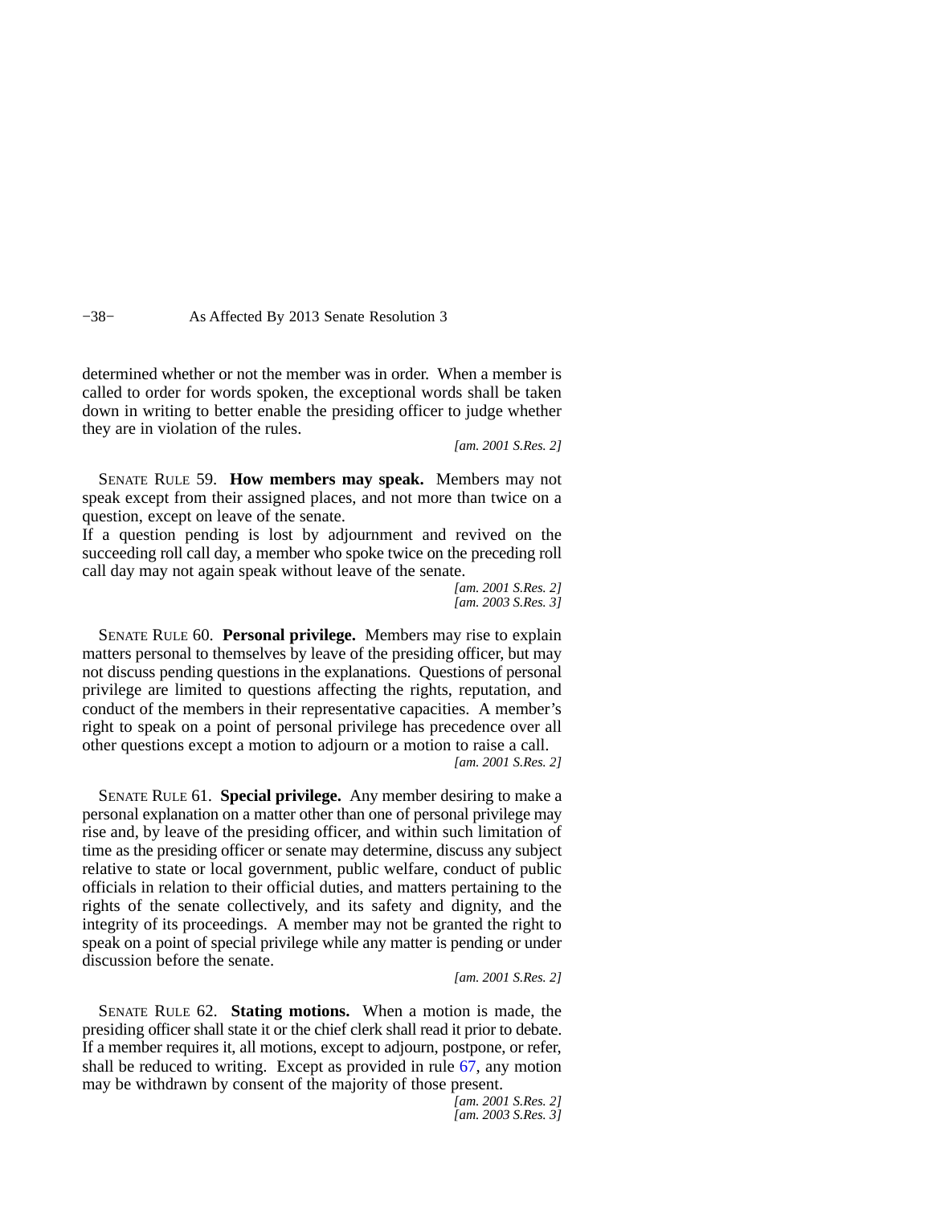determined whether or not the member was in order. When a member is called to order for words spoken, the exceptional words shall be taken down in writing to better enable the presiding officer to judge whether they are in violation of the rules.

*[am. 2001 S.Res. 2]*

SENATE RULE 59. **How members may speak.** Members may not speak except from their assigned places, and not more than twice on a question, except on leave of the senate.

If a question pending is lost by adjournment and revived on the succeeding roll call day, a member who spoke twice on the preceding roll call day may not again speak without leave of the senate.

*[am. 2001 S.Res. 2]*
*[am. 2003 S.Res. 3]*

SENATE RULE 60. **Personal privilege.** Members may rise to explain matters personal to themselves by leave of the presiding officer, but may not discuss pending questions in the explanations. Questions of personal privilege are limited to questions affecting the rights, reputation, and conduct of the members in their representative capacities. A member's right to speak on a point of personal privilege has precedence over all other questions except a motion to adjourn or a motion to raise a call.

*[am. 2001 S.Res. 2]*

SENATE RULE 61. **Special privilege.** Any member desiring to make a personal explanation on a matter other than one of personal privilege may rise and, by leave of the presiding officer, and within such limitation of time as the presiding officer or senate may determine, discuss any subject relative to state or local government, public welfare, conduct of public officials in relation to their official duties, and matters pertaining to the rights of the senate collectively, and its safety and dignity, and the integrity of its proceedings. A member may not be granted the right to speak on a point of special privilege while any matter is pending or under discussion before the senate.

*[am. 2001 S.Res. 2]*

SENATE RULE 62. **Stating motions.** When a motion is made, the presiding officer shall state it or the chief clerk shall read it prior to debate. If a member requires it, all motions, except to adjourn, postpone, or refer, shall be reduced to writing. Except as provided in rule 67, any motion may be withdrawn by consent of the majority of those present.

*[am. 2001 S.Res. 2]*
*[am. 2003 S.Res. 3]*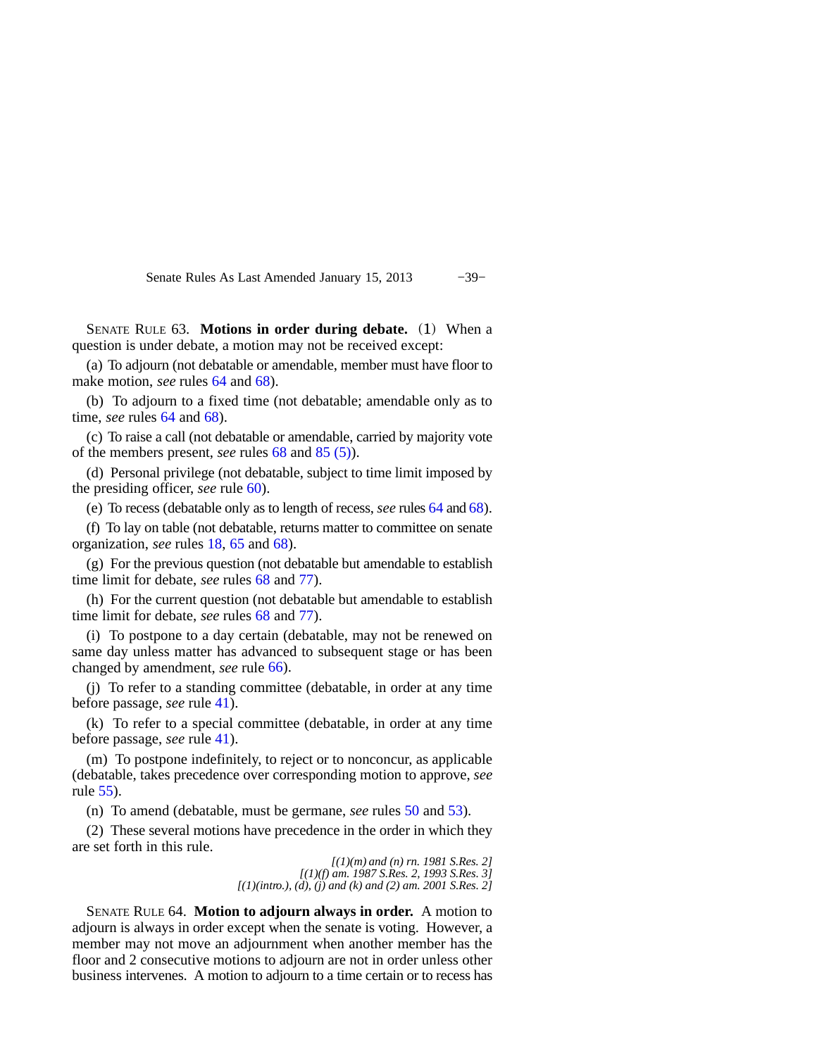SENATE RULE 63. **Motions in order during debate.** (1) When a question is under debate, a motion may not be received except:

(a) To adjourn (not debatable or amendable, member must have floor to make motion, *see* rules 64 and 68).

(b) To adjourn to a fixed time (not debatable; amendable only as to time, *see* rules 64 and 68).

(c) To raise a call (not debatable or amendable, carried by majority vote of the members present, *see* rules 68 and 85 (5)).

(d) Personal privilege (not debatable, subject to time limit imposed by the presiding officer, *see* rule 60).

(e) To recess (debatable only as to length of recess, *see* rules 64 and 68).

(f) To lay on table (not debatable, returns matter to committee on senate organization, *see* rules 18, 65 and 68).

(g) For the previous question (not debatable but amendable to establish time limit for debate, *see* rules 68 and 77).

(h) For the current question (not debatable but amendable to establish time limit for debate, *see* rules 68 and 77).

(i) To postpone to a day certain (debatable, may not be renewed on same day unless matter has advanced to subsequent stage or has been changed by amendment, *see* rule 66).

(j) To refer to a standing committee (debatable, in order at any time before passage, *see* rule 41).

(k) To refer to a special committee (debatable, in order at any time before passage, *see* rule 41).

(m) To postpone indefinitely, to reject or to nonconcur, as applicable (debatable, takes precedence over corresponding motion to approve, *see* rule 55).

(n) To amend (debatable, must be germane, *see* rules 50 and 53).

(2) These several motions have precedence in the order in which they are set forth in this rule.

*[(1)(m) and (n) rn. 1981 S.Res. 2]*
*[(1)(f) am. 1987 S.Res. 2, 1993 S.Res. 3]*
*[(1)(intro.), (d), (j) and (k) and (2) am. 2001 S.Res. 2]*

SENATE RULE 64. **Motion to adjourn always in order.** A motion to adjourn is always in order except when the senate is voting. However, a member may not move an adjournment when another member has the floor and 2 consecutive motions to adjourn are not in order unless other business intervenes. A motion to adjourn to a time certain or to recess has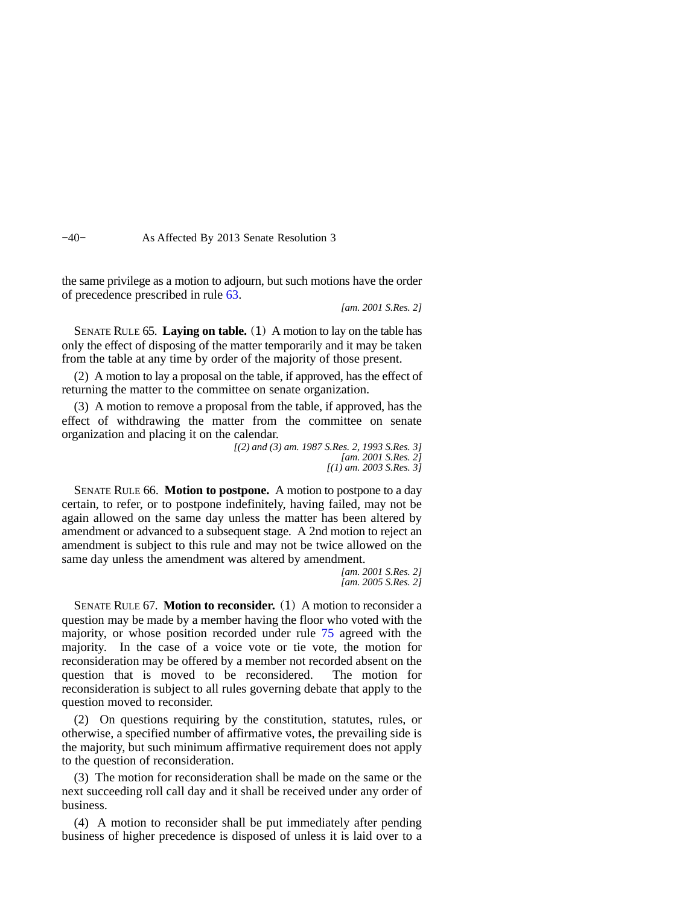the same privilege as a motion to adjourn, but such motions have the order of precedence prescribed in rule 63.

*[am. 2001 S.Res. 2]*

SENATE RULE 65. **Laying on table.** (1) A motion to lay on the table has only the effect of disposing of the matter temporarily and it may be taken from the table at any time by order of the majority of those present.

(2) A motion to lay a proposal on the table, if approved, has the effect of returning the matter to the committee on senate organization.

(3) A motion to remove a proposal from the table, if approved, has the effect of withdrawing the matter from the committee on senate organization and placing it on the calendar.

*[(2) and (3) am. 1987 S.Res. 2, 1993 S.Res. 3]*
*[am. 2001 S.Res. 2]*
*[(1) am. 2003 S.Res. 3]*

SENATE RULE 66. **Motion to postpone.** A motion to postpone to a day certain, to refer, or to postpone indefinitely, having failed, may not be again allowed on the same day unless the matter has been altered by amendment or advanced to a subsequent stage. A 2nd motion to reject an amendment is subject to this rule and may not be twice allowed on the same day unless the amendment was altered by amendment.

*[am. 2001 S.Res. 2]*
*[am. 2005 S.Res. 2]*

SENATE RULE 67. **Motion to reconsider.** (1) A motion to reconsider a question may be made by a member having the floor who voted with the majority, or whose position recorded under rule 75 agreed with the majority. In the case of a voice vote or tie vote, the motion for reconsideration may be offered by a member not recorded absent on the question that is moved to be reconsidered. The motion for reconsideration is subject to all rules governing debate that apply to the question moved to reconsider.

(2) On questions requiring by the constitution, statutes, rules, or otherwise, a specified number of affirmative votes, the prevailing side is the majority, but such minimum affirmative requirement does not apply to the question of reconsideration.

(3) The motion for reconsideration shall be made on the same or the next succeeding roll call day and it shall be received under any order of business.

(4) A motion to reconsider shall be put immediately after pending business of higher precedence is disposed of unless it is laid over to a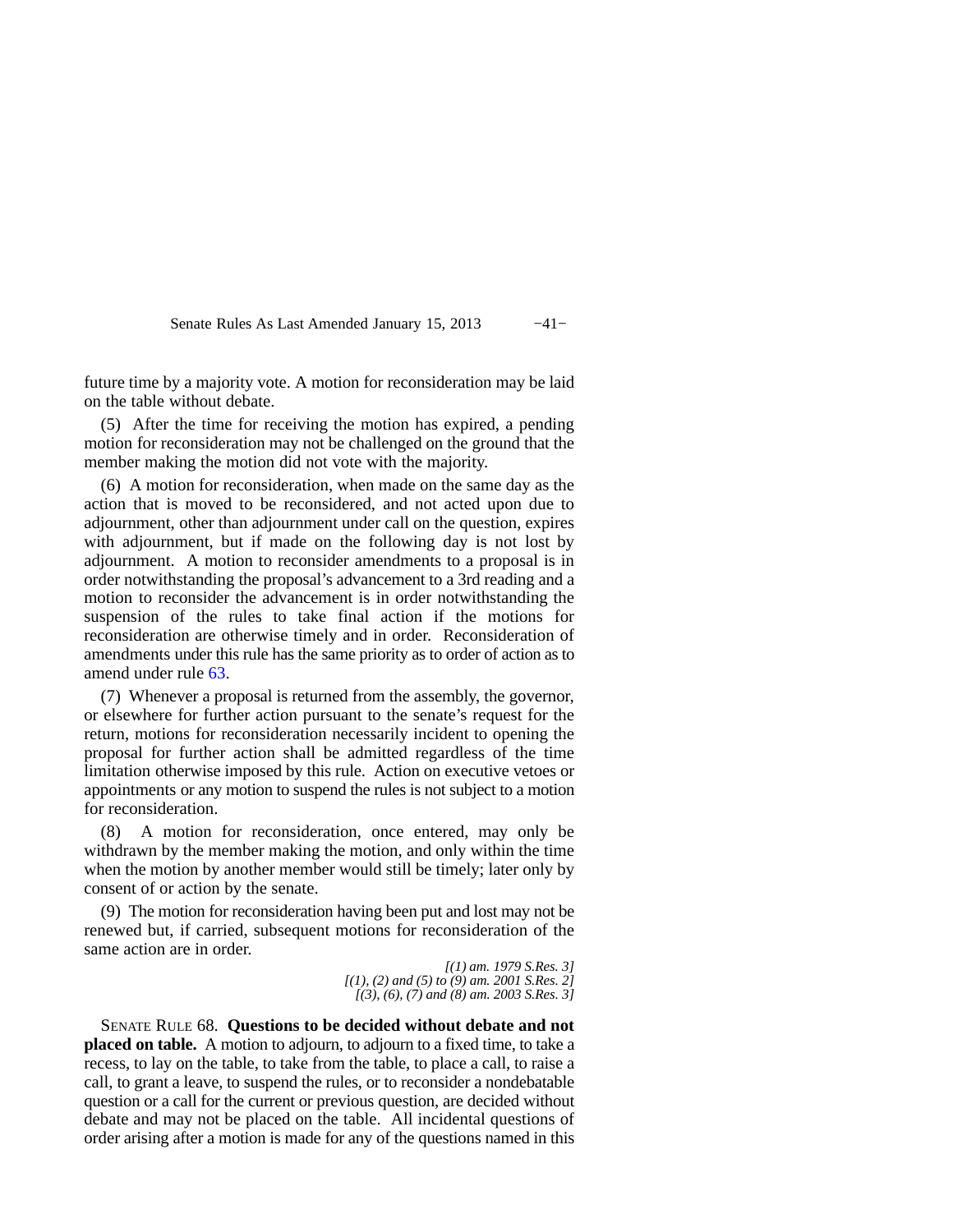future time by a majority vote. A motion for reconsideration may be laid on the table without debate.

(5) After the time for receiving the motion has expired, a pending motion for reconsideration may not be challenged on the ground that the member making the motion did not vote with the majority.

(6) A motion for reconsideration, when made on the same day as the action that is moved to be reconsidered, and not acted upon due to adjournment, other than adjournment under call on the question, expires with adjournment, but if made on the following day is not lost by adjournment. A motion to reconsider amendments to a proposal is in order notwithstanding the proposal's advancement to a 3rd reading and a motion to reconsider the advancement is in order notwithstanding the suspension of the rules to take final action if the motions for reconsideration are otherwise timely and in order. Reconsideration of amendments under this rule has the same priority as to order of action as to amend under rule 63.

(7) Whenever a proposal is returned from the assembly, the governor, or elsewhere for further action pursuant to the senate's request for the return, motions for reconsideration necessarily incident to opening the proposal for further action shall be admitted regardless of the time limitation otherwise imposed by this rule. Action on executive vetoes or appointments or any motion to suspend the rules is not subject to a motion for reconsideration.

(8) A motion for reconsideration, once entered, may only be withdrawn by the member making the motion, and only within the time when the motion by another member would still be timely; later only by consent of or action by the senate.

(9) The motion for reconsideration having been put and lost may not be renewed but, if carried, subsequent motions for reconsideration of the same action are in order.

*[(1) am. 1979 S.Res. 3]*
*[(1), (2) and (5) to (9) am. 2001 S.Res. 2]*
*[(3), (6), (7) and (8) am. 2003 S.Res. 3]*

SENATE RULE 68. **Questions to be decided without debate and not placed on table.** A motion to adjourn, to adjourn to a fixed time, to take a recess, to lay on the table, to take from the table, to place a call, to raise a call, to grant a leave, to suspend the rules, or to reconsider a nondebatable question or a call for the current or previous question, are decided without debate and may not be placed on the table. All incidental questions of order arising after a motion is made for any of the questions named in this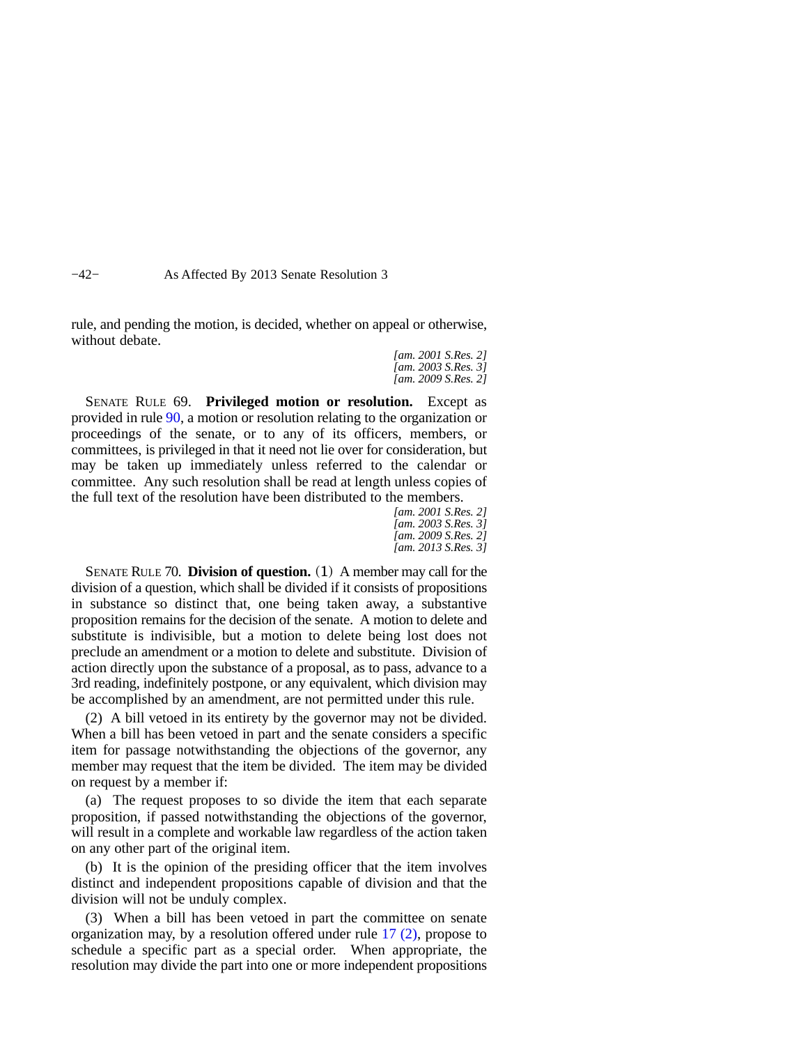rule, and pending the motion, is decided, whether on appeal or otherwise, without debate.

*[am. 2001 S.Res. 2]*
*[am. 2003 S.Res. 3]*
*[am. 2009 S.Res. 2]*

SENATE RULE 69. **Privileged motion or resolution.** Except as provided in rule 90, a motion or resolution relating to the organization or proceedings of the senate, or to any of its officers, members, or committees, is privileged in that it need not lie over for consideration, but may be taken up immediately unless referred to the calendar or committee. Any such resolution shall be read at length unless copies of the full text of the resolution have been distributed to the members.

*[am. 2001 S.Res. 2]*
*[am. 2003 S.Res. 3]*
*[am. 2009 S.Res. 2]*
*[am. 2013 S.Res. 3]*

SENATE RULE 70. **Division of question.** (1) A member may call for the division of a question, which shall be divided if it consists of propositions in substance so distinct that, one being taken away, a substantive proposition remains for the decision of the senate. A motion to delete and substitute is indivisible, but a motion to delete being lost does not preclude an amendment or a motion to delete and substitute. Division of action directly upon the substance of a proposal, as to pass, advance to a 3rd reading, indefinitely postpone, or any equivalent, which division may be accomplished by an amendment, are not permitted under this rule.

(2) A bill vetoed in its entirety by the governor may not be divided. When a bill has been vetoed in part and the senate considers a specific item for passage notwithstanding the objections of the governor, any member may request that the item be divided. The item may be divided on request by a member if:

(a) The request proposes to so divide the item that each separate proposition, if passed notwithstanding the objections of the governor, will result in a complete and workable law regardless of the action taken on any other part of the original item.

(b) It is the opinion of the presiding officer that the item involves distinct and independent propositions capable of division and that the division will not be unduly complex.

(3) When a bill has been vetoed in part the committee on senate organization may, by a resolution offered under rule 17 (2), propose to schedule a specific part as a special order. When appropriate, the resolution may divide the part into one or more independent propositions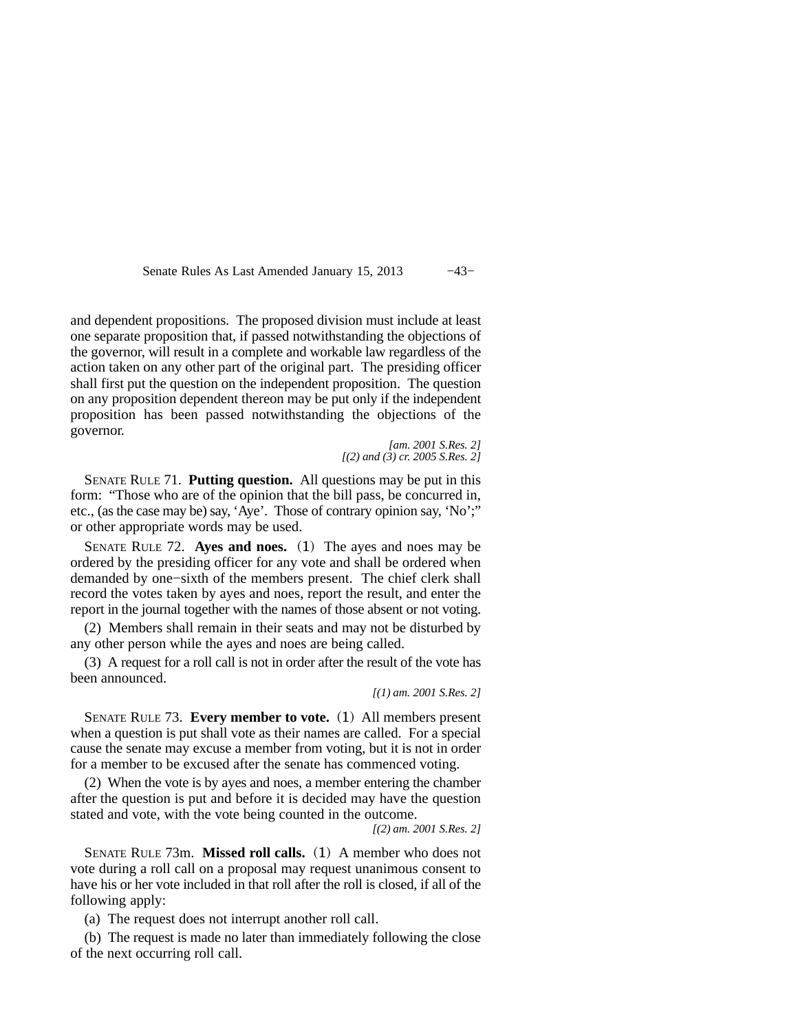and dependent propositions. The proposed division must include at least one separate proposition that, if passed notwithstanding the objections of the governor, will result in a complete and workable law regardless of the action taken on any other part of the original part. The presiding officer shall first put the question on the independent proposition. The question on any proposition dependent thereon may be put only if the independent proposition has been passed notwithstanding the objections of the governor.

*[am. 2001 S.Res. 2]*
*[(2) and (3) cr. 2005 S.Res. 2]*

SENATE RULE 71. **Putting question.** All questions may be put in this form: "Those who are of the opinion that the bill pass, be concurred in, etc., (as the case may be) say, 'Aye'. Those of contrary opinion say, 'No';" or other appropriate words may be used.

SENATE RULE 72. **Ayes and noes.** (1) The ayes and noes may be ordered by the presiding officer for any vote and shall be ordered when demanded by one−sixth of the members present. The chief clerk shall record the votes taken by ayes and noes, report the result, and enter the report in the journal together with the names of those absent or not voting.

(2) Members shall remain in their seats and may not be disturbed by any other person while the ayes and noes are being called.

(3) A request for a roll call is not in order after the result of the vote has been announced.

*[(1) am. 2001 S.Res. 2]*

SENATE RULE 73. **Every member to vote.** (1) All members present when a question is put shall vote as their names are called. For a special cause the senate may excuse a member from voting, but it is not in order for a member to be excused after the senate has commenced voting.

(2) When the vote is by ayes and noes, a member entering the chamber after the question is put and before it is decided may have the question stated and vote, with the vote being counted in the outcome.

*[(2) am. 2001 S.Res. 2]*

SENATE RULE 73m. **Missed roll calls.** (1) A member who does not vote during a roll call on a proposal may request unanimous consent to have his or her vote included in that roll after the roll is closed, if all of the following apply:

(a) The request does not interrupt another roll call.

(b) The request is made no later than immediately following the close of the next occurring roll call.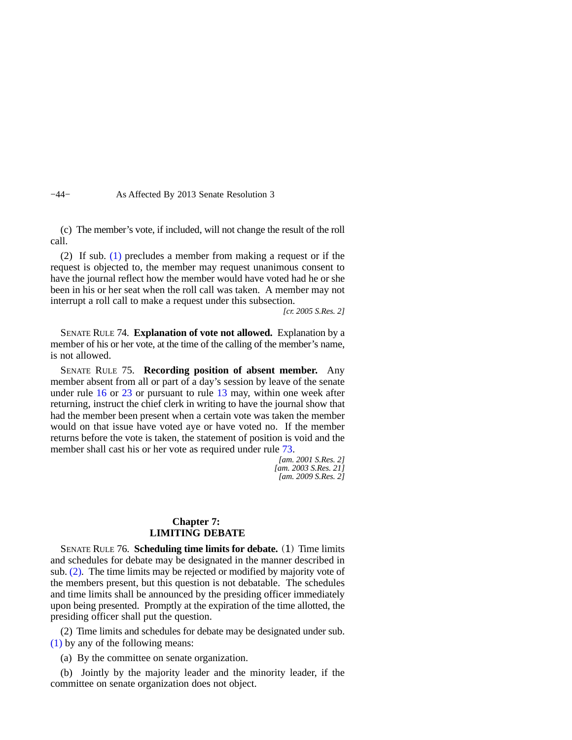(c) The member's vote, if included, will not change the result of the roll call.

(2) If sub. (1) precludes a member from making a request or if the request is objected to, the member may request unanimous consent to have the journal reflect how the member would have voted had he or she been in his or her seat when the roll call was taken. A member may not interrupt a roll call to make a request under this subsection.

*[cr. 2005 S.Res. 2]*

SENATE RULE 74. **Explanation of vote not allowed.** Explanation by a member of his or her vote, at the time of the calling of the member's name, is not allowed.

SENATE RULE 75. **Recording position of absent member.** Any member absent from all or part of a day's session by leave of the senate under rule 16 or 23 or pursuant to rule 13 may, within one week after returning, instruct the chief clerk in writing to have the journal show that had the member been present when a certain vote was taken the member would on that issue have voted aye or have voted no. If the member returns before the vote is taken, the statement of position is void and the member shall cast his or her vote as required under rule 73.

*[am. 2001 S.Res. 2]*
*[am. 2003 S.Res. 21]*
*[am. 2009 S.Res. 2]*

## Chapter 7: LIMITING DEBATE

SENATE RULE 76. **Scheduling time limits for debate.** (1) Time limits and schedules for debate may be designated in the manner described in sub. (2). The time limits may be rejected or modified by majority vote of the members present, but this question is not debatable. The schedules and time limits shall be announced by the presiding officer immediately upon being presented. Promptly at the expiration of the time allotted, the presiding officer shall put the question.

(2) Time limits and schedules for debate may be designated under sub. (1) by any of the following means:

(a) By the committee on senate organization.

(b) Jointly by the majority leader and the minority leader, if the committee on senate organization does not object.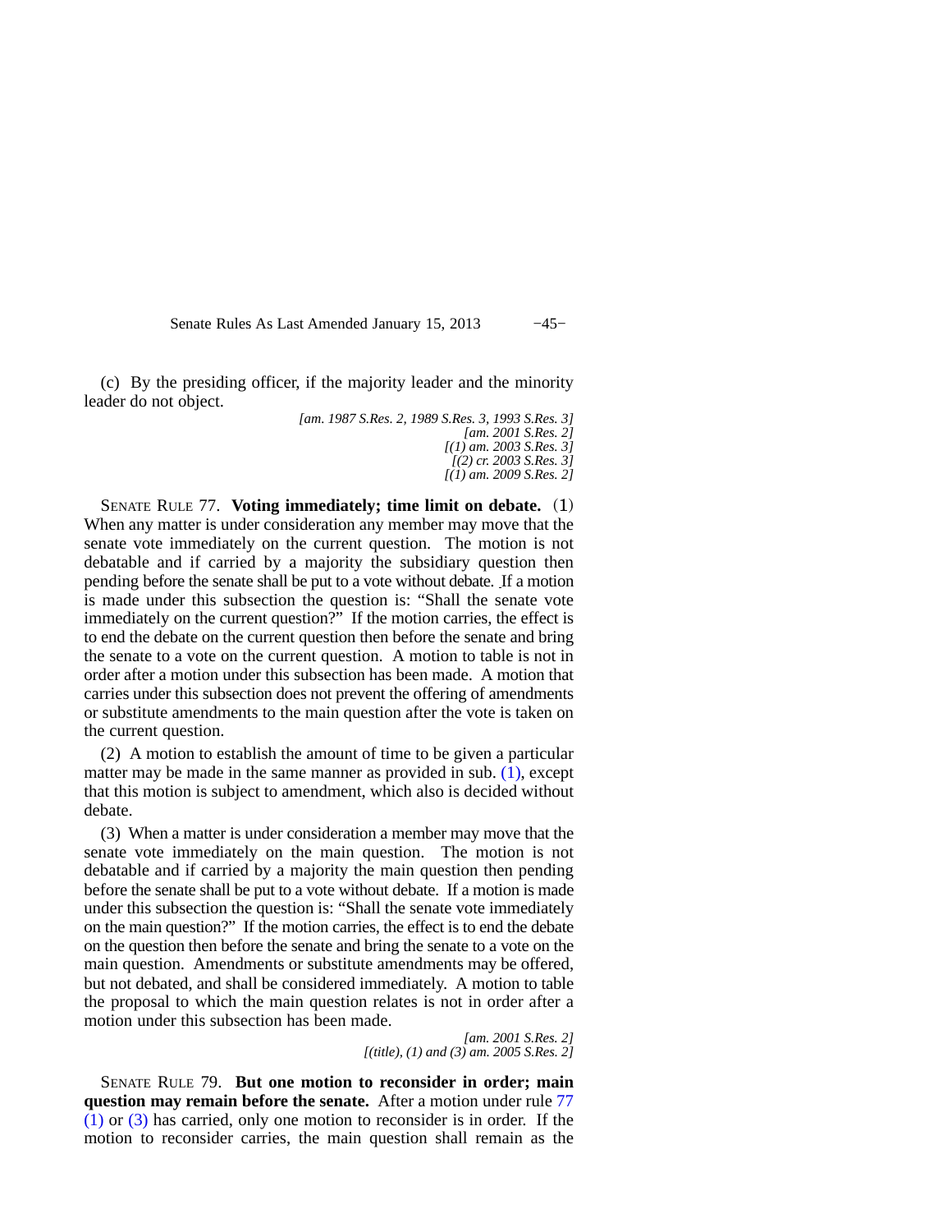(c) By the presiding officer, if the majority leader and the minority leader do not object.

*[am. 1987 S.Res. 2, 1989 S.Res. 3, 1993 S.Res. 3]*
*[am. 2001 S.Res. 2]*
*[(1) am. 2003 S.Res. 3]*
*[(2) cr. 2003 S.Res. 3]*
*[(1) am. 2009 S.Res. 2]*

SENATE RULE 77. **Voting immediately; time limit on debate.** (1) When any matter is under consideration any member may move that the senate vote immediately on the current question. The motion is not debatable and if carried by a majority the subsidiary question then pending before the senate shall be put to a vote without debate. If a motion is made under this subsection the question is: "Shall the senate vote immediately on the current question?" If the motion carries, the effect is to end the debate on the current question then before the senate and bring the senate to a vote on the current question. A motion to table is not in order after a motion under this subsection has been made. A motion that carries under this subsection does not prevent the offering of amendments or substitute amendments to the main question after the vote is taken on the current question.

(2) A motion to establish the amount of time to be given a particular matter may be made in the same manner as provided in sub. (1), except that this motion is subject to amendment, which also is decided without debate.

(3) When a matter is under consideration a member may move that the senate vote immediately on the main question. The motion is not debatable and if carried by a majority the main question then pending before the senate shall be put to a vote without debate. If a motion is made under this subsection the question is: "Shall the senate vote immediately on the main question?" If the motion carries, the effect is to end the debate on the question then before the senate and bring the senate to a vote on the main question. Amendments or substitute amendments may be offered, but not debated, and shall be considered immediately. A motion to table the proposal to which the main question relates is not in order after a motion under this subsection has been made.

*[am. 2001 S.Res. 2]*
*[(title), (1) and (3) am. 2005 S.Res. 2]*

SENATE RULE 79. **But one motion to reconsider in order; main question may remain before the senate.** After a motion under rule 77 (1) or (3) has carried, only one motion to reconsider is in order. If the motion to reconsider carries, the main question shall remain as the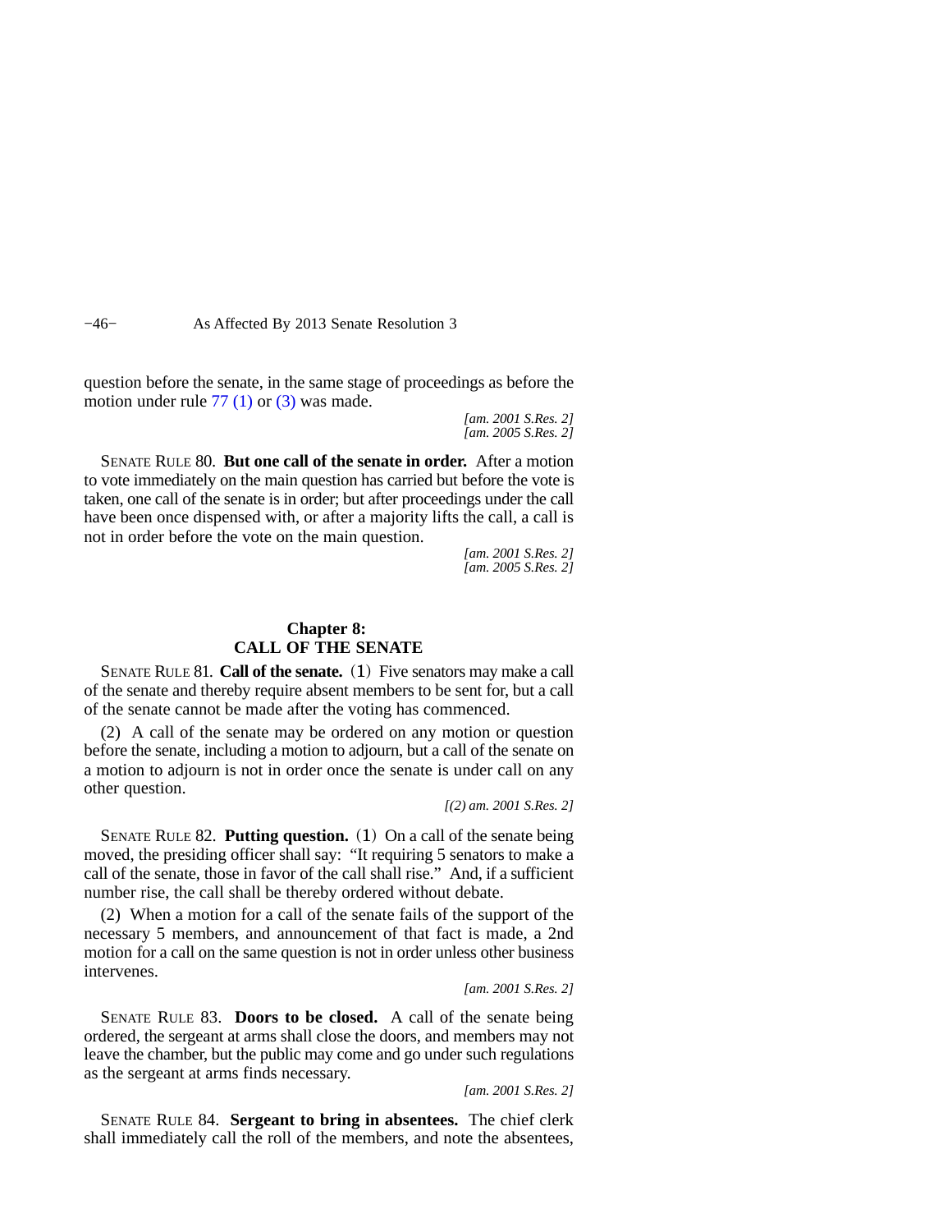question before the senate, in the same stage of proceedings as before the motion under rule 77 (1) or (3) was made.

*[am. 2001 S.Res. 2]*
*[am. 2005 S.Res. 2]*

SENATE RULE 80. **But one call of the senate in order.** After a motion to vote immediately on the main question has carried but before the vote is taken, one call of the senate is in order; but after proceedings under the call have been once dispensed with, or after a majority lifts the call, a call is not in order before the vote on the main question.

*[am. 2001 S.Res. 2]*
*[am. 2005 S.Res. 2]*

## Chapter 8: CALL OF THE SENATE

SENATE RULE 81. **Call of the senate.** (1) Five senators may make a call of the senate and thereby require absent members to be sent for, but a call of the senate cannot be made after the voting has commenced.

(2) A call of the senate may be ordered on any motion or question before the senate, including a motion to adjourn, but a call of the senate on a motion to adjourn is not in order once the senate is under call on any other question.

*[(2) am. 2001 S.Res. 2]*

SENATE RULE 82. **Putting question.** (1) On a call of the senate being moved, the presiding officer shall say: "It requiring 5 senators to make a call of the senate, those in favor of the call shall rise." And, if a sufficient number rise, the call shall be thereby ordered without debate.

(2) When a motion for a call of the senate fails of the support of the necessary 5 members, and announcement of that fact is made, a 2nd motion for a call on the same question is not in order unless other business intervenes.

*[am. 2001 S.Res. 2]*

SENATE RULE 83. **Doors to be closed.** A call of the senate being ordered, the sergeant at arms shall close the doors, and members may not leave the chamber, but the public may come and go under such regulations as the sergeant at arms finds necessary.

*[am. 2001 S.Res. 2]*

SENATE RULE 84. **Sergeant to bring in absentees.** The chief clerk shall immediately call the roll of the members, and note the absentees,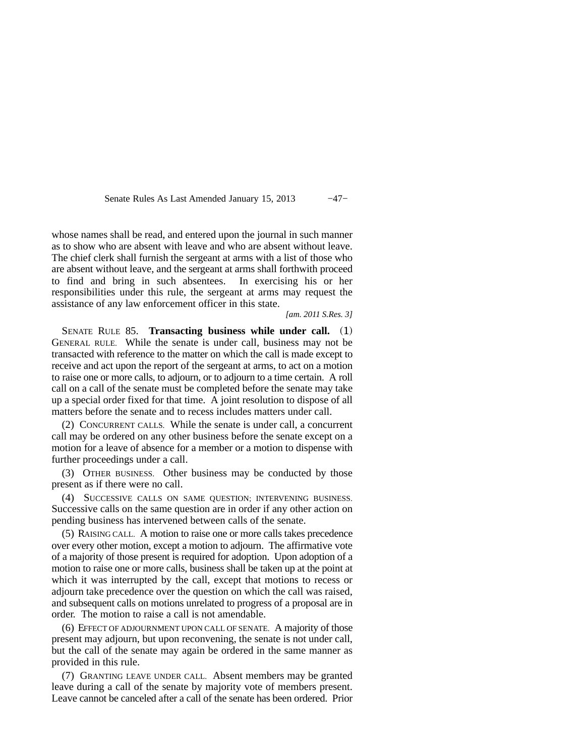whose names shall be read, and entered upon the journal in such manner as to show who are absent with leave and who are absent without leave. The chief clerk shall furnish the sergeant at arms with a list of those who are absent without leave, and the sergeant at arms shall forthwith proceed to find and bring in such absentees. In exercising his or her responsibilities under this rule, the sergeant at arms may request the assistance of any law enforcement officer in this state.

*[am. 2011 S.Res. 3]*

SENATE RULE 85. **Transacting business while under call.** (1) GENERAL RULE. While the senate is under call, business may not be transacted with reference to the matter on which the call is made except to receive and act upon the report of the sergeant at arms, to act on a motion to raise one or more calls, to adjourn, or to adjourn to a time certain. A roll call on a call of the senate must be completed before the senate may take up a special order fixed for that time. A joint resolution to dispose of all matters before the senate and to recess includes matters under call.

(2) CONCURRENT CALLS. While the senate is under call, a concurrent call may be ordered on any other business before the senate except on a motion for a leave of absence for a member or a motion to dispense with further proceedings under a call.

(3) OTHER BUSINESS. Other business may be conducted by those present as if there were no call.

(4) SUCCESSIVE CALLS ON SAME QUESTION; INTERVENING BUSINESS. Successive calls on the same question are in order if any other action on pending business has intervened between calls of the senate.

(5) RAISING CALL. A motion to raise one or more calls takes precedence over every other motion, except a motion to adjourn. The affirmative vote of a majority of those present is required for adoption. Upon adoption of a motion to raise one or more calls, business shall be taken up at the point at which it was interrupted by the call, except that motions to recess or adjourn take precedence over the question on which the call was raised, and subsequent calls on motions unrelated to progress of a proposal are in order. The motion to raise a call is not amendable.

(6) EFFECT OF ADJOURNMENT UPON CALL OF SENATE. A majority of those present may adjourn, but upon reconvening, the senate is not under call, but the call of the senate may again be ordered in the same manner as provided in this rule.

(7) GRANTING LEAVE UNDER CALL. Absent members may be granted leave during a call of the senate by majority vote of members present. Leave cannot be canceled after a call of the senate has been ordered. Prior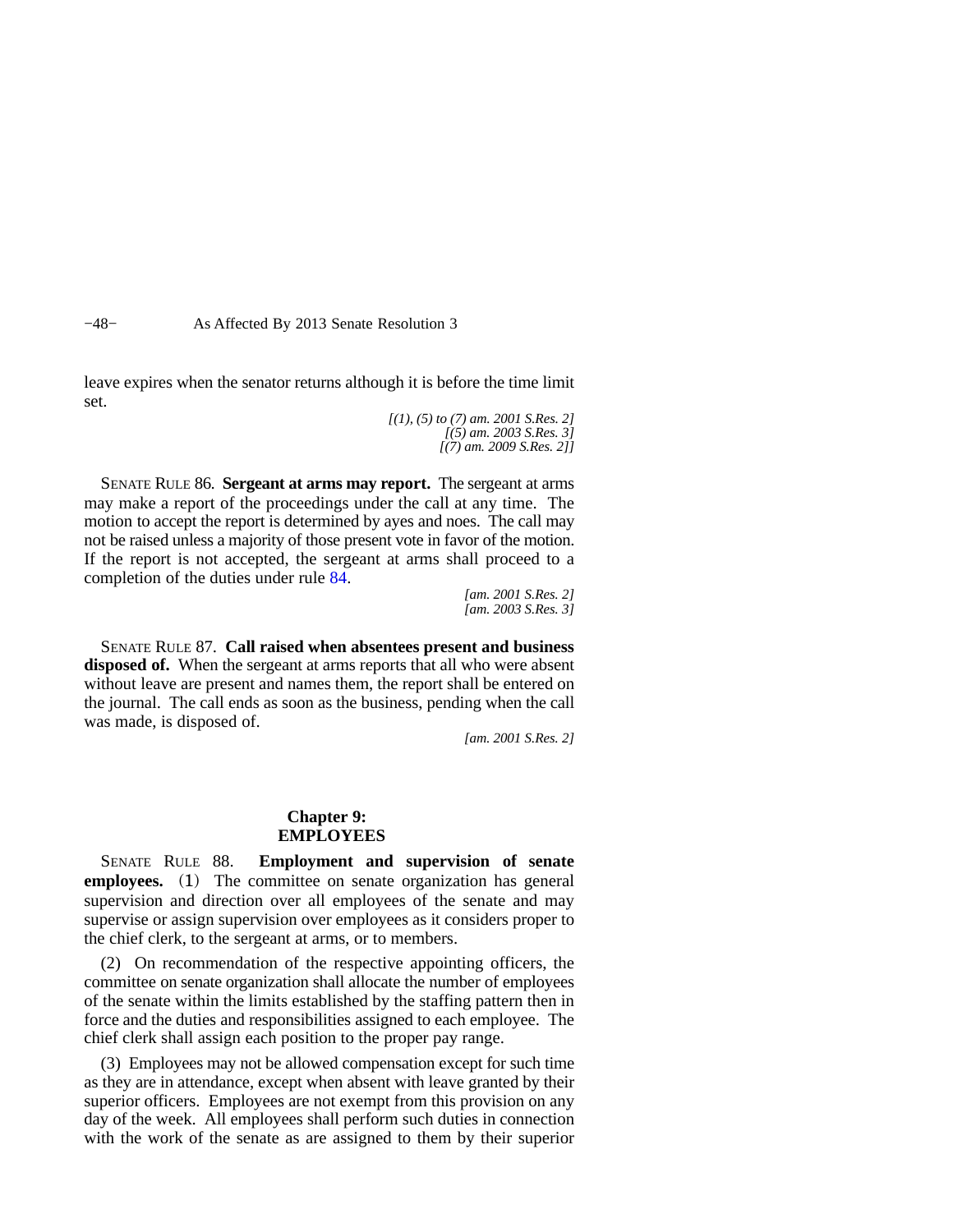leave expires when the senator returns although it is before the time limit set.

*[(1), (5) to (7) am. 2001 S.Res. 2]*
*[(5) am. 2003 S.Res. 3]*
*[(7) am. 2009 S.Res. 2]]*

SENATE RULE 86. **Sergeant at arms may report.** The sergeant at arms may make a report of the proceedings under the call at any time. The motion to accept the report is determined by ayes and noes. The call may not be raised unless a majority of those present vote in favor of the motion. If the report is not accepted, the sergeant at arms shall proceed to a completion of the duties under rule 84.

*[am. 2001 S.Res. 2]*
*[am. 2003 S.Res. 3]*

SENATE RULE 87. **Call raised when absentees present and business disposed of.** When the sergeant at arms reports that all who were absent without leave are present and names them, the report shall be entered on the journal. The call ends as soon as the business, pending when the call was made, is disposed of.

*[am. 2001 S.Res. 2]*

## Chapter 9: EMPLOYEES

SENATE RULE 88. **Employment and supervision of senate employees.** (1) The committee on senate organization has general supervision and direction over all employees of the senate and may supervise or assign supervision over employees as it considers proper to the chief clerk, to the sergeant at arms, or to members.

(2) On recommendation of the respective appointing officers, the committee on senate organization shall allocate the number of employees of the senate within the limits established by the staffing pattern then in force and the duties and responsibilities assigned to each employee. The chief clerk shall assign each position to the proper pay range.

(3) Employees may not be allowed compensation except for such time as they are in attendance, except when absent with leave granted by their superior officers. Employees are not exempt from this provision on any day of the week. All employees shall perform such duties in connection with the work of the senate as are assigned to them by their superior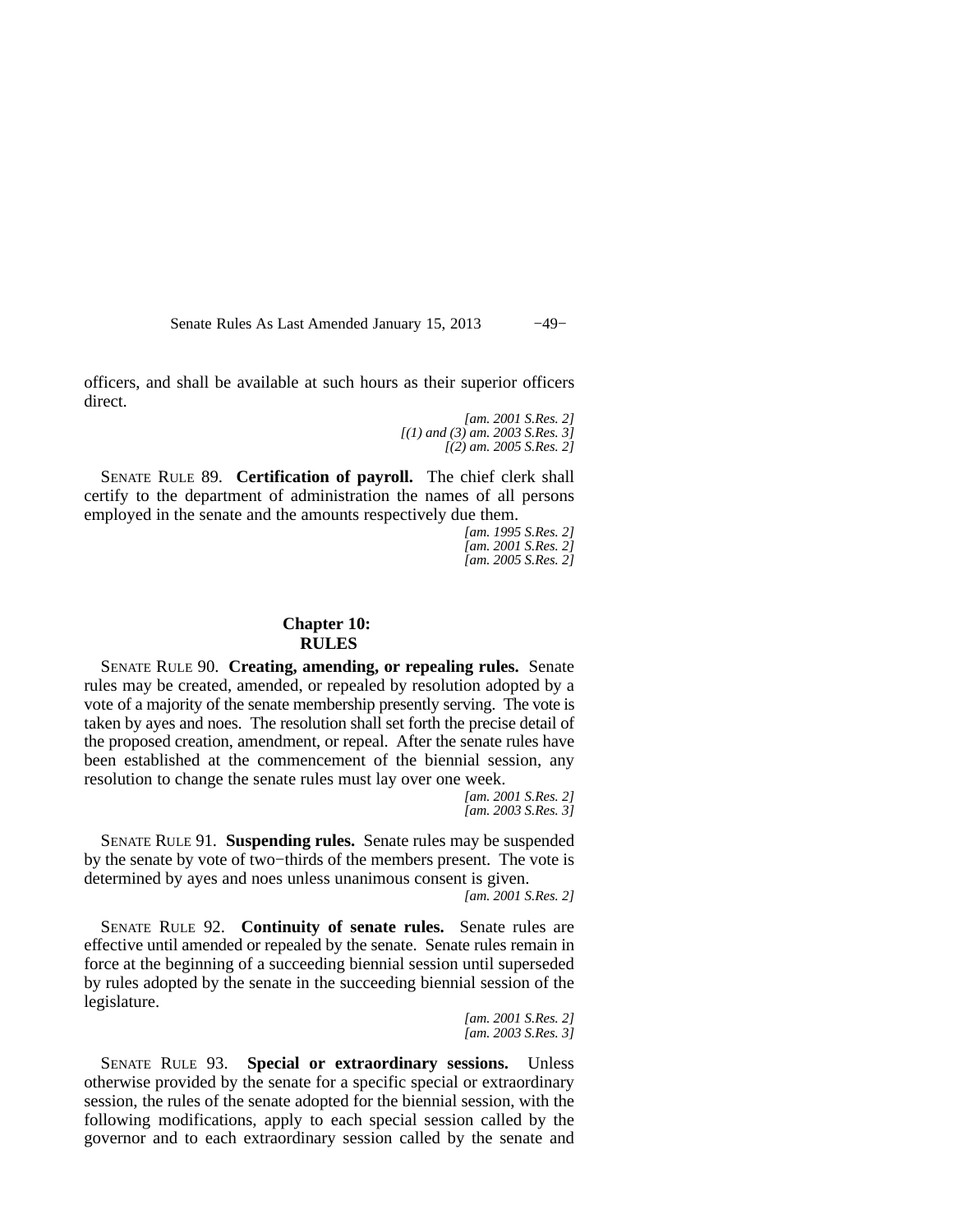officers, and shall be available at such hours as their superior officers direct.

*[am. 2001 S.Res. 2]*
*[(1) and (3) am. 2003 S.Res. 3]*
*[(2) am. 2005 S.Res. 2]*

SENATE RULE 89. **Certification of payroll.** The chief clerk shall certify to the department of administration the names of all persons employed in the senate and the amounts respectively due them.

*[am. 1995 S.Res. 2]*
*[am. 2001 S.Res. 2]*
*[am. 2005 S.Res. 2]*

## Chapter 10: RULES

SENATE RULE 90. **Creating, amending, or repealing rules.** Senate rules may be created, amended, or repealed by resolution adopted by a vote of a majority of the senate membership presently serving. The vote is taken by ayes and noes. The resolution shall set forth the precise detail of the proposed creation, amendment, or repeal. After the senate rules have been established at the commencement of the biennial session, any resolution to change the senate rules must lay over one week.

*[am. 2001 S.Res. 2]*
*[am. 2003 S.Res. 3]*

SENATE RULE 91. **Suspending rules.** Senate rules may be suspended by the senate by vote of two−thirds of the members present. The vote is determined by ayes and noes unless unanimous consent is given.

*[am. 2001 S.Res. 2]*

SENATE RULE 92. **Continuity of senate rules.** Senate rules are effective until amended or repealed by the senate. Senate rules remain in force at the beginning of a succeeding biennial session until superseded by rules adopted by the senate in the succeeding biennial session of the legislature.

*[am. 2001 S.Res. 2]*
*[am. 2003 S.Res. 3]*

SENATE RULE 93. **Special or extraordinary sessions.** Unless otherwise provided by the senate for a specific special or extraordinary session, the rules of the senate adopted for the biennial session, with the following modifications, apply to each special session called by the governor and to each extraordinary session called by the senate and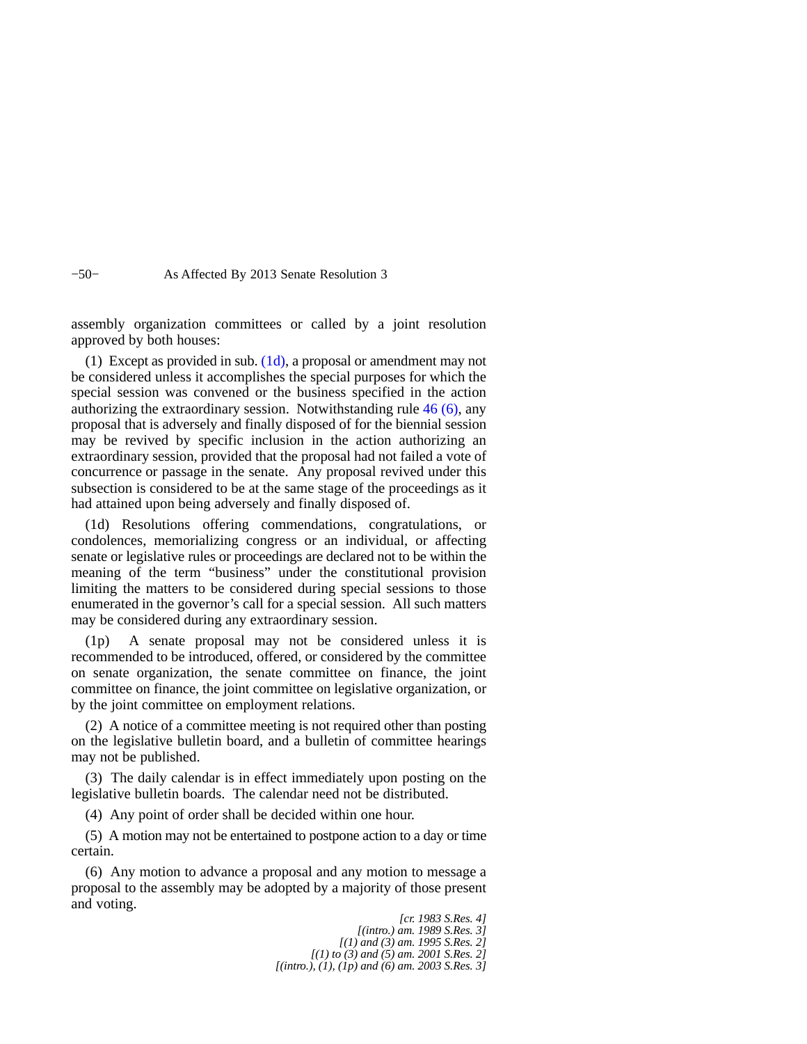assembly organization committees or called by a joint resolution approved by both houses:

(1) Except as provided in sub. (1d), a proposal or amendment may not be considered unless it accomplishes the special purposes for which the special session was convened or the business specified in the action authorizing the extraordinary session. Notwithstanding rule 46 (6), any proposal that is adversely and finally disposed of for the biennial session may be revived by specific inclusion in the action authorizing an extraordinary session, provided that the proposal had not failed a vote of concurrence or passage in the senate. Any proposal revived under this subsection is considered to be at the same stage of the proceedings as it had attained upon being adversely and finally disposed of.

(1d) Resolutions offering commendations, congratulations, or condolences, memorializing congress or an individual, or affecting senate or legislative rules or proceedings are declared not to be within the meaning of the term "business" under the constitutional provision limiting the matters to be considered during special sessions to those enumerated in the governor's call for a special session. All such matters may be considered during any extraordinary session.

(1p) A senate proposal may not be considered unless it is recommended to be introduced, offered, or considered by the committee on senate organization, the senate committee on finance, the joint committee on finance, the joint committee on legislative organization, or by the joint committee on employment relations.

(2) A notice of a committee meeting is not required other than posting on the legislative bulletin board, and a bulletin of committee hearings may not be published.

(3) The daily calendar is in effect immediately upon posting on the legislative bulletin boards. The calendar need not be distributed.

(4) Any point of order shall be decided within one hour.

(5) A motion may not be entertained to postpone action to a day or time certain.

(6) Any motion to advance a proposal and any motion to message a proposal to the assembly may be adopted by a majority of those present and voting.

*[cr. 1983 S.Res. 4]*
*[(intro.) am. 1989 S.Res. 3]*
*[(1) and (3) am. 1995 S.Res. 2]*
*[(1) to (3) and (5) am. 2001 S.Res. 2]*
*[(intro.), (1), (1p) and (6) am. 2003 S.Res. 3]*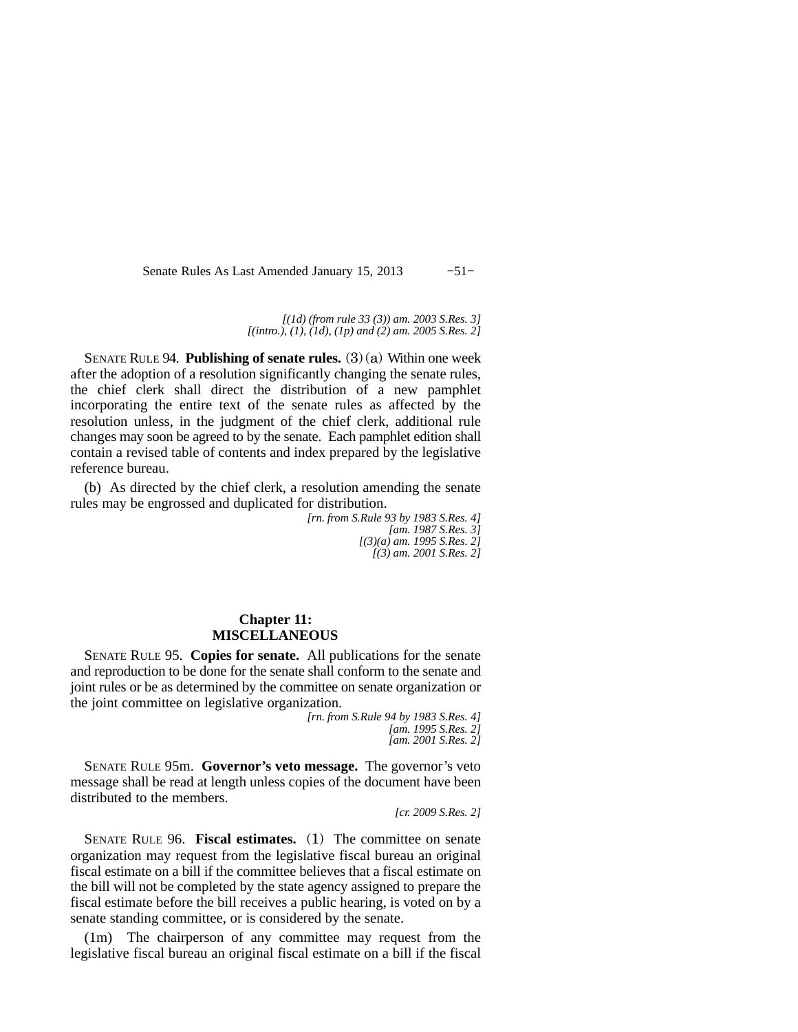*[(1d) (from rule 33 (3)) am. 2003 S.Res. 3]*
*[(intro.), (1), (1d), (1p) and (2) am. 2005 S.Res. 2]*

SENATE RULE 94. **Publishing of senate rules.** (3) (a) Within one week after the adoption of a resolution significantly changing the senate rules, the chief clerk shall direct the distribution of a new pamphlet incorporating the entire text of the senate rules as affected by the resolution unless, in the judgment of the chief clerk, additional rule changes may soon be agreed to by the senate. Each pamphlet edition shall contain a revised table of contents and index prepared by the legislative reference bureau.

(b) As directed by the chief clerk, a resolution amending the senate rules may be engrossed and duplicated for distribution.

*[rn. from S.Rule 93 by 1983 S.Res. 4]*
*[am. 1987 S.Res. 3]*
*[(3)(a) am. 1995 S.Res. 2]*
*[(3) am. 2001 S.Res. 2]*

## Chapter 11: MISCELLANEOUS

SENATE RULE 95. **Copies for senate.** All publications for the senate and reproduction to be done for the senate shall conform to the senate and joint rules or be as determined by the committee on senate organization or the joint committee on legislative organization.

*[rn. from S.Rule 94 by 1983 S.Res. 4]*
*[am. 1995 S.Res. 2]*
*[am. 2001 S.Res. 2]*

SENATE RULE 95m. **Governor's veto message.** The governor's veto message shall be read at length unless copies of the document have been distributed to the members.

*[cr. 2009 S.Res. 2]*

SENATE RULE 96. **Fiscal estimates.** (1) The committee on senate organization may request from the legislative fiscal bureau an original fiscal estimate on a bill if the committee believes that a fiscal estimate on the bill will not be completed by the state agency assigned to prepare the fiscal estimate before the bill receives a public hearing, is voted on by a senate standing committee, or is considered by the senate.

(1m) The chairperson of any committee may request from the legislative fiscal bureau an original fiscal estimate on a bill if the fiscal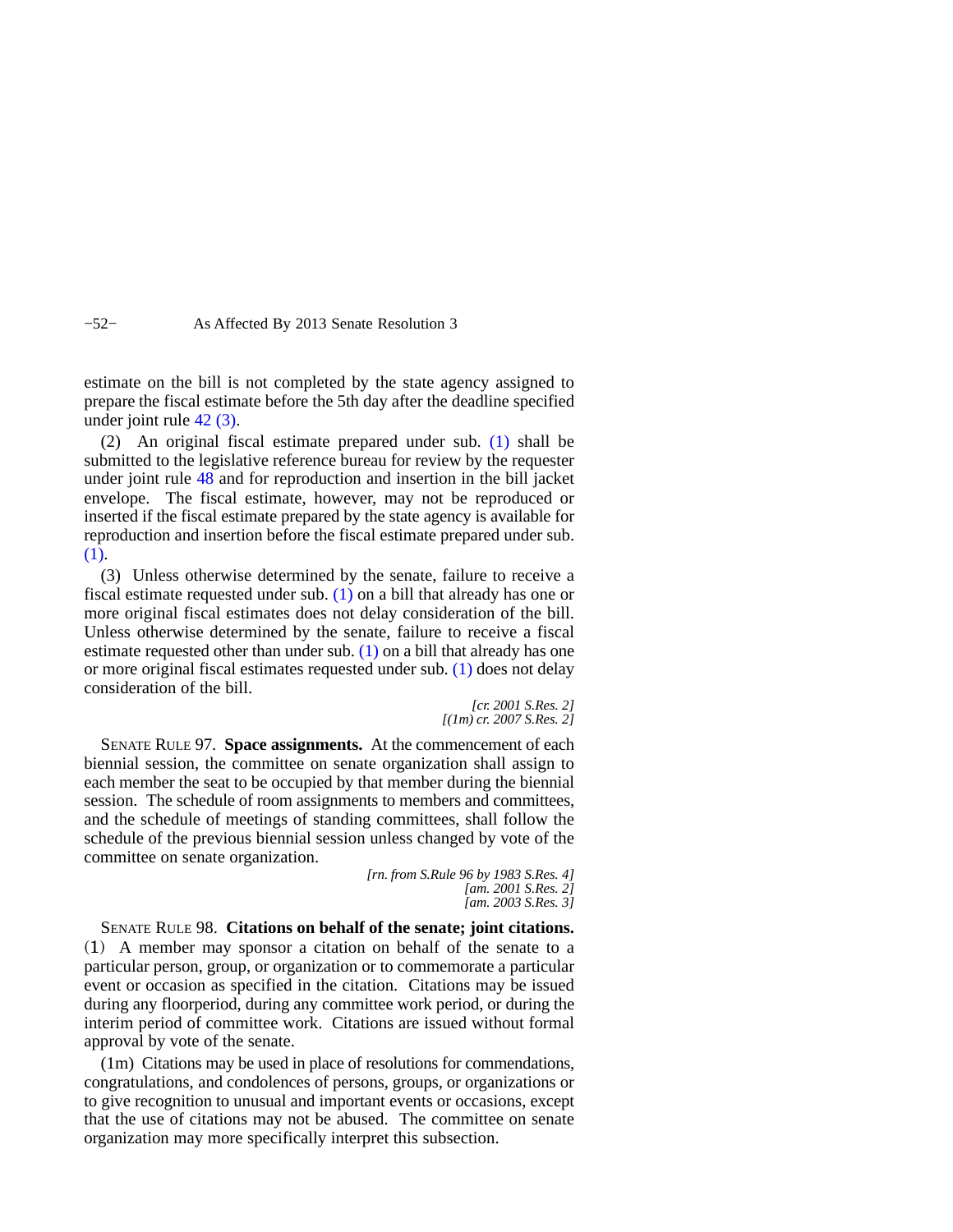estimate on the bill is not completed by the state agency assigned to prepare the fiscal estimate before the 5th day after the deadline specified under joint rule 42 (3).

(2) An original fiscal estimate prepared under sub. (1) shall be submitted to the legislative reference bureau for review by the requester under joint rule 48 and for reproduction and insertion in the bill jacket envelope. The fiscal estimate, however, may not be reproduced or inserted if the fiscal estimate prepared by the state agency is available for reproduction and insertion before the fiscal estimate prepared under sub. (1).

(3) Unless otherwise determined by the senate, failure to receive a fiscal estimate requested under sub. (1) on a bill that already has one or more original fiscal estimates does not delay consideration of the bill. Unless otherwise determined by the senate, failure to receive a fiscal estimate requested other than under sub. (1) on a bill that already has one or more original fiscal estimates requested under sub. (1) does not delay consideration of the bill.

*[cr. 2001 S.Res. 2]*
*[(1m) cr. 2007 S.Res. 2]*

SENATE RULE 97. **Space assignments.** At the commencement of each biennial session, the committee on senate organization shall assign to each member the seat to be occupied by that member during the biennial session. The schedule of room assignments to members and committees, and the schedule of meetings of standing committees, shall follow the schedule of the previous biennial session unless changed by vote of the committee on senate organization.

*[rn. from S.Rule 96 by 1983 S.Res. 4]*
*[am. 2001 S.Res. 2]*
*[am. 2003 S.Res. 3]*

SENATE RULE 98. **Citations on behalf of the senate; joint citations.** (1) A member may sponsor a citation on behalf of the senate to a particular person, group, or organization or to commemorate a particular event or occasion as specified in the citation. Citations may be issued during any floorperiod, during any committee work period, or during the interim period of committee work. Citations are issued without formal approval by vote of the senate.

(1m) Citations may be used in place of resolutions for commendations, congratulations, and condolences of persons, groups, or organizations or to give recognition to unusual and important events or occasions, except that the use of citations may not be abused. The committee on senate organization may more specifically interpret this subsection.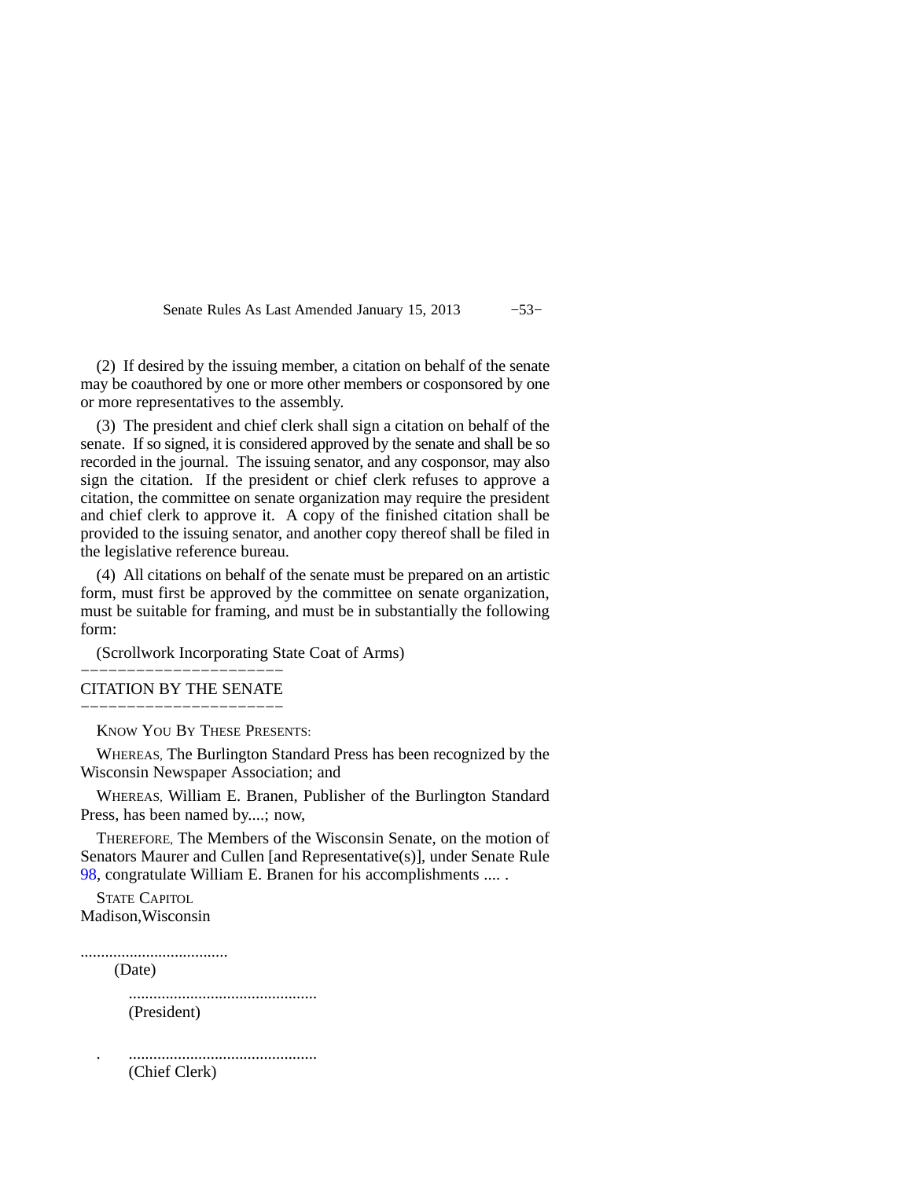(2) If desired by the issuing member, a citation on behalf of the senate may be coauthored by one or more other members or cosponsored by one or more representatives to the assembly.

(3) The president and chief clerk shall sign a citation on behalf of the senate. If so signed, it is considered approved by the senate and shall be so recorded in the journal. The issuing senator, and any cosponsor, may also sign the citation. If the president or chief clerk refuses to approve a citation, the committee on senate organization may require the president and chief clerk to approve it. A copy of the finished citation shall be provided to the issuing senator, and another copy thereof shall be filed in the legislative reference bureau.

(4) All citations on behalf of the senate must be prepared on an artistic form, must first be approved by the committee on senate organization, must be suitable for framing, and must be in substantially the following form:

(Scrollwork Incorporating State Coat of Arms)

---

CITATION BY THE SENATE

---

KNOW YOU BY THESE PRESENTS:

WHEREAS, The Burlington Standard Press has been recognized by the Wisconsin Newspaper Association; and

WHEREAS, William E. Branen, Publisher of the Burlington Standard Press, has been named by....; now,

THEREFORE, The Members of the Wisconsin Senate, on the motion of Senators Maurer and Cullen [and Representative(s)], under Senate Rule 98, congratulate William E. Branen for his accomplishments .... .

STATE CAPITOL
Madison,Wisconsin

....................................
(Date)

..............................................
(President)

..............................................
(Chief Clerk)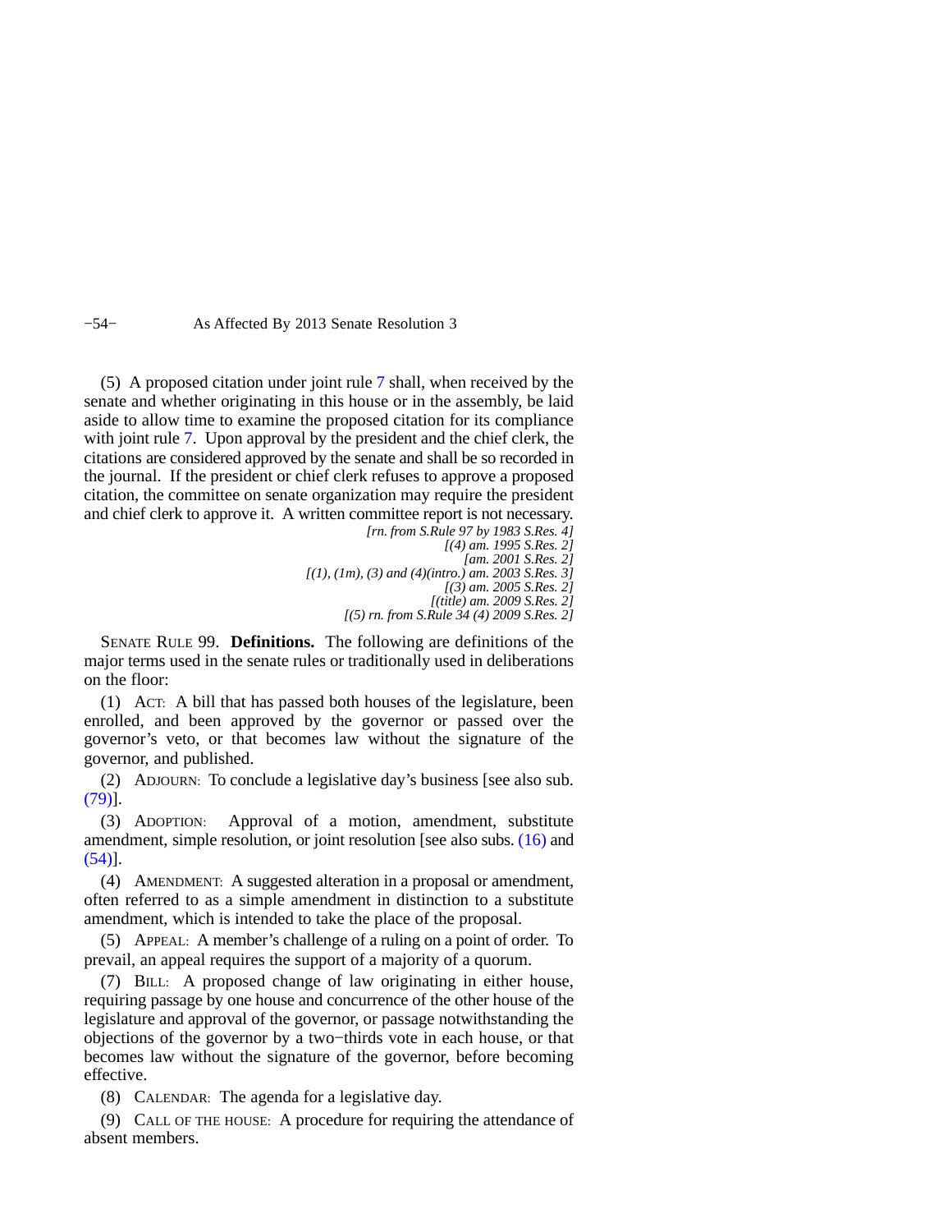(5) A proposed citation under joint rule 7 shall, when received by the senate and whether originating in this house or in the assembly, be laid aside to allow time to examine the proposed citation for its compliance with joint rule 7. Upon approval by the president and the chief clerk, the citations are considered approved by the senate and shall be so recorded in the journal. If the president or chief clerk refuses to approve a proposed citation, the committee on senate organization may require the president and chief clerk to approve it. A written committee report is not necessary.

*[rn. from S.Rule 97 by 1983 S.Res. 4]*
*[(4) am. 1995 S.Res. 2]*
*[am. 2001 S.Res. 2]*
*[(1), (1m), (3) and (4)(intro.) am. 2003 S.Res. 3]*
*[(3) am. 2005 S.Res. 2]*
*[(title) am. 2009 S.Res. 2]*
*[(5) rn. from S.Rule 34 (4) 2009 S.Res. 2]*

SENATE RULE 99. **Definitions.** The following are definitions of the major terms used in the senate rules or traditionally used in deliberations on the floor:

(1) ACT: A bill that has passed both houses of the legislature, been enrolled, and been approved by the governor or passed over the governor's veto, or that becomes law without the signature of the governor, and published.

(2) ADJOURN: To conclude a legislative day's business [see also sub. (79)].

(3) ADOPTION: Approval of a motion, amendment, substitute amendment, simple resolution, or joint resolution [see also subs. (16) and (54)].

(4) AMENDMENT: A suggested alteration in a proposal or amendment, often referred to as a simple amendment in distinction to a substitute amendment, which is intended to take the place of the proposal.

(5) APPEAL: A member's challenge of a ruling on a point of order. To prevail, an appeal requires the support of a majority of a quorum.

(7) BILL: A proposed change of law originating in either house, requiring passage by one house and concurrence of the other house of the legislature and approval of the governor, or passage notwithstanding the objections of the governor by a two−thirds vote in each house, or that becomes law without the signature of the governor, before becoming effective.

(8) CALENDAR: The agenda for a legislative day.

(9) CALL OF THE HOUSE: A procedure for requiring the attendance of absent members.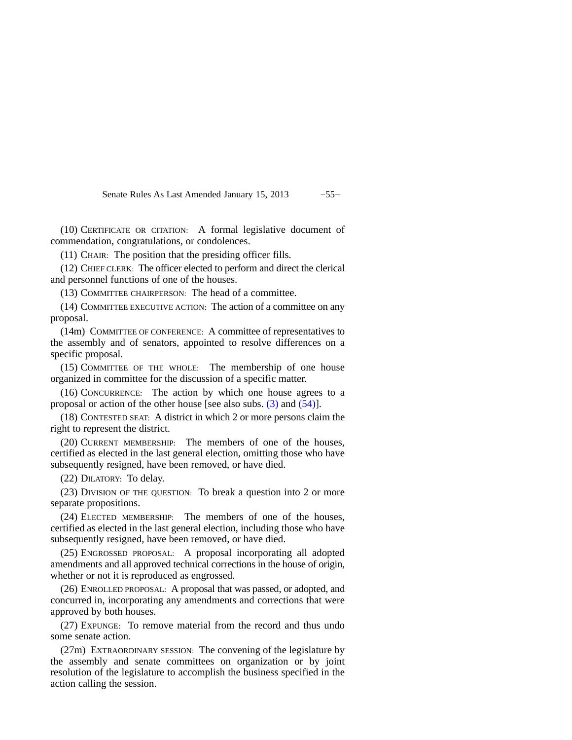(10) CERTIFICATE OR CITATION: A formal legislative document of commendation, congratulations, or condolences.

(11) CHAIR: The position that the presiding officer fills.

(12) CHIEF CLERK: The officer elected to perform and direct the clerical and personnel functions of one of the houses.

(13) COMMITTEE CHAIRPERSON: The head of a committee.

(14) COMMITTEE EXECUTIVE ACTION: The action of a committee on any proposal.

(14m) COMMITTEE OF CONFERENCE: A committee of representatives to the assembly and of senators, appointed to resolve differences on a specific proposal.

(15) COMMITTEE OF THE WHOLE: The membership of one house organized in committee for the discussion of a specific matter.

(16) CONCURRENCE: The action by which one house agrees to a proposal or action of the other house [see also subs. (3) and (54)].

(18) CONTESTED SEAT: A district in which 2 or more persons claim the right to represent the district.

(20) CURRENT MEMBERSHIP: The members of one of the houses, certified as elected in the last general election, omitting those who have subsequently resigned, have been removed, or have died.

(22) DILATORY: To delay.

(23) DIVISION OF THE QUESTION: To break a question into 2 or more separate propositions.

(24) ELECTED MEMBERSHIP: The members of one of the houses, certified as elected in the last general election, including those who have subsequently resigned, have been removed, or have died.

(25) ENGROSSED PROPOSAL: A proposal incorporating all adopted amendments and all approved technical corrections in the house of origin, whether or not it is reproduced as engrossed.

(26) ENROLLED PROPOSAL: A proposal that was passed, or adopted, and concurred in, incorporating any amendments and corrections that were approved by both houses.

(27) EXPUNGE: To remove material from the record and thus undo some senate action.

(27m) EXTRAORDINARY SESSION: The convening of the legislature by the assembly and senate committees on organization or by joint resolution of the legislature to accomplish the business specified in the action calling the session.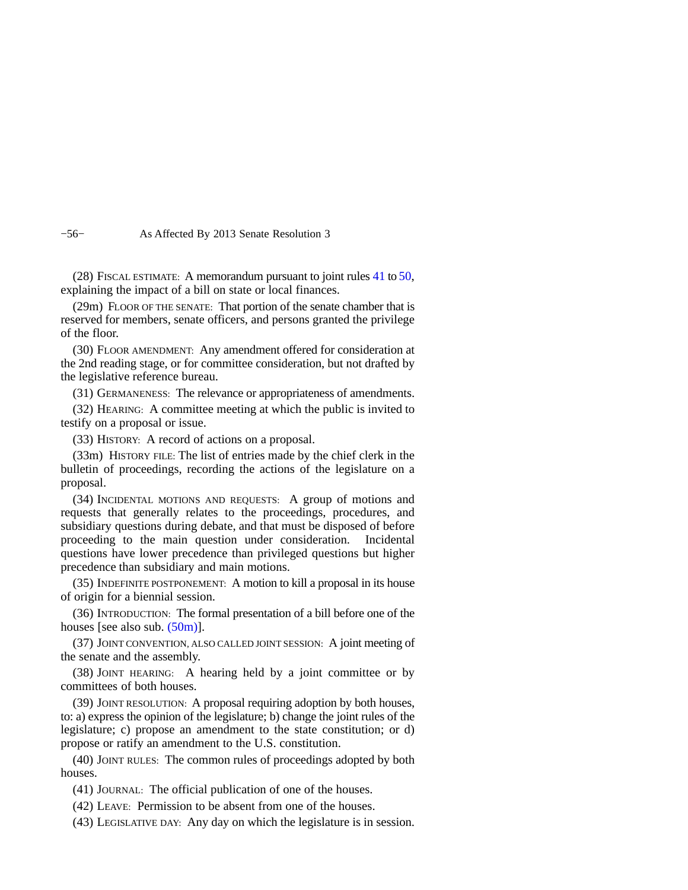(28) FISCAL ESTIMATE: A memorandum pursuant to joint rules 41 to 50, explaining the impact of a bill on state or local finances.

(29m) FLOOR OF THE SENATE: That portion of the senate chamber that is reserved for members, senate officers, and persons granted the privilege of the floor.

(30) FLOOR AMENDMENT: Any amendment offered for consideration at the 2nd reading stage, or for committee consideration, but not drafted by the legislative reference bureau.

(31) GERMANENESS: The relevance or appropriateness of amendments.

(32) HEARING: A committee meeting at which the public is invited to testify on a proposal or issue.

(33) HISTORY: A record of actions on a proposal.

(33m) HISTORY FILE: The list of entries made by the chief clerk in the bulletin of proceedings, recording the actions of the legislature on a proposal.

(34) INCIDENTAL MOTIONS AND REQUESTS: A group of motions and requests that generally relates to the proceedings, procedures, and subsidiary questions during debate, and that must be disposed of before proceeding to the main question under consideration. Incidental questions have lower precedence than privileged questions but higher precedence than subsidiary and main motions.

(35) INDEFINITE POSTPONEMENT: A motion to kill a proposal in its house of origin for a biennial session.

(36) INTRODUCTION: The formal presentation of a bill before one of the houses [see also sub. (50m)].

(37) JOINT CONVENTION, ALSO CALLED JOINT SESSION: A joint meeting of the senate and the assembly.

(38) JOINT HEARING: A hearing held by a joint committee or by committees of both houses.

(39) JOINT RESOLUTION: A proposal requiring adoption by both houses, to: a) express the opinion of the legislature; b) change the joint rules of the legislature; c) propose an amendment to the state constitution; or d) propose or ratify an amendment to the U.S. constitution.

(40) JOINT RULES: The common rules of proceedings adopted by both houses.

(41) JOURNAL: The official publication of one of the houses.

(42) LEAVE: Permission to be absent from one of the houses.

(43) LEGISLATIVE DAY: Any day on which the legislature is in session.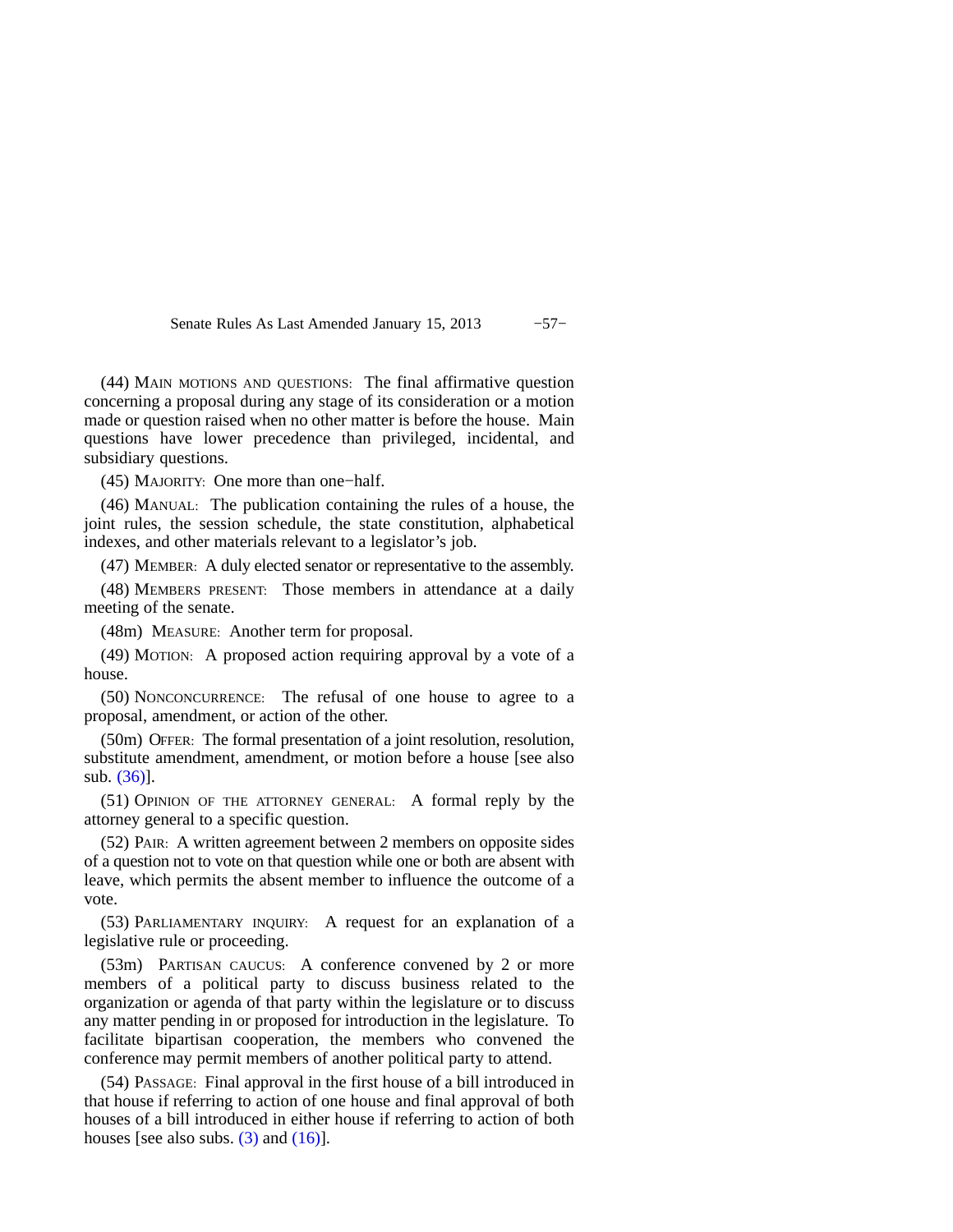(44) MAIN MOTIONS AND QUESTIONS: The final affirmative question concerning a proposal during any stage of its consideration or a motion made or question raised when no other matter is before the house. Main questions have lower precedence than privileged, incidental, and subsidiary questions.

(45) MAJORITY: One more than one−half.

(46) MANUAL: The publication containing the rules of a house, the joint rules, the session schedule, the state constitution, alphabetical indexes, and other materials relevant to a legislator's job.

(47) MEMBER: A duly elected senator or representative to the assembly.

(48) MEMBERS PRESENT: Those members in attendance at a daily meeting of the senate.

(48m) MEASURE: Another term for proposal.

(49) MOTION: A proposed action requiring approval by a vote of a house.

(50) NONCONCURRENCE: The refusal of one house to agree to a proposal, amendment, or action of the other.

(50m) OFFER: The formal presentation of a joint resolution, resolution, substitute amendment, amendment, or motion before a house [see also sub. (36)].

(51) OPINION OF THE ATTORNEY GENERAL: A formal reply by the attorney general to a specific question.

(52) PAIR: A written agreement between 2 members on opposite sides of a question not to vote on that question while one or both are absent with leave, which permits the absent member to influence the outcome of a vote.

(53) PARLIAMENTARY INQUIRY: A request for an explanation of a legislative rule or proceeding.

(53m) PARTISAN CAUCUS: A conference convened by 2 or more members of a political party to discuss business related to the organization or agenda of that party within the legislature or to discuss any matter pending in or proposed for introduction in the legislature. To facilitate bipartisan cooperation, the members who convened the conference may permit members of another political party to attend.

(54) PASSAGE: Final approval in the first house of a bill introduced in that house if referring to action of one house and final approval of both houses of a bill introduced in either house if referring to action of both houses [see also subs. (3) and (16)].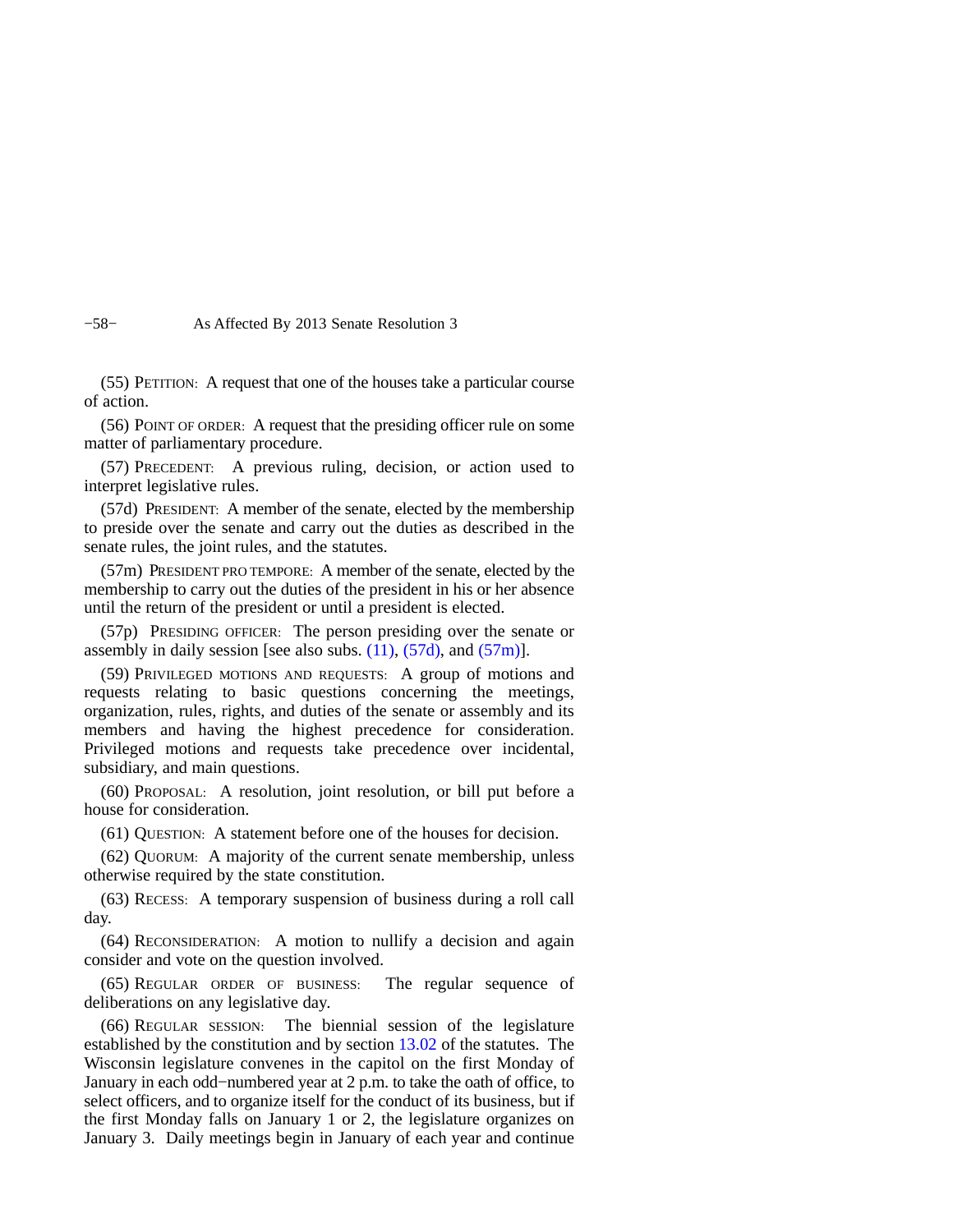(55) PETITION: A request that one of the houses take a particular course of action.

(56) POINT OF ORDER: A request that the presiding officer rule on some matter of parliamentary procedure.

(57) PRECEDENT: A previous ruling, decision, or action used to interpret legislative rules.

(57d) PRESIDENT: A member of the senate, elected by the membership to preside over the senate and carry out the duties as described in the senate rules, the joint rules, and the statutes.

(57m) PRESIDENT PRO TEMPORE: A member of the senate, elected by the membership to carry out the duties of the president in his or her absence until the return of the president or until a president is elected.

(57p) PRESIDING OFFICER: The person presiding over the senate or assembly in daily session [see also subs. (11), (57d), and (57m)].

(59) PRIVILEGED MOTIONS AND REQUESTS: A group of motions and requests relating to basic questions concerning the meetings, organization, rules, rights, and duties of the senate or assembly and its members and having the highest precedence for consideration. Privileged motions and requests take precedence over incidental, subsidiary, and main questions.

(60) PROPOSAL: A resolution, joint resolution, or bill put before a house for consideration.

(61) QUESTION: A statement before one of the houses for decision.

(62) QUORUM: A majority of the current senate membership, unless otherwise required by the state constitution.

(63) RECESS: A temporary suspension of business during a roll call day.

(64) RECONSIDERATION: A motion to nullify a decision and again consider and vote on the question involved.

(65) REGULAR ORDER OF BUSINESS: The regular sequence of deliberations on any legislative day.

(66) REGULAR SESSION: The biennial session of the legislature established by the constitution and by section 13.02 of the statutes. The Wisconsin legislature convenes in the capitol on the first Monday of January in each odd−numbered year at 2 p.m. to take the oath of office, to select officers, and to organize itself for the conduct of its business, but if the first Monday falls on January 1 or 2, the legislature organizes on January 3. Daily meetings begin in January of each year and continue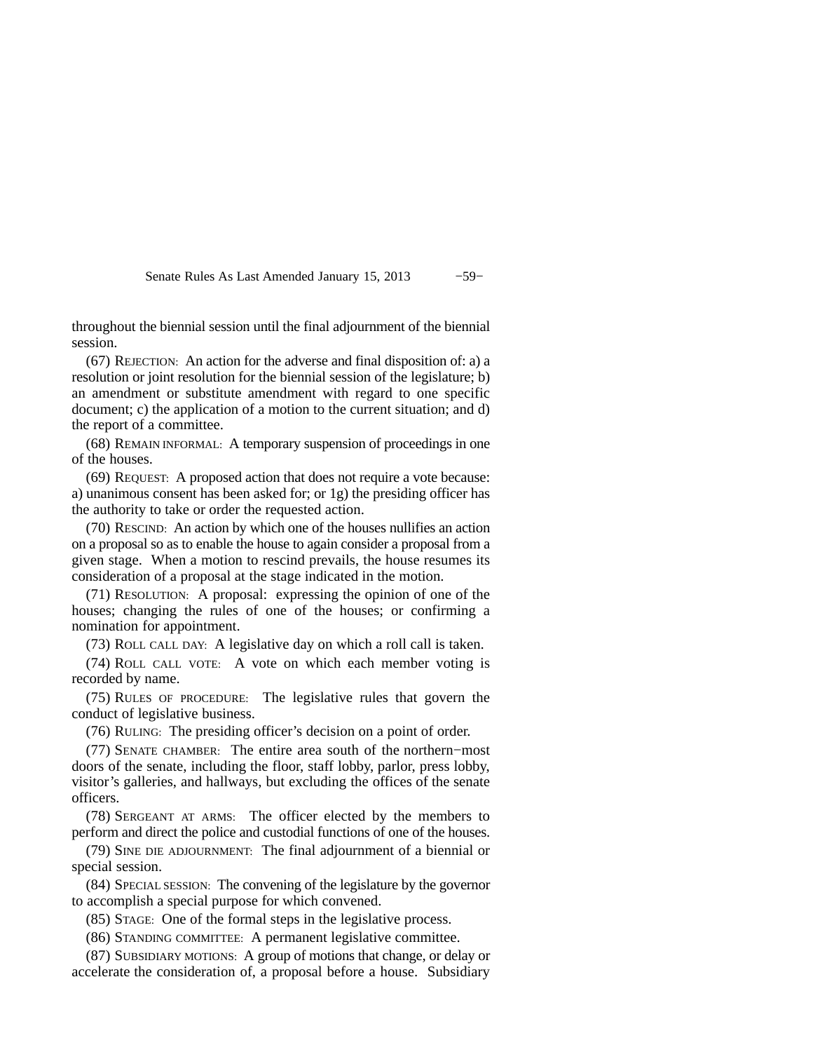throughout the biennial session until the final adjournment of the biennial session.

(67) REJECTION: An action for the adverse and final disposition of: a) a resolution or joint resolution for the biennial session of the legislature; b) an amendment or substitute amendment with regard to one specific document; c) the application of a motion to the current situation; and d) the report of a committee.

(68) REMAIN INFORMAL: A temporary suspension of proceedings in one of the houses.

(69) REQUEST: A proposed action that does not require a vote because: a) unanimous consent has been asked for; or 1g) the presiding officer has the authority to take or order the requested action.

(70) RESCIND: An action by which one of the houses nullifies an action on a proposal so as to enable the house to again consider a proposal from a given stage. When a motion to rescind prevails, the house resumes its consideration of a proposal at the stage indicated in the motion.

(71) RESOLUTION: A proposal: expressing the opinion of one of the houses; changing the rules of one of the houses; or confirming a nomination for appointment.

(73) ROLL CALL DAY: A legislative day on which a roll call is taken.

(74) ROLL CALL VOTE: A vote on which each member voting is recorded by name.

(75) RULES OF PROCEDURE: The legislative rules that govern the conduct of legislative business.

(76) RULING: The presiding officer's decision on a point of order.

(77) SENATE CHAMBER: The entire area south of the northern−most doors of the senate, including the floor, staff lobby, parlor, press lobby, visitor's galleries, and hallways, but excluding the offices of the senate officers.

(78) SERGEANT AT ARMS: The officer elected by the members to perform and direct the police and custodial functions of one of the houses.

(79) SINE DIE ADJOURNMENT: The final adjournment of a biennial or special session.

(84) SPECIAL SESSION: The convening of the legislature by the governor to accomplish a special purpose for which convened.

(85) STAGE: One of the formal steps in the legislative process.

(86) STANDING COMMITTEE: A permanent legislative committee.

(87) SUBSIDIARY MOTIONS: A group of motions that change, or delay or accelerate the consideration of, a proposal before a house. Subsidiary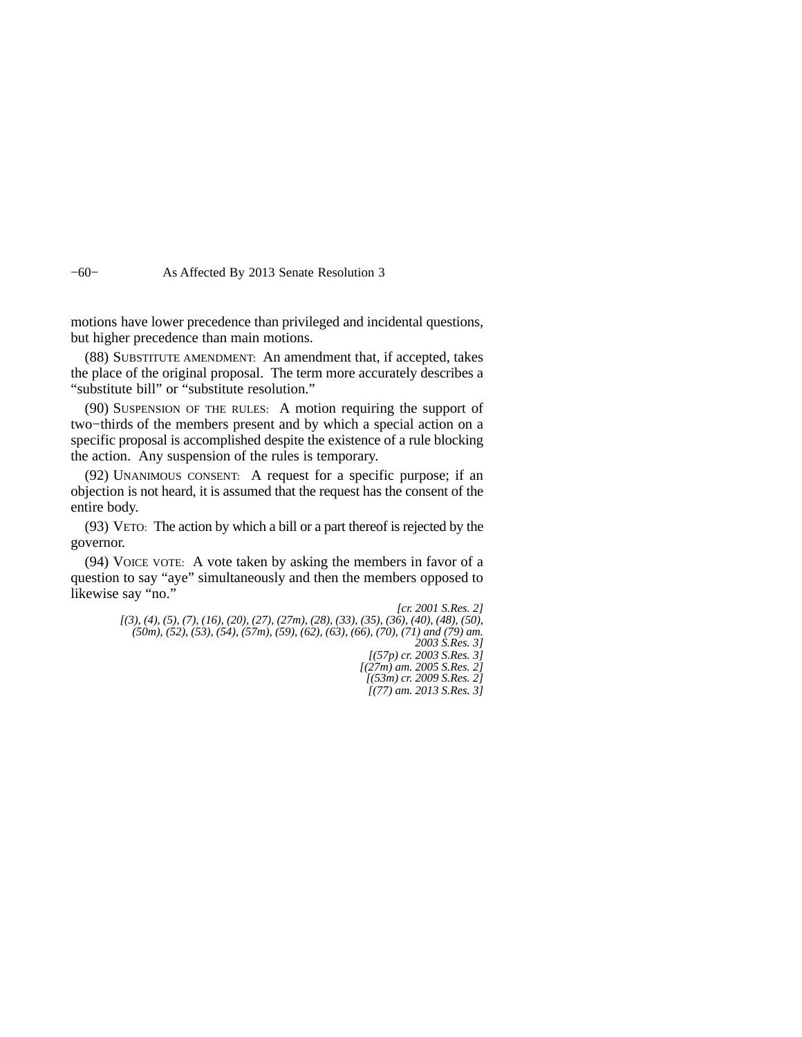motions have lower precedence than privileged and incidental questions, but higher precedence than main motions.

(88) SUBSTITUTE AMENDMENT: An amendment that, if accepted, takes the place of the original proposal. The term more accurately describes a "substitute bill" or "substitute resolution."

(90) SUSPENSION OF THE RULES: A motion requiring the support of two−thirds of the members present and by which a special action on a specific proposal is accomplished despite the existence of a rule blocking the action. Any suspension of the rules is temporary.

(92) UNANIMOUS CONSENT: A request for a specific purpose; if an objection is not heard, it is assumed that the request has the consent of the entire body.

(93) VETO: The action by which a bill or a part thereof is rejected by the governor.

(94) VOICE VOTE: A vote taken by asking the members in favor of a question to say "aye" simultaneously and then the members opposed to likewise say "no."

*[cr. 2001 S.Res. 2]*
*[(3), (4), (5), (7), (16), (20), (27), (27m), (28), (33), (35), (36), (40), (48), (50), (50m), (52), (53), (54), (57m), (59), (62), (63), (66), (70), (71) and (79) am. 2003 S.Res. 3]*
*[(57p) cr. 2003 S.Res. 3]*
*[(27m) am. 2005 S.Res. 2]*
*[(53m) cr. 2009 S.Res. 2]*
*[(77) am. 2013 S.Res. 3]*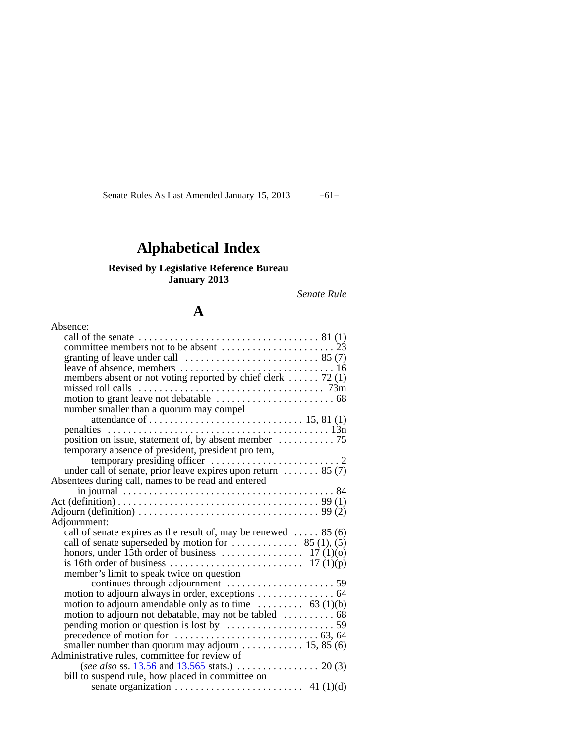# Alphabetical Index

**Revised by Legislative Reference Bureau**
**January 2013**

*Senate Rule*

## A

Absence:
- call of the senate . . . . . . . . . . . . . . . . . . . . . . . . . . . . . . . . . . . 81 (1)
- committee members not to be absent . . . . . . . . . . . . . . . . . . . . . . 23
- granting of leave under call . . . . . . . . . . . . . . . . . . . . . . . . . . 85 (7)
- leave of absence, members . . . . . . . . . . . . . . . . . . . . . . . . . . . . . 16
- members absent or not voting reported by chief clerk . . . . . . 72 (1)
- missed roll calls . . . . . . . . . . . . . . . . . . . . . . . . . . . . . . . . . . . 73m
- motion to grant leave not debatable . . . . . . . . . . . . . . . . . . . . . . . 68
- number smaller than a quorum may compel attendance of . . . . . . . . . . . . . . . . . . . . . . . . . . . . . 15, 81 (1)
- penalties . . . . . . . . . . . . . . . . . . . . . . . . . . . . . . . . . . . . . . . . . . 13n
- position on issue, statement of, by absent member . . . . . . . . . . . 75
- temporary absence of president, president pro tem, temporary presiding officer . . . . . . . . . . . . . . . . . . . . . . . . . 2
- under call of senate, prior leave expires upon return . . . . . . . 85 (7)

Absentees during call, names to be read and entered in journal . . . . . . . . . . . . . . . . . . . . . . . . . . . . . . . . . . . . . . . 84

Act (definition) . . . . . . . . . . . . . . . . . . . . . . . . . . . . . . . . . . . . . . 99 (1)

Adjourn (definition) . . . . . . . . . . . . . . . . . . . . . . . . . . . . . . . . . . 99 (2)

Adjournment:
- call of senate expires as the result of, may be renewed . . . . . 85 (6)
- call of senate superseded by motion for . . . . . . . . . . . . . 85 (1), (5)
- honors, under 15th order of business . . . . . . . . . . . . . . . . 17 (1)(o)
- is 16th order of business . . . . . . . . . . . . . . . . . . . . . . . . . . 17 (1)(p)
- member's limit to speak twice on question continues through adjournment . . . . . . . . . . . . . . . . . . . . . 59
- motion to adjourn always in order, exceptions . . . . . . . . . . . . . . . 64
- motion to adjourn amendable only as to time . . . . . . . . . 63 (1)(b)
- motion to adjourn not debatable, may not be tabled . . . . . . . . . . 68
- pending motion or question is lost by . . . . . . . . . . . . . . . . . . . . . 59
- precedence of motion for . . . . . . . . . . . . . . . . . . . . . . . . . . . . 63, 64
- smaller number than quorum may adjourn . . . . . . . . . . . . 15, 85 (6)

Administrative rules, committee for review of (*see also* ss. 13.56 and 13.565 stats.) . . . . . . . . . . . . . . . . . 20 (3)
- bill to suspend rule, how placed in committee on senate organization . . . . . . . . . . . . . . . . . . . . . . . . . 41 (1)(d)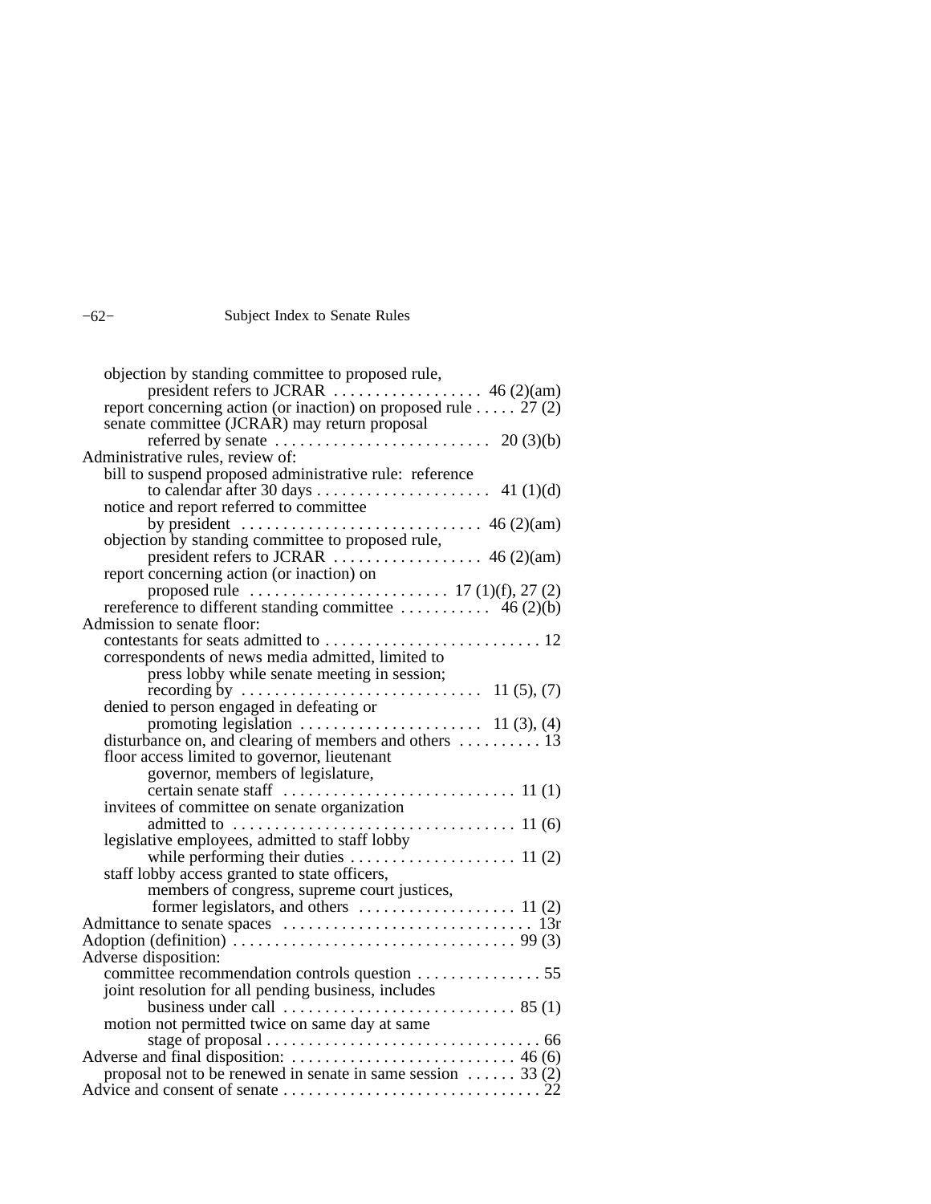objection by standing committee to proposed rule, president refers to JCRAR . . . . . . . . . . . . . . . . . . 46 (2)(am)

report concerning action (or inaction) on proposed rule . . . . . 27 (2)

senate committee (JCRAR) may return proposal referred by senate . . . . . . . . . . . . . . . . . . . . . . . . . . 20 (3)(b)

Administrative rules, review of:

- bill to suspend proposed administrative rule: reference to calendar after 30 days . . . . . . . . . . . . . . . . . . . . . 41 (1)(d)
- notice and report referred to committee by president . . . . . . . . . . . . . . . . . . . . . . . . . . . . 46 (2)(am)
- objection by standing committee to proposed rule, president refers to JCRAR . . . . . . . . . . . . . . . . . . 46 (2)(am)
- report concerning action (or inaction) on proposed rule . . . . . . . . . . . . . . . . . . . . . . . . 17 (1)(f), 27 (2)
- rereference to different standing committee . . . . . . . . . . 46 (2)(b)

Admission to senate floor:

- contestants for seats admitted to . . . . . . . . . . . . . . . . . . . . . . . . . . 12
- correspondents of news media admitted, limited to press lobby while senate meeting in session; recording by . . . . . . . . . . . . . . . . . . . . . . . . . . . . 11 (5), (7)
- denied to person engaged in defeating or promoting legislation . . . . . . . . . . . . . . . . . . . . . 11 (3), (4)
- disturbance on, and clearing of members and others . . . . . . . . . . 13
- floor access limited to governor, lieutenant governor, members of legislature, certain senate staff . . . . . . . . . . . . . . . . . . . . . . . . . . . 11 (1)
- invitees of committee on senate organization admitted to . . . . . . . . . . . . . . . . . . . . . . . . . . . . . . . . . 11 (6)
- legislative employees, admitted to staff lobby while performing their duties . . . . . . . . . . . . . . . . . . . 11 (2)
- staff lobby access granted to state officers, members of congress, supreme court justices, former legislators, and others . . . . . . . . . . . . . . . . . . 11 (2)

Admittance to senate spaces . . . . . . . . . . . . . . . . . . . . . . . . . . . . . 13r

Adoption (definition) . . . . . . . . . . . . . . . . . . . . . . . . . . . . . . . . . 99 (3)

Adverse disposition:

- committee recommendation controls question . . . . . . . . . . . . . . . 55
- joint resolution for all pending business, includes business under call . . . . . . . . . . . . . . . . . . . . . . . . . . . 85 (1)
- motion not permitted twice on same day at same stage of proposal . . . . . . . . . . . . . . . . . . . . . . . . . . . . . . . . 66

Adverse and final disposition: . . . . . . . . . . . . . . . . . . . . . . . . . . 46 (6)

- proposal not to be renewed in senate in same session . . . . . . 33 (2)

Advice and consent of senate . . . . . . . . . . . . . . . . . . . . . . . . . . . . . . 22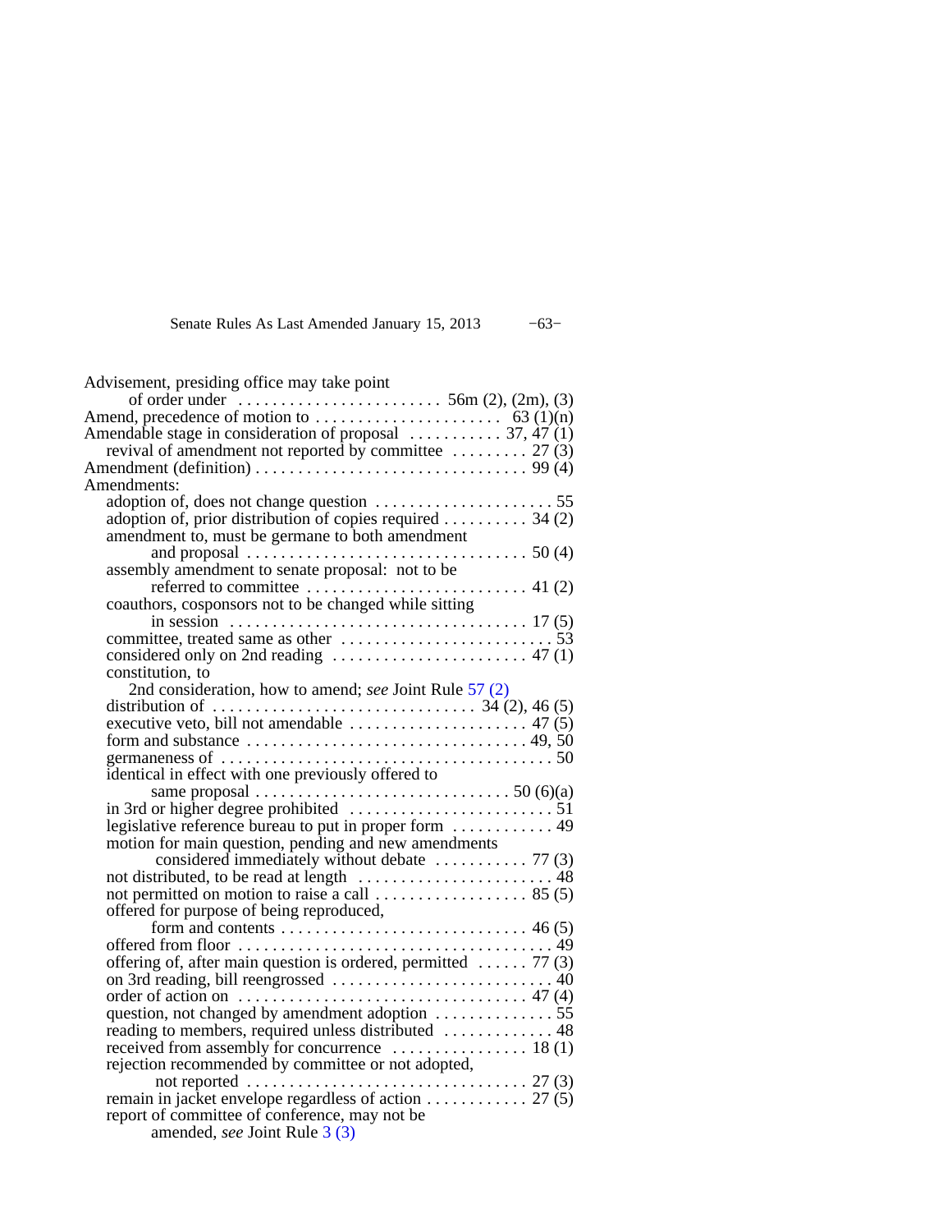Advisement, presiding office may take point
  of order under . . . . . . . . . . . . . . . . . . . . . . . . 56m (2), (2m), (3)
Amend, precedence of motion to . . . . . . . . . . . . . . . . . . . . . . 63 (1)(n)
Amendable stage in consideration of proposal . . . . . . . . . . . 37, 47 (1)
  revival of amendment not reported by committee . . . . . . . . . 27 (3)
Amendment (definition) . . . . . . . . . . . . . . . . . . . . . . . . . . . . . . . . 99 (4)
Amendments:
  adoption of, does not change question . . . . . . . . . . . . . . . . . . . . . 55
  adoption of, prior distribution of copies required . . . . . . . . . . 34 (2)
  amendment to, must be germane to both amendment
    and proposal . . . . . . . . . . . . . . . . . . . . . . . . . . . . . . . . 50 (4)
  assembly amendment to senate proposal: not to be
    referred to committee . . . . . . . . . . . . . . . . . . . . . . . . . . 41 (2)
  coauthors, cosponsors not to be changed while sitting
    in session . . . . . . . . . . . . . . . . . . . . . . . . . . . . . . . . . . 17 (5)
  committee, treated same as other . . . . . . . . . . . . . . . . . . . . . . . . 53
  considered only on 2nd reading . . . . . . . . . . . . . . . . . . . . . . . 47 (1)
  constitution, to
    2nd consideration, how to amend; *see* Joint Rule 57 (2)
  distribution of . . . . . . . . . . . . . . . . . . . . . . . . . . . . . . . 34 (2), 46 (5)
  executive veto, bill not amendable . . . . . . . . . . . . . . . . . . . . . 47 (5)
  form and substance . . . . . . . . . . . . . . . . . . . . . . . . . . . . . . . . . 49, 50
  germaneness of . . . . . . . . . . . . . . . . . . . . . . . . . . . . . . . . . . . . . . 50
  identical in effect with one previously offered to
    same proposal . . . . . . . . . . . . . . . . . . . . . . . . . . . . . 50 (6)(a)
  in 3rd or higher degree prohibited . . . . . . . . . . . . . . . . . . . . . . . . 51
  legislative reference bureau to put in proper form . . . . . . . . . . . . 49
  motion for main question, pending and new amendments
    considered immediately without debate . . . . . . . . . . . 77 (3)
  not distributed, to be read at length . . . . . . . . . . . . . . . . . . . . . . . 48
  not permitted on motion to raise a call . . . . . . . . . . . . . . . . . . 85 (5)
  offered for purpose of being reproduced,
    form and contents . . . . . . . . . . . . . . . . . . . . . . . . . . . . 46 (5)
  offered from floor . . . . . . . . . . . . . . . . . . . . . . . . . . . . . . . . . . . . 49
  offering of, after main question is ordered, permitted . . . . . . 77 (3)
  on 3rd reading, bill reengrossed . . . . . . . . . . . . . . . . . . . . . . . . . . 40
  order of action on . . . . . . . . . . . . . . . . . . . . . . . . . . . . . . . . . . 47 (4)
  question, not changed by amendment adoption . . . . . . . . . . . . . . 55
  reading to members, required unless distributed . . . . . . . . . . . . . 48
  received from assembly for concurrence . . . . . . . . . . . . . . . . 18 (1)
  rejection recommended by committee or not adopted,
    not reported . . . . . . . . . . . . . . . . . . . . . . . . . . . . . . . . . 27 (3)
  remain in jacket envelope regardless of action . . . . . . . . . . . . 27 (5)
  report of committee of conference, may not be
    amended, *see* Joint Rule 3 (3)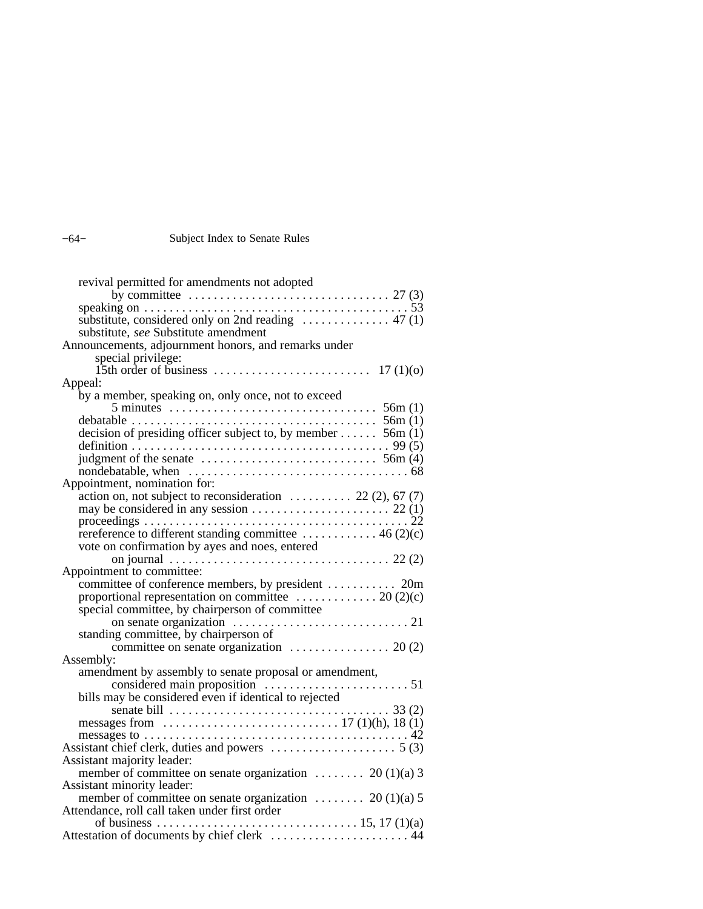revival permitted for amendments not adopted by committee . . . . . . . . . . . . . . . . . . . . . . . . . . . . . . . . 27 (3)
speaking on . . . . . . . . . . . . . . . . . . . . . . . . . . . . . . . . . . . . . . . . . . 53
substitute, considered only on 2nd reading . . . . . . . . . . . . . . 47 (1)
substitute, *see* Substitute amendment

Announcements, adjournment honors, and remarks under special privilege:
15th order of business . . . . . . . . . . . . . . . . . . . . . . . . . 17 (1)(o)

Appeal:
by a member, speaking on, only once, not to exceed 5 minutes . . . . . . . . . . . . . . . . . . . . . . . . . . . . . . . . . 56m (1)
debatable . . . . . . . . . . . . . . . . . . . . . . . . . . . . . . . . . . . . . . . 56m (1)
decision of presiding officer subject to, by member . . . . . . 56m (1)
definition . . . . . . . . . . . . . . . . . . . . . . . . . . . . . . . . . . . . . . . . . 99 (5)
judgment of the senate . . . . . . . . . . . . . . . . . . . . . . . . . . . . 56m (4)
nondebatable, when . . . . . . . . . . . . . . . . . . . . . . . . . . . . . . . . . . . 68

Appointment, nomination for:
action on, not subject to reconsideration . . . . . . . . . . 22 (2), 67 (7)
may be considered in any session . . . . . . . . . . . . . . . . . . . . . . 22 (1)
proceedings . . . . . . . . . . . . . . . . . . . . . . . . . . . . . . . . . . . . . . . . . . 22
rereference to different standing committee . . . . . . . . . . . . 46 (2)(c)
vote on confirmation by ayes and noes, entered on journal . . . . . . . . . . . . . . . . . . . . . . . . . . . . . . . . . . . 22 (2)

Appointment to committee:
committee of conference members, by president . . . . . . . . . . . 20m
proportional representation on committee . . . . . . . . . . . . . 20 (2)(c)
special committee, by chairperson of committee on senate organization . . . . . . . . . . . . . . . . . . . . . . . . . . . . 21
standing committee, by chairperson of committee on senate organization . . . . . . . . . . . . . . . . 20 (2)

Assembly:
amendment by assembly to senate proposal or amendment, considered main proposition . . . . . . . . . . . . . . . . . . . . . . . 51
bills may be considered even if identical to rejected senate bill . . . . . . . . . . . . . . . . . . . . . . . . . . . . . . . . . . . 33 (2)
messages from . . . . . . . . . . . . . . . . . . . . . . . . . . 17 (1)(h), 18 (1)
messages to . . . . . . . . . . . . . . . . . . . . . . . . . . . . . . . . . . . . . . . . . . 42

Assistant chief clerk, duties and powers . . . . . . . . . . . . . . . . . . . . 5 (3)

Assistant majority leader:
member of committee on senate organization . . . . . . . . 20 (1)(a) 3

Assistant minority leader:
member of committee on senate organization . . . . . . . . 20 (1)(a) 5

Attendance, roll call taken under first order of business . . . . . . . . . . . . . . . . . . . . . . . . . . . . . . . 15, 17 (1)(a)

Attestation of documents by chief clerk . . . . . . . . . . . . . . . . . . . . . . 44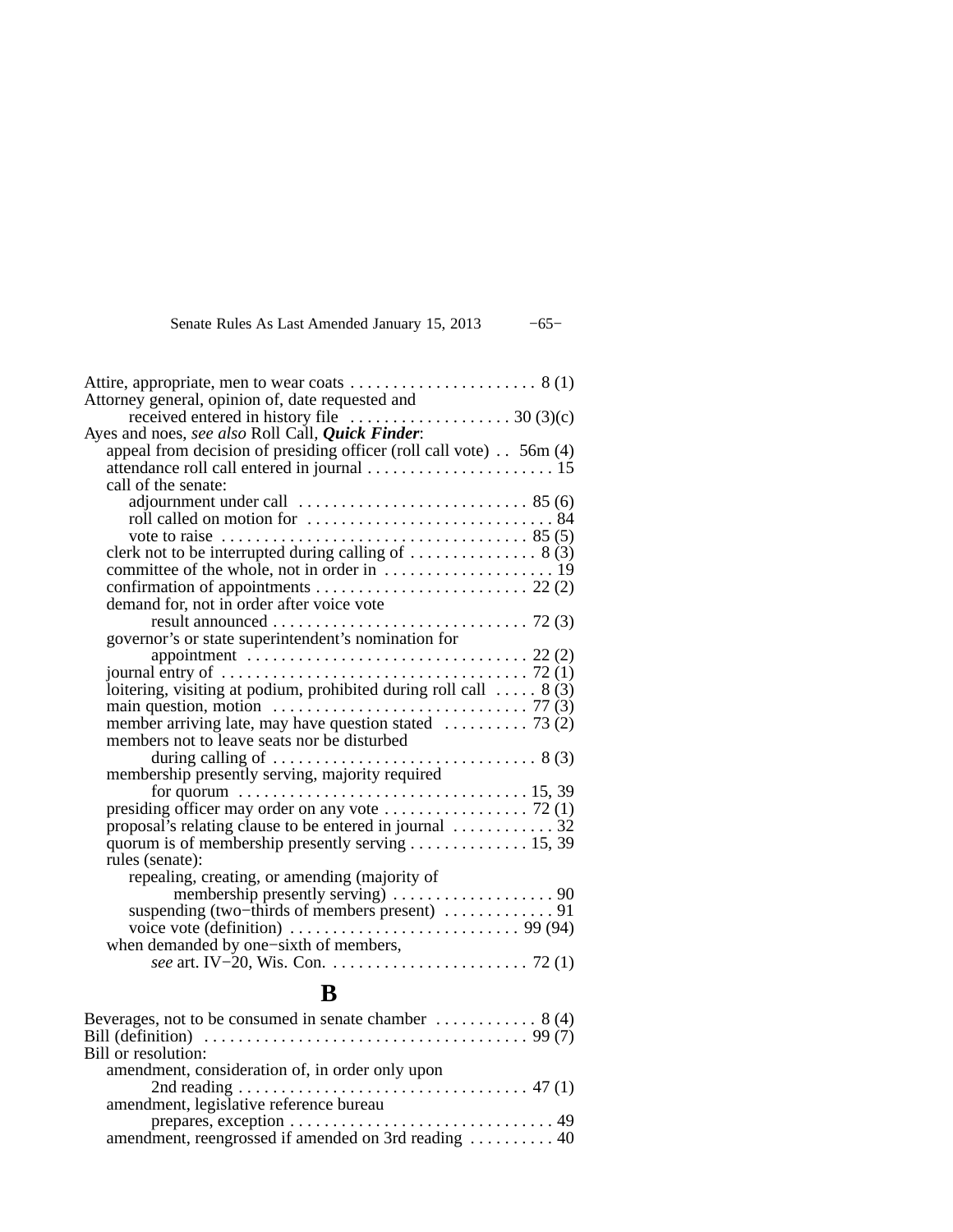Attire, appropriate, men to wear coats . . . . . . . . . . . . . . . . . . . . . . 8 (1)
Attorney general, opinion of, date requested and
    received entered in history file . . . . . . . . . . . . . . . . . . . 30 (3)(c)
Ayes and noes, *see also* Roll Call, ***Quick Finder***:
  appeal from decision of presiding officer (roll call vote) . . 56m (4)
  attendance roll call entered in journal . . . . . . . . . . . . . . . . . . . . . . 15
  call of the senate:
    adjournment under call . . . . . . . . . . . . . . . . . . . . . . . . . . . 85 (6)
    roll called on motion for . . . . . . . . . . . . . . . . . . . . . . . . . . . . 84
    vote to raise . . . . . . . . . . . . . . . . . . . . . . . . . . . . . . . . . . . . 85 (5)
  clerk not to be interrupted during calling of . . . . . . . . . . . . . . . 8 (3)
  committee of the whole, not in order in . . . . . . . . . . . . . . . . . . . . 19
  confirmation of appointments . . . . . . . . . . . . . . . . . . . . . . . . . 22 (2)
  demand for, not in order after voice vote
    result announced . . . . . . . . . . . . . . . . . . . . . . . . . . . . . . 72 (3)
  governor's or state superintendent's nomination for
    appointment . . . . . . . . . . . . . . . . . . . . . . . . . . . . . . . . 22 (2)
  journal entry of . . . . . . . . . . . . . . . . . . . . . . . . . . . . . . . . . . . 72 (1)
  loitering, visiting at podium, prohibited during roll call . . . . . 8 (3)
  main question, motion . . . . . . . . . . . . . . . . . . . . . . . . . . . . . 77 (3)
  member arriving late, may have question stated . . . . . . . . . . 73 (2)
  members not to leave seats nor be disturbed
    during calling of . . . . . . . . . . . . . . . . . . . . . . . . . . . . . . . 8 (3)
  membership presently serving, majority required
    for quorum . . . . . . . . . . . . . . . . . . . . . . . . . . . . . . . . . . 15, 39
  presiding officer may order on any vote . . . . . . . . . . . . . . . . . 72 (1)
  proposal's relating clause to be entered in journal . . . . . . . . . . . . 32
  quorum is of membership presently serving . . . . . . . . . . . . . . 15, 39
  rules (senate):
    repealing, creating, or amending (majority of
      membership presently serving) . . . . . . . . . . . . . . . . . . . 90
    suspending (two−thirds of members present) . . . . . . . . . . . . 91
    voice vote (definition) . . . . . . . . . . . . . . . . . . . . . . . . . . . 99 (94)
  when demanded by one−sixth of members,
    *see* art. IV−20, Wis. Con. . . . . . . . . . . . . . . . . . . . . . . . . 72 (1)

# B

Beverages, not to be consumed in senate chamber . . . . . . . . . . . . 8 (4)
Bill (definition) . . . . . . . . . . . . . . . . . . . . . . . . . . . . . . . . . . . . . . 99 (7)
Bill or resolution:
  amendment, consideration of, in order only upon
    2nd reading . . . . . . . . . . . . . . . . . . . . . . . . . . . . . . . . . . . 47 (1)
  amendment, legislative reference bureau
    prepares, exception . . . . . . . . . . . . . . . . . . . . . . . . . . . . . . . 49
  amendment, reengrossed if amended on 3rd reading . . . . . . . . . . 40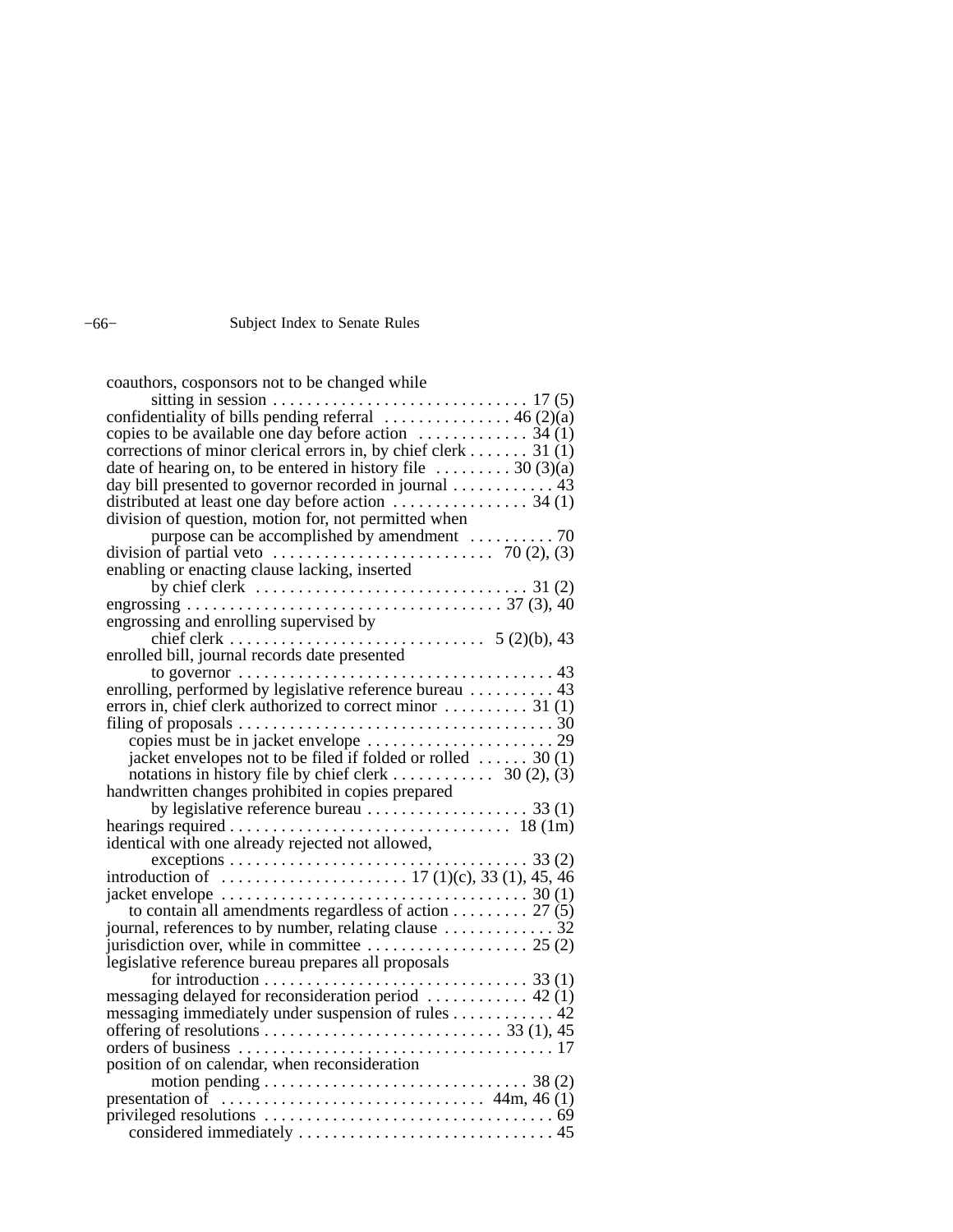coauthors, cosponsors not to be changed while sitting in session . . . . . . . . . . . . . . . . . . . . . . . . . . . . . . 17 (5)
confidentiality of bills pending referral . . . . . . . . . . . . . . . 46 (2)(a)
copies to be available one day before action . . . . . . . . . . . . . 34 (1)
corrections of minor clerical errors in, by chief clerk . . . . . . . 31 (1)
date of hearing on, to be entered in history file . . . . . . . . . 30 (3)(a)
day bill presented to governor recorded in journal . . . . . . . . . . . . 43
distributed at least one day before action . . . . . . . . . . . . . . . . 34 (1)
division of question, motion for, not permitted when purpose can be accomplished by amendment . . . . . . . . . . 70
division of partial veto . . . . . . . . . . . . . . . . . . . . . . . . . . 70 (2), (3)
enabling or enacting clause lacking, inserted by chief clerk . . . . . . . . . . . . . . . . . . . . . . . . . . . . . . . . 31 (2)
engrossing . . . . . . . . . . . . . . . . . . . . . . . . . . . . . . . . . . . . . 37 (3), 40
engrossing and enrolling supervised by chief clerk . . . . . . . . . . . . . . . . . . . . . . . . . . . . . . 5 (2)(b), 43
enrolled bill, journal records date presented to governor . . . . . . . . . . . . . . . . . . . . . . . . . . . . . . . . . . . . . 43
enrolling, performed by legislative reference bureau . . . . . . . . . . 43
errors in, chief clerk authorized to correct minor . . . . . . . . . . 31 (1)
filing of proposals . . . . . . . . . . . . . . . . . . . . . . . . . . . . . . . . . . . . . 30
- copies must be in jacket envelope . . . . . . . . . . . . . . . . . . . . . . 29
- jacket envelopes not to be filed if folded or rolled . . . . . . 30 (1)
- notations in history file by chief clerk . . . . . . . . . . . . 30 (2), (3)

handwritten changes prohibited in copies prepared by legislative reference bureau . . . . . . . . . . . . . . . . . . . 33 (1)
hearings required . . . . . . . . . . . . . . . . . . . . . . . . . . . . . . . . . 18 (1m)
identical with one already rejected not allowed, exceptions . . . . . . . . . . . . . . . . . . . . . . . . . . . . . . . . . . . 33 (2)
introduction of . . . . . . . . . . . . . . . . . . . . . . 17 (1)(c), 33 (1), 45, 46
jacket envelope . . . . . . . . . . . . . . . . . . . . . . . . . . . . . . . . . . . . 30 (1)
- to contain all amendments regardless of action . . . . . . . . . 27 (5)

journal, references to by number, relating clause . . . . . . . . . . . . . 32
jurisdiction over, while in committee . . . . . . . . . . . . . . . . . . . 25 (2)
legislative reference bureau prepares all proposals for introduction . . . . . . . . . . . . . . . . . . . . . . . . . . . . . . . 33 (1)
messaging delayed for reconsideration period . . . . . . . . . . . . 42 (1)
messaging immediately under suspension of rules . . . . . . . . . . . . 42
offering of resolutions . . . . . . . . . . . . . . . . . . . . . . . . . . . . 33 (1), 45
orders of business . . . . . . . . . . . . . . . . . . . . . . . . . . . . . . . . . . . . . 17
position of on calendar, when reconsideration motion pending . . . . . . . . . . . . . . . . . . . . . . . . . . . . . . . 38 (2)
presentation of . . . . . . . . . . . . . . . . . . . . . . . . . . . . . . . 44m, 46 (1)
privileged resolutions . . . . . . . . . . . . . . . . . . . . . . . . . . . . . . . . . . 69
- considered immediately . . . . . . . . . . . . . . . . . . . . . . . . . . . . . . 45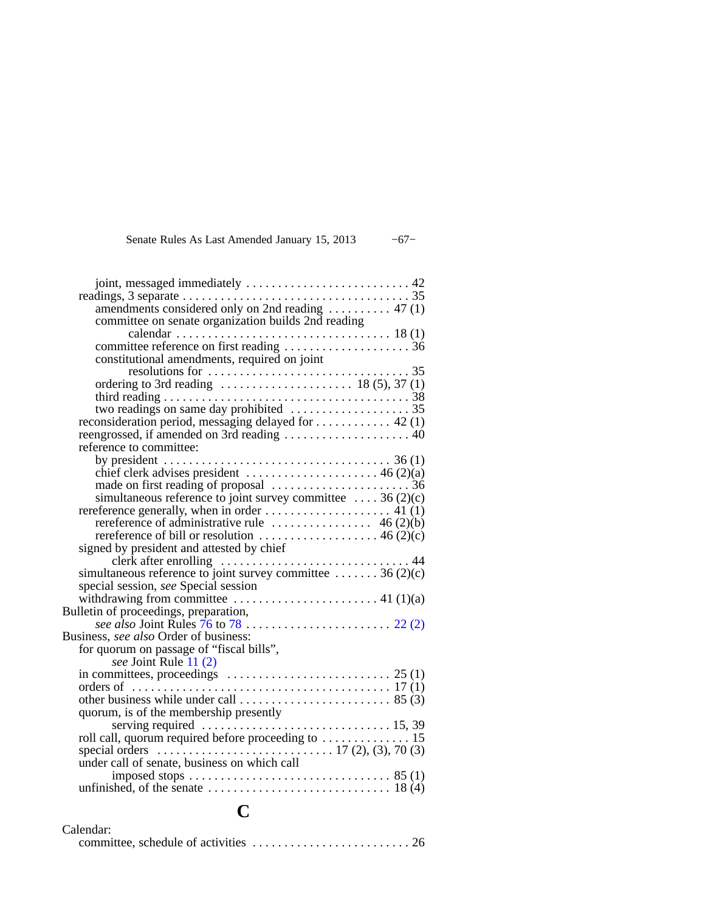joint, messaged immediately . . . . . . . . . . . . . . . . . . . . . . . . . . 42

readings, 3 separate . . . . . . . . . . . . . . . . . . . . . . . . . . . . . . . . . . 35

amendments considered only on 2nd reading . . . . . . . . . . 47 (1)

committee on senate organization builds 2nd reading calendar . . . . . . . . . . . . . . . . . . . . . . . . . . . . . . . . . 18 (1)

committee reference on first reading . . . . . . . . . . . . . . . . . . . . 36

constitutional amendments, required on joint resolutions for . . . . . . . . . . . . . . . . . . . . . . . . . . . . . . . . 35

ordering to 3rd reading . . . . . . . . . . . . . . . . . . . . 18 (5), 37 (1)

third reading . . . . . . . . . . . . . . . . . . . . . . . . . . . . . . . . . . . . . . 38

two readings on same day prohibited . . . . . . . . . . . . . . . . . . . 35

reconsideration period, messaging delayed for . . . . . . . . . . . . 42 (1)

reengrossed, if amended on 3rd reading . . . . . . . . . . . . . . . . . . . . 40

reference to committee:

by president . . . . . . . . . . . . . . . . . . . . . . . . . . . . . . . . . . . 36 (1)

chief clerk advises president . . . . . . . . . . . . . . . . . . . . . 46 (2)(a)

made on first reading of proposal . . . . . . . . . . . . . . . . . . . . . 36

simultaneous reference to joint survey committee . . . . 36 (2)(c)

rereference generally, when in order . . . . . . . . . . . . . . . . . . . 41 (1)

rereference of administrative rule . . . . . . . . . . . . . . . . 46 (2)(b)

rereference of bill or resolution . . . . . . . . . . . . . . . . . . . 46 (2)(c)

signed by president and attested by chief clerk after enrolling . . . . . . . . . . . . . . . . . . . . . . . . . . . . . 44

simultaneous reference to joint survey committee . . . . . . . 36 (2)(c)

special session, *see* Special session

withdrawing from committee . . . . . . . . . . . . . . . . . . . . . . . 41 (1)(a)

Bulletin of proceedings, preparation,

*see also* Joint Rules 76 to 78 . . . . . . . . . . . . . . . . . . . . . . . 22 (2)

Business, *see also* Order of business:

for quorum on passage of "fiscal bills",

*see* Joint Rule 11 (2)

in committees, proceedings . . . . . . . . . . . . . . . . . . . . . . . . . 25 (1)

orders of . . . . . . . . . . . . . . . . . . . . . . . . . . . . . . . . . . . . . . . . 17 (1)

other business while under call . . . . . . . . . . . . . . . . . . . . . . . . 85 (3)

quorum, is of the membership presently serving required . . . . . . . . . . . . . . . . . . . . . . . . . . . . . 15, 39

roll call, quorum required before proceeding to . . . . . . . . . . . . . . 15

special orders . . . . . . . . . . . . . . . . . . . . . . . . . . . 17 (2), (3), 70 (3)

under call of senate, business on which call imposed stops . . . . . . . . . . . . . . . . . . . . . . . . . . . . . . . . 85 (1)

unfinished, of the senate . . . . . . . . . . . . . . . . . . . . . . . . . . . . 18 (4)

# C

Calendar:

committee, schedule of activities . . . . . . . . . . . . . . . . . . . . . . . . . 26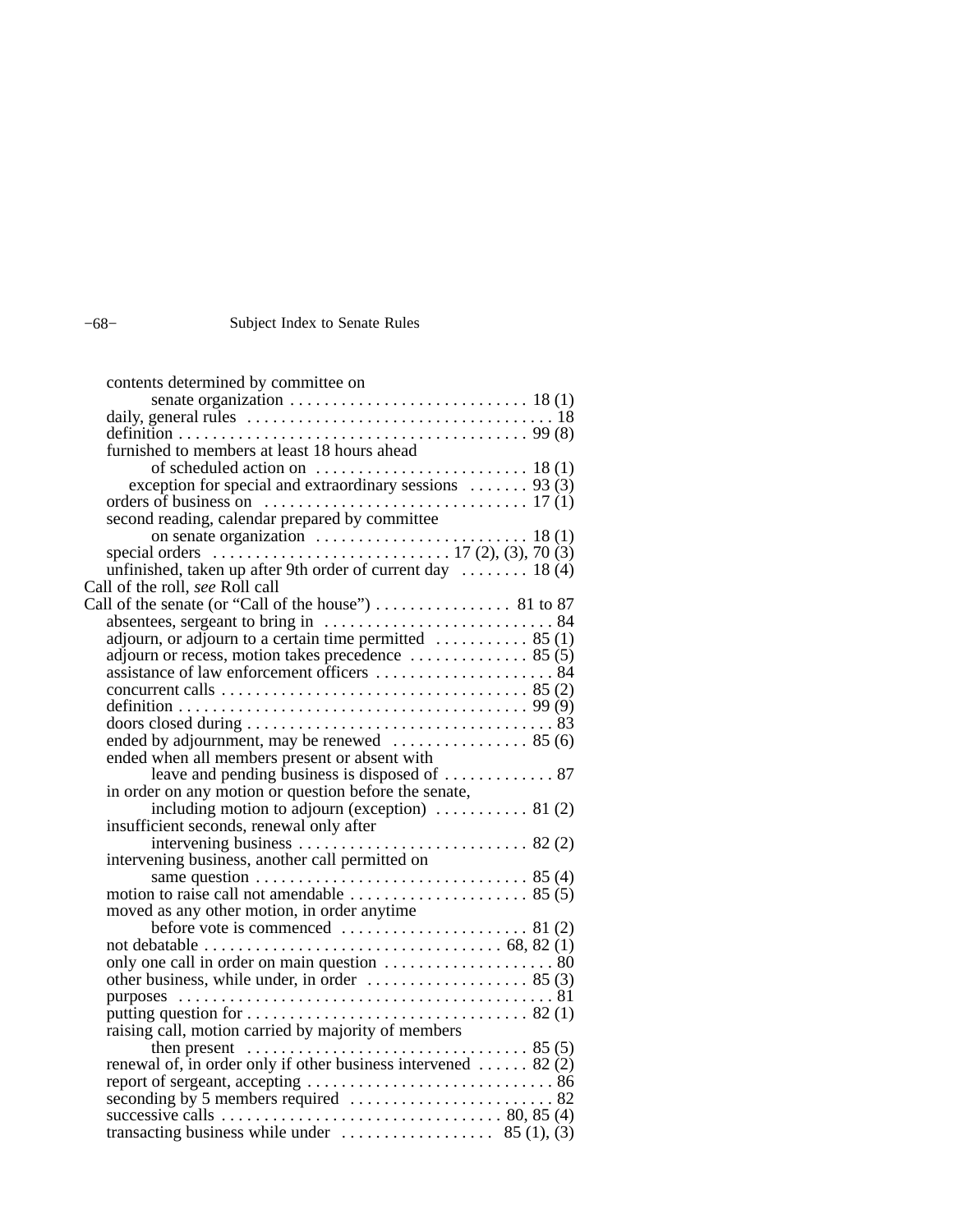contents determined by committee on senate organization . . . . . . . . . . . . . . . . . . . . . . . . . . . . 18 (1)
daily, general rules . . . . . . . . . . . . . . . . . . . . . . . . . . . . . . . . . . . 18
definition . . . . . . . . . . . . . . . . . . . . . . . . . . . . . . . . . . . . . . . . 99 (8)
furnished to members at least 18 hours ahead of scheduled action on . . . . . . . . . . . . . . . . . . . . . . . . 18 (1)
exception for special and extraordinary sessions . . . . . . . 93 (3)
orders of business on . . . . . . . . . . . . . . . . . . . . . . . . . . . . . . 17 (1)
second reading, calendar prepared by committee on senate organization . . . . . . . . . . . . . . . . . . . . . . . . 18 (1)
special orders . . . . . . . . . . . . . . . . . . . . . . . . . . . 17 (2), (3), 70 (3)
unfinished, taken up after 9th order of current day . . . . . . . . 18 (4)

Call of the roll, *see* Roll call

Call of the senate (or “Call of the house”) . . . . . . . . . . . . . . . . 81 to 87
absentees, sergeant to bring in . . . . . . . . . . . . . . . . . . . . . . . . . . . 84
adjourn, or adjourn to a certain time permitted . . . . . . . . . . . 85 (1)
adjourn or recess, motion takes precedence . . . . . . . . . . . . . . 85 (5)
assistance of law enforcement officers . . . . . . . . . . . . . . . . . . . . . 84
concurrent calls . . . . . . . . . . . . . . . . . . . . . . . . . . . . . . . . . . . . 85 (2)
definition . . . . . . . . . . . . . . . . . . . . . . . . . . . . . . . . . . . . . . . . 99 (9)
doors closed during . . . . . . . . . . . . . . . . . . . . . . . . . . . . . . . . . . . . 83
ended by adjournment, may be renewed . . . . . . . . . . . . . . . . 85 (6)
ended when all members present or absent with leave and pending business is disposed of . . . . . . . . . . . . . 87
in order on any motion or question before the senate, including motion to adjourn (exception) . . . . . . . . . . . 81 (2)
insufficient seconds, renewal only after intervening business . . . . . . . . . . . . . . . . . . . . . . . . . . . 82 (2)
intervening business, another call permitted on same question . . . . . . . . . . . . . . . . . . . . . . . . . . . . . . . . 85 (4)
motion to raise call not amendable . . . . . . . . . . . . . . . . . . . . . 85 (5)
moved as any other motion, in order anytime before vote is commenced . . . . . . . . . . . . . . . . . . . . . . 81 (2)
not debatable . . . . . . . . . . . . . . . . . . . . . . . . . . . . . . . . . . . 68, 82 (1)
only one call in order on main question . . . . . . . . . . . . . . . . . . . . 80
other business, while under, in order . . . . . . . . . . . . . . . . . . . 85 (3)
purposes . . . . . . . . . . . . . . . . . . . . . . . . . . . . . . . . . . . . . . . . . . . 81
putting question for . . . . . . . . . . . . . . . . . . . . . . . . . . . . . . . . . 82 (1)
raising call, motion carried by majority of members then present . . . . . . . . . . . . . . . . . . . . . . . . . . . . . . . . . 85 (5)
renewal of, in order only if other business intervened . . . . . . 82 (2)
report of sergeant, accepting . . . . . . . . . . . . . . . . . . . . . . . . . . . . . 86
seconding by 5 members required . . . . . . . . . . . . . . . . . . . . . . . . 82
successive calls . . . . . . . . . . . . . . . . . . . . . . . . . . . . . . . . . 80, 85 (4)
transacting business while under . . . . . . . . . . . . . . . . . . 85 (1), (3)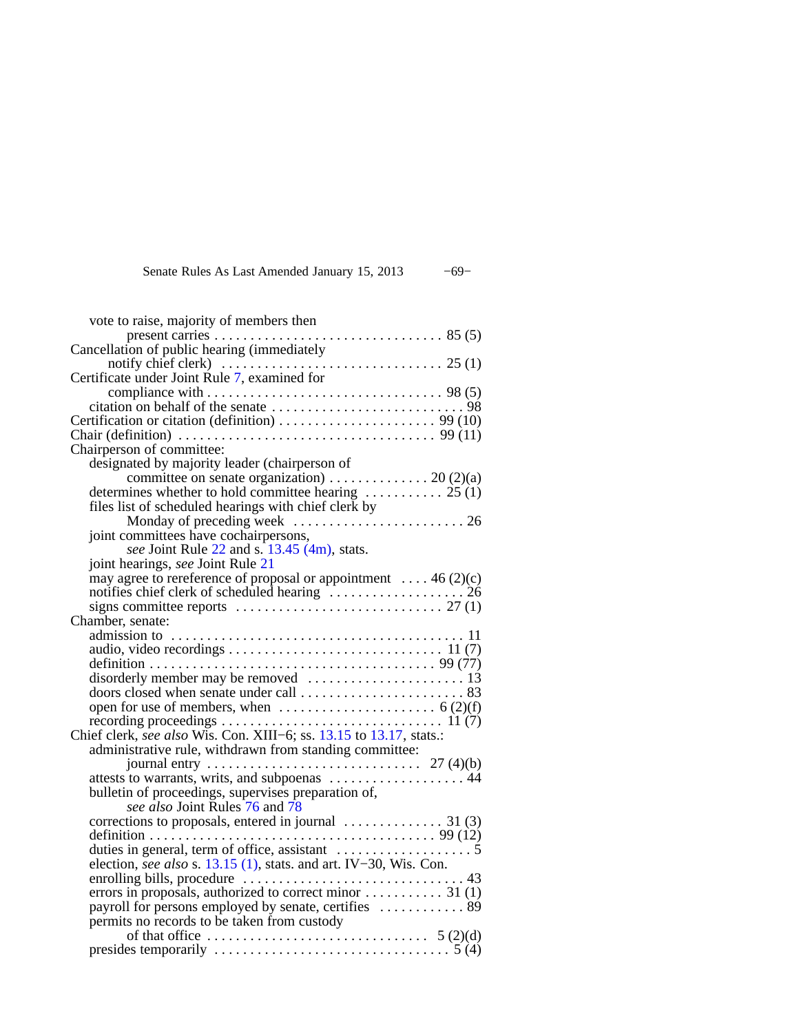vote to raise, majority of members then present carries . . . . . . . . . . . . . . . . . . . . . . . . . . . . . . . 85 (5)

Cancellation of public hearing (immediately notify chief clerk) . . . . . . . . . . . . . . . . . . . . . . . . . . . . . . 25 (1)

Certificate under Joint Rule 7, examined for compliance with . . . . . . . . . . . . . . . . . . . . . . . . . . . . . . . . 98 (5)
- citation on behalf of the senate . . . . . . . . . . . . . . . . . . . . . . . . . . . 98

Certification or citation (definition) . . . . . . . . . . . . . . . . . . . . . . 99 (10)

Chair (definition) . . . . . . . . . . . . . . . . . . . . . . . . . . . . . . . . . . . 99 (11)

Chairperson of committee:
- designated by majority leader (chairperson of committee on senate organization) . . . . . . . . . . . . . . 20 (2)(a)
- determines whether to hold committee hearing . . . . . . . . . . . 25 (1)
- files list of scheduled hearings with chief clerk by Monday of preceding week . . . . . . . . . . . . . . . . . . . . . . . . 26
- joint committees have cochairpersons, *see* Joint Rule 22 and s. 13.45 (4m), stats.
- joint hearings, *see* Joint Rule 21
- may agree to rereference of proposal or appointment . . . . 46 (2)(c)
- notifies chief clerk of scheduled hearing . . . . . . . . . . . . . . . . . . . 26
- signs committee reports . . . . . . . . . . . . . . . . . . . . . . . . . . . . 27 (1)

Chamber, senate:
- admission to . . . . . . . . . . . . . . . . . . . . . . . . . . . . . . . . . . . . . . . . 11
- audio, video recordings . . . . . . . . . . . . . . . . . . . . . . . . . . . . . 11 (7)
- definition . . . . . . . . . . . . . . . . . . . . . . . . . . . . . . . . . . . . . . . 99 (77)
- disorderly member may be removed . . . . . . . . . . . . . . . . . . . . . . 13
- doors closed when senate under call . . . . . . . . . . . . . . . . . . . . . . . 83
- open for use of members, when . . . . . . . . . . . . . . . . . . . . . . 6 (2)(f)
- recording proceedings . . . . . . . . . . . . . . . . . . . . . . . . . . . . . . 11 (7)

Chief clerk, *see also* Wis. Con. XIII−6; ss. 13.15 to 13.17, stats.:
- administrative rule, withdrawn from standing committee: journal entry . . . . . . . . . . . . . . . . . . . . . . . . . . . . . 27 (4)(b)
- attests to warrants, writs, and subpoenas . . . . . . . . . . . . . . . . . . . 44
- bulletin of proceedings, supervises preparation of, *see also* Joint Rules 76 and 78
- corrections to proposals, entered in journal . . . . . . . . . . . . . . 31 (3)
- definition . . . . . . . . . . . . . . . . . . . . . . . . . . . . . . . . . . . . . . . 99 (12)
- duties in general, term of office, assistant . . . . . . . . . . . . . . . . . . . 5
- election, *see also* s. 13.15 (1), stats. and art. IV−30, Wis. Con.
- enrolling bills, procedure . . . . . . . . . . . . . . . . . . . . . . . . . . . . . . . 43
- errors in proposals, authorized to correct minor . . . . . . . . . . . 31 (1)
- payroll for persons employed by senate, certifies . . . . . . . . . . . . 89
- permits no records to be taken from custody of that office . . . . . . . . . . . . . . . . . . . . . . . . . . . . . . 5 (2)(d)
- presides temporarily . . . . . . . . . . . . . . . . . . . . . . . . . . . . . . . . 5 (4)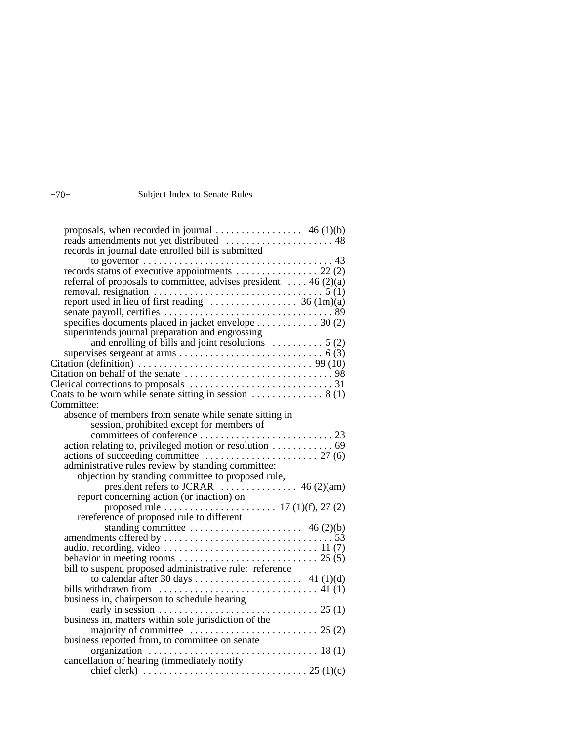proposals, when recorded in journal . . . . . . . . . . . . . . . . . 46 (1)(b)
reads amendments not yet distributed . . . . . . . . . . . . . . . . . . . . . 48
records in journal date enrolled bill is submitted
to governor . . . . . . . . . . . . . . . . . . . . . . . . . . . . . . . . . . . . . 43
records status of executive appointments . . . . . . . . . . . . . . . . 22 (2)
referral of proposals to committee, advises president . . . . 46 (2)(a)
removal, resignation . . . . . . . . . . . . . . . . . . . . . . . . . . . . . . . . 5 (1)
report used in lieu of first reading . . . . . . . . . . . . . . . . . 36 (1m)(a)
senate payroll, certifies . . . . . . . . . . . . . . . . . . . . . . . . . . . . . . . . 89
specifies documents placed in jacket envelope . . . . . . . . . . . . 30 (2)
superintends journal preparation and engrossing
and enrolling of bills and joint resolutions . . . . . . . . . . 5 (2)
supervises sergeant at arms . . . . . . . . . . . . . . . . . . . . . . . . . . . 6 (3)

Citation (definition) . . . . . . . . . . . . . . . . . . . . . . . . . . . . . . . . . 99 (10)
Citation on behalf of the senate . . . . . . . . . . . . . . . . . . . . . . . . . . . . 98
Clerical corrections to proposals . . . . . . . . . . . . . . . . . . . . . . . . . . . 31
Coats to be worn while senate sitting in session . . . . . . . . . . . . . 8 (1)

Committee:
absence of members from senate while senate sitting in
session, prohibited except for members of
committees of conference . . . . . . . . . . . . . . . . . . . . . . . . . . 23
action relating to, privileged motion or resolution . . . . . . . . . . . . 69
actions of succeeding committee . . . . . . . . . . . . . . . . . . . . . . 27 (6)
administrative rules review by standing committee:
objection by standing committee to proposed rule,
president refers to JCRAR . . . . . . . . . . . . . . . 46 (2)(am)
report concerning action (or inaction) on
proposed rule . . . . . . . . . . . . . . . . . . . . . . 17 (1)(f), 27 (2)
rereference of proposed rule to different
standing committee . . . . . . . . . . . . . . . . . . . . . . 46 (2)(b)
amendments offered by . . . . . . . . . . . . . . . . . . . . . . . . . . . . . . . . . 53
audio, recording, video . . . . . . . . . . . . . . . . . . . . . . . . . . . . . . 11 (7)
behavior in meeting rooms . . . . . . . . . . . . . . . . . . . . . . . . . . . 25 (5)
bill to suspend proposed administrative rule: reference
to calendar after 30 days . . . . . . . . . . . . . . . . . . . . . 41 (1)(d)
bills withdrawn from . . . . . . . . . . . . . . . . . . . . . . . . . . . . . . . 41 (1)
business in, chairperson to schedule hearing
early in session . . . . . . . . . . . . . . . . . . . . . . . . . . . . . . . 25 (1)
business in, matters within sole jurisdiction of the
majority of committee . . . . . . . . . . . . . . . . . . . . . . . . . 25 (2)
business reported from, to committee on senate
organization . . . . . . . . . . . . . . . . . . . . . . . . . . . . . . . . . 18 (1)
cancellation of hearing (immediately notify
chief clerk) . . . . . . . . . . . . . . . . . . . . . . . . . . . . . . . . 25 (1)(c)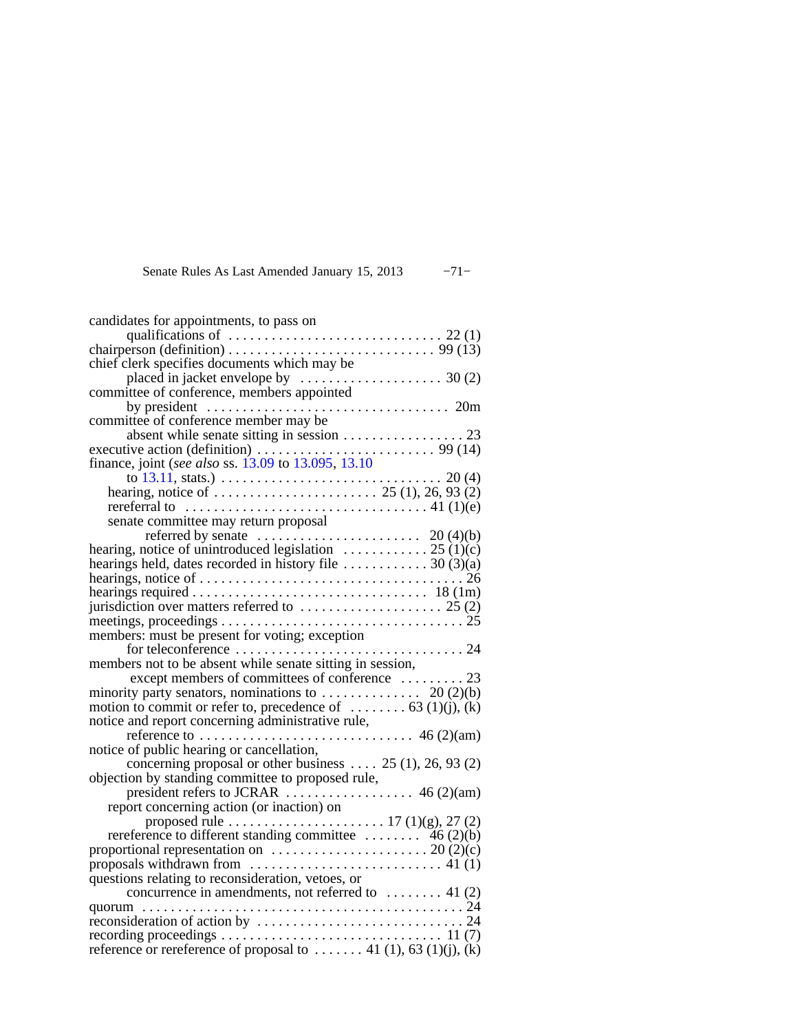candidates for appointments, to pass on
qualifications of . . . . . . . . . . . . . . . . . . . . . . . . . . . . . 22 (1)
chairperson (definition) . . . . . . . . . . . . . . . . . . . . . . . . . . . . 99 (13)
chief clerk specifies documents which may be
placed in jacket envelope by . . . . . . . . . . . . . . . . . . . . 30 (2)
committee of conference, members appointed
by president . . . . . . . . . . . . . . . . . . . . . . . . . . . . . . . . . 20m
committee of conference member may be
absent while senate sitting in session . . . . . . . . . . . . . . . . . 23
executive action (definition) . . . . . . . . . . . . . . . . . . . . . . . . 99 (14)
finance, joint (*see also* ss. 13.09 to 13.095, 13.10
to 13.11, stats.) . . . . . . . . . . . . . . . . . . . . . . . . . . . . . . . 20 (4)
hearing, notice of . . . . . . . . . . . . . . . . . . . . . . 25 (1), 26, 93 (2)
rereferral to . . . . . . . . . . . . . . . . . . . . . . . . . . . . . . . . . . 41 (1)(e)
senate committee may return proposal
referred by senate . . . . . . . . . . . . . . . . . . . . . . 20 (4)(b)
hearing, notice of unintroduced legislation . . . . . . . . . . . . 25 (1)(c)
hearings held, dates recorded in history file . . . . . . . . . . . . 30 (3)(a)
hearings, notice of . . . . . . . . . . . . . . . . . . . . . . . . . . . . . . . . . . . 26
hearings required . . . . . . . . . . . . . . . . . . . . . . . . . . . . . . . . 18 (1m)
jurisdiction over matters referred to . . . . . . . . . . . . . . . . . . . . 25 (2)
meetings, proceedings . . . . . . . . . . . . . . . . . . . . . . . . . . . . . . . . . 25
members: must be present for voting; exception
for teleconference . . . . . . . . . . . . . . . . . . . . . . . . . . . . . . . . 24
members not to be absent while senate sitting in session,
except members of committees of conference . . . . . . . . . 23
minority party senators, nominations to . . . . . . . . . . . . . . 20 (2)(b)
motion to commit or refer to, precedence of . . . . . . . . 63 (1)(j), (k)
notice and report concerning administrative rule,
reference to . . . . . . . . . . . . . . . . . . . . . . . . . . . . . 46 (2)(am)
notice of public hearing or cancellation,
concerning proposal or other business . . . . 25 (1), 26, 93 (2)
objection by standing committee to proposed rule,
president refers to JCRAR . . . . . . . . . . . . . . . . . . 46 (2)(am)
report concerning action (or inaction) on
proposed rule . . . . . . . . . . . . . . . . . . . . . . 17 (1)(g), 27 (2)
rereference to different standing committee . . . . . . . . 46 (2)(b)
proportional representation on . . . . . . . . . . . . . . . . . . . . . . 20 (2)(c)
proposals withdrawn from . . . . . . . . . . . . . . . . . . . . . . . . . . . 41 (1)
questions relating to reconsideration, vetoes, or
concurrence in amendments, not referred to . . . . . . . . 41 (2)
quorum . . . . . . . . . . . . . . . . . . . . . . . . . . . . . . . . . . . . . . . . . . . . 24
reconsideration of action by . . . . . . . . . . . . . . . . . . . . . . . . . . . . 24
recording proceedings . . . . . . . . . . . . . . . . . . . . . . . . . . . . . . 11 (7)
reference or rereference of proposal to . . . . . . . 41 (1), 63 (1)(j), (k)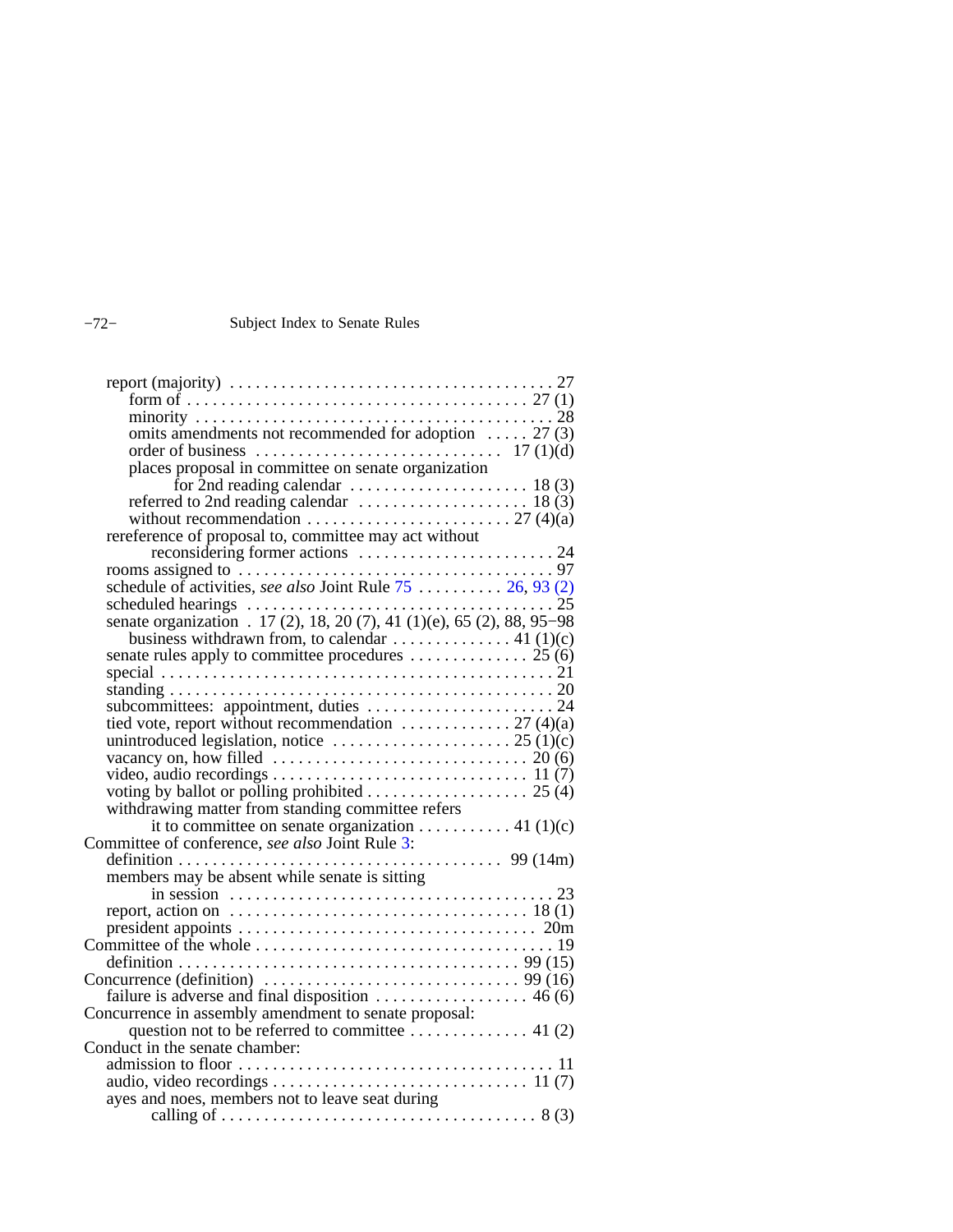report (majority) . . . . . . . . . . . . . . . . . . . . . . . . . . . . . . . . . . . . . 27
    form of . . . . . . . . . . . . . . . . . . . . . . . . . . . . . . . . . . . . . . . 27 (1)
    minority . . . . . . . . . . . . . . . . . . . . . . . . . . . . . . . . . . . . . . . . 28
    omits amendments not recommended for adoption . . . . . 27 (3)
    order of business . . . . . . . . . . . . . . . . . . . . . . . . . . . 17 (1)(d)
    places proposal in committee on senate organization
        for 2nd reading calendar . . . . . . . . . . . . . . . . . . . . . 18 (3)
    referred to 2nd reading calendar . . . . . . . . . . . . . . . . . . . . 18 (3)
    without recommendation . . . . . . . . . . . . . . . . . . . . . . . . 27 (4)(a)
rereference of proposal to, committee may act without
        reconsidering former actions . . . . . . . . . . . . . . . . . . . . . . 24
rooms assigned to . . . . . . . . . . . . . . . . . . . . . . . . . . . . . . . . . . . 97
schedule of activities, *see also* Joint Rule 75 . . . . . . . . . . 26, 93 (2)
scheduled hearings . . . . . . . . . . . . . . . . . . . . . . . . . . . . . . . . . . 25
senate organization . 17 (2), 18, 20 (7), 41 (1)(e), 65 (2), 88, 95–98
    business withdrawn from, to calendar . . . . . . . . . . . . . . 41 (1)(c)
senate rules apply to committee procedures . . . . . . . . . . . . . . 25 (6)
special . . . . . . . . . . . . . . . . . . . . . . . . . . . . . . . . . . . . . . . . . . . 21
standing . . . . . . . . . . . . . . . . . . . . . . . . . . . . . . . . . . . . . . . . . . . 20
subcommittees: appointment, duties . . . . . . . . . . . . . . . . . . . . . . 24
tied vote, report without recommendation . . . . . . . . . . . . . 27 (4)(a)
unintroduced legislation, notice . . . . . . . . . . . . . . . . . . . . . 25 (1)(c)
vacancy on, how filled . . . . . . . . . . . . . . . . . . . . . . . . . . . . . 20 (6)
video, audio recordings . . . . . . . . . . . . . . . . . . . . . . . . . . . . 11 (7)
voting by ballot or polling prohibited . . . . . . . . . . . . . . . . . . . 25 (4)
withdrawing matter from standing committee refers
        it to committee on senate organization . . . . . . . . . . . 41 (1)(c)

Committee of conference, *see also* Joint Rule 3:
    definition . . . . . . . . . . . . . . . . . . . . . . . . . . . . . . . . . . . . 99 (14m)
    members may be absent while senate is sitting
        in session . . . . . . . . . . . . . . . . . . . . . . . . . . . . . . . . . . . . 23
    report, action on . . . . . . . . . . . . . . . . . . . . . . . . . . . . . . . . 18 (1)
    president appoints . . . . . . . . . . . . . . . . . . . . . . . . . . . . . . . . 20m

Committee of the whole . . . . . . . . . . . . . . . . . . . . . . . . . . . . . . . . 19
    definition . . . . . . . . . . . . . . . . . . . . . . . . . . . . . . . . . . . . . 99 (15)

Concurrence (definition) . . . . . . . . . . . . . . . . . . . . . . . . . . . . . 99 (16)
    failure is adverse and final disposition . . . . . . . . . . . . . . . . . . 46 (6)

Concurrence in assembly amendment to senate proposal:
        question not to be referred to committee . . . . . . . . . . . . . . 41 (2)

Conduct in the senate chamber:
    admission to floor . . . . . . . . . . . . . . . . . . . . . . . . . . . . . . . . . . 11
    audio, video recordings . . . . . . . . . . . . . . . . . . . . . . . . . . . . 11 (7)
    ayes and noes, members not to leave seat during
        calling of . . . . . . . . . . . . . . . . . . . . . . . . . . . . . . . . . . . . 8 (3)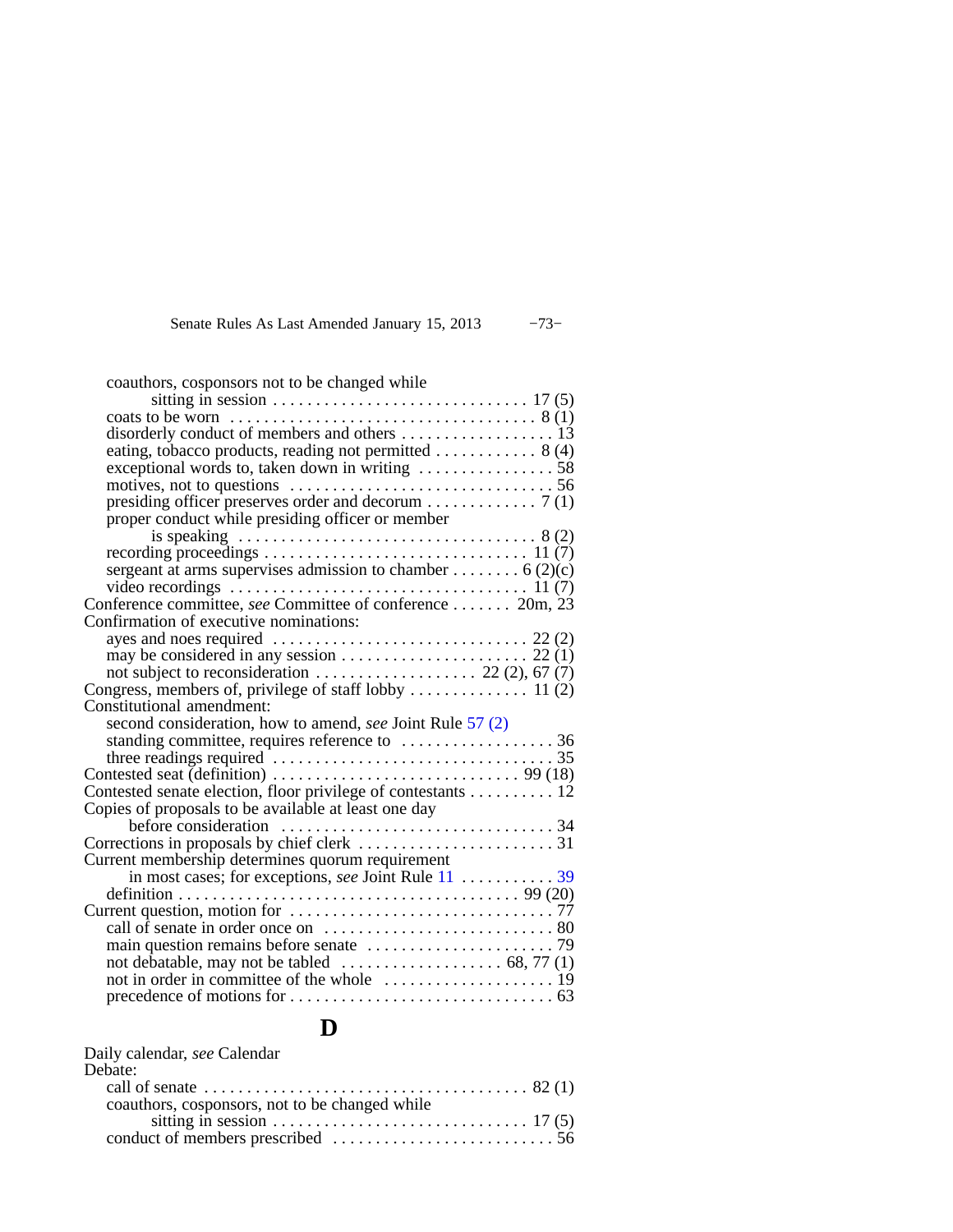coauthors, cosponsors not to be changed while
  sitting in session . . . . . . . . . . . . . . . . . . . . . . . . . . . . . . 17 (5)
coats to be worn . . . . . . . . . . . . . . . . . . . . . . . . . . . . . . . . . . . 8 (1)
disorderly conduct of members and others . . . . . . . . . . . . . . . . . . 13
eating, tobacco products, reading not permitted . . . . . . . . . . . . 8 (4)
exceptional words to, taken down in writing . . . . . . . . . . . . . . . . 58
motives, not to questions . . . . . . . . . . . . . . . . . . . . . . . . . . . . . . . 56
presiding officer preserves order and decorum . . . . . . . . . . . . . 7 (1)
proper conduct while presiding officer or member
  is speaking . . . . . . . . . . . . . . . . . . . . . . . . . . . . . . . . . . 8 (2)
recording proceedings . . . . . . . . . . . . . . . . . . . . . . . . . . . . . . 11 (7)
sergeant at arms supervises admission to chamber . . . . . . . . 6 (2)(c)
video recordings . . . . . . . . . . . . . . . . . . . . . . . . . . . . . . . . . . 11 (7)

Conference committee, *see* Committee of conference . . . . . . . 20m, 23

Confirmation of executive nominations:
ayes and noes required . . . . . . . . . . . . . . . . . . . . . . . . . . . . . 22 (2)
may be considered in any session . . . . . . . . . . . . . . . . . . . . . . 22 (1)
not subject to reconsideration . . . . . . . . . . . . . . . . . . . 22 (2), 67 (7)

Congress, members of, privilege of staff lobby . . . . . . . . . . . . . . 11 (2)

Constitutional amendment:
second consideration, how to amend, *see* Joint Rule 57 (2)
standing committee, requires reference to . . . . . . . . . . . . . . . . . . 36
three readings required . . . . . . . . . . . . . . . . . . . . . . . . . . . . . . . . 35

Contested seat (definition) . . . . . . . . . . . . . . . . . . . . . . . . . . . . . 99 (18)

Contested senate election, floor privilege of contestants . . . . . . . . . . 12

Copies of proposals to be available at least one day
  before consideration . . . . . . . . . . . . . . . . . . . . . . . . . . . . . . . . 34

Corrections in proposals by chief clerk . . . . . . . . . . . . . . . . . . . . . . . 31

Current membership determines quorum requirement
  in most cases; for exceptions, *see* Joint Rule 11 . . . . . . . . . . . 39
definition . . . . . . . . . . . . . . . . . . . . . . . . . . . . . . . . . . . . . . . . 99 (20)

Current question, motion for . . . . . . . . . . . . . . . . . . . . . . . . . . . . . . . 77
call of senate in order once on . . . . . . . . . . . . . . . . . . . . . . . . . . . 80
main question remains before senate . . . . . . . . . . . . . . . . . . . . . . 79
not debatable, may not be tabled . . . . . . . . . . . . . . . . . . . 68, 77 (1)
not in order in committee of the whole . . . . . . . . . . . . . . . . . . . . 19
precedence of motions for . . . . . . . . . . . . . . . . . . . . . . . . . . . . . . . 63

# D

Daily calendar, *see* Calendar

Debate:
call of senate . . . . . . . . . . . . . . . . . . . . . . . . . . . . . . . . . . . . . . 82 (1)
coauthors, cosponsors, not to be changed while
  sitting in session . . . . . . . . . . . . . . . . . . . . . . . . . . . . . . 17 (5)
conduct of members prescribed . . . . . . . . . . . . . . . . . . . . . . . . . . 56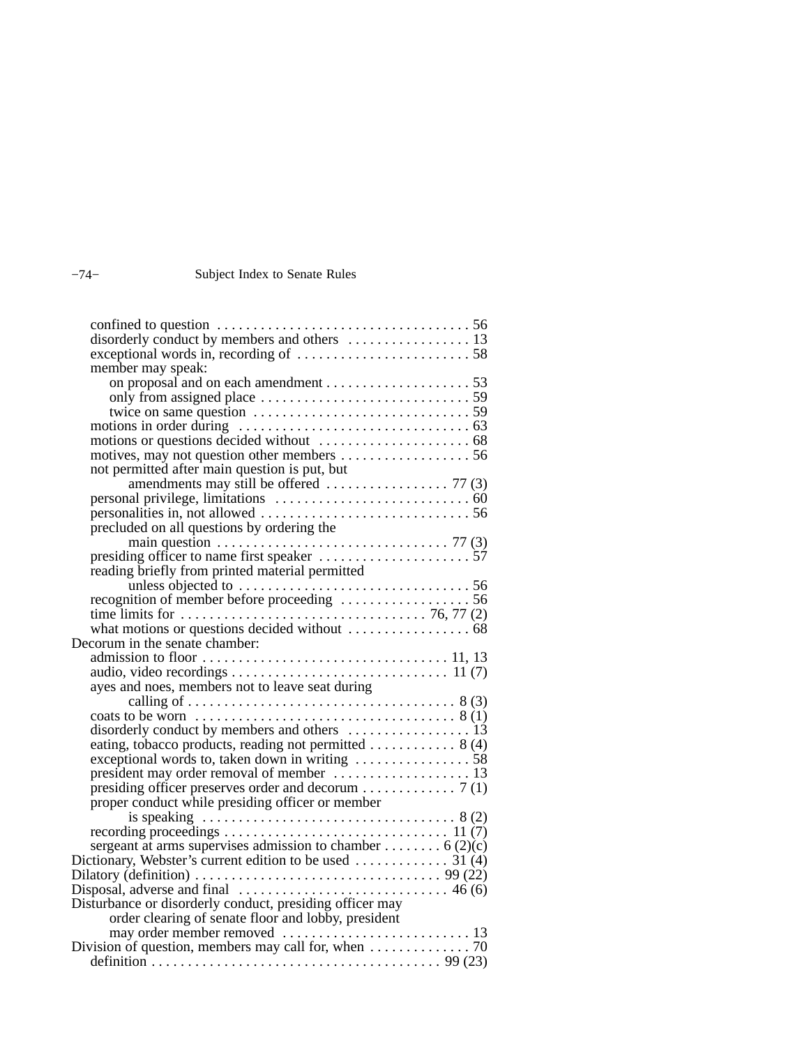confined to question . . . . . . . . . . . . . . . . . . . . . . . . . . . . . . . . . . . 56
disorderly conduct by members and others . . . . . . . . . . . . . . . . . 13
exceptional words in, recording of . . . . . . . . . . . . . . . . . . . . . . . . 58
member may speak:
on proposal and on each amendment . . . . . . . . . . . . . . . . . . . . 53
only from assigned place . . . . . . . . . . . . . . . . . . . . . . . . . . . . . 59
twice on same question . . . . . . . . . . . . . . . . . . . . . . . . . . . . . . 59
motions in order during . . . . . . . . . . . . . . . . . . . . . . . . . . . . . . . . 63
motions or questions decided without . . . . . . . . . . . . . . . . . . . . . 68
motives, may not question other members . . . . . . . . . . . . . . . . . . 56
not permitted after main question is put, but
amendments may still be offered . . . . . . . . . . . . . . . . . 77 (3)
personal privilege, limitations . . . . . . . . . . . . . . . . . . . . . . . . . . . 60
personalities in, not allowed . . . . . . . . . . . . . . . . . . . . . . . . . . . . . 56
precluded on all questions by ordering the
main question . . . . . . . . . . . . . . . . . . . . . . . . . . . . . . . . 77 (3)
presiding officer to name first speaker . . . . . . . . . . . . . . . . . . . . . 57
reading briefly from printed material permitted
unless objected to . . . . . . . . . . . . . . . . . . . . . . . . . . . . . . . . 56
recognition of member before proceeding . . . . . . . . . . . . . . . . . . 56
time limits for . . . . . . . . . . . . . . . . . . . . . . . . . . . . . . . . . 76, 77 (2)
what motions or questions decided without . . . . . . . . . . . . . . . . . 68

Decorum in the senate chamber:
admission to floor . . . . . . . . . . . . . . . . . . . . . . . . . . . . . . . . . . 11, 13
audio, video recordings . . . . . . . . . . . . . . . . . . . . . . . . . . . . . . 11 (7)
ayes and noes, members not to leave seat during
calling of . . . . . . . . . . . . . . . . . . . . . . . . . . . . . . . . . . . . . 8 (3)
coats to be worn . . . . . . . . . . . . . . . . . . . . . . . . . . . . . . . . . . . . 8 (1)
disorderly conduct by members and others . . . . . . . . . . . . . . . . . 13
eating, tobacco products, reading not permitted . . . . . . . . . . . . 8 (4)
exceptional words to, taken down in writing . . . . . . . . . . . . . . . . 58
president may order removal of member . . . . . . . . . . . . . . . . . . . 13
presiding officer preserves order and decorum . . . . . . . . . . . . . 7 (1)
proper conduct while presiding officer or member
is speaking . . . . . . . . . . . . . . . . . . . . . . . . . . . . . . . . . . . 8 (2)
recording proceedings . . . . . . . . . . . . . . . . . . . . . . . . . . . . . . . 11 (7)
sergeant at arms supervises admission to chamber . . . . . . . . 6 (2)(c)

Dictionary, Webster's current edition to be used . . . . . . . . . . . . . 31 (4)

Dilatory (definition) . . . . . . . . . . . . . . . . . . . . . . . . . . . . . . . . . . 99 (22)

Disposal, adverse and final . . . . . . . . . . . . . . . . . . . . . . . . . . . . . 46 (6)

Disturbance or disorderly conduct, presiding officer may
order clearing of senate floor and lobby, president
may order member removed . . . . . . . . . . . . . . . . . . . . . . . . . . 13

Division of question, members may call for, when . . . . . . . . . . . . . . 70
definition . . . . . . . . . . . . . . . . . . . . . . . . . . . . . . . . . . . . . . . . 99 (23)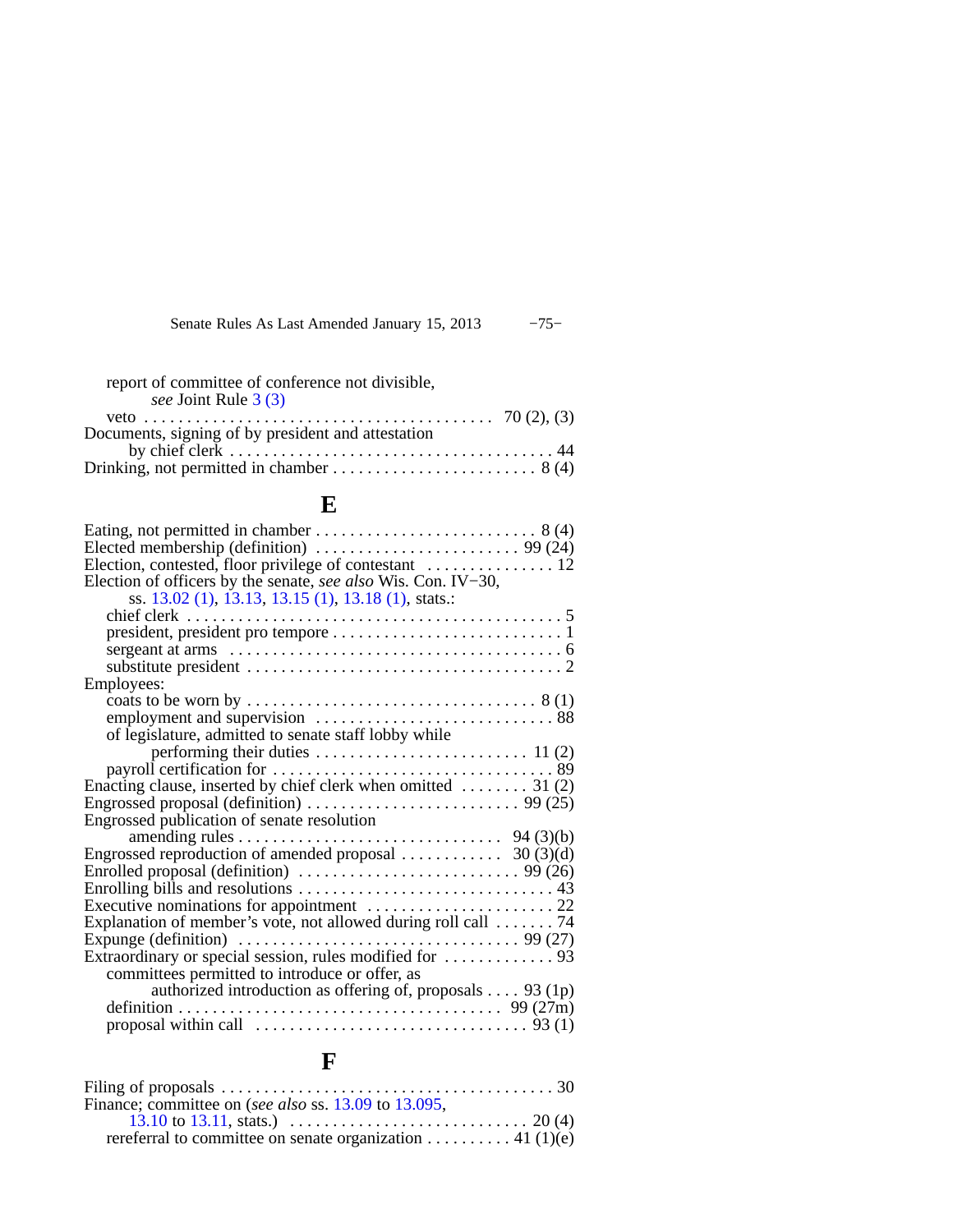report of committee of conference not divisible, *see* Joint Rule 3 (3)

veto . . . . . . . . . . . . . . . . . . . . . . . . . . . . . . . . . . . . . . . . 70 (2), (3)

Documents, signing of by president and attestation by chief clerk . . . . . . . . . . . . . . . . . . . . . . . . . . . . . . . . . . . . . . 44

Drinking, not permitted in chamber . . . . . . . . . . . . . . . . . . . . . . . . 8 (4)

## E

Eating, not permitted in chamber . . . . . . . . . . . . . . . . . . . . . . . . . . 8 (4)

Elected membership (definition) . . . . . . . . . . . . . . . . . . . . . . . . 99 (24)

Election, contested, floor privilege of contestant . . . . . . . . . . . . . . . 12

Election of officers by the senate, *see also* Wis. Con. IV−30, ss. 13.02 (1), 13.13, 13.15 (1), 13.18 (1), stats.:

chief clerk . . . . . . . . . . . . . . . . . . . . . . . . . . . . . . . . . . . . . . . . . . . 5

president, president pro tempore . . . . . . . . . . . . . . . . . . . . . . . . . . . 1

sergeant at arms . . . . . . . . . . . . . . . . . . . . . . . . . . . . . . . . . . . . . . 6

substitute president . . . . . . . . . . . . . . . . . . . . . . . . . . . . . . . . . . . . 2

Employees:

coats to be worn by . . . . . . . . . . . . . . . . . . . . . . . . . . . . . . . . . 8 (1)

employment and supervision . . . . . . . . . . . . . . . . . . . . . . . . . . . . 88

of legislature, admitted to senate staff lobby while performing their duties . . . . . . . . . . . . . . . . . . . . . . . . . 11 (2)

payroll certification for . . . . . . . . . . . . . . . . . . . . . . . . . . . . . . . . 89

Enacting clause, inserted by chief clerk when omitted . . . . . . . . 31 (2)

Engrossed proposal (definition) . . . . . . . . . . . . . . . . . . . . . . . . . 99 (25)

Engrossed publication of senate resolution amending rules . . . . . . . . . . . . . . . . . . . . . . . . . . . . . . 94 (3)(b)

Engrossed reproduction of amended proposal . . . . . . . . . . . . 30 (3)(d)

Enrolled proposal (definition) . . . . . . . . . . . . . . . . . . . . . . . . . . 99 (26)

Enrolling bills and resolutions . . . . . . . . . . . . . . . . . . . . . . . . . . . . . 43

Executive nominations for appointment . . . . . . . . . . . . . . . . . . . . . . 22

Explanation of member's vote, not allowed during roll call . . . . . . . 74

Expunge (definition) . . . . . . . . . . . . . . . . . . . . . . . . . . . . . . . . 99 (27)

Extraordinary or special session, rules modified for . . . . . . . . . . . . . 93

committees permitted to introduce or offer, as authorized introduction as offering of, proposals . . . . 93 (1p)

definition . . . . . . . . . . . . . . . . . . . . . . . . . . . . . . . . . . . . . . . 99 (27m)

proposal within call . . . . . . . . . . . . . . . . . . . . . . . . . . . . . . . . 93 (1)

## F

Filing of proposals . . . . . . . . . . . . . . . . . . . . . . . . . . . . . . . . . . . . . . 30

Finance; committee on (*see also* ss. 13.09 to 13.095, 13.10 to 13.11, stats.) . . . . . . . . . . . . . . . . . . . . . . . . . . . . 20 (4)

rereferral to committee on senate organization . . . . . . . . . . 41 (1)(e)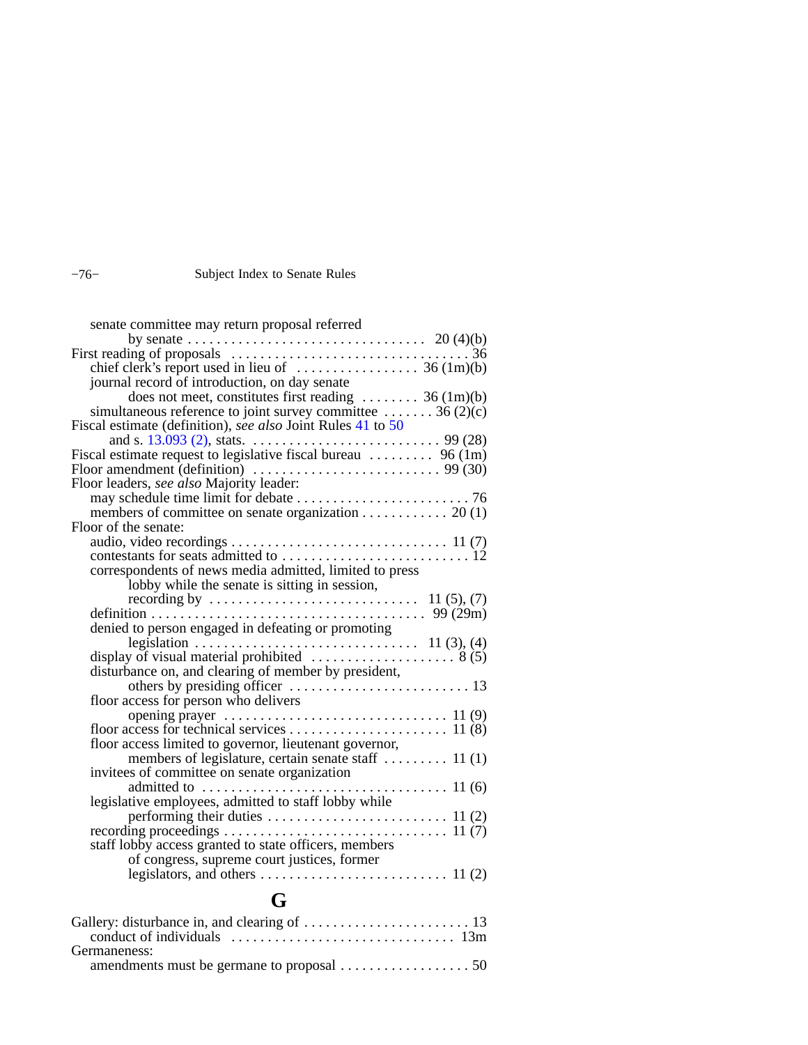senate committee may return proposal referred by senate . . . . . . . . . . . . . . . . . . . . . . . . . . . . . . . . 20 (4)(b)

First reading of proposals . . . . . . . . . . . . . . . . . . . . . . . . . . . . . . . . . 36

chief clerk's report used in lieu of . . . . . . . . . . . . . . . . . 36 (1m)(b)

journal record of introduction, on day senate does not meet, constitutes first reading . . . . . . . . 36 (1m)(b)

simultaneous reference to joint survey committee . . . . . . . 36 (2)(c)

Fiscal estimate (definition), *see also* Joint Rules 41 to 50 and s. 13.093 (2), stats. . . . . . . . . . . . . . . . . . . . . . . . . . . 99 (28)

Fiscal estimate request to legislative fiscal bureau . . . . . . . . . 96 (1m)

Floor amendment (definition) . . . . . . . . . . . . . . . . . . . . . . . . . . 99 (30)

Floor leaders, *see also* Majority leader:

may schedule time limit for debate . . . . . . . . . . . . . . . . . . . . . . . . 76

members of committee on senate organization . . . . . . . . . . . . 20 (1)

Floor of the senate:

audio, video recordings . . . . . . . . . . . . . . . . . . . . . . . . . . . . . . 11 (7)

contestants for seats admitted to . . . . . . . . . . . . . . . . . . . . . . . . . 12

correspondents of news media admitted, limited to press lobby while the senate is sitting in session, recording by . . . . . . . . . . . . . . . . . . . . . . . . . . . . 11 (5), (7)

definition . . . . . . . . . . . . . . . . . . . . . . . . . . . . . . . . . . . . . . 99 (29m)

denied to person engaged in defeating or promoting legislation . . . . . . . . . . . . . . . . . . . . . . . . . . . . . . 11 (3), (4)

display of visual material prohibited . . . . . . . . . . . . . . . . . . . . 8 (5)

disturbance on, and clearing of member by president, others by presiding officer . . . . . . . . . . . . . . . . . . . . . . . . . 13

floor access for person who delivers opening prayer . . . . . . . . . . . . . . . . . . . . . . . . . . . . . . 11 (9)

floor access for technical services . . . . . . . . . . . . . . . . . . . . . . 11 (8)

floor access limited to governor, lieutenant governor, members of legislature, certain senate staff . . . . . . . . . 11 (1)

invitees of committee on senate organization admitted to . . . . . . . . . . . . . . . . . . . . . . . . . . . . . . . . . 11 (6)

legislative employees, admitted to staff lobby while performing their duties . . . . . . . . . . . . . . . . . . . . . . . . . 11 (2)

recording proceedings . . . . . . . . . . . . . . . . . . . . . . . . . . . . . . 11 (7)

staff lobby access granted to state officers, members of congress, supreme court justices, former legislators, and others . . . . . . . . . . . . . . . . . . . . . . . . . . 11 (2)

## G

Gallery: disturbance in, and clearing of . . . . . . . . . . . . . . . . . . . . . . . 13

conduct of individuals . . . . . . . . . . . . . . . . . . . . . . . . . . . . . . 13m

Germaneness:

amendments must be germane to proposal . . . . . . . . . . . . . . . . . . 50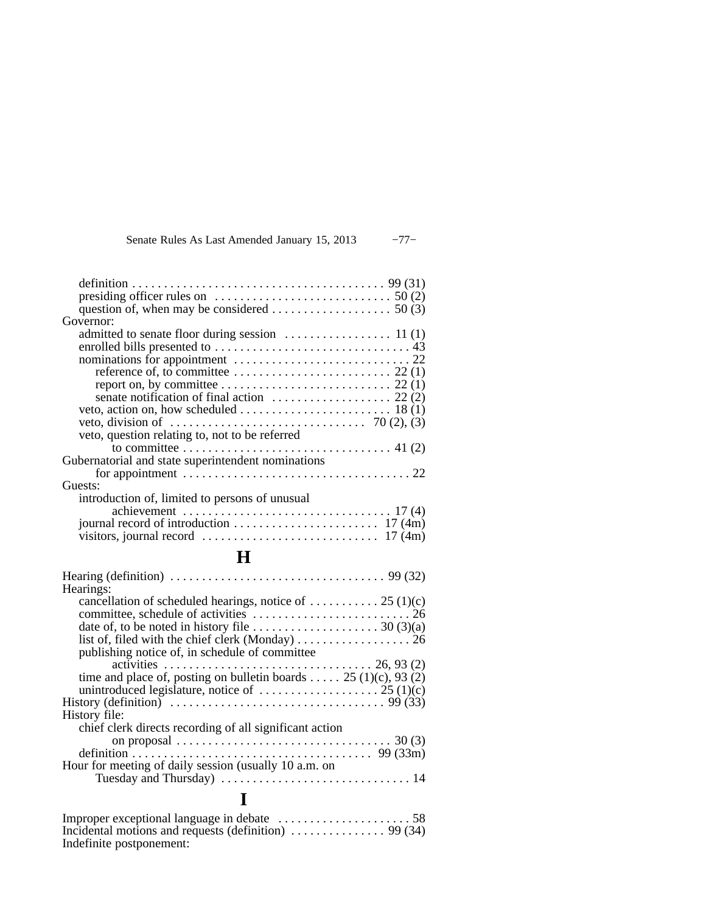definition . . . . . . . . . . . . . . . . . . . . . . . . . . . . . . . . . . . . . . . 99 (31)
presiding officer rules on . . . . . . . . . . . . . . . . . . . . . . . . . . . . 50 (2)
question of, when may be considered . . . . . . . . . . . . . . . . . . 50 (3)

Governor:
- admitted to senate floor during session . . . . . . . . . . . . . . . . 11 (1)
- enrolled bills presented to . . . . . . . . . . . . . . . . . . . . . . . . . . . . . . 43
- nominations for appointment . . . . . . . . . . . . . . . . . . . . . . . . . . . 22
  - reference of, to committee . . . . . . . . . . . . . . . . . . . . . . . . . 22 (1)
  - report on, by committee . . . . . . . . . . . . . . . . . . . . . . . . . . 22 (1)
  - senate notification of final action . . . . . . . . . . . . . . . . . . . 22 (2)
- veto, action on, how scheduled . . . . . . . . . . . . . . . . . . . . . . . 18 (1)
- veto, division of . . . . . . . . . . . . . . . . . . . . . . . . . . . . . . 70 (2), (3)
- veto, question relating to, not to be referred to committee . . . . . . . . . . . . . . . . . . . . . . . . . . . . . . . . 41 (2)

Gubernatorial and state superintendent nominations for appointment . . . . . . . . . . . . . . . . . . . . . . . . . . . . . . . . . . . 22

Guests:
- introduction of, limited to persons of unusual achievement . . . . . . . . . . . . . . . . . . . . . . . . . . . . . . . . 17 (4)
- journal record of introduction . . . . . . . . . . . . . . . . . . . . . . . 17 (4m)
- visitors, journal record . . . . . . . . . . . . . . . . . . . . . . . . . . . 17 (4m)

# H

Hearing (definition) . . . . . . . . . . . . . . . . . . . . . . . . . . . . . . . . . 99 (32)

Hearings:
- cancellation of scheduled hearings, notice of . . . . . . . . . . . 25 (1)(c)
- committee, schedule of activities . . . . . . . . . . . . . . . . . . . . . . . . . 26
- date of, to be noted in history file . . . . . . . . . . . . . . . . . . . . 30 (3)(a)
- list of, filed with the chief clerk (Monday) . . . . . . . . . . . . . . . . . . 26
- publishing notice of, in schedule of committee activities . . . . . . . . . . . . . . . . . . . . . . . . . . . . . . . . 26, 93 (2)
- time and place of, posting on bulletin boards . . . . . 25 (1)(c), 93 (2)
- unintroduced legislature, notice of . . . . . . . . . . . . . . . . . . . 25 (1)(c)

History (definition) . . . . . . . . . . . . . . . . . . . . . . . . . . . . . . . . . 99 (33)

History file:
- chief clerk directs recording of all significant action on proposal . . . . . . . . . . . . . . . . . . . . . . . . . . . . . . . . . 30 (3)
- definition . . . . . . . . . . . . . . . . . . . . . . . . . . . . . . . . . . . . . 99 (33m)

Hour for meeting of daily session (usually 10 a.m. on Tuesday and Thursday) . . . . . . . . . . . . . . . . . . . . . . . . . . . . . . 14

# I

Improper exceptional language in debate . . . . . . . . . . . . . . . . . . . . . 58

Incidental motions and requests (definition) . . . . . . . . . . . . . . . 99 (34)

Indefinite postponement: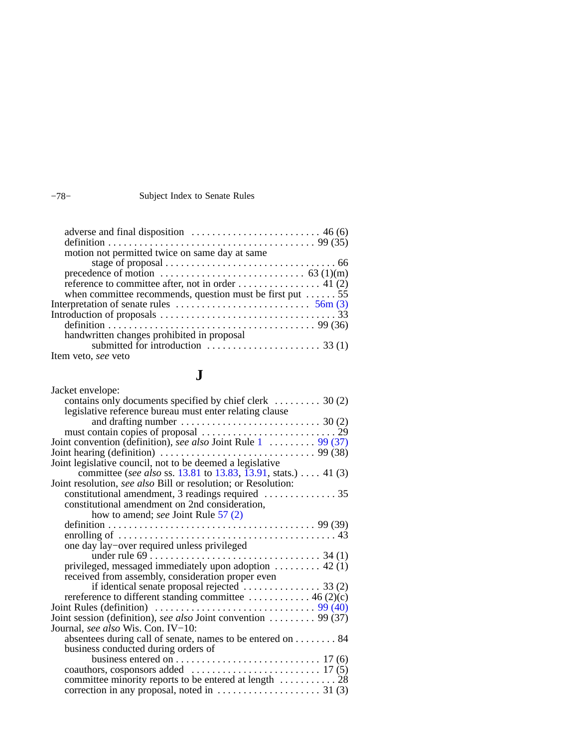adverse and final disposition . . . . . . . . . . . . . . . . . . . . . . . . . 46 (6)
definition . . . . . . . . . . . . . . . . . . . . . . . . . . . . . . . . . . . . . . . 99 (35)
motion not permitted twice on same day at same stage of proposal . . . . . . . . . . . . . . . . . . . . . . . . . . . . . . . . . 66
precedence of motion . . . . . . . . . . . . . . . . . . . . . . . . . . . 63 (1)(m)
reference to committee after, not in order . . . . . . . . . . . . . . . . 41 (2)
when committee recommends, question must be first put . . . . . . 55

Interpretation of senate rules . . . . . . . . . . . . . . . . . . . . . . . . . . 56m (3)

Introduction of proposals . . . . . . . . . . . . . . . . . . . . . . . . . . . . . . . . . 33
definition . . . . . . . . . . . . . . . . . . . . . . . . . . . . . . . . . . . . . . . 99 (36)
handwritten changes prohibited in proposal submitted for introduction . . . . . . . . . . . . . . . . . . . . . . 33 (1)

Item veto, *see* veto

## J

Jacket envelope:
contains only documents specified by chief clerk . . . . . . . . . 30 (2)
legislative reference bureau must enter relating clause and drafting number . . . . . . . . . . . . . . . . . . . . . . . . . . 30 (2)
must contain copies of proposal . . . . . . . . . . . . . . . . . . . . . . . . . 29

Joint convention (definition), *see also* Joint Rule 1 . . . . . . . . . 99 (37)

Joint hearing (definition) . . . . . . . . . . . . . . . . . . . . . . . . . . . . . 99 (38)

Joint legislative council, not to be deemed a legislative committee (*see also* ss. 13.81 to 13.83, 13.91, stats.) . . . . 41 (3)

Joint resolution, *see also* Bill or resolution; or Resolution:
constitutional amendment, 3 readings required . . . . . . . . . . . . . . 35
constitutional amendment on 2nd consideration, how to amend; *see* Joint Rule 57 (2)
definition . . . . . . . . . . . . . . . . . . . . . . . . . . . . . . . . . . . . . . . 99 (39)
enrolling of . . . . . . . . . . . . . . . . . . . . . . . . . . . . . . . . . . . . . . . . . 43
one day lay−over required unless privileged under rule 69 . . . . . . . . . . . . . . . . . . . . . . . . . . . . . . . . 34 (1)
privileged, messaged immediately upon adoption . . . . . . . . . 42 (1)
received from assembly, consideration proper even if identical senate proposal rejected . . . . . . . . . . . . . . . 33 (2)
rereference to different standing committee . . . . . . . . . . . . 46 (2)(c)

Joint Rules (definition) . . . . . . . . . . . . . . . . . . . . . . . . . . . . . . 99 (40)

Joint session (definition), *see also* Joint convention . . . . . . . . . 99 (37)

Journal, *see also* Wis. Con. IV−10:
absentees during call of senate, names to be entered on . . . . . . . . 84
business conducted during orders of business entered on . . . . . . . . . . . . . . . . . . . . . . . . . . . . 17 (6)
coauthors, cosponsors added . . . . . . . . . . . . . . . . . . . . . . . . . 17 (5)
committee minority reports to be entered at length . . . . . . . . . . . 28
correction in any proposal, noted in . . . . . . . . . . . . . . . . . . . . 31 (3)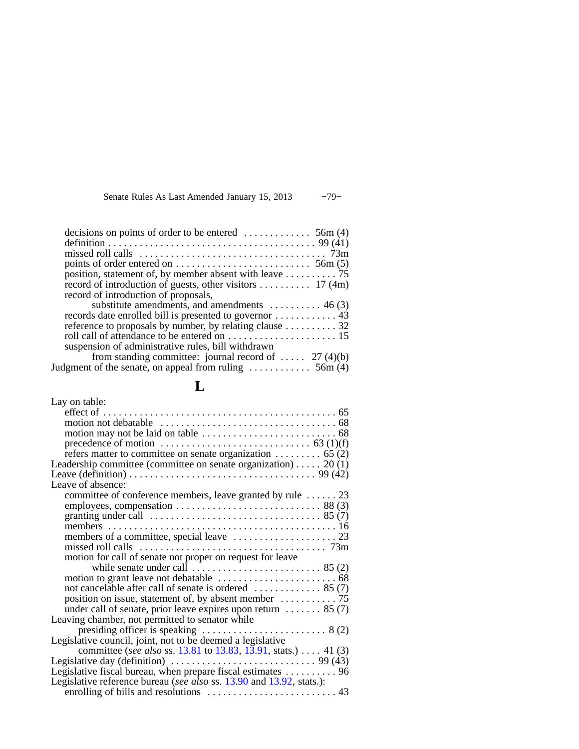decisions on points of order to be entered . . . . . . . . . . . . . 56m (4)
definition . . . . . . . . . . . . . . . . . . . . . . . . . . . . . . . . . . . . . . . . 99 (41)
missed roll calls . . . . . . . . . . . . . . . . . . . . . . . . . . . . . . . . . . . . 73m
points of order entered on . . . . . . . . . . . . . . . . . . . . . . . . . . 56m (5)
position, statement of, by member absent with leave . . . . . . . . . . 75
record of introduction of guests, other visitors . . . . . . . . . . 17 (4m)
record of introduction of proposals,
substitute amendments, and amendments . . . . . . . . . . 46 (3)
records date enrolled bill is presented to governor . . . . . . . . . . . . 43
reference to proposals by number, by relating clause . . . . . . . . . . 32
roll call of attendance to be entered on . . . . . . . . . . . . . . . . . . . . . 15
suspension of administrative rules, bill withdrawn
from standing committee: journal record of . . . . . 27 (4)(b)

Judgment of the senate, on appeal from ruling . . . . . . . . . . . . 56m (4)

## L

Lay on table:
effect of . . . . . . . . . . . . . . . . . . . . . . . . . . . . . . . . . . . . . . . . . . . . . 65
motion not debatable . . . . . . . . . . . . . . . . . . . . . . . . . . . . . . . . . . 68
motion may not be laid on table . . . . . . . . . . . . . . . . . . . . . . . . . . 68
precedence of motion . . . . . . . . . . . . . . . . . . . . . . . . . . . . 63 (1)(f)
refers matter to committee on senate organization . . . . . . . . . 65 (2)

Leadership committee (committee on senate organization) . . . . . 20 (1)

Leave (definition) . . . . . . . . . . . . . . . . . . . . . . . . . . . . . . . . . . . . 99 (42)

Leave of absence:
committee of conference members, leave granted by rule . . . . . . 23
employees, compensation . . . . . . . . . . . . . . . . . . . . . . . . . . . . 88 (3)
granting under call . . . . . . . . . . . . . . . . . . . . . . . . . . . . . . . . . 85 (7)
members . . . . . . . . . . . . . . . . . . . . . . . . . . . . . . . . . . . . . . . . . . . 16
members of a committee, special leave . . . . . . . . . . . . . . . . . . . . 23
missed roll calls . . . . . . . . . . . . . . . . . . . . . . . . . . . . . . . . . . . . 73m
motion for call of senate not proper on request for leave
while senate under call . . . . . . . . . . . . . . . . . . . . . . . . . . 85 (2)
motion to grant leave not debatable . . . . . . . . . . . . . . . . . . . . . . . 68
not cancelable after call of senate is ordered . . . . . . . . . . . . . 85 (7)
position on issue, statement of, by absent member . . . . . . . . . . . 75
under call of senate, prior leave expires upon return . . . . . . . 85 (7)

Leaving chamber, not permitted to senator while
presiding officer is speaking . . . . . . . . . . . . . . . . . . . . . . . . 8 (2)

Legislative council, joint, not to be deemed a legislative
committee (*see also* ss. 13.81 to 13.83, 13.91, stats.) . . . . 41 (3)

Legislative day (definition) . . . . . . . . . . . . . . . . . . . . . . . . . . . . 99 (43)

Legislative fiscal bureau, when prepare fiscal estimates . . . . . . . . . . 96

Legislative reference bureau (*see also* ss. 13.90 and 13.92, stats.):
enrolling of bills and resolutions . . . . . . . . . . . . . . . . . . . . . . . . . 43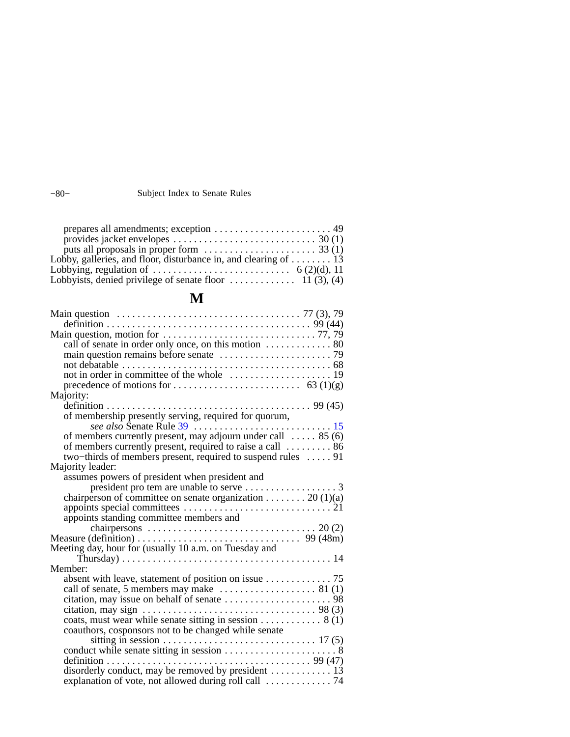prepares all amendments; exception . . . . . . . . . . . . . . . . . . . . . . . 49
provides jacket envelopes . . . . . . . . . . . . . . . . . . . . . . . . . . . . 30 (1)
puts all proposals in proper form . . . . . . . . . . . . . . . . . . . . . . 33 (1)
Lobby, galleries, and floor, disturbance in, and clearing of . . . . . . . . 13
Lobbying, regulation of . . . . . . . . . . . . . . . . . . . . . . . . . . 6 (2)(d), 11
Lobbyists, denied privilege of senate floor . . . . . . . . . . . . . 11 (3), (4)

## M

Main question . . . . . . . . . . . . . . . . . . . . . . . . . . . . . . . . . . . . 77 (3), 79
definition . . . . . . . . . . . . . . . . . . . . . . . . . . . . . . . . . . . . . . . 99 (44)
Main question, motion for . . . . . . . . . . . . . . . . . . . . . . . . . . . . . . 77, 79
call of senate in order only once, on this motion . . . . . . . . . . . . . 80
main question remains before senate . . . . . . . . . . . . . . . . . . . . . . 79
not debatable . . . . . . . . . . . . . . . . . . . . . . . . . . . . . . . . . . . . . . . 68
not in order in committee of the whole . . . . . . . . . . . . . . . . . . . . 19
precedence of motions for . . . . . . . . . . . . . . . . . . . . . . . . . 63 (1)(g)
Majority:
definition . . . . . . . . . . . . . . . . . . . . . . . . . . . . . . . . . . . . . . . 99 (45)
of membership presently serving, required for quorum,
*see also* Senate Rule 39 . . . . . . . . . . . . . . . . . . . . . . . . . . . 15
of members currently present, may adjourn under call . . . . . 85 (6)
of members currently present, required to raise a call . . . . . . . . . 86
two−thirds of members present, required to suspend rules . . . . . 91
Majority leader:
assumes powers of president when president and
president pro tem are unable to serve . . . . . . . . . . . . . . . . . . 3
chairperson of committee on senate organization . . . . . . . . 20 (1)(a)
appoints special committees . . . . . . . . . . . . . . . . . . . . . . . . . . . . 21
appoints standing committee members and
chairpersons . . . . . . . . . . . . . . . . . . . . . . . . . . . . . . . . 20 (2)
Measure (definition) . . . . . . . . . . . . . . . . . . . . . . . . . . . . . . . . 99 (48m)
Meeting day, hour for (usually 10 a.m. on Tuesday and
Thursday) . . . . . . . . . . . . . . . . . . . . . . . . . . . . . . . . . . . . . . . . 14
Member:
absent with leave, statement of position on issue . . . . . . . . . . . . . 75
call of senate, 5 members may make . . . . . . . . . . . . . . . . . . . 81 (1)
citation, may issue on behalf of senate . . . . . . . . . . . . . . . . . . . . . 98
citation, may sign . . . . . . . . . . . . . . . . . . . . . . . . . . . . . . . . . . 98 (3)
coats, must wear while senate sitting in session . . . . . . . . . . . . 8 (1)
coauthors, cosponsors not to be changed while senate
sitting in session . . . . . . . . . . . . . . . . . . . . . . . . . . . . . . 17 (5)
conduct while senate sitting in session . . . . . . . . . . . . . . . . . . . . . . 8
definition . . . . . . . . . . . . . . . . . . . . . . . . . . . . . . . . . . . . . . . 99 (47)
disorderly conduct, may be removed by president . . . . . . . . . . . . 13
explanation of vote, not allowed during roll call . . . . . . . . . . . . . 74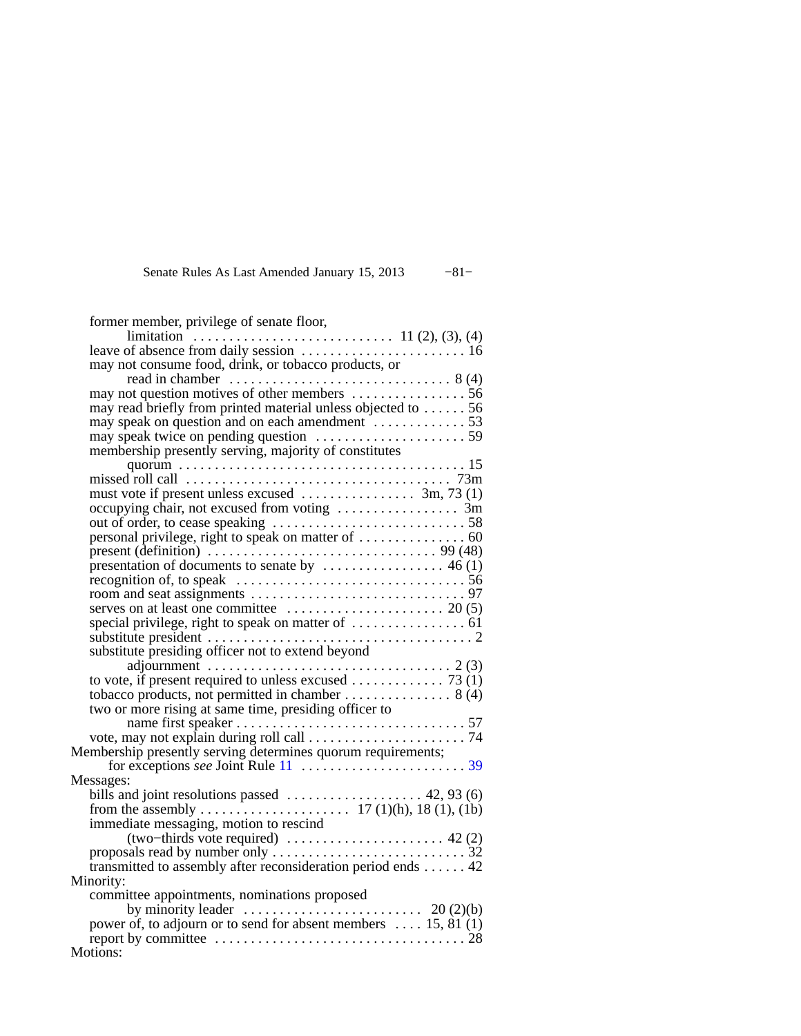former member, privilege of senate floor, limitation . . . . . . . . . . . . . . . . . . . . . . . . . . . . 11 (2), (3), (4)
leave of absence from daily session . . . . . . . . . . . . . . . . . . . . . . . 16
may not consume food, drink, or tobacco products, or read in chamber . . . . . . . . . . . . . . . . . . . . . . . . . . . . . . . 8 (4)
may not question motives of other members . . . . . . . . . . . . . . . . 56
may read briefly from printed material unless objected to . . . . . . 56
may speak on question and on each amendment . . . . . . . . . . . . . 53
may speak twice on pending question . . . . . . . . . . . . . . . . . . . . . 59
membership presently serving, majority of constitutes quorum . . . . . . . . . . . . . . . . . . . . . . . . . . . . . . . . . . . . . . . 15
missed roll call . . . . . . . . . . . . . . . . . . . . . . . . . . . . . . . . . . . . . 73m
must vote if present unless excused . . . . . . . . . . . . . . . . 3m, 73 (1)
occupying chair, not excused from voting . . . . . . . . . . . . . . . . . 3m
out of order, to cease speaking . . . . . . . . . . . . . . . . . . . . . . . . . . . 58
personal privilege, right to speak on matter of . . . . . . . . . . . . . . . 60
present (definition) . . . . . . . . . . . . . . . . . . . . . . . . . . . . . . . . 99 (48)
presentation of documents to senate by . . . . . . . . . . . . . . . . . 46 (1)
recognition of, to speak . . . . . . . . . . . . . . . . . . . . . . . . . . . . . . . . 56
room and seat assignments . . . . . . . . . . . . . . . . . . . . . . . . . . . . . . 97
serves on at least one committee . . . . . . . . . . . . . . . . . . . . . . 20 (5)
special privilege, right to speak on matter of . . . . . . . . . . . . . . . . 61
substitute president . . . . . . . . . . . . . . . . . . . . . . . . . . . . . . . . . . . . . 2
substitute presiding officer not to extend beyond adjournment . . . . . . . . . . . . . . . . . . . . . . . . . . . . . . . . . . 2 (3)
to vote, if present required to unless excused . . . . . . . . . . . . . 73 (1)
tobacco products, not permitted in chamber . . . . . . . . . . . . . . . 8 (4)
two or more rising at same time, presiding officer to name first speaker . . . . . . . . . . . . . . . . . . . . . . . . . . . . . . . . 57
vote, may not explain during roll call . . . . . . . . . . . . . . . . . . . . . . 74

Membership presently serving determines quorum requirements; for exceptions *see* Joint Rule 11 . . . . . . . . . . . . . . . . . . . . . . . . 39

Messages:
bills and joint resolutions passed . . . . . . . . . . . . . . . . . . . 42, 93 (6)
from the assembly . . . . . . . . . . . . . . . . . . . . . 17 (1)(h), 18 (1), (1b)
immediate messaging, motion to rescind (two−thirds vote required) . . . . . . . . . . . . . . . . . . . . . . 42 (2)
proposals read by number only . . . . . . . . . . . . . . . . . . . . . . . . . . 32
transmitted to assembly after reconsideration period ends . . . . . . 42

Minority:
committee appointments, nominations proposed by minority leader . . . . . . . . . . . . . . . . . . . . . . . . . 20 (2)(b)
power of, to adjourn or to send for absent members . . . . 15, 81 (1)
report by committee . . . . . . . . . . . . . . . . . . . . . . . . . . . . . . . . . . . 28

Motions: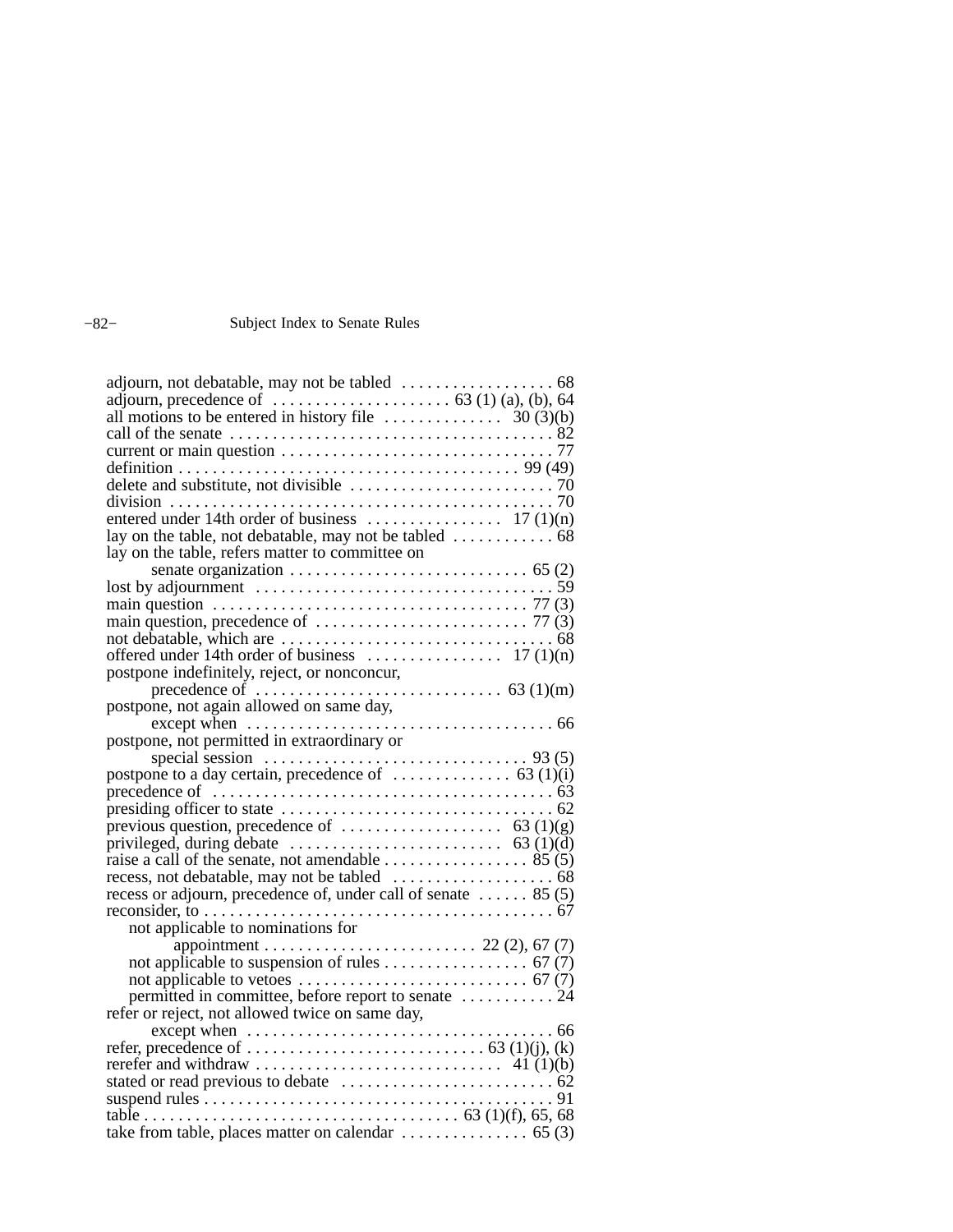adjourn, not debatable, may not be tabled . . . . . . . . . . . . . . . . . . 68
adjourn, precedence of . . . . . . . . . . . . . . . . . . . . . 63 (1) (a), (b), 64
all motions to be entered in history file . . . . . . . . . . . . . 30 (3)(b)
call of the senate . . . . . . . . . . . . . . . . . . . . . . . . . . . . . . . . . . . . . . 82
current or main question . . . . . . . . . . . . . . . . . . . . . . . . . . . . . . . . 77
definition . . . . . . . . . . . . . . . . . . . . . . . . . . . . . . . . . . . . . . . 99 (49)
delete and substitute, not divisible . . . . . . . . . . . . . . . . . . . . . . . . 70
division . . . . . . . . . . . . . . . . . . . . . . . . . . . . . . . . . . . . . . . . . . . . . 70
entered under 14th order of business . . . . . . . . . . . . . . . . 17 (1)(n)
lay on the table, not debatable, may not be tabled . . . . . . . . . . . . 68
lay on the table, refers matter to committee on
  senate organization . . . . . . . . . . . . . . . . . . . . . . . . . . . . 65 (2)
lost by adjournment . . . . . . . . . . . . . . . . . . . . . . . . . . . . . . . . . . 59
main question . . . . . . . . . . . . . . . . . . . . . . . . . . . . . . . . . . . . 77 (3)
main question, precedence of . . . . . . . . . . . . . . . . . . . . . . . . . 77 (3)
not debatable, which are . . . . . . . . . . . . . . . . . . . . . . . . . . . . . . . 68
offered under 14th order of business . . . . . . . . . . . . . . . . 17 (1)(n)
postpone indefinitely, reject, or nonconcur,
  precedence of . . . . . . . . . . . . . . . . . . . . . . . . . . . . 63 (1)(m)
postpone, not again allowed on same day,
  except when . . . . . . . . . . . . . . . . . . . . . . . . . . . . . . . . . . . . 66
postpone, not permitted in extraordinary or
  special session . . . . . . . . . . . . . . . . . . . . . . . . . . . . . . . 93 (5)
postpone to a day certain, precedence of . . . . . . . . . . . . . . 63 (1)(i)
precedence of . . . . . . . . . . . . . . . . . . . . . . . . . . . . . . . . . . . . . . . 63
presiding officer to state . . . . . . . . . . . . . . . . . . . . . . . . . . . . . . . 62
previous question, precedence of . . . . . . . . . . . . . . . . . . . 63 (1)(g)
privileged, during debate . . . . . . . . . . . . . . . . . . . . . . . . . 63 (1)(d)
raise a call of the senate, not amendable . . . . . . . . . . . . . . . . . 85 (5)
recess, not debatable, may not be tabled . . . . . . . . . . . . . . . . . . . 68
recess or adjourn, precedence of, under call of senate . . . . . . 85 (5)
reconsider, to . . . . . . . . . . . . . . . . . . . . . . . . . . . . . . . . . . . . . . . . . 67
  not applicable to nominations for
    appointment . . . . . . . . . . . . . . . . . . . . . . . . . 22 (2), 67 (7)
  not applicable to suspension of rules . . . . . . . . . . . . . . . . . 67 (7)
  not applicable to vetoes . . . . . . . . . . . . . . . . . . . . . . . . . . . 67 (7)
  permitted in committee, before report to senate . . . . . . . . . . . 24
refer or reject, not allowed twice on same day,
  except when . . . . . . . . . . . . . . . . . . . . . . . . . . . . . . . . . . . . 66
refer, precedence of . . . . . . . . . . . . . . . . . . . . . . . . . . . . 63 (1)(j), (k)
rerefer and withdraw . . . . . . . . . . . . . . . . . . . . . . . . . . . . 41 (1)(b)
stated or read previous to debate . . . . . . . . . . . . . . . . . . . . . . . . 62
suspend rules . . . . . . . . . . . . . . . . . . . . . . . . . . . . . . . . . . . . . . . . 91
table . . . . . . . . . . . . . . . . . . . . . . . . . . . . . . . . . . . . 63 (1)(f), 65, 68
take from table, places matter on calendar . . . . . . . . . . . . . . . 65 (3)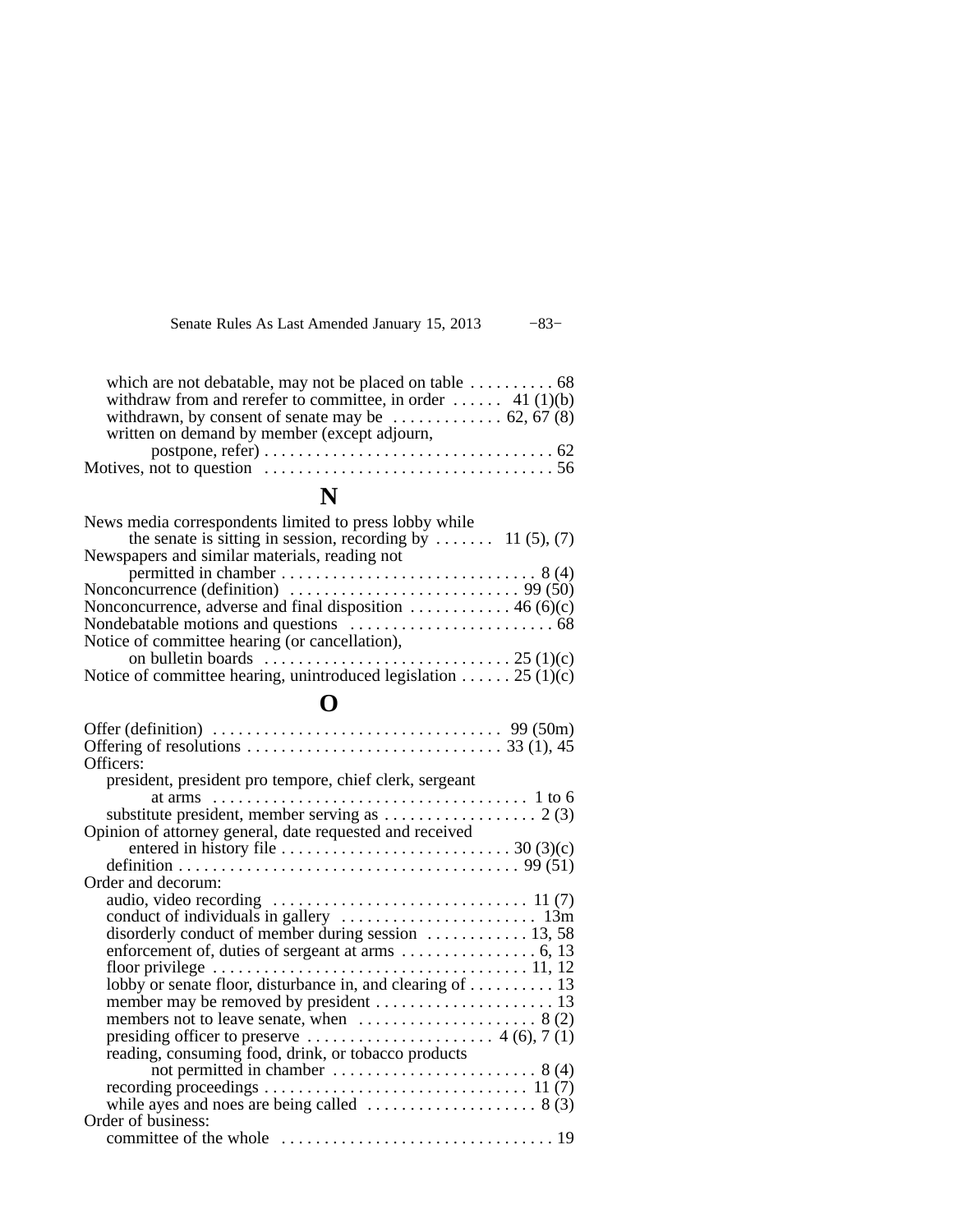which are not debatable, may not be placed on table . . . . . . . . . . 68
withdraw from and rerefer to committee, in order . . . . . . 41 (1)(b)
withdrawn, by consent of senate may be . . . . . . . . . . . . . 62, 67 (8)
written on demand by member (except adjourn,
postpone, refer) . . . . . . . . . . . . . . . . . . . . . . . . . . . . . . . . . . 62

Motives, not to question . . . . . . . . . . . . . . . . . . . . . . . . . . . . . . . . . . 56

## N

News media correspondents limited to press lobby while
the senate is sitting in session, recording by . . . . . . . 11 (5), (7)

Newspapers and similar materials, reading not
permitted in chamber . . . . . . . . . . . . . . . . . . . . . . . . . . . . . . 8 (4)

Nonconcurrence (definition) . . . . . . . . . . . . . . . . . . . . . . . . . . . 99 (50)

Nonconcurrence, adverse and final disposition . . . . . . . . . . . . 46 (6)(c)

Nondebatable motions and questions . . . . . . . . . . . . . . . . . . . . . . . . 68

Notice of committee hearing (or cancellation),
on bulletin boards . . . . . . . . . . . . . . . . . . . . . . . . . . . . 25 (1)(c)

Notice of committee hearing, unintroduced legislation . . . . . . 25 (1)(c)

## O

Offer (definition) . . . . . . . . . . . . . . . . . . . . . . . . . . . . . . . . . . 99 (50m)

Offering of resolutions . . . . . . . . . . . . . . . . . . . . . . . . . . . . . 33 (1), 45

Officers:
president, president pro tempore, chief clerk, sergeant
at arms . . . . . . . . . . . . . . . . . . . . . . . . . . . . . . . . . . . . . 1 to 6
substitute president, member serving as . . . . . . . . . . . . . . . . . . 2 (3)

Opinion of attorney general, date requested and received
entered in history file . . . . . . . . . . . . . . . . . . . . . . . . . . . 30 (3)(c)
definition . . . . . . . . . . . . . . . . . . . . . . . . . . . . . . . . . . . . . . . . 99 (51)

Order and decorum:
audio, video recording . . . . . . . . . . . . . . . . . . . . . . . . . . . . . 11 (7)
conduct of individuals in gallery . . . . . . . . . . . . . . . . . . . . . . . 13m
disorderly conduct of member during session . . . . . . . . . . . . 13, 58
enforcement of, duties of sergeant at arms . . . . . . . . . . . . . . . . 6, 13
floor privilege . . . . . . . . . . . . . . . . . . . . . . . . . . . . . . . . . . . . 11, 12
lobby or senate floor, disturbance in, and clearing of . . . . . . . . . . 13
member may be removed by president . . . . . . . . . . . . . . . . . . . . . 13
members not to leave senate, when . . . . . . . . . . . . . . . . . . . . . 8 (2)
presiding officer to preserve . . . . . . . . . . . . . . . . . . . . . . 4 (6), 7 (1)
reading, consuming food, drink, or tobacco products
not permitted in chamber . . . . . . . . . . . . . . . . . . . . . . . . 8 (4)
recording proceedings . . . . . . . . . . . . . . . . . . . . . . . . . . . . . . 11 (7)
while ayes and noes are being called . . . . . . . . . . . . . . . . . . . . 8 (3)

Order of business:
committee of the whole . . . . . . . . . . . . . . . . . . . . . . . . . . . . . . . . 19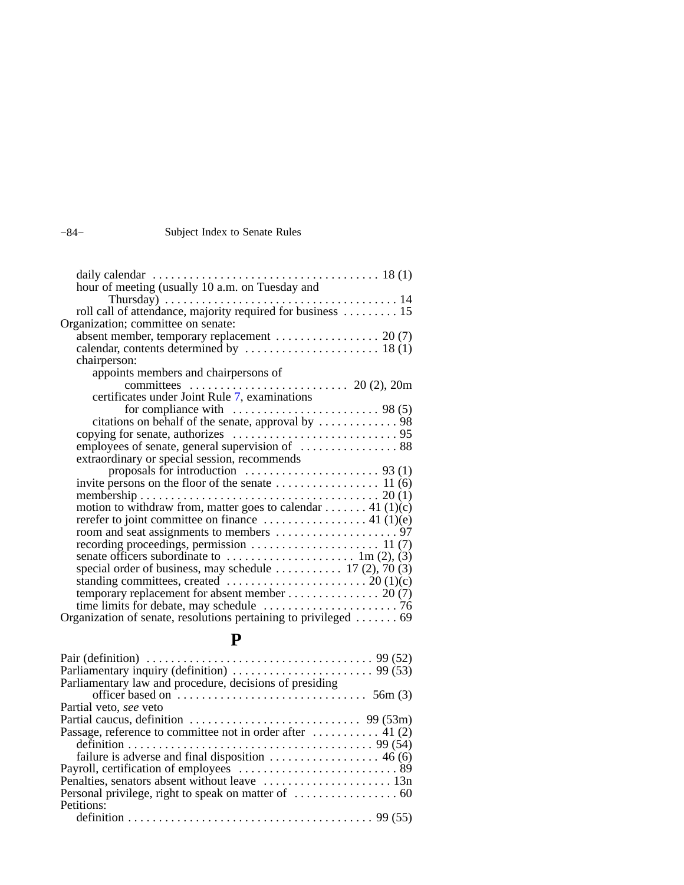daily calendar . . . . . . . . . . . . . . . . . . . . . . . . . . . . . . . . . . . . 18 (1)
hour of meeting (usually 10 a.m. on Tuesday and Thursday) . . . . . . . . . . . . . . . . . . . . . . . . . . . . . . . . . . . . . . 14
roll call of attendance, majority required for business . . . . . . . . . 15

Organization; committee on senate:
absent member, temporary replacement . . . . . . . . . . . . . . . . . 20 (7)
calendar, contents determined by . . . . . . . . . . . . . . . . . . . . . . 18 (1)
chairperson:
appoints members and chairpersons of committees . . . . . . . . . . . . . . . . . . . . . . . . . . 20 (2), 20m
certificates under Joint Rule 7, examinations for compliance with . . . . . . . . . . . . . . . . . . . . . . . . 98 (5)
citations on behalf of the senate, approval by . . . . . . . . . . . . . 98
copying for senate, authorizes . . . . . . . . . . . . . . . . . . . . . . . . . . . 95
employees of senate, general supervision of . . . . . . . . . . . . . . . . 88
extraordinary or special session, recommends proposals for introduction . . . . . . . . . . . . . . . . . . . . . . 93 (1)
invite persons on the floor of the senate . . . . . . . . . . . . . . . . . 11 (6)
membership . . . . . . . . . . . . . . . . . . . . . . . . . . . . . . . . . . . . . . . 20 (1)
motion to withdraw from, matter goes to calendar . . . . . . . 41 (1)(c)
rerefer to joint committee on finance . . . . . . . . . . . . . . . . . 41 (1)(e)
room and seat assignments to members . . . . . . . . . . . . . . . . . . . . 97
recording proceedings, permission . . . . . . . . . . . . . . . . . . . . . 11 (7)
senate officers subordinate to . . . . . . . . . . . . . . . . . . . . . 1m (2), (3)
special order of business, may schedule . . . . . . . . . . . 17 (2), 70 (3)
standing committees, created . . . . . . . . . . . . . . . . . . . . . . . 20 (1)(c)
temporary replacement for absent member . . . . . . . . . . . . . . . 20 (7)
time limits for debate, may schedule . . . . . . . . . . . . . . . . . . . . . . 76

Organization of senate, resolutions pertaining to privileged . . . . . . . 69

# P

Pair (definition) . . . . . . . . . . . . . . . . . . . . . . . . . . . . . . . . . . . . . 99 (52)
Parliamentary inquiry (definition) . . . . . . . . . . . . . . . . . . . . . . . 99 (53)
Parliamentary law and procedure, decisions of presiding officer based on . . . . . . . . . . . . . . . . . . . . . . . . . . . . . . 56m (3)
Partial veto, *see* veto
Partial caucus, definition . . . . . . . . . . . . . . . . . . . . . . . . . . . . 99 (53m)
Passage, reference to committee not in order after . . . . . . . . . . . 41 (2)
definition . . . . . . . . . . . . . . . . . . . . . . . . . . . . . . . . . . . . . . . . 99 (54)
failure is adverse and final disposition . . . . . . . . . . . . . . . . . . 46 (6)
Payroll, certification of employees . . . . . . . . . . . . . . . . . . . . . . . . . . 89
Penalties, senators absent without leave . . . . . . . . . . . . . . . . . . . . . 13n
Personal privilege, right to speak on matter of . . . . . . . . . . . . . . . . . 60
Petitions:
definition . . . . . . . . . . . . . . . . . . . . . . . . . . . . . . . . . . . . . . . . 99 (55)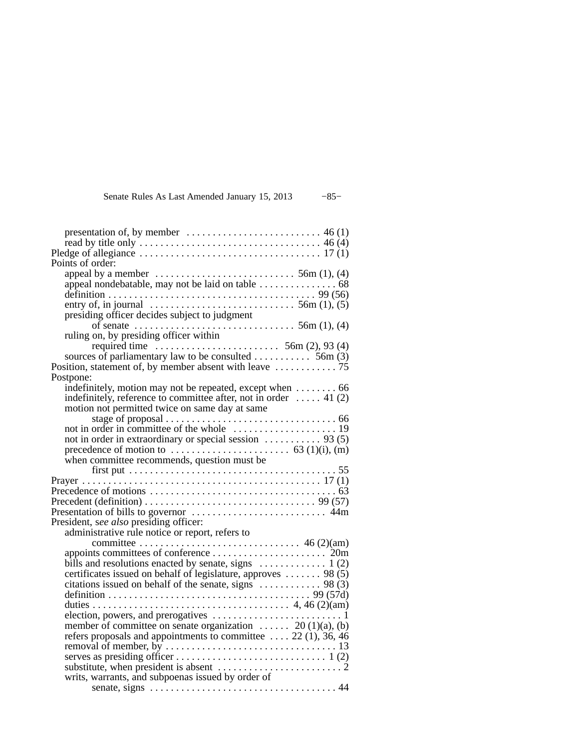presentation of, by member . . . . . . . . . . . . . . . . . . . . . . . . . . 46 (1)
read by title only . . . . . . . . . . . . . . . . . . . . . . . . . . . . . . . . . . . 46 (4)

Pledge of allegiance . . . . . . . . . . . . . . . . . . . . . . . . . . . . . . . . . . 17 (1)

Points of order:
- appeal by a member . . . . . . . . . . . . . . . . . . . . . . . . . . 56m (1), (4)
- appeal nondebatable, may not be laid on table . . . . . . . . . . . . . . . 68
- definition . . . . . . . . . . . . . . . . . . . . . . . . . . . . . . . . . . . . . . . 99 (56)
- entry of, in journal . . . . . . . . . . . . . . . . . . . . . . . . . . . . 56m (1), (5)
- presiding officer decides subject to judgment of senate . . . . . . . . . . . . . . . . . . . . . . . . . . . . . . . 56m (1), (4)
- ruling on, by presiding officer within required time . . . . . . . . . . . . . . . . . . . . . . . . 56m (2), 93 (4)
- sources of parliamentary law to be consulted . . . . . . . . . . . 56m (3)

Position, statement of, by member absent with leave . . . . . . . . . . . . 75

Postpone:
- indefinitely, motion may not be repeated, except when . . . . . . . . 66
- indefinitely, reference to committee after, not in order . . . . . 41 (2)
- motion not permitted twice on same day at same stage of proposal . . . . . . . . . . . . . . . . . . . . . . . . . . . . . . . . . 66
- not in order in committee of the whole . . . . . . . . . . . . . . . . . . . . 19
- not in order in extraordinary or special session . . . . . . . . . . . 93 (5)
- precedence of motion to . . . . . . . . . . . . . . . . . . . . . . . 63 (1)(i), (m)
- when committee recommends, question must be first put . . . . . . . . . . . . . . . . . . . . . . . . . . . . . . . . . . . . . . . 55

Prayer . . . . . . . . . . . . . . . . . . . . . . . . . . . . . . . . . . . . . . . . . . . . . . 17 (1)

Precedence of motions . . . . . . . . . . . . . . . . . . . . . . . . . . . . . . . . . . . . 63

Precedent (definition) . . . . . . . . . . . . . . . . . . . . . . . . . . . . . . . . . 99 (57)

Presentation of bills to governor . . . . . . . . . . . . . . . . . . . . . . . . . . 44m

President, *see also* presiding officer:
- administrative rule notice or report, refers to committee . . . . . . . . . . . . . . . . . . . . . . . . . . . . . . . 46 (2)(am)
- appoints committees of conference . . . . . . . . . . . . . . . . . . . . . . 20m
- bills and resolutions enacted by senate, signs . . . . . . . . . . . . . 1 (2)
- certificates issued on behalf of legislature, approves . . . . . . . 98 (5)
- citations issued on behalf of the senate, signs . . . . . . . . . . . . 98 (3)
- definition . . . . . . . . . . . . . . . . . . . . . . . . . . . . . . . . . . . . . . 99 (57d)
- duties . . . . . . . . . . . . . . . . . . . . . . . . . . . . . . . . . . . . . 4, 46 (2)(am)
- election, powers, and prerogatives . . . . . . . . . . . . . . . . . . . . . . . . . 1
- member of committee on senate organization . . . . . . 20 (1)(a), (b)
- refers proposals and appointments to committee . . . . 22 (1), 36, 46
- removal of member, by . . . . . . . . . . . . . . . . . . . . . . . . . . . . . . . . . 13
- serves as presiding officer . . . . . . . . . . . . . . . . . . . . . . . . . . . . . 1 (2)
- substitute, when president is absent . . . . . . . . . . . . . . . . . . . . . . . . 2
- writs, warrants, and subpoenas issued by order of senate, signs . . . . . . . . . . . . . . . . . . . . . . . . . . . . . . . . . . . . 44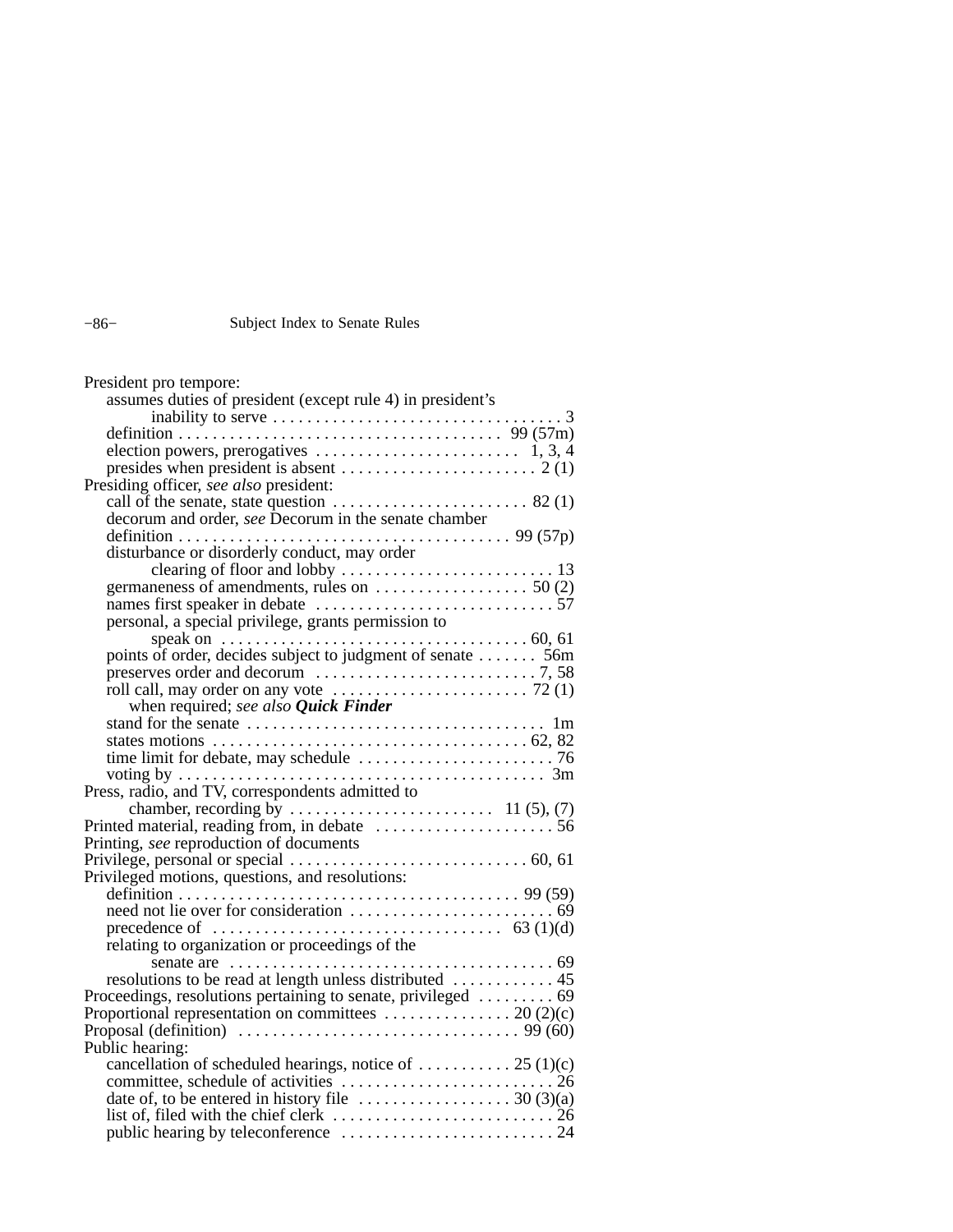President pro tempore:
- assumes duties of president (except rule 4) in president's inability to serve . . . . . . . . . . . . . . . . . . . . . . . . . . . . . . . . . . 3
- definition . . . . . . . . . . . . . . . . . . . . . . . . . . . . . . . . . . . . . . 99 (57m)
- election powers, prerogatives . . . . . . . . . . . . . . . . . . . . . . . . 1, 3, 4
- presides when president is absent . . . . . . . . . . . . . . . . . . . . . . . 2 (1)

Presiding officer, *see also* president:
- call of the senate, state question . . . . . . . . . . . . . . . . . . . . . . . 82 (1)
- decorum and order, *see* Decorum in the senate chamber
- definition . . . . . . . . . . . . . . . . . . . . . . . . . . . . . . . . . . . . . . . 99 (57p)
- disturbance or disorderly conduct, may order clearing of floor and lobby . . . . . . . . . . . . . . . . . . . . . . . . . 13
- germaneness of amendments, rules on . . . . . . . . . . . . . . . . . . 50 (2)
- names first speaker in debate . . . . . . . . . . . . . . . . . . . . . . . . . . . . 57
- personal, a special privilege, grants permission to speak on . . . . . . . . . . . . . . . . . . . . . . . . . . . . . . . . . . . 60, 61
- points of order, decides subject to judgment of senate . . . . . . . 56m
- preserves order and decorum . . . . . . . . . . . . . . . . . . . . . . . . . . 7, 58
- roll call, may order on any vote . . . . . . . . . . . . . . . . . . . . . . . 72 (1)
  - when required; *see also* ***Quick Finder***
- stand for the senate . . . . . . . . . . . . . . . . . . . . . . . . . . . . . . . . . . 1m
- states motions . . . . . . . . . . . . . . . . . . . . . . . . . . . . . . . . . . . . . 62, 82
- time limit for debate, may schedule . . . . . . . . . . . . . . . . . . . . . . . 76
- voting by . . . . . . . . . . . . . . . . . . . . . . . . . . . . . . . . . . . . . . . . . . 3m

Press, radio, and TV, correspondents admitted to chamber, recording by . . . . . . . . . . . . . . . . . . . . . . . . 11 (5), (7)

Printed material, reading from, in debate . . . . . . . . . . . . . . . . . . . . . 56

Printing, *see* reproduction of documents

Privilege, personal or special . . . . . . . . . . . . . . . . . . . . . . . . . . . . 60, 61

Privileged motions, questions, and resolutions:
- definition . . . . . . . . . . . . . . . . . . . . . . . . . . . . . . . . . . . . . . . . 99 (59)
- need not lie over for consideration . . . . . . . . . . . . . . . . . . . . . . . . 69
- precedence of . . . . . . . . . . . . . . . . . . . . . . . . . . . . . . . . . . 63 (1)(d)
- relating to organization or proceedings of the senate are . . . . . . . . . . . . . . . . . . . . . . . . . . . . . . . . . . . . . . 69
- resolutions to be read at length unless distributed . . . . . . . . . . . . 45

Proceedings, resolutions pertaining to senate, privileged . . . . . . . . . 69

Proportional representation on committees . . . . . . . . . . . . . . . 20 (2)(c)

Proposal (definition) . . . . . . . . . . . . . . . . . . . . . . . . . . . . . . . . . 99 (60)

Public hearing:
- cancellation of scheduled hearings, notice of . . . . . . . . . . . 25 (1)(c)
- committee, schedule of activities . . . . . . . . . . . . . . . . . . . . . . . . . 26
- date of, to be entered in history file . . . . . . . . . . . . . . . . . . 30 (3)(a)
- list of, filed with the chief clerk . . . . . . . . . . . . . . . . . . . . . . . . . . 26
- public hearing by teleconference . . . . . . . . . . . . . . . . . . . . . . . . . 24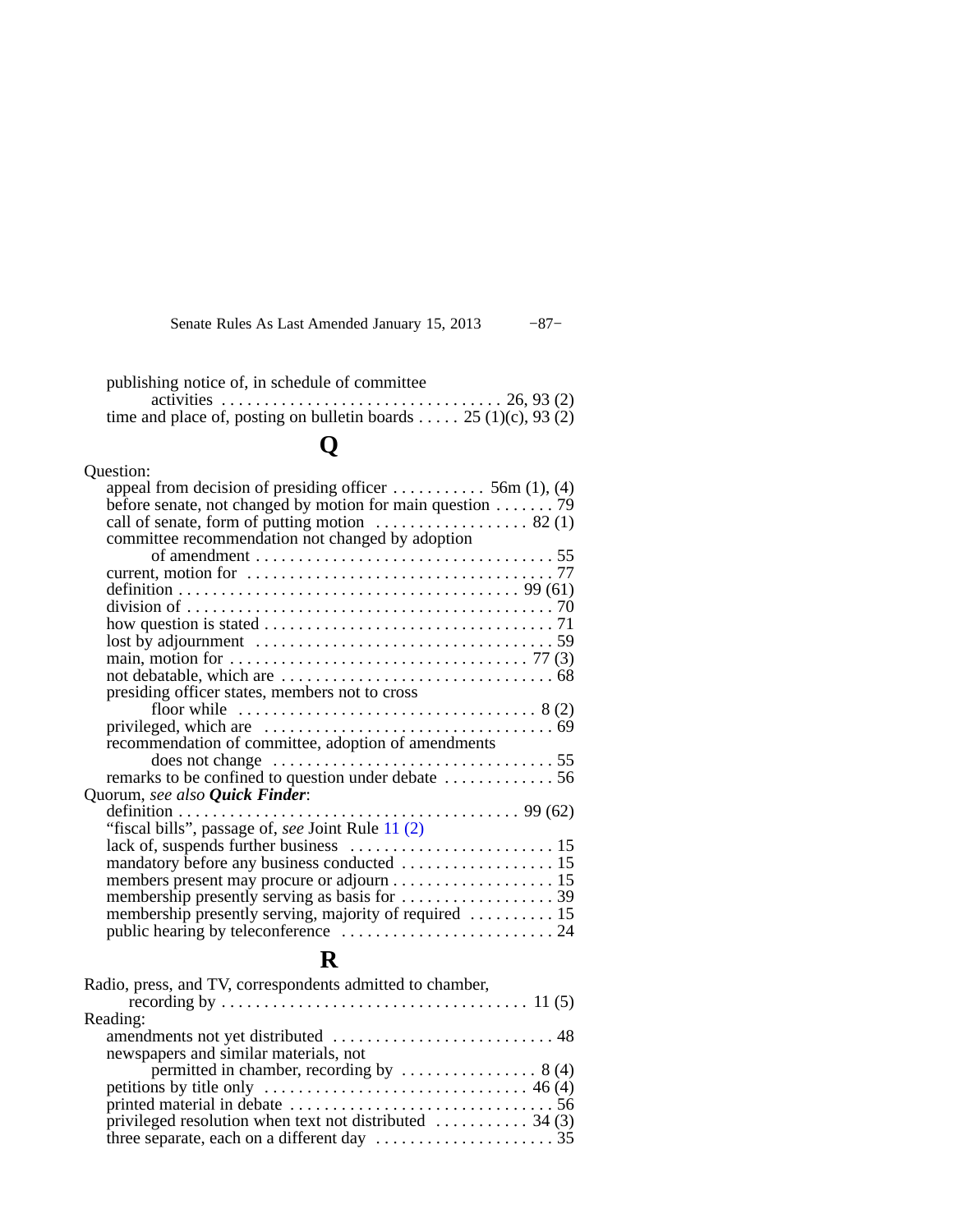publishing notice of, in schedule of committee activities . . . . . . . . . . . . . . . . . . . . . . . . . . . . . . . . 26, 93 (2)
time and place of, posting on bulletin boards . . . . . 25 (1)(c), 93 (2)

# Q

Question:
- appeal from decision of presiding officer . . . . . . . . . . . 56m (1), (4)
- before senate, not changed by motion for main question . . . . . . . 79
- call of senate, form of putting motion . . . . . . . . . . . . . . . . . . 82 (1)
- committee recommendation not changed by adoption of amendment . . . . . . . . . . . . . . . . . . . . . . . . . . . . . . . . . . 55
- current, motion for . . . . . . . . . . . . . . . . . . . . . . . . . . . . . . . . . . . 77
- definition . . . . . . . . . . . . . . . . . . . . . . . . . . . . . . . . . . . . . . . . 99 (61)
- division of . . . . . . . . . . . . . . . . . . . . . . . . . . . . . . . . . . . . . . . . . . 70
- how question is stated . . . . . . . . . . . . . . . . . . . . . . . . . . . . . . . . . 71
- lost by adjournment . . . . . . . . . . . . . . . . . . . . . . . . . . . . . . . . . . . 59
- main, motion for . . . . . . . . . . . . . . . . . . . . . . . . . . . . . . . . . . . 77 (3)
- not debatable, which are . . . . . . . . . . . . . . . . . . . . . . . . . . . . . . . 68
- presiding officer states, members not to cross floor while . . . . . . . . . . . . . . . . . . . . . . . . . . . . . . . . . . . 8 (2)
- privileged, which are . . . . . . . . . . . . . . . . . . . . . . . . . . . . . . . . . . 69
- recommendation of committee, adoption of amendments does not change . . . . . . . . . . . . . . . . . . . . . . . . . . . . . . . . 55
- remarks to be confined to question under debate . . . . . . . . . . . . . 56

Quorum, *see also* ***Quick Finder***:
- definition . . . . . . . . . . . . . . . . . . . . . . . . . . . . . . . . . . . . . . . . 99 (62)
- "fiscal bills", passage of, *see* Joint Rule 11 (2)
- lack of, suspends further business . . . . . . . . . . . . . . . . . . . . . . . . 15
- mandatory before any business conducted . . . . . . . . . . . . . . . . . . 15
- members present may procure or adjourn . . . . . . . . . . . . . . . . . . . 15
- membership presently serving as basis for . . . . . . . . . . . . . . . . . . 39
- membership presently serving, majority of required . . . . . . . . . . 15
- public hearing by teleconference . . . . . . . . . . . . . . . . . . . . . . . . . 24

# R

Radio, press, and TV, correspondents admitted to chamber, recording by . . . . . . . . . . . . . . . . . . . . . . . . . . . . . . . . . . . 11 (5)

Reading:
- amendments not yet distributed . . . . . . . . . . . . . . . . . . . . . . . . . . 48
- newspapers and similar materials, not permitted in chamber, recording by . . . . . . . . . . . . . . . . 8 (4)
- petitions by title only . . . . . . . . . . . . . . . . . . . . . . . . . . . . . . . 46 (4)
- printed material in debate . . . . . . . . . . . . . . . . . . . . . . . . . . . . . . 56
- privileged resolution when text not distributed . . . . . . . . . . . 34 (3)
- three separate, each on a different day . . . . . . . . . . . . . . . . . . . . . 35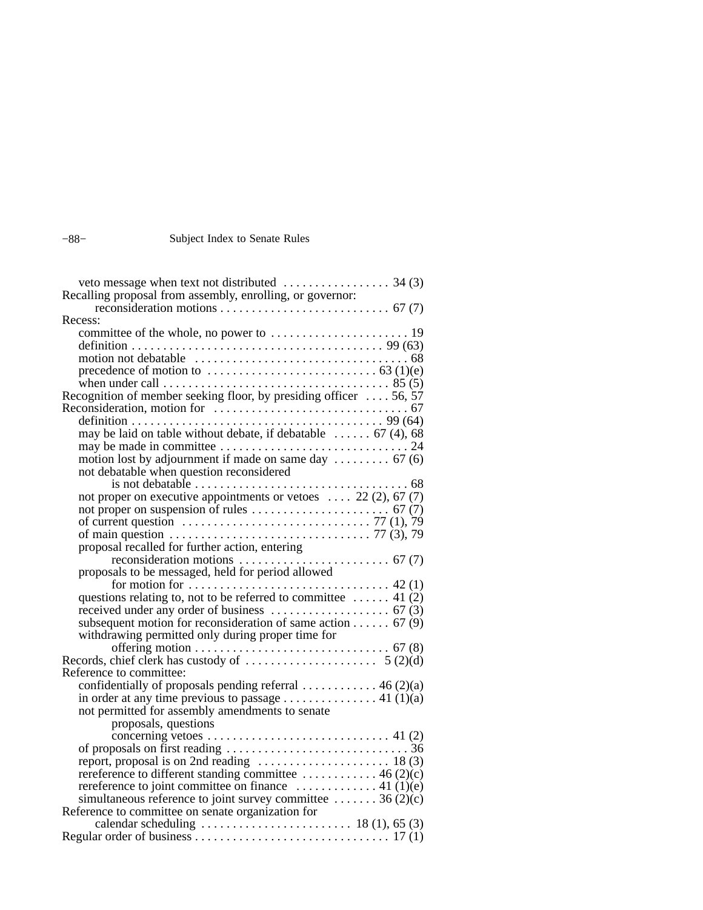veto message when text not distributed . . . . . . . . . . . . . . . . . 34 (3)

Recalling proposal from assembly, enrolling, or governor:
- reconsideration motions . . . . . . . . . . . . . . . . . . . . . . . . . . . 67 (7)

Recess:
- committee of the whole, no power to . . . . . . . . . . . . . . . . . . . . . . 19
- definition . . . . . . . . . . . . . . . . . . . . . . . . . . . . . . . . . . . . . . . . 99 (63)
- motion not debatable . . . . . . . . . . . . . . . . . . . . . . . . . . . . . . . . . 68
- precedence of motion to . . . . . . . . . . . . . . . . . . . . . . . . . . . 63 (1)(e)
- when under call . . . . . . . . . . . . . . . . . . . . . . . . . . . . . . . . . . . . 85 (5)

Recognition of member seeking floor, by presiding officer . . . . 56, 57

Reconsideration, motion for . . . . . . . . . . . . . . . . . . . . . . . . . . . . . . . 67
- definition . . . . . . . . . . . . . . . . . . . . . . . . . . . . . . . . . . . . . . . . 99 (64)
- may be laid on table without debate, if debatable . . . . . . 67 (4), 68
- may be made in committee . . . . . . . . . . . . . . . . . . . . . . . . . . . . . . 24
- motion lost by adjournment if made on same day . . . . . . . . . 67 (6)
- not debatable when question reconsidered is not debatable . . . . . . . . . . . . . . . . . . . . . . . . . . . . . . . . . . 68
- not proper on executive appointments or vetoes . . . . 22 (2), 67 (7)
- not proper on suspension of rules . . . . . . . . . . . . . . . . . . . . . . 67 (7)
- of current question . . . . . . . . . . . . . . . . . . . . . . . . . . . . . . 77 (1), 79
- of main question . . . . . . . . . . . . . . . . . . . . . . . . . . . . . . . . 77 (3), 79
- proposal recalled for further action, entering reconsideration motions . . . . . . . . . . . . . . . . . . . . . . . . 67 (7)
- proposals to be messaged, held for period allowed for motion for . . . . . . . . . . . . . . . . . . . . . . . . . . . . . . . . 42 (1)
- questions relating to, not to be referred to committee . . . . . . 41 (2)
- received under any order of business . . . . . . . . . . . . . . . . . . . 67 (3)
- subsequent motion for reconsideration of same action . . . . . . 67 (9)
- withdrawing permitted only during proper time for offering motion . . . . . . . . . . . . . . . . . . . . . . . . . . . . . . . 67 (8)

Records, chief clerk has custody of . . . . . . . . . . . . . . . . . . . . . 5 (2)(d)

Reference to committee:
- confidentially of proposals pending referral . . . . . . . . . . . . 46 (2)(a)
- in order at any time previous to passage . . . . . . . . . . . . . . 41 (1)(a)
- not permitted for assembly amendments to senate proposals, questions concerning vetoes . . . . . . . . . . . . . . . . . . . . . . . . . . . . . 41 (2)
- of proposals on first reading . . . . . . . . . . . . . . . . . . . . . . . . . . . . . 36
- report, proposal is on 2nd reading . . . . . . . . . . . . . . . . . . . . . 18 (3)
- rereference to different standing committee . . . . . . . . . . . . 46 (2)(c)
- rereference to joint committee on finance . . . . . . . . . . . . . 41 (1)(e)
- simultaneous reference to joint survey committee . . . . . . . 36 (2)(c)

Reference to committee on senate organization for calendar scheduling . . . . . . . . . . . . . . . . . . . . . . . . 18 (1), 65 (3)

Regular order of business . . . . . . . . . . . . . . . . . . . . . . . . . . . . . . . 17 (1)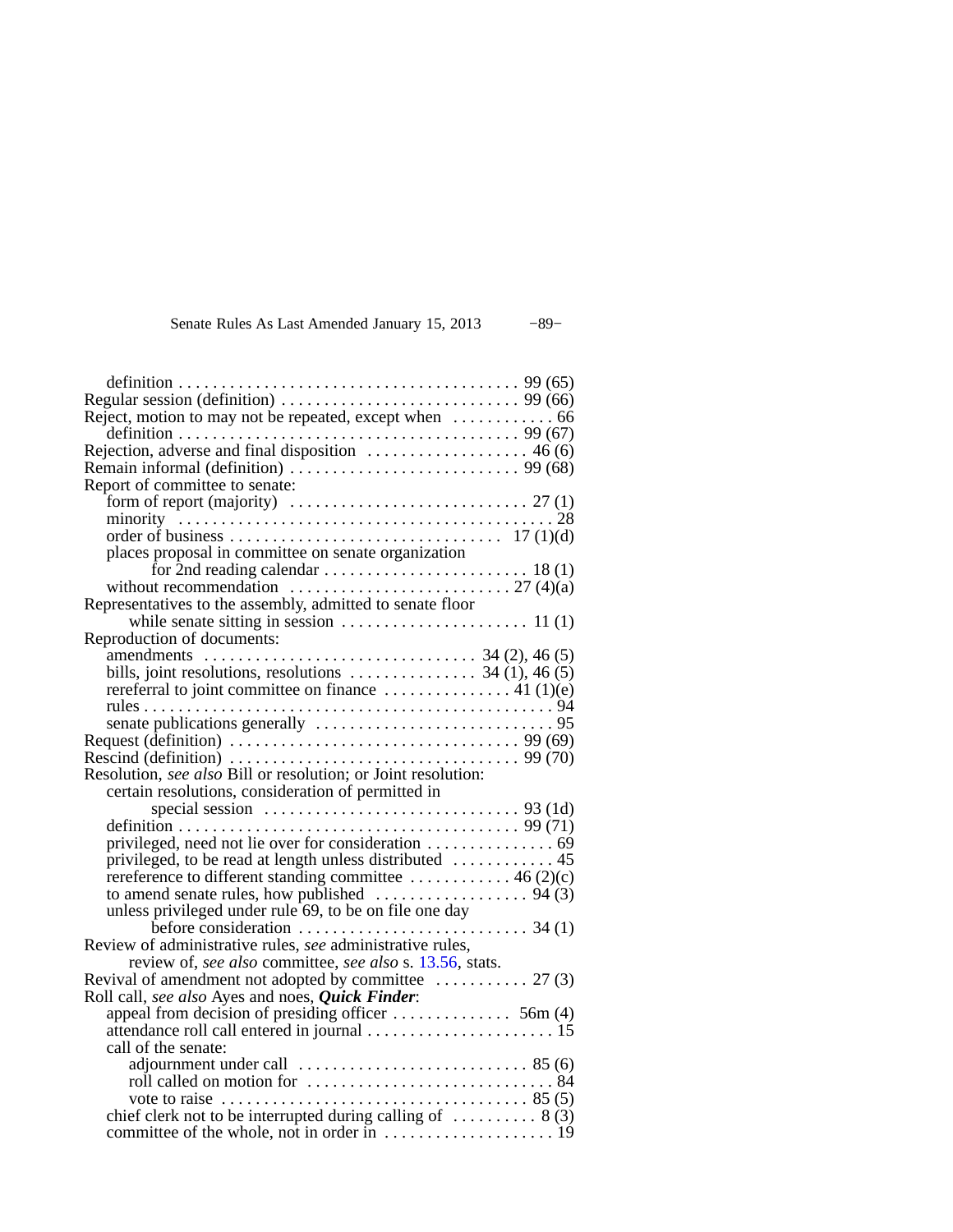definition . . . . . . . . . . . . . . . . . . . . . . . . . . . . . . . . . . . . . . . . 99 (65)
Regular session (definition) . . . . . . . . . . . . . . . . . . . . . . . . . . . . 99 (66)
Reject, motion to may not be repeated, except when . . . . . . . . . . . . 66
definition . . . . . . . . . . . . . . . . . . . . . . . . . . . . . . . . . . . . . . . . 99 (67)
Rejection, adverse and final disposition . . . . . . . . . . . . . . . . . . . 46 (6)
Remain informal (definition) . . . . . . . . . . . . . . . . . . . . . . . . . . . 99 (68)
Report of committee to senate:
form of report (majority) . . . . . . . . . . . . . . . . . . . . . . . . . . . . 27 (1)
minority . . . . . . . . . . . . . . . . . . . . . . . . . . . . . . . . . . . . . . . . . . 28
order of business . . . . . . . . . . . . . . . . . . . . . . . . . . . . . . . . 17 (1)(d)
places proposal in committee on senate organization
for 2nd reading calendar . . . . . . . . . . . . . . . . . . . . . . . . 18 (1)
without recommendation . . . . . . . . . . . . . . . . . . . . . . . . . . 27 (4)(a)
Representatives to the assembly, admitted to senate floor
while senate sitting in session . . . . . . . . . . . . . . . . . . . . . . 11 (1)
Reproduction of documents:
amendments . . . . . . . . . . . . . . . . . . . . . . . . . . . . . . . 34 (2), 46 (5)
bills, joint resolutions, resolutions . . . . . . . . . . . . . . . 34 (1), 46 (5)
rereferral to joint committee on finance . . . . . . . . . . . . . . . 41 (1)(e)
rules . . . . . . . . . . . . . . . . . . . . . . . . . . . . . . . . . . . . . . . . . . . . . . . 94
senate publications generally . . . . . . . . . . . . . . . . . . . . . . . . . . . . 95
Request (definition) . . . . . . . . . . . . . . . . . . . . . . . . . . . . . . . . . . 99 (69)
Rescind (definition) . . . . . . . . . . . . . . . . . . . . . . . . . . . . . . . . . . 99 (70)
Resolution, *see also* Bill or resolution; or Joint resolution:
certain resolutions, consideration of permitted in
special session . . . . . . . . . . . . . . . . . . . . . . . . . . . . . . 93 (1d)
definition . . . . . . . . . . . . . . . . . . . . . . . . . . . . . . . . . . . . . . . . 99 (71)
privileged, need not lie over for consideration . . . . . . . . . . . . . . . 69
privileged, to be read at length unless distributed . . . . . . . . . . . . 45
rereference to different standing committee . . . . . . . . . . . . 46 (2)(c)
to amend senate rules, how published . . . . . . . . . . . . . . . . . . 94 (3)
unless privileged under rule 69, to be on file one day
before consideration . . . . . . . . . . . . . . . . . . . . . . . . . . . 34 (1)
Review of administrative rules, *see* administrative rules,
review of, *see also* committee, *see also* s. 13.56, stats.
Revival of amendment not adopted by committee . . . . . . . . . . . 27 (3)
Roll call, *see also* Ayes and noes, ***Quick Finder***:
appeal from decision of presiding officer . . . . . . . . . . . . . . 56m (4)
attendance roll call entered in journal . . . . . . . . . . . . . . . . . . . . . . 15
call of the senate:
adjournment under call . . . . . . . . . . . . . . . . . . . . . . . . . . . 85 (6)
roll called on motion for . . . . . . . . . . . . . . . . . . . . . . . . . . . . . 84
vote to raise . . . . . . . . . . . . . . . . . . . . . . . . . . . . . . . . . . . . 85 (5)
chief clerk not to be interrupted during calling of . . . . . . . . . . 8 (3)
committee of the whole, not in order in . . . . . . . . . . . . . . . . . . . . 19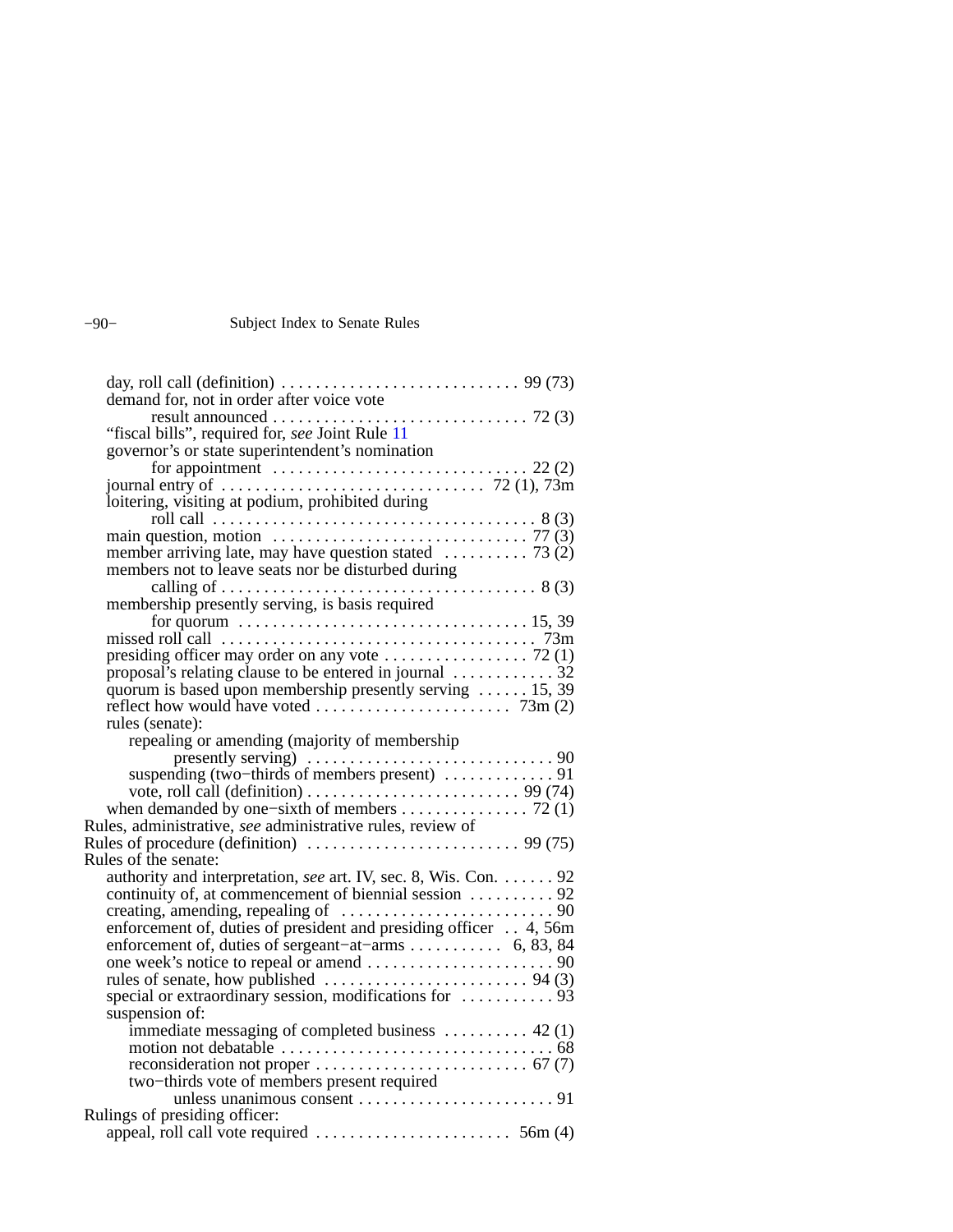day, roll call (definition) . . . . . . . . . . . . . . . . . . . . . . . . . . . . 99 (73)
demand for, not in order after voice vote
result announced . . . . . . . . . . . . . . . . . . . . . . . . . . . . . 72 (3)
"fiscal bills", required for, *see* Joint Rule 11
governor's or state superintendent's nomination
for appointment . . . . . . . . . . . . . . . . . . . . . . . . . . . . . 22 (2)
journal entry of . . . . . . . . . . . . . . . . . . . . . . . . . . . . . . 72 (1), 73m
loitering, visiting at podium, prohibited during
roll call . . . . . . . . . . . . . . . . . . . . . . . . . . . . . . . . . . . . . 8 (3)
main question, motion . . . . . . . . . . . . . . . . . . . . . . . . . . . . . 77 (3)
member arriving late, may have question stated . . . . . . . . . 73 (2)
members not to leave seats nor be disturbed during
calling of . . . . . . . . . . . . . . . . . . . . . . . . . . . . . . . . . . . . 8 (3)
membership presently serving, is basis required
for quorum . . . . . . . . . . . . . . . . . . . . . . . . . . . . . . . . . 15, 39
missed roll call . . . . . . . . . . . . . . . . . . . . . . . . . . . . . . . . . . . 73m
presiding officer may order on any vote . . . . . . . . . . . . . . . . 72 (1)
proposal's relating clause to be entered in journal . . . . . . . . . . . 32
quorum is based upon membership presently serving . . . . . . 15, 39
reflect how would have voted . . . . . . . . . . . . . . . . . . . . . . . 73m (2)
rules (senate):
repealing or amending (majority of membership
presently serving) . . . . . . . . . . . . . . . . . . . . . . . . . . . . 90
suspending (two−thirds of members present) . . . . . . . . . . . . . 91
vote, roll call (definition) . . . . . . . . . . . . . . . . . . . . . . . . . 99 (74)
when demanded by one−sixth of members . . . . . . . . . . . . . . . 72 (1)

Rules, administrative, *see* administrative rules, review of

Rules of procedure (definition) . . . . . . . . . . . . . . . . . . . . . . . . 99 (75)

Rules of the senate:
authority and interpretation, *see* art. IV, sec. 8, Wis. Con. . . . . . . 92
continuity of, at commencement of biennial session . . . . . . . . . 92
creating, amending, repealing of . . . . . . . . . . . . . . . . . . . . . . . . 90
enforcement of, duties of president and presiding officer . . 4, 56m
enforcement of, duties of sergeant−at−arms . . . . . . . . . . . 6, 83, 84
one week's notice to repeal or amend . . . . . . . . . . . . . . . . . . . . . 90
rules of senate, how published . . . . . . . . . . . . . . . . . . . . . . . 94 (3)
special or extraordinary session, modifications for . . . . . . . . . . . 93
suspension of:
immediate messaging of completed business . . . . . . . . . . 42 (1)
motion not debatable . . . . . . . . . . . . . . . . . . . . . . . . . . . . . . . 68
reconsideration not proper . . . . . . . . . . . . . . . . . . . . . . . . . 67 (7)
two−thirds vote of members present required
unless unanimous consent . . . . . . . . . . . . . . . . . . . . . . . 91

Rulings of presiding officer:
appeal, roll call vote required . . . . . . . . . . . . . . . . . . . . . . 56m (4)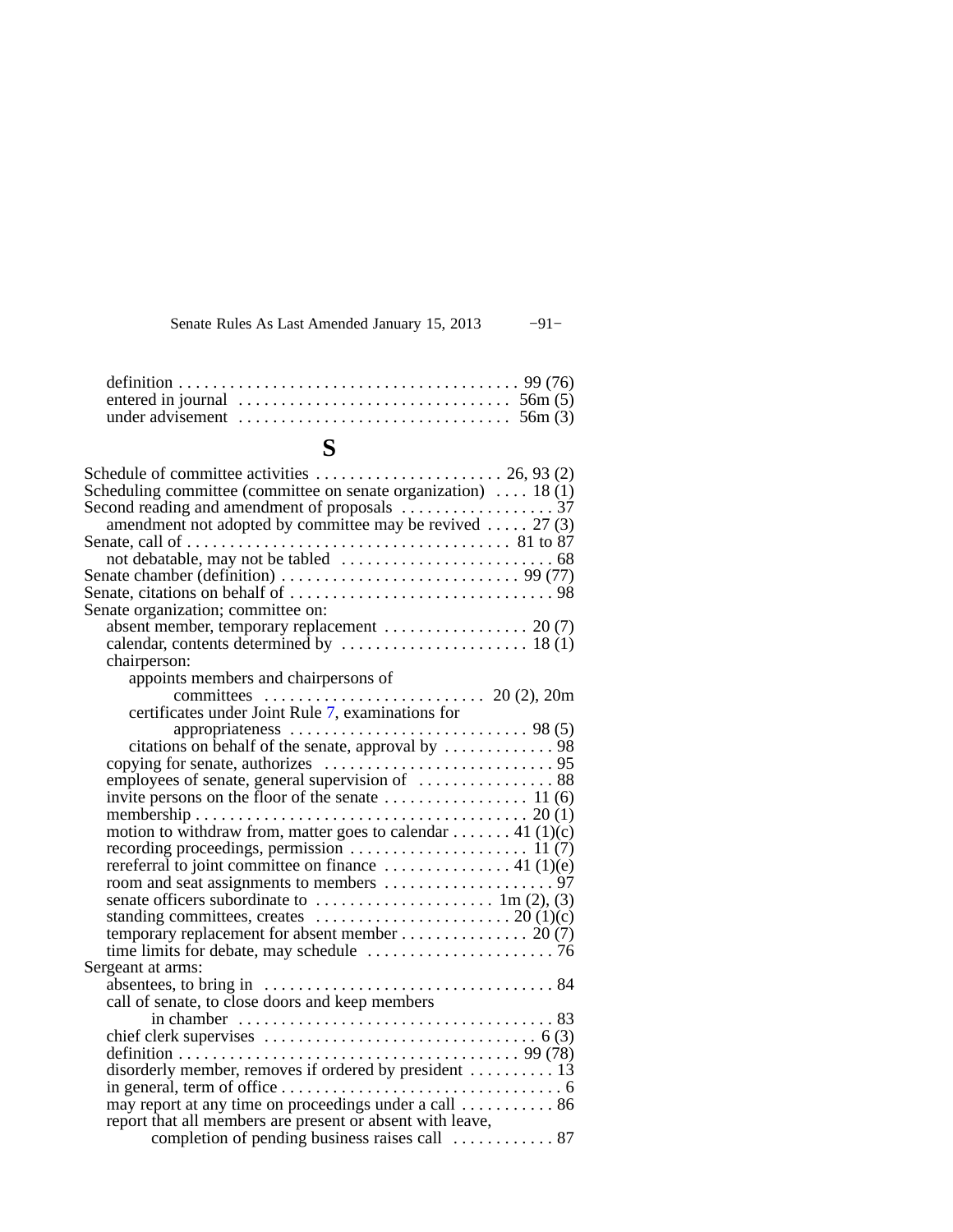definition . . . . . . . . . . . . . . . . . . . . . . . . . . . . . . . . . . . . . . . 99 (76)
entered in journal . . . . . . . . . . . . . . . . . . . . . . . . . . . . . . . 56m (5)
under advisement . . . . . . . . . . . . . . . . . . . . . . . . . . . . . . . 56m (3)

## S

Schedule of committee activities . . . . . . . . . . . . . . . . . . . . . . 26, 93 (2)
Scheduling committee (committee on senate organization) . . . . 18 (1)
Second reading and amendment of proposals . . . . . . . . . . . . . . . . . . 37
  amendment not adopted by committee may be revived . . . . . 27 (3)
Senate, call of . . . . . . . . . . . . . . . . . . . . . . . . . . . . . . . . . . . . . 81 to 87
  not debatable, may not be tabled . . . . . . . . . . . . . . . . . . . . . . . . . 68
Senate chamber (definition) . . . . . . . . . . . . . . . . . . . . . . . . . . . . 99 (77)
Senate, citations on behalf of . . . . . . . . . . . . . . . . . . . . . . . . . . . . . . . 98
Senate organization; committee on:
  absent member, temporary replacement . . . . . . . . . . . . . . . . . 20 (7)
  calendar, contents determined by . . . . . . . . . . . . . . . . . . . . . . 18 (1)
  chairperson:
    appoints members and chairpersons of
      committees . . . . . . . . . . . . . . . . . . . . . . . . . . 20 (2), 20m
    certificates under Joint Rule 7, examinations for
      appropriateness . . . . . . . . . . . . . . . . . . . . . . . . . . . . 98 (5)
    citations on behalf of the senate, approval by . . . . . . . . . . . . . 98
  copying for senate, authorizes . . . . . . . . . . . . . . . . . . . . . . . . . . . 95
  employees of senate, general supervision of . . . . . . . . . . . . . . . . 88
  invite persons on the floor of the senate . . . . . . . . . . . . . . . . . 11 (6)
  membership . . . . . . . . . . . . . . . . . . . . . . . . . . . . . . . . . . . . . . . 20 (1)
  motion to withdraw from, matter goes to calendar . . . . . . . 41 (1)(c)
  recording proceedings, permission . . . . . . . . . . . . . . . . . . . . . 11 (7)
  rereferral to joint committee on finance . . . . . . . . . . . . . . . 41 (1)(e)
  room and seat assignments to members . . . . . . . . . . . . . . . . . . . . 97
  senate officers subordinate to . . . . . . . . . . . . . . . . . . . . . 1m (2), (3)
  standing committees, creates . . . . . . . . . . . . . . . . . . . . . . . 20 (1)(c)
  temporary replacement for absent member . . . . . . . . . . . . . . . 20 (7)
  time limits for debate, may schedule . . . . . . . . . . . . . . . . . . . . . . 76
Sergeant at arms:
  absentees, to bring in . . . . . . . . . . . . . . . . . . . . . . . . . . . . . . . . . . 84
  call of senate, to close doors and keep members
    in chamber . . . . . . . . . . . . . . . . . . . . . . . . . . . . . . . . . . . . . 83
  chief clerk supervises . . . . . . . . . . . . . . . . . . . . . . . . . . . . . . . . 6 (3)
  definition . . . . . . . . . . . . . . . . . . . . . . . . . . . . . . . . . . . . . . . . 99 (78)
  disorderly member, removes if ordered by president . . . . . . . . . . 13
  in general, term of office . . . . . . . . . . . . . . . . . . . . . . . . . . . . . . . . . 6
  may report at any time on proceedings under a call . . . . . . . . . . . 86
  report that all members are present or absent with leave,
    completion of pending business raises call . . . . . . . . . . . . 87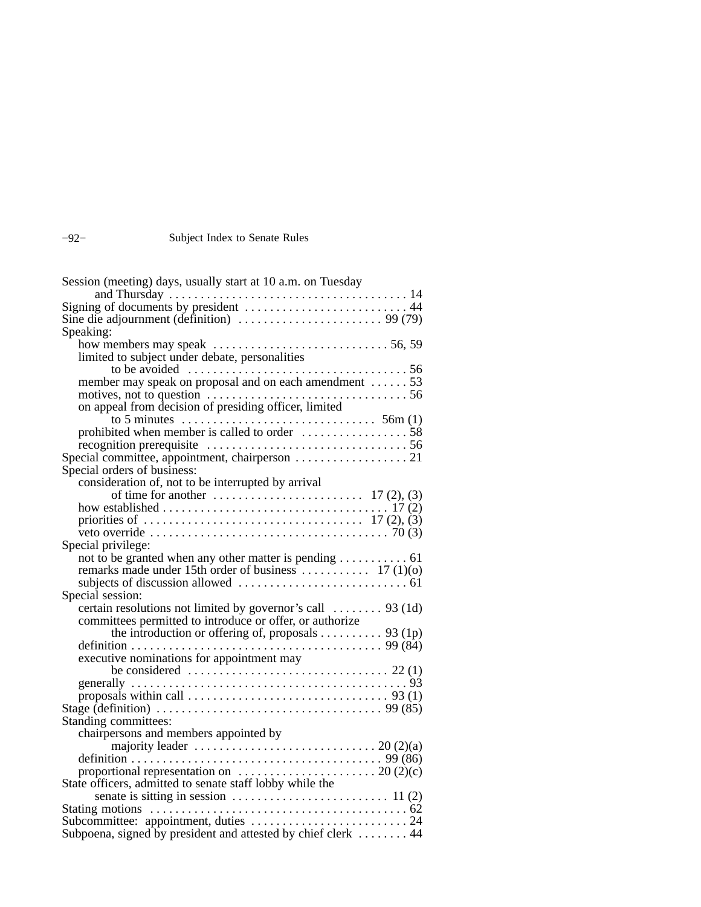Session (meeting) days, usually start at 10 a.m. on Tuesday and Thursday . . . . . . . . . . . . . . . . . . . . . . . . . . . . . . . . . . . . . . 14
Signing of documents by president . . . . . . . . . . . . . . . . . . . . . . . . . . 44
Sine die adjournment (definition) . . . . . . . . . . . . . . . . . . . . . . . 99 (79)
Speaking:
- how members may speak . . . . . . . . . . . . . . . . . . . . . . . . . . . . 56, 59
- limited to subject under debate, personalities to be avoided . . . . . . . . . . . . . . . . . . . . . . . . . . . . . . . . . . . 56
- member may speak on proposal and on each amendment . . . . . . 53
- motives, not to question . . . . . . . . . . . . . . . . . . . . . . . . . . . . . . . . 56
- on appeal from decision of presiding officer, limited to 5 minutes . . . . . . . . . . . . . . . . . . . . . . . . . . . . . . 56m (1)
- prohibited when member is called to order . . . . . . . . . . . . . . . . . 58
- recognition prerequisite . . . . . . . . . . . . . . . . . . . . . . . . . . . . . . . . 56

Special committee, appointment, chairperson . . . . . . . . . . . . . . . . . . 21
Special orders of business:
- consideration of, not to be interrupted by arrival of time for another . . . . . . . . . . . . . . . . . . . . . . . . 17 (2), (3)
- how established . . . . . . . . . . . . . . . . . . . . . . . . . . . . . . . . . . . 17 (2)
- priorities of . . . . . . . . . . . . . . . . . . . . . . . . . . . . . . . . . . . 17 (2), (3)
- veto override . . . . . . . . . . . . . . . . . . . . . . . . . . . . . . . . . . . . . 70 (3)

Special privilege:
- not to be granted when any other matter is pending . . . . . . . . . . . 61
- remarks made under 15th order of business . . . . . . . . . . . 17 (1)(o)
- subjects of discussion allowed . . . . . . . . . . . . . . . . . . . . . . . . . . . 61

Special session:
- certain resolutions not limited by governor's call . . . . . . . . 93 (1d)
- committees permitted to introduce or offer, or authorize the introduction or offering of, proposals . . . . . . . . . . 93 (1p)
- definition . . . . . . . . . . . . . . . . . . . . . . . . . . . . . . . . . . . . . . . . 99 (84)
- executive nominations for appointment may be considered . . . . . . . . . . . . . . . . . . . . . . . . . . . . . . . . 22 (1)
- generally . . . . . . . . . . . . . . . . . . . . . . . . . . . . . . . . . . . . . . . . . . . 93
- proposals within call . . . . . . . . . . . . . . . . . . . . . . . . . . . . . . . . 93 (1)

Stage (definition) . . . . . . . . . . . . . . . . . . . . . . . . . . . . . . . . . . . . 99 (85)
Standing committees:
- chairpersons and members appointed by majority leader . . . . . . . . . . . . . . . . . . . . . . . . . . . . . 20 (2)(a)
- definition . . . . . . . . . . . . . . . . . . . . . . . . . . . . . . . . . . . . . . . . 99 (86)
- proportional representation on . . . . . . . . . . . . . . . . . . . . . . 20 (2)(c)

State officers, admitted to senate staff lobby while the senate is sitting in session . . . . . . . . . . . . . . . . . . . . . . . . . 11 (2)
Stating motions . . . . . . . . . . . . . . . . . . . . . . . . . . . . . . . . . . . . . . . . . 62
Subcommittee: appointment, duties . . . . . . . . . . . . . . . . . . . . . . . . . 24
Subpoena, signed by president and attested by chief clerk . . . . . . . . 44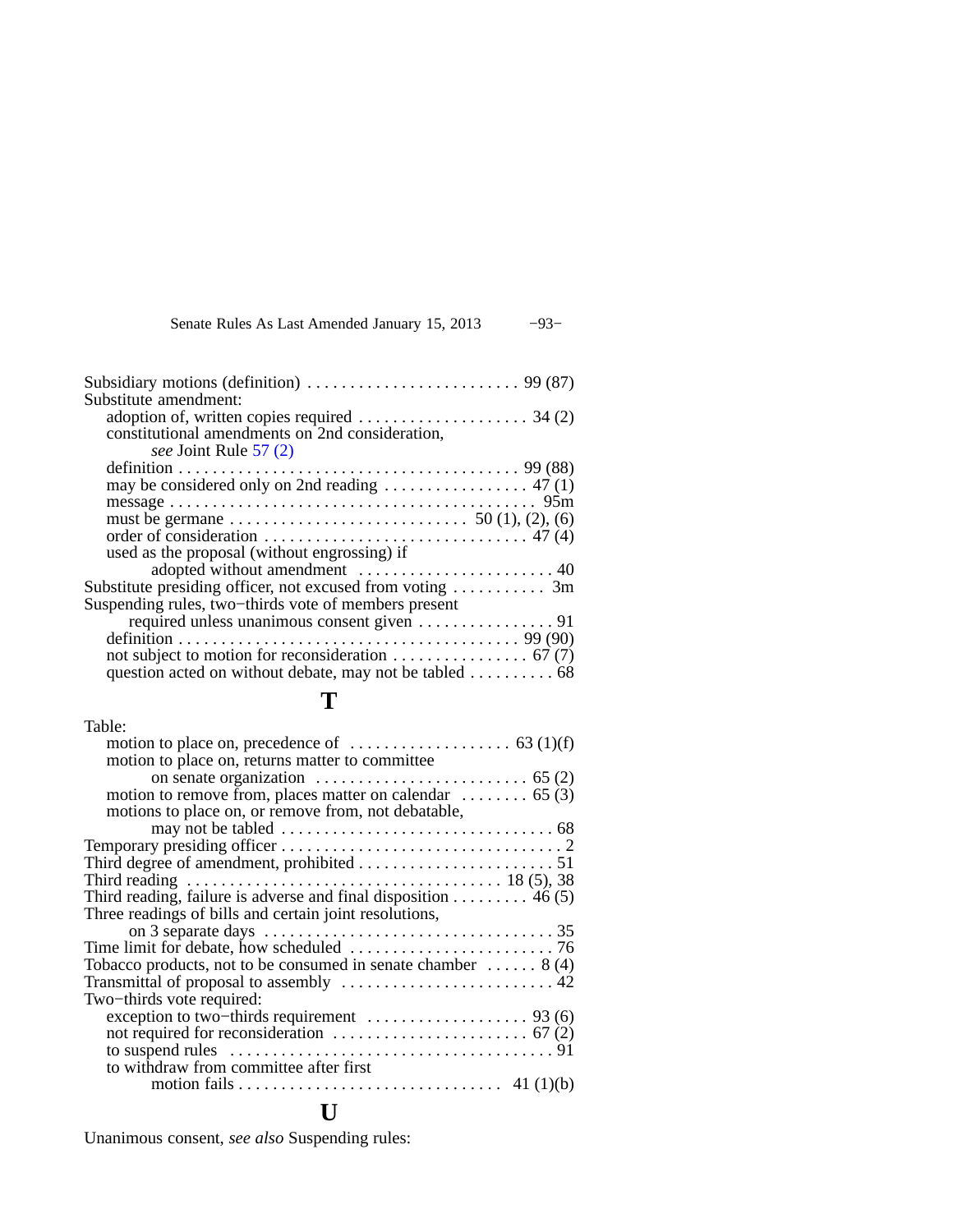Subsidiary motions (definition) . . . . . . . . . . . . . . . . . . . . . . . . . 99 (87)

Substitute amendment:

- adoption of, written copies required . . . . . . . . . . . . . . . . . . . . 34 (2)
- constitutional amendments on 2nd consideration,
  - *see* Joint Rule 57 (2)
- definition . . . . . . . . . . . . . . . . . . . . . . . . . . . . . . . . . . . . . . . 99 (88)
- may be considered only on 2nd reading . . . . . . . . . . . . . . . . . 47 (1)
- message . . . . . . . . . . . . . . . . . . . . . . . . . . . . . . . . . . . . . . . . . . 95m
- must be germane . . . . . . . . . . . . . . . . . . . . . . . . . . . 50 (1), (2), (6)
- order of consideration . . . . . . . . . . . . . . . . . . . . . . . . . . . . . . . 47 (4)
- used as the proposal (without engrossing) if adopted without amendment . . . . . . . . . . . . . . . . . . . . . . . 40

Substitute presiding officer, not excused from voting . . . . . . . . . . . 3m

Suspending rules, two−thirds vote of members present required unless unanimous consent given . . . . . . . . . . . . . . . . 91

- definition . . . . . . . . . . . . . . . . . . . . . . . . . . . . . . . . . . . . . . . 99 (90)
- not subject to motion for reconsideration . . . . . . . . . . . . . . . . 67 (7)
- question acted on without debate, may not be tabled . . . . . . . . . . 68

## T

Table:

- motion to place on, precedence of . . . . . . . . . . . . . . . . . . . 63 (1)(f)
- motion to place on, returns matter to committee on senate organization . . . . . . . . . . . . . . . . . . . . . . . . . 65 (2)
- motion to remove from, places matter on calendar . . . . . . . . 65 (3)
- motions to place on, or remove from, not debatable, may not be tabled . . . . . . . . . . . . . . . . . . . . . . . . . . . . . . . . 68

Temporary presiding officer . . . . . . . . . . . . . . . . . . . . . . . . . . . . . . . . . 2

Third degree of amendment, prohibited . . . . . . . . . . . . . . . . . . . . . . . 51

Third reading . . . . . . . . . . . . . . . . . . . . . . . . . . . . . . . . . . . . . 18 (5), 38

Third reading, failure is adverse and final disposition . . . . . . . . . 46 (5)

Three readings of bills and certain joint resolutions, on 3 separate days . . . . . . . . . . . . . . . . . . . . . . . . . . . . . . . . . . 35

Time limit for debate, how scheduled . . . . . . . . . . . . . . . . . . . . . . . . 76

Tobacco products, not to be consumed in senate chamber . . . . . . 8 (4)

Transmittal of proposal to assembly . . . . . . . . . . . . . . . . . . . . . . . . . 42

Two−thirds vote required:

- exception to two−thirds requirement . . . . . . . . . . . . . . . . . . . 93 (6)
- not required for reconsideration . . . . . . . . . . . . . . . . . . . . . . 67 (2)
- to suspend rules . . . . . . . . . . . . . . . . . . . . . . . . . . . . . . . . . . . . . . 91
- to withdraw from committee after first motion fails . . . . . . . . . . . . . . . . . . . . . . . . . . . . . . . 41 (1)(b)

## U

Unanimous consent, *see also* Suspending rules: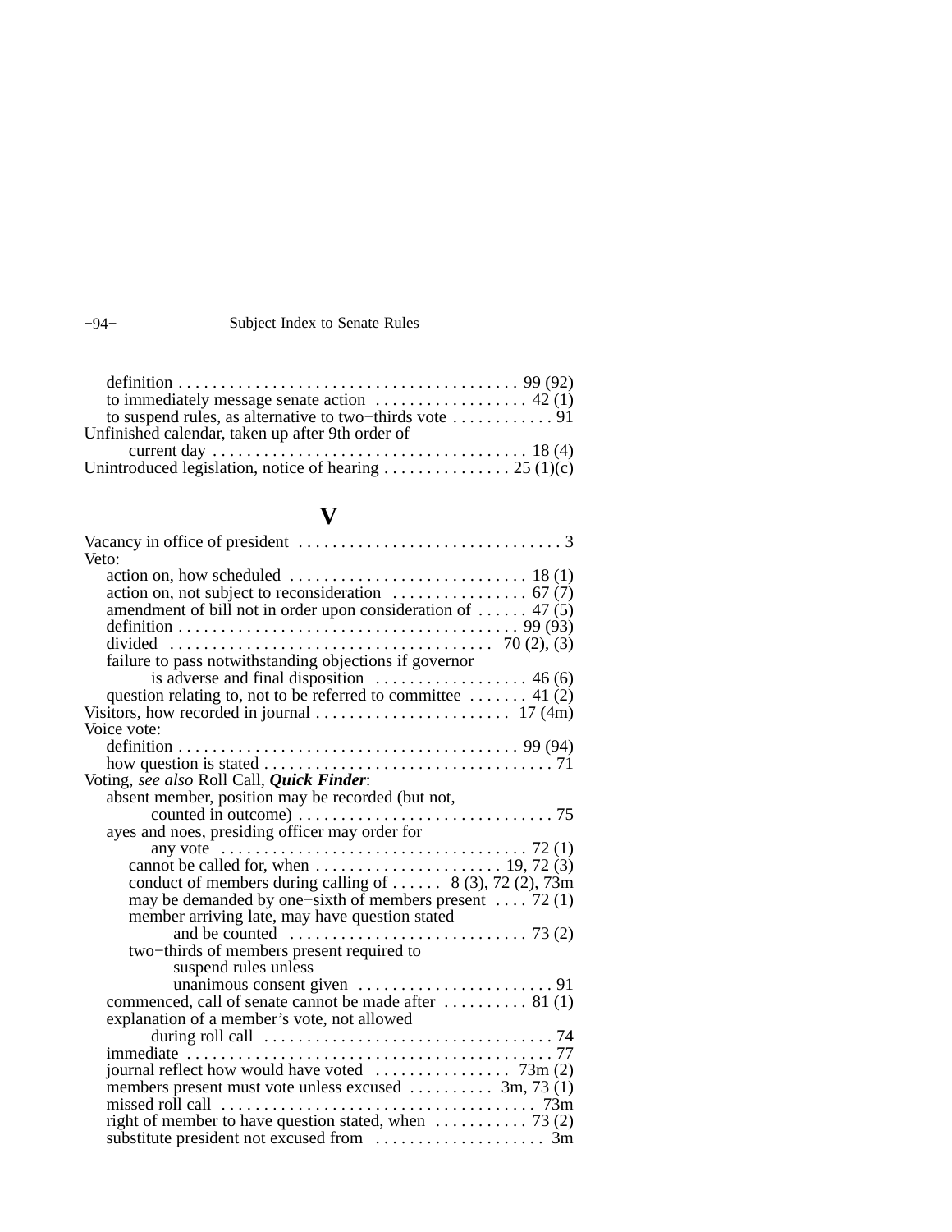definition . . . . . . . . . . . . . . . . . . . . . . . . . . . . . . . . . . . . . . . . 99 (92)
to immediately message senate action . . . . . . . . . . . . . . . . . . 42 (1)
to suspend rules, as alternative to two−thirds vote . . . . . . . . . . . . 91
Unfinished calendar, taken up after 9th order of
current day . . . . . . . . . . . . . . . . . . . . . . . . . . . . . . . . . . . . . 18 (4)
Unintroduced legislation, notice of hearing . . . . . . . . . . . . . . . 25 (1)(c)

# V

Vacancy in office of president . . . . . . . . . . . . . . . . . . . . . . . . . . . . . . . 3
Veto:
action on, how scheduled . . . . . . . . . . . . . . . . . . . . . . . . . . . . 18 (1)
action on, not subject to reconsideration . . . . . . . . . . . . . . . . 67 (7)
amendment of bill not in order upon consideration of . . . . . . 47 (5)
definition . . . . . . . . . . . . . . . . . . . . . . . . . . . . . . . . . . . . . . . . 99 (93)
divided . . . . . . . . . . . . . . . . . . . . . . . . . . . . . . . . . . . . . . 70 (2), (3)
failure to pass notwithstanding objections if governor
is adverse and final disposition . . . . . . . . . . . . . . . . . . 46 (6)
question relating to, not to be referred to committee . . . . . . . 41 (2)
Visitors, how recorded in journal . . . . . . . . . . . . . . . . . . . . . . . 17 (4m)
Voice vote:
definition . . . . . . . . . . . . . . . . . . . . . . . . . . . . . . . . . . . . . . . . 99 (94)
how question is stated . . . . . . . . . . . . . . . . . . . . . . . . . . . . . . . . . . 71
Voting, *see also* Roll Call, ***Quick Finder***:
absent member, position may be recorded (but not,
counted in outcome) . . . . . . . . . . . . . . . . . . . . . . . . . . . . . . 75
ayes and noes, presiding officer may order for
any vote . . . . . . . . . . . . . . . . . . . . . . . . . . . . . . . . . . . . 72 (1)
cannot be called for, when . . . . . . . . . . . . . . . . . . . . . . 19, 72 (3)
conduct of members during calling of . . . . . . 8 (3), 72 (2), 73m
may be demanded by one−sixth of members present . . . . 72 (1)
member arriving late, may have question stated
and be counted . . . . . . . . . . . . . . . . . . . . . . . . . . . . 73 (2)
two−thirds of members present required to
suspend rules unless
unanimous consent given . . . . . . . . . . . . . . . . . . . . . . . 91
commenced, call of senate cannot be made after . . . . . . . . . . 81 (1)
explanation of a member’s vote, not allowed
during roll call . . . . . . . . . . . . . . . . . . . . . . . . . . . . . . . . . . 74
immediate . . . . . . . . . . . . . . . . . . . . . . . . . . . . . . . . . . . . . . . . . . . 77
journal reflect how would have voted . . . . . . . . . . . . . . . . 73m (2)
members present must vote unless excused . . . . . . . . . . 3m, 73 (1)
missed roll call . . . . . . . . . . . . . . . . . . . . . . . . . . . . . . . . . . . . 73m
right of member to have question stated, when . . . . . . . . . . . 73 (2)
substitute president not excused from . . . . . . . . . . . . . . . . . . . . 3m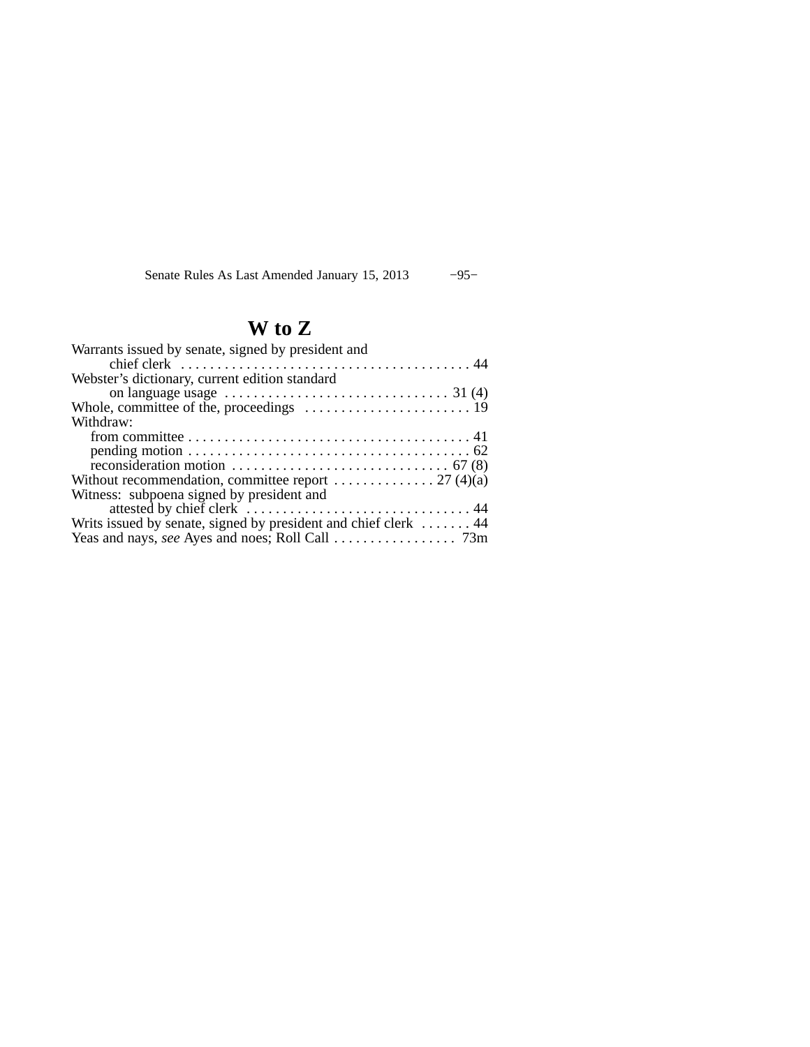## W to Z

Warrants issued by senate, signed by president and
    chief clerk . . . . . . . . . . . . . . . . . . . . . . . . . . . . . . . . . . . . . . . . 44
Webster's dictionary, current edition standard
    on language usage . . . . . . . . . . . . . . . . . . . . . . . . . . . . . . . 31 (4)
Whole, committee of the, proceedings . . . . . . . . . . . . . . . . . . . . . . . 19
Withdraw:
  from committee . . . . . . . . . . . . . . . . . . . . . . . . . . . . . . . . . . . . . . . 41
  pending motion . . . . . . . . . . . . . . . . . . . . . . . . . . . . . . . . . . . . . . . 62
  reconsideration motion . . . . . . . . . . . . . . . . . . . . . . . . . . . . . . 67 (8)
Without recommendation, committee report . . . . . . . . . . . . . . 27 (4)(a)
Witness: subpoena signed by president and
    attested by chief clerk . . . . . . . . . . . . . . . . . . . . . . . . . . . . . . . 44
Writs issued by senate, signed by president and chief clerk . . . . . . . 44
Yeas and nays, *see* Ayes and noes; Roll Call . . . . . . . . . . . . . . . . . 73m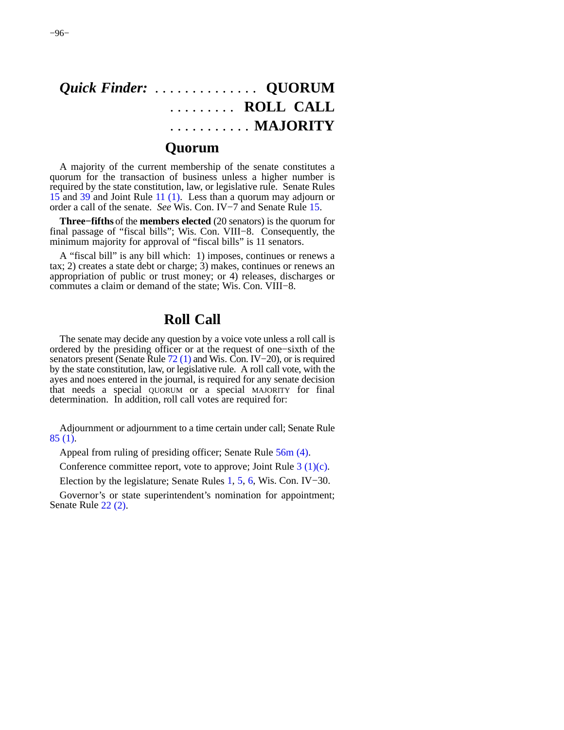*Quick Finder:* . . . . . . . . . . . . . . **QUORUM**

. . . . . . . . . **ROLL CALL**

. . . . . . . . . . . **MAJORITY**

## Quorum

A majority of the current membership of the senate constitutes a quorum for the transaction of business unless a higher number is required by the state constitution, law, or legislative rule. Senate Rules 15 and 39 and Joint Rule 11 (1). Less than a quorum may adjourn or order a call of the senate. *See* Wis. Con. IV−7 and Senate Rule 15.

**Three−fifths** of the **members elected** (20 senators) is the quorum for final passage of "fiscal bills"; Wis. Con. VIII−8. Consequently, the minimum majority for approval of "fiscal bills" is 11 senators.

A "fiscal bill" is any bill which: 1) imposes, continues or renews a tax; 2) creates a state debt or charge; 3) makes, continues or renews an appropriation of public or trust money; or 4) releases, discharges or commutes a claim or demand of the state; Wis. Con. VIII−8.

## Roll Call

The senate may decide any question by a voice vote unless a roll call is ordered by the presiding officer or at the request of one−sixth of the senators present (Senate Rule 72 (1) and Wis. Con. IV−20), or is required by the state constitution, law, or legislative rule. A roll call vote, with the ayes and noes entered in the journal, is required for any senate decision that needs a special QUORUM or a special MAJORITY for final determination. In addition, roll call votes are required for:

Adjournment or adjournment to a time certain under call; Senate Rule 85 (1).

Appeal from ruling of presiding officer; Senate Rule 56m (4).

Conference committee report, vote to approve; Joint Rule 3 (1)(c).

Election by the legislature; Senate Rules 1, 5, 6, Wis. Con. IV−30.

Governor's or state superintendent's nomination for appointment; Senate Rule 22 (2).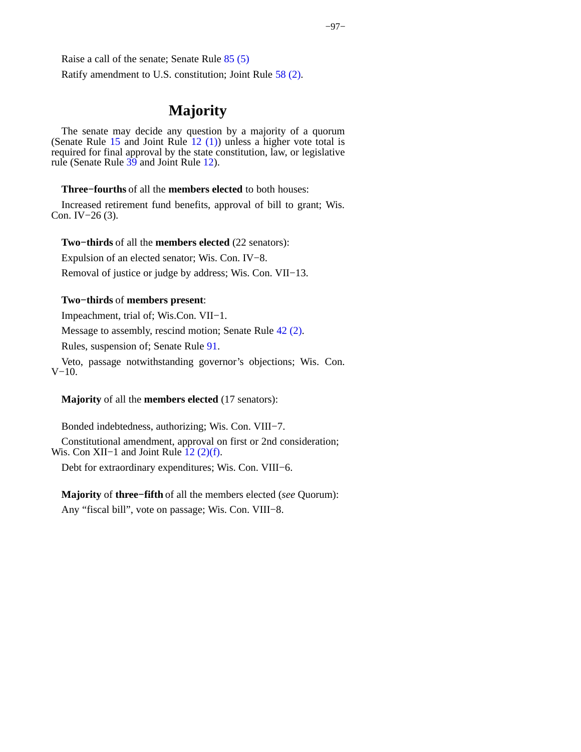Raise a call of the senate; Senate Rule 85 (5)

Ratify amendment to U.S. constitution; Joint Rule 58 (2).

## Majority

The senate may decide any question by a majority of a quorum (Senate Rule 15 and Joint Rule 12 (1)) unless a higher vote total is required for final approval by the state constitution, law, or legislative rule (Senate Rule 39 and Joint Rule 12).

**Three−fourths** of all the **members elected** to both houses:

Increased retirement fund benefits, approval of bill to grant; Wis. Con. IV−26 (3).

**Two−thirds** of all the **members elected** (22 senators):

Expulsion of an elected senator; Wis. Con. IV−8.

Removal of justice or judge by address; Wis. Con. VII−13.

**Two−thirds** of **members present**:

Impeachment, trial of; Wis.Con. VII−1.

Message to assembly, rescind motion; Senate Rule 42 (2).

Rules, suspension of; Senate Rule 91.

Veto, passage notwithstanding governor's objections; Wis. Con. V−10.

**Majority** of all the **members elected** (17 senators):

Bonded indebtedness, authorizing; Wis. Con. VIII−7.

Constitutional amendment, approval on first or 2nd consideration; Wis. Con XII−1 and Joint Rule 12 (2)(f).

Debt for extraordinary expenditures; Wis. Con. VIII−6.

**Majority** of **three−fifth** of all the members elected (*see* Quorum):

Any "fiscal bill", vote on passage; Wis. Con. VIII−8.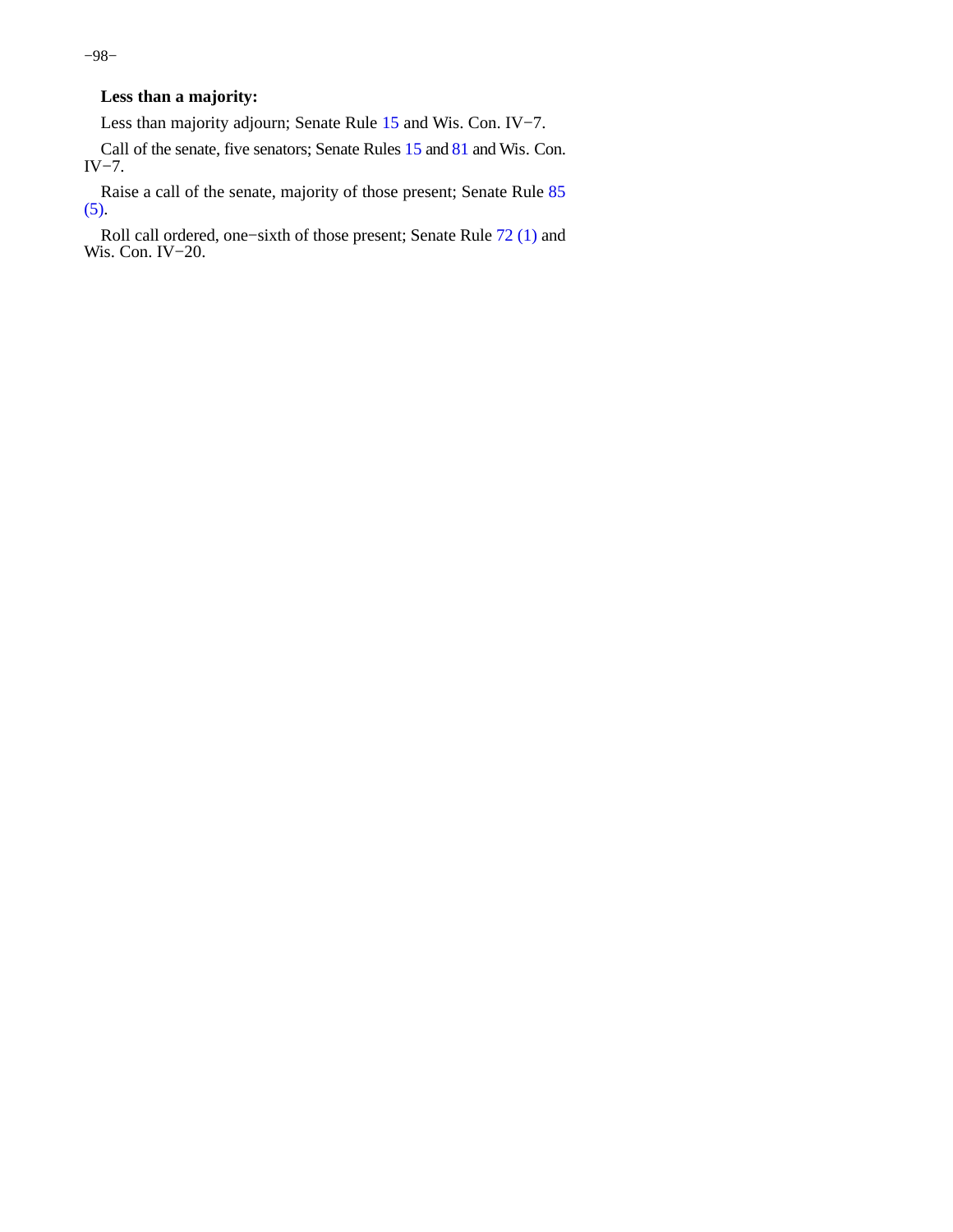**Less than a majority:**

Less than majority adjourn; Senate Rule 15 and Wis. Con. IV−7.

Call of the senate, five senators; Senate Rules 15 and 81 and Wis. Con. IV−7.

Raise a call of the senate, majority of those present; Senate Rule 85 (5).

Roll call ordered, one−sixth of those present; Senate Rule 72 (1) and Wis. Con. IV−20.